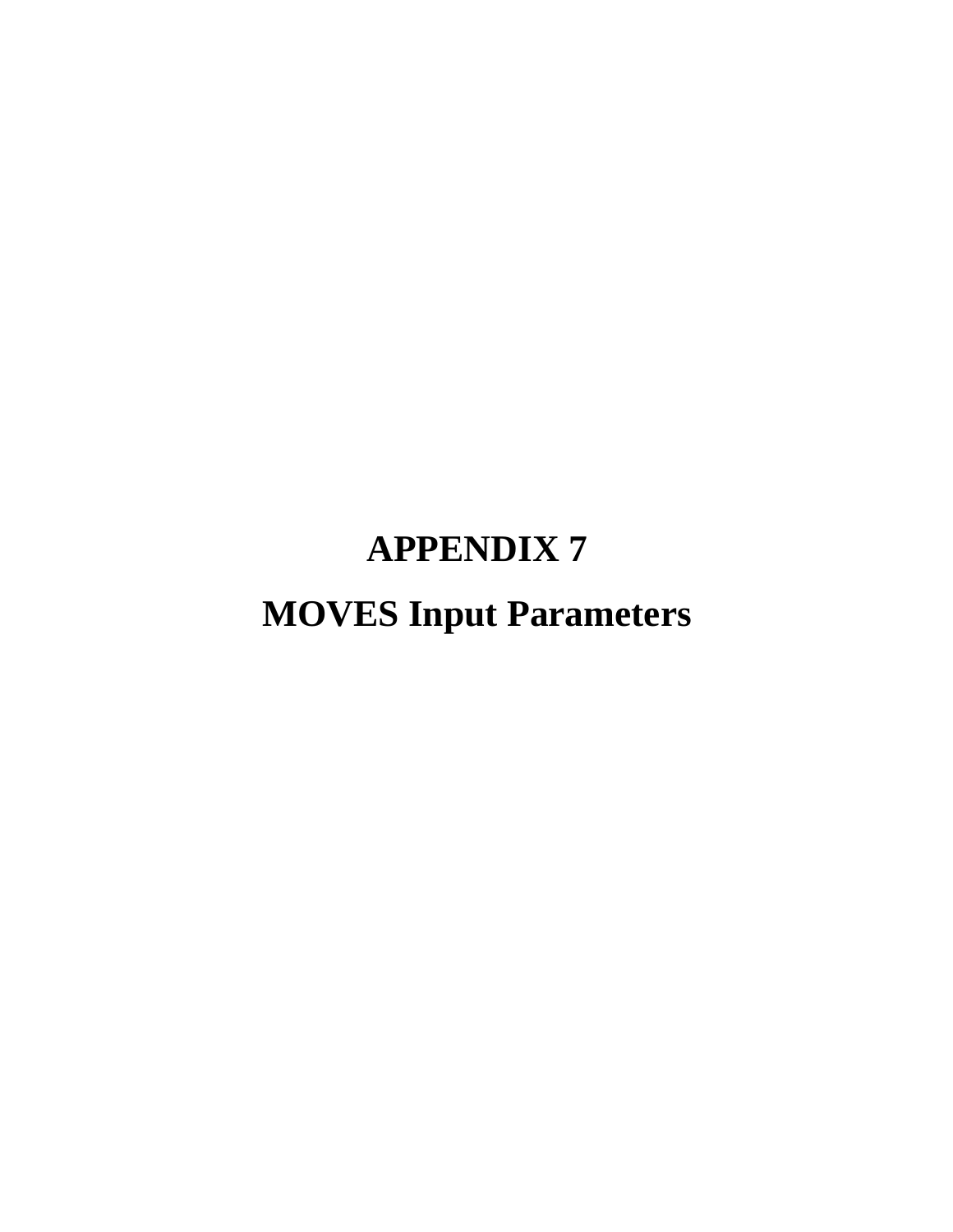# APPENDIX 7

# MOVES Input Parameters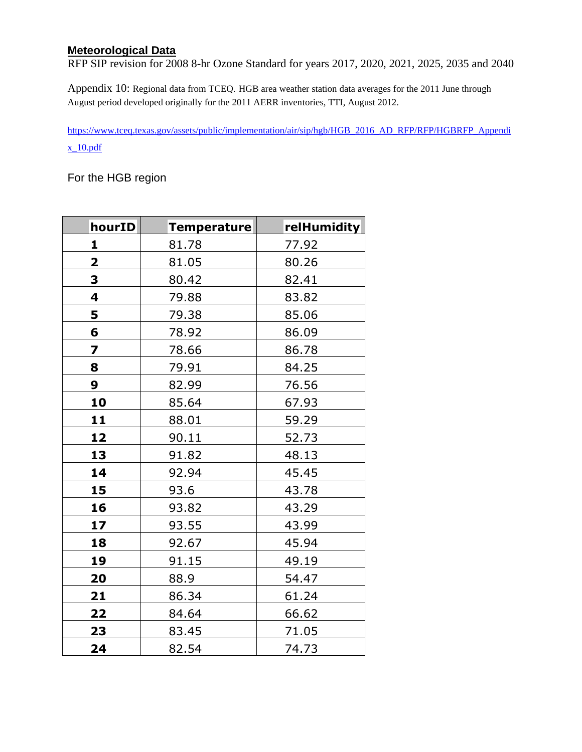**Meteorological Data**

RFP SIP revision for 2008 8-hr Ozone Standard for years 2017, 2020, 2021, 2025, 2035 and 2040

Appendix 10: Regional data from TCEQ. HGB area weather station data averages for the 2011 June through August period developed originally for the 2011 AERR inventories, TTI, August 2012.

https://www.tceq.texas.gov/assets/public/implementation/air/sip/hgb/HGB_2016_AD_RFP/RFP/HGBRFP_Appendix_10.pdf

For the HGB region

| hourID | Temperature | relHumidity |
|---|---|---|
| 1 | 81.78 | 77.92 |
| 2 | 81.05 | 80.26 |
| 3 | 80.42 | 82.41 |
| 4 | 79.88 | 83.82 |
| 5 | 79.38 | 85.06 |
| 6 | 78.92 | 86.09 |
| 7 | 78.66 | 86.78 |
| 8 | 79.91 | 84.25 |
| 9 | 82.99 | 76.56 |
| 10 | 85.64 | 67.93 |
| 11 | 88.01 | 59.29 |
| 12 | 90.11 | 52.73 |
| 13 | 91.82 | 48.13 |
| 14 | 92.94 | 45.45 |
| 15 | 93.6 | 43.78 |
| 16 | 93.82 | 43.29 |
| 17 | 93.55 | 43.99 |
| 18 | 92.67 | 45.94 |
| 19 | 91.15 | 49.19 |
| 20 | 88.9 | 54.47 |
| 21 | 86.34 | 61.24 |
| 22 | 84.64 | 66.62 |
| 23 | 83.45 | 71.05 |
| 24 | 82.54 | 74.73 |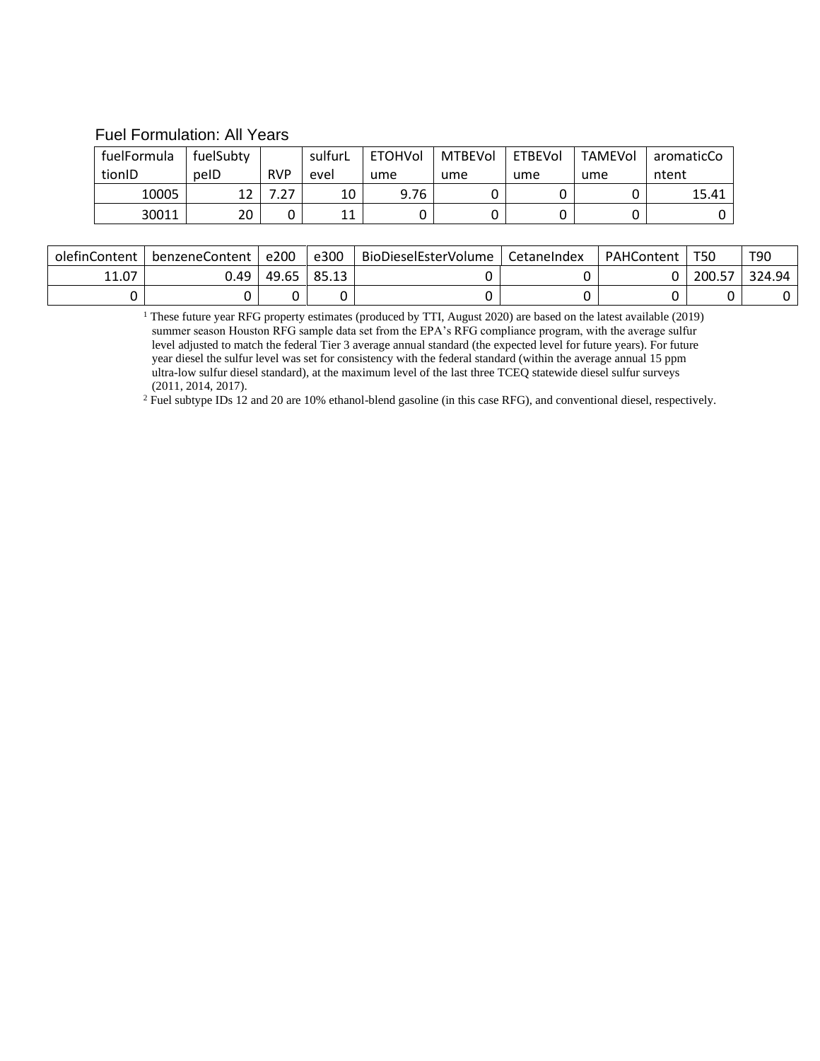Fuel Formulation: All Years

| fuelFormulationID | fuelSubtypeID | RVP | sulfurLevel | ETOHVolume | MTBEVolume | ETBEVolume | TAMEVolume | aromaticContent | olefinContent | benzeneContent | e200 | e300 | BioDieselEsterVolume | CetaneIndex | PAHContent | T50 | T90 |
|---|---|---|---|---|---|---|---|---|---|---|---|---|---|---|---|---|---|
| 10005 | 12 | 7.27 | 10 | 9.76 | 0 | 0 | 0 | 15.41 | 11.07 | 0.49 | 49.65 | 85.13 | 0 | 0 | 0 | 200.57 | 324.94 |
| 30011 | 20 | 0 | 11 | 0 | 0 | 0 | 0 | 0 | 0 | 0 | 0 | 0 | 0 | 0 | 0 | 0 | 0 |

[1] These future year RFG property estimates (produced by TTI, August 2020) are based on the latest available (2019) summer season Houston RFG sample data set from the EPA's RFG compliance program, with the average sulfur level adjusted to match the federal Tier 3 average annual standard (the expected level for future years). For future year diesel the sulfur level was set for consistency with the federal standard (within the average annual 15 ppm ultra-low sulfur diesel standard), at the maximum level of the last three TCEQ statewide diesel sulfur surveys (2011, 2014, 2017).

[2] Fuel subtype IDs 12 and 20 are 10% ethanol-blend gasoline (in this case RFG), and conventional diesel, respectively.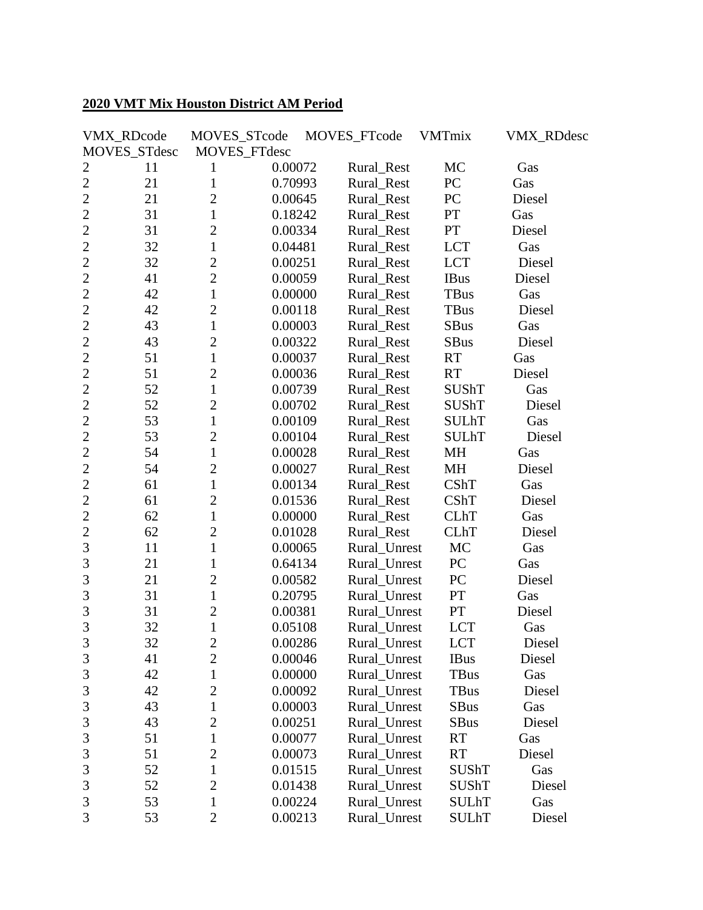**2020 VMT Mix Houston District AM Period**

| VMX_RDcode | MOVES_STcode | MOVES_FTcode | VMTmix | VMX_RDdesc | MOVES_STdesc | MOVES_FTdesc |
|---|---|---|---|---|---|---|
| 2 | 11 | 1 | 0.00072 | Rural_Rest | MC | Gas |
| 2 | 21 | 1 | 0.70993 | Rural_Rest | PC | Gas |
| 2 | 21 | 2 | 0.00645 | Rural_Rest | PC | Diesel |
| 2 | 31 | 1 | 0.18242 | Rural_Rest | PT | Gas |
| 2 | 31 | 2 | 0.00334 | Rural_Rest | PT | Diesel |
| 2 | 32 | 1 | 0.04481 | Rural_Rest | LCT | Gas |
| 2 | 32 | 2 | 0.00251 | Rural_Rest | LCT | Diesel |
| 2 | 41 | 2 | 0.00059 | Rural_Rest | IBus | Diesel |
| 2 | 42 | 1 | 0.00000 | Rural_Rest | TBus | Gas |
| 2 | 42 | 2 | 0.00118 | Rural_Rest | TBus | Diesel |
| 2 | 43 | 1 | 0.00003 | Rural_Rest | SBus | Gas |
| 2 | 43 | 2 | 0.00322 | Rural_Rest | SBus | Diesel |
| 2 | 51 | 1 | 0.00037 | Rural_Rest | RT | Gas |
| 2 | 51 | 2 | 0.00036 | Rural_Rest | RT | Diesel |
| 2 | 52 | 1 | 0.00739 | Rural_Rest | SUShT | Gas |
| 2 | 52 | 2 | 0.00702 | Rural_Rest | SUShT | Diesel |
| 2 | 53 | 1 | 0.00109 | Rural_Rest | SULhT | Gas |
| 2 | 53 | 2 | 0.00104 | Rural_Rest | SULhT | Diesel |
| 2 | 54 | 1 | 0.00028 | Rural_Rest | MH | Gas |
| 2 | 54 | 2 | 0.00027 | Rural_Rest | MH | Diesel |
| 2 | 61 | 1 | 0.00134 | Rural_Rest | CShT | Gas |
| 2 | 61 | 2 | 0.01536 | Rural_Rest | CShT | Diesel |
| 2 | 62 | 1 | 0.00000 | Rural_Rest | CLhT | Gas |
| 2 | 62 | 2 | 0.01028 | Rural_Rest | CLhT | Diesel |
| 3 | 11 | 1 | 0.00065 | Rural_Unrest | MC | Gas |
| 3 | 21 | 1 | 0.64134 | Rural_Unrest | PC | Gas |
| 3 | 21 | 2 | 0.00582 | Rural_Unrest | PC | Diesel |
| 3 | 31 | 1 | 0.20795 | Rural_Unrest | PT | Gas |
| 3 | 31 | 2 | 0.00381 | Rural_Unrest | PT | Diesel |
| 3 | 32 | 1 | 0.05108 | Rural_Unrest | LCT | Gas |
| 3 | 32 | 2 | 0.00286 | Rural_Unrest | LCT | Diesel |
| 3 | 41 | 2 | 0.00046 | Rural_Unrest | IBus | Diesel |
| 3 | 42 | 1 | 0.00000 | Rural_Unrest | TBus | Gas |
| 3 | 42 | 2 | 0.00092 | Rural_Unrest | TBus | Diesel |
| 3 | 43 | 1 | 0.00003 | Rural_Unrest | SBus | Gas |
| 3 | 43 | 2 | 0.00251 | Rural_Unrest | SBus | Diesel |
| 3 | 51 | 1 | 0.00077 | Rural_Unrest | RT | Gas |
| 3 | 51 | 2 | 0.00073 | Rural_Unrest | RT | Diesel |
| 3 | 52 | 1 | 0.01515 | Rural_Unrest | SUShT | Gas |
| 3 | 52 | 2 | 0.01438 | Rural_Unrest | SUShT | Diesel |
| 3 | 53 | 1 | 0.00224 | Rural_Unrest | SULhT | Gas |
| 3 | 53 | 2 | 0.00213 | Rural_Unrest | SULhT | Diesel |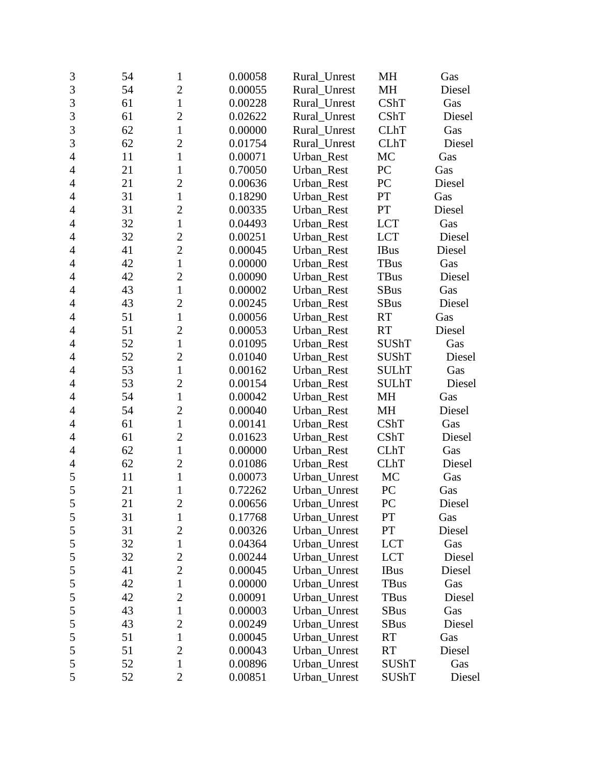| | | | | | | |
|---|---|---|---|---|---|---|
| 3 | 54 | 1 | 0.00058 | Rural_Unrest | MH | Gas |
| 3 | 54 | 2 | 0.00055 | Rural_Unrest | MH | Diesel |
| 3 | 61 | 1 | 0.00228 | Rural_Unrest | CShT | Gas |
| 3 | 61 | 2 | 0.02622 | Rural_Unrest | CShT | Diesel |
| 3 | 62 | 1 | 0.00000 | Rural_Unrest | CLhT | Gas |
| 3 | 62 | 2 | 0.01754 | Rural_Unrest | CLhT | Diesel |
| 4 | 11 | 1 | 0.00071 | Urban_Rest | MC | Gas |
| 4 | 21 | 1 | 0.70050 | Urban_Rest | PC | Gas |
| 4 | 21 | 2 | 0.00636 | Urban_Rest | PC | Diesel |
| 4 | 31 | 1 | 0.18290 | Urban_Rest | PT | Gas |
| 4 | 31 | 2 | 0.00335 | Urban_Rest | PT | Diesel |
| 4 | 32 | 1 | 0.04493 | Urban_Rest | LCT | Gas |
| 4 | 32 | 2 | 0.00251 | Urban_Rest | LCT | Diesel |
| 4 | 41 | 2 | 0.00045 | Urban_Rest | IBus | Diesel |
| 4 | 42 | 1 | 0.00000 | Urban_Rest | TBus | Gas |
| 4 | 42 | 2 | 0.00090 | Urban_Rest | TBus | Diesel |
| 4 | 43 | 1 | 0.00002 | Urban_Rest | SBus | Gas |
| 4 | 43 | 2 | 0.00245 | Urban_Rest | SBus | Diesel |
| 4 | 51 | 1 | 0.00056 | Urban_Rest | RT | Gas |
| 4 | 51 | 2 | 0.00053 | Urban_Rest | RT | Diesel |
| 4 | 52 | 1 | 0.01095 | Urban_Rest | SUShT | Gas |
| 4 | 52 | 2 | 0.01040 | Urban_Rest | SUShT | Diesel |
| 4 | 53 | 1 | 0.00162 | Urban_Rest | SULhT | Gas |
| 4 | 53 | 2 | 0.00154 | Urban_Rest | SULhT | Diesel |
| 4 | 54 | 1 | 0.00042 | Urban_Rest | MH | Gas |
| 4 | 54 | 2 | 0.00040 | Urban_Rest | MH | Diesel |
| 4 | 61 | 1 | 0.00141 | Urban_Rest | CShT | Gas |
| 4 | 61 | 2 | 0.01623 | Urban_Rest | CShT | Diesel |
| 4 | 62 | 1 | 0.00000 | Urban_Rest | CLhT | Gas |
| 4 | 62 | 2 | 0.01086 | Urban_Rest | CLhT | Diesel |
| 5 | 11 | 1 | 0.00073 | Urban_Unrest | MC | Gas |
| 5 | 21 | 1 | 0.72262 | Urban_Unrest | PC | Gas |
| 5 | 21 | 2 | 0.00656 | Urban_Unrest | PC | Diesel |
| 5 | 31 | 1 | 0.17768 | Urban_Unrest | PT | Gas |
| 5 | 31 | 2 | 0.00326 | Urban_Unrest | PT | Diesel |
| 5 | 32 | 1 | 0.04364 | Urban_Unrest | LCT | Gas |
| 5 | 32 | 2 | 0.00244 | Urban_Unrest | LCT | Diesel |
| 5 | 41 | 2 | 0.00045 | Urban_Unrest | IBus | Diesel |
| 5 | 42 | 1 | 0.00000 | Urban_Unrest | TBus | Gas |
| 5 | 42 | 2 | 0.00091 | Urban_Unrest | TBus | Diesel |
| 5 | 43 | 1 | 0.00003 | Urban_Unrest | SBus | Gas |
| 5 | 43 | 2 | 0.00249 | Urban_Unrest | SBus | Diesel |
| 5 | 51 | 1 | 0.00045 | Urban_Unrest | RT | Gas |
| 5 | 51 | 2 | 0.00043 | Urban_Unrest | RT | Diesel |
| 5 | 52 | 1 | 0.00896 | Urban_Unrest | SUShT | Gas |
| 5 | 52 | 2 | 0.00851 | Urban_Unrest | SUShT | Diesel |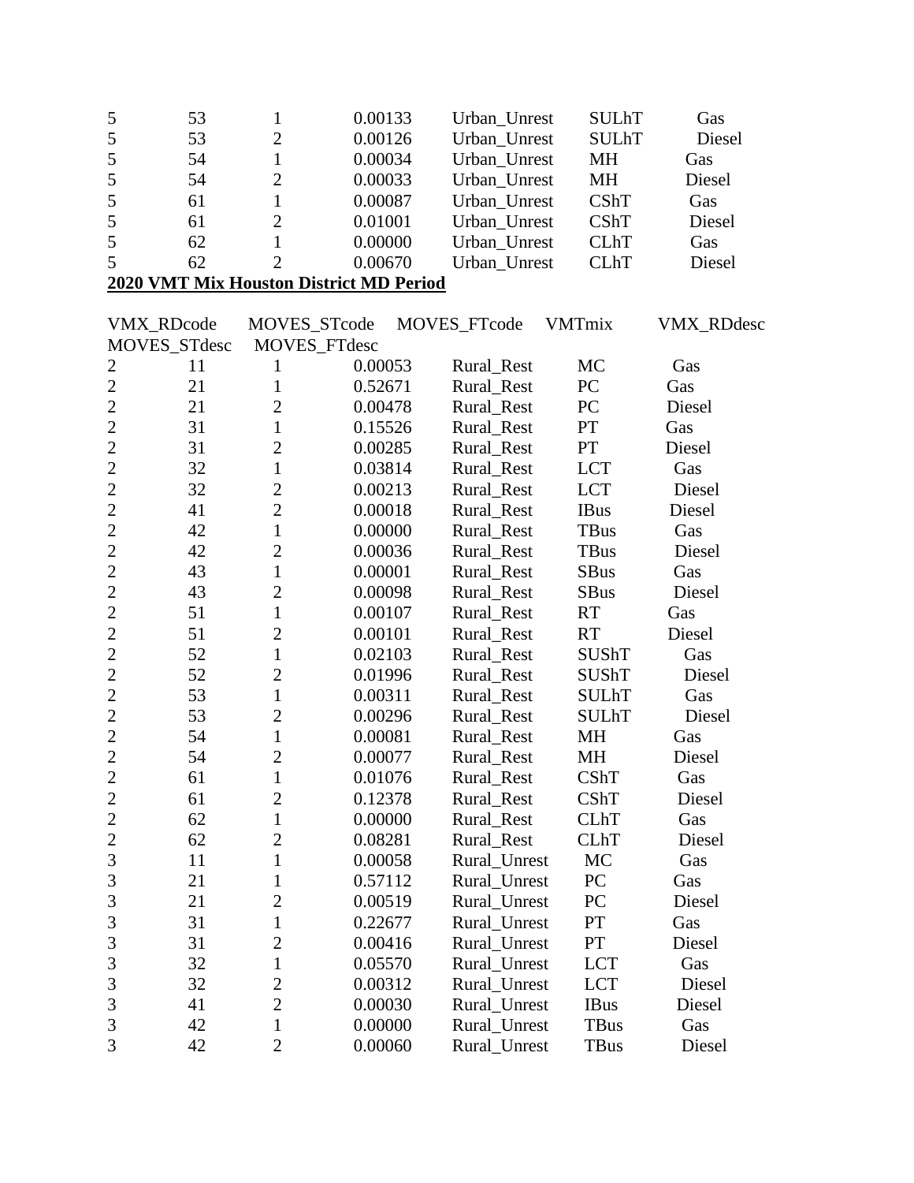| 5 | 53 | 1 | 0.00133 | Urban_Unrest | SULhT | Gas |
|---|---|---|---|---|---|---|
| 5 | 53 | 2 | 0.00126 | Urban_Unrest | SULhT | Diesel |
| 5 | 54 | 1 | 0.00034 | Urban_Unrest | MH | Gas |
| 5 | 54 | 2 | 0.00033 | Urban_Unrest | MH | Diesel |
| 5 | 61 | 1 | 0.00087 | Urban_Unrest | CShT | Gas |
| 5 | 61 | 2 | 0.01001 | Urban_Unrest | CShT | Diesel |
| 5 | 62 | 1 | 0.00000 | Urban_Unrest | CLhT | Gas |
| 5 | 62 | 2 | 0.00670 | Urban_Unrest | CLhT | Diesel |

**2020 VMT Mix Houston District MD Period**

| VMX_RDcode | MOVES_STcode | MOVES_FTcode | VMTmix | VMX_RDdesc | MOVES_STdesc | MOVES_FTdesc |
|---|---|---|---|---|---|---|
| 2 | 11 | 1 | 0.00053 | Rural_Rest | MC | Gas |
| 2 | 21 | 1 | 0.52671 | Rural_Rest | PC | Gas |
| 2 | 21 | 2 | 0.00478 | Rural_Rest | PC | Diesel |
| 2 | 31 | 1 | 0.15526 | Rural_Rest | PT | Gas |
| 2 | 31 | 2 | 0.00285 | Rural_Rest | PT | Diesel |
| 2 | 32 | 1 | 0.03814 | Rural_Rest | LCT | Gas |
| 2 | 32 | 2 | 0.00213 | Rural_Rest | LCT | Diesel |
| 2 | 41 | 2 | 0.00018 | Rural_Rest | IBus | Diesel |
| 2 | 42 | 1 | 0.00000 | Rural_Rest | TBus | Gas |
| 2 | 42 | 2 | 0.00036 | Rural_Rest | TBus | Diesel |
| 2 | 43 | 1 | 0.00001 | Rural_Rest | SBus | Gas |
| 2 | 43 | 2 | 0.00098 | Rural_Rest | SBus | Diesel |
| 2 | 51 | 1 | 0.00107 | Rural_Rest | RT | Gas |
| 2 | 51 | 2 | 0.00101 | Rural_Rest | RT | Diesel |
| 2 | 52 | 1 | 0.02103 | Rural_Rest | SUShT | Gas |
| 2 | 52 | 2 | 0.01996 | Rural_Rest | SUShT | Diesel |
| 2 | 53 | 1 | 0.00311 | Rural_Rest | SULhT | Gas |
| 2 | 53 | 2 | 0.00296 | Rural_Rest | SULhT | Diesel |
| 2 | 54 | 1 | 0.00081 | Rural_Rest | MH | Gas |
| 2 | 54 | 2 | 0.00077 | Rural_Rest | MH | Diesel |
| 2 | 61 | 1 | 0.01076 | Rural_Rest | CShT | Gas |
| 2 | 61 | 2 | 0.12378 | Rural_Rest | CShT | Diesel |
| 2 | 62 | 1 | 0.00000 | Rural_Rest | CLhT | Gas |
| 2 | 62 | 2 | 0.08281 | Rural_Rest | CLhT | Diesel |
| 3 | 11 | 1 | 0.00058 | Rural_Unrest | MC | Gas |
| 3 | 21 | 1 | 0.57112 | Rural_Unrest | PC | Gas |
| 3 | 21 | 2 | 0.00519 | Rural_Unrest | PC | Diesel |
| 3 | 31 | 1 | 0.22677 | Rural_Unrest | PT | Gas |
| 3 | 31 | 2 | 0.00416 | Rural_Unrest | PT | Diesel |
| 3 | 32 | 1 | 0.05570 | Rural_Unrest | LCT | Gas |
| 3 | 32 | 2 | 0.00312 | Rural_Unrest | LCT | Diesel |
| 3 | 41 | 2 | 0.00030 | Rural_Unrest | IBus | Diesel |
| 3 | 42 | 1 | 0.00000 | Rural_Unrest | TBus | Gas |
| 3 | 42 | 2 | 0.00060 | Rural_Unrest | TBus | Diesel |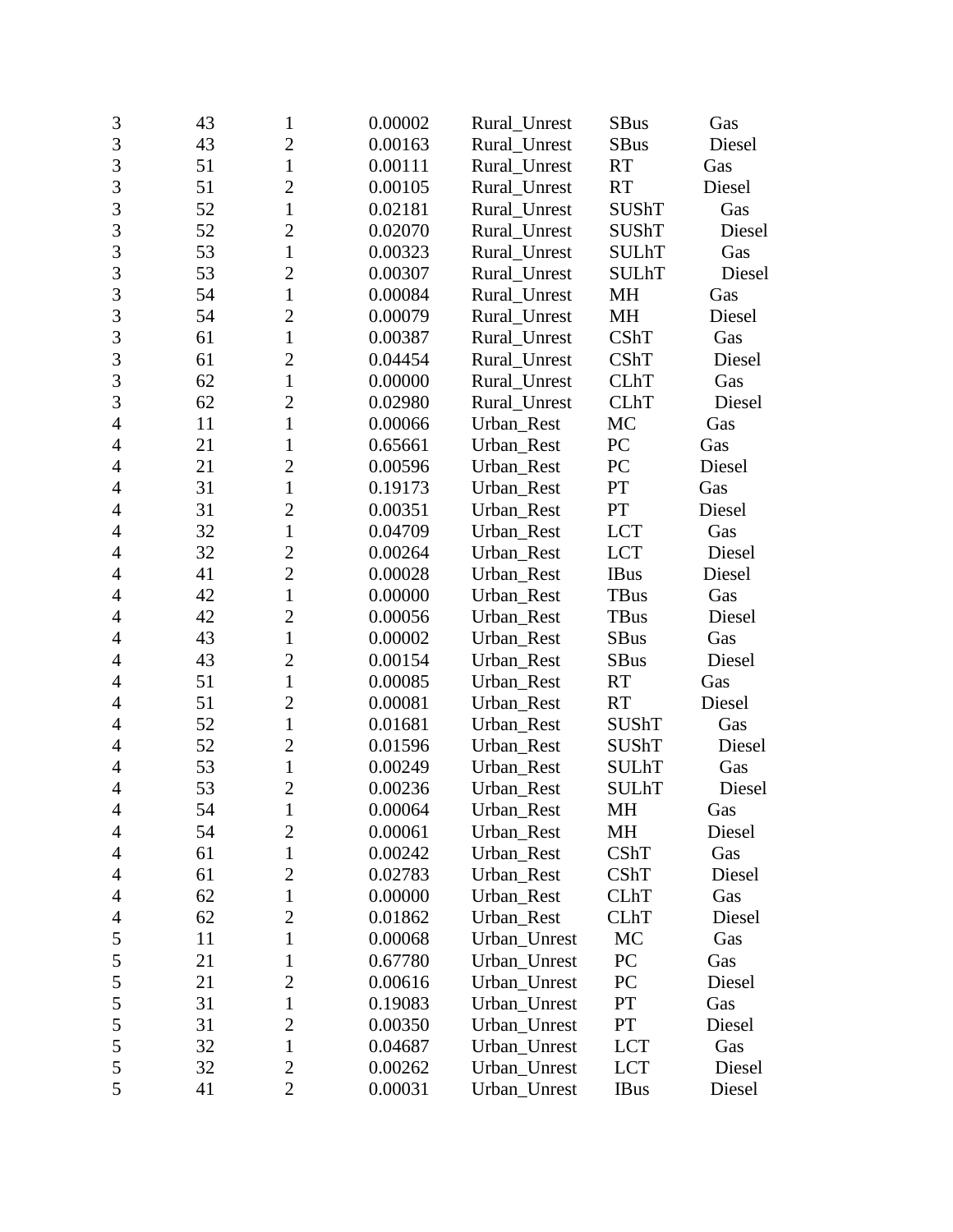| | | | | | | |
|---|---|---|---|---|---|---|
| 3 | 43 | 1 | 0.00002 | Rural_Unrest | SBus | Gas |
| 3 | 43 | 2 | 0.00163 | Rural_Unrest | SBus | Diesel |
| 3 | 51 | 1 | 0.00111 | Rural_Unrest | RT | Gas |
| 3 | 51 | 2 | 0.00105 | Rural_Unrest | RT | Diesel |
| 3 | 52 | 1 | 0.02181 | Rural_Unrest | SUShT | Gas |
| 3 | 52 | 2 | 0.02070 | Rural_Unrest | SUShT | Diesel |
| 3 | 53 | 1 | 0.00323 | Rural_Unrest | SULhT | Gas |
| 3 | 53 | 2 | 0.00307 | Rural_Unrest | SULhT | Diesel |
| 3 | 54 | 1 | 0.00084 | Rural_Unrest | MH | Gas |
| 3 | 54 | 2 | 0.00079 | Rural_Unrest | MH | Diesel |
| 3 | 61 | 1 | 0.00387 | Rural_Unrest | CShT | Gas |
| 3 | 61 | 2 | 0.04454 | Rural_Unrest | CShT | Diesel |
| 3 | 62 | 1 | 0.00000 | Rural_Unrest | CLhT | Gas |
| 3 | 62 | 2 | 0.02980 | Rural_Unrest | CLhT | Diesel |
| 4 | 11 | 1 | 0.00066 | Urban_Rest | MC | Gas |
| 4 | 21 | 1 | 0.65661 | Urban_Rest | PC | Gas |
| 4 | 21 | 2 | 0.00596 | Urban_Rest | PC | Diesel |
| 4 | 31 | 1 | 0.19173 | Urban_Rest | PT | Gas |
| 4 | 31 | 2 | 0.00351 | Urban_Rest | PT | Diesel |
| 4 | 32 | 1 | 0.04709 | Urban_Rest | LCT | Gas |
| 4 | 32 | 2 | 0.00264 | Urban_Rest | LCT | Diesel |
| 4 | 41 | 2 | 0.00028 | Urban_Rest | IBus | Diesel |
| 4 | 42 | 1 | 0.00000 | Urban_Rest | TBus | Gas |
| 4 | 42 | 2 | 0.00056 | Urban_Rest | TBus | Diesel |
| 4 | 43 | 1 | 0.00002 | Urban_Rest | SBus | Gas |
| 4 | 43 | 2 | 0.00154 | Urban_Rest | SBus | Diesel |
| 4 | 51 | 1 | 0.00085 | Urban_Rest | RT | Gas |
| 4 | 51 | 2 | 0.00081 | Urban_Rest | RT | Diesel |
| 4 | 52 | 1 | 0.01681 | Urban_Rest | SUShT | Gas |
| 4 | 52 | 2 | 0.01596 | Urban_Rest | SUShT | Diesel |
| 4 | 53 | 1 | 0.00249 | Urban_Rest | SULhT | Gas |
| 4 | 53 | 2 | 0.00236 | Urban_Rest | SULhT | Diesel |
| 4 | 54 | 1 | 0.00064 | Urban_Rest | MH | Gas |
| 4 | 54 | 2 | 0.00061 | Urban_Rest | MH | Diesel |
| 4 | 61 | 1 | 0.00242 | Urban_Rest | CShT | Gas |
| 4 | 61 | 2 | 0.02783 | Urban_Rest | CShT | Diesel |
| 4 | 62 | 1 | 0.00000 | Urban_Rest | CLhT | Gas |
| 4 | 62 | 2 | 0.01862 | Urban_Rest | CLhT | Diesel |
| 5 | 11 | 1 | 0.00068 | Urban_Unrest | MC | Gas |
| 5 | 21 | 1 | 0.67780 | Urban_Unrest | PC | Gas |
| 5 | 21 | 2 | 0.00616 | Urban_Unrest | PC | Diesel |
| 5 | 31 | 1 | 0.19083 | Urban_Unrest | PT | Gas |
| 5 | 31 | 2 | 0.00350 | Urban_Unrest | PT | Diesel |
| 5 | 32 | 1 | 0.04687 | Urban_Unrest | LCT | Gas |
| 5 | 32 | 2 | 0.00262 | Urban_Unrest | LCT | Diesel |
| 5 | 41 | 2 | 0.00031 | Urban_Unrest | IBus | Diesel |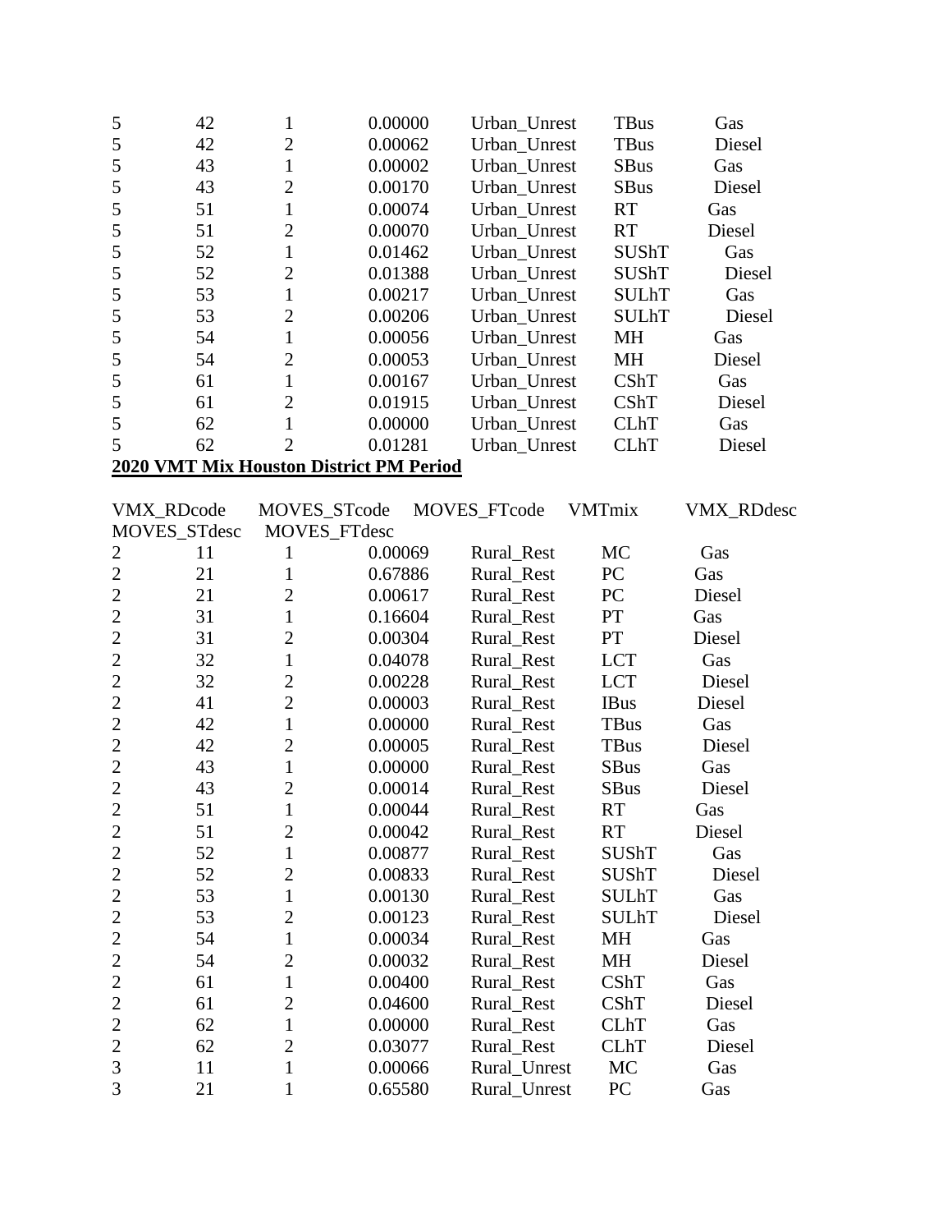| | | | | | | |
|---|---|---|---|---|---|---|
| 5 | 42 | 1 | 0.00000 | Urban_Unrest | TBus | Gas |
| 5 | 42 | 2 | 0.00062 | Urban_Unrest | TBus | Diesel |
| 5 | 43 | 1 | 0.00002 | Urban_Unrest | SBus | Gas |
| 5 | 43 | 2 | 0.00170 | Urban_Unrest | SBus | Diesel |
| 5 | 51 | 1 | 0.00074 | Urban_Unrest | RT | Gas |
| 5 | 51 | 2 | 0.00070 | Urban_Unrest | RT | Diesel |
| 5 | 52 | 1 | 0.01462 | Urban_Unrest | SUShT | Gas |
| 5 | 52 | 2 | 0.01388 | Urban_Unrest | SUShT | Diesel |
| 5 | 53 | 1 | 0.00217 | Urban_Unrest | SULhT | Gas |
| 5 | 53 | 2 | 0.00206 | Urban_Unrest | SULhT | Diesel |
| 5 | 54 | 1 | 0.00056 | Urban_Unrest | MH | Gas |
| 5 | 54 | 2 | 0.00053 | Urban_Unrest | MH | Diesel |
| 5 | 61 | 1 | 0.00167 | Urban_Unrest | CShT | Gas |
| 5 | 61 | 2 | 0.01915 | Urban_Unrest | CShT | Diesel |
| 5 | 62 | 1 | 0.00000 | Urban_Unrest | CLhT | Gas |
| 5 | 62 | 2 | 0.01281 | Urban_Unrest | CLhT | Diesel |

**2020 VMT Mix Houston District PM Period**

| VMX_RDcode | MOVES_STcode | MOVES_FTcode | VMTmix | VMX_RDdesc | MOVES_STdesc | MOVES_FTdesc |
|---|---|---|---|---|---|---|
| 2 | 11 | 1 | 0.00069 | Rural_Rest | MC | Gas |
| 2 | 21 | 1 | 0.67886 | Rural_Rest | PC | Gas |
| 2 | 21 | 2 | 0.00617 | Rural_Rest | PC | Diesel |
| 2 | 31 | 1 | 0.16604 | Rural_Rest | PT | Gas |
| 2 | 31 | 2 | 0.00304 | Rural_Rest | PT | Diesel |
| 2 | 32 | 1 | 0.04078 | Rural_Rest | LCT | Gas |
| 2 | 32 | 2 | 0.00228 | Rural_Rest | LCT | Diesel |
| 2 | 41 | 2 | 0.00003 | Rural_Rest | IBus | Diesel |
| 2 | 42 | 1 | 0.00000 | Rural_Rest | TBus | Gas |
| 2 | 42 | 2 | 0.00005 | Rural_Rest | TBus | Diesel |
| 2 | 43 | 1 | 0.00000 | Rural_Rest | SBus | Gas |
| 2 | 43 | 2 | 0.00014 | Rural_Rest | SBus | Diesel |
| 2 | 51 | 1 | 0.00044 | Rural_Rest | RT | Gas |
| 2 | 51 | 2 | 0.00042 | Rural_Rest | RT | Diesel |
| 2 | 52 | 1 | 0.00877 | Rural_Rest | SUShT | Gas |
| 2 | 52 | 2 | 0.00833 | Rural_Rest | SUShT | Diesel |
| 2 | 53 | 1 | 0.00130 | Rural_Rest | SULhT | Gas |
| 2 | 53 | 2 | 0.00123 | Rural_Rest | SULhT | Diesel |
| 2 | 54 | 1 | 0.00034 | Rural_Rest | MH | Gas |
| 2 | 54 | 2 | 0.00032 | Rural_Rest | MH | Diesel |
| 2 | 61 | 1 | 0.00400 | Rural_Rest | CShT | Gas |
| 2 | 61 | 2 | 0.04600 | Rural_Rest | CShT | Diesel |
| 2 | 62 | 1 | 0.00000 | Rural_Rest | CLhT | Gas |
| 2 | 62 | 2 | 0.03077 | Rural_Rest | CLhT | Diesel |
| 3 | 11 | 1 | 0.00066 | Rural_Unrest | MC | Gas |
| 3 | 21 | 1 | 0.65580 | Rural_Unrest | PC | Gas |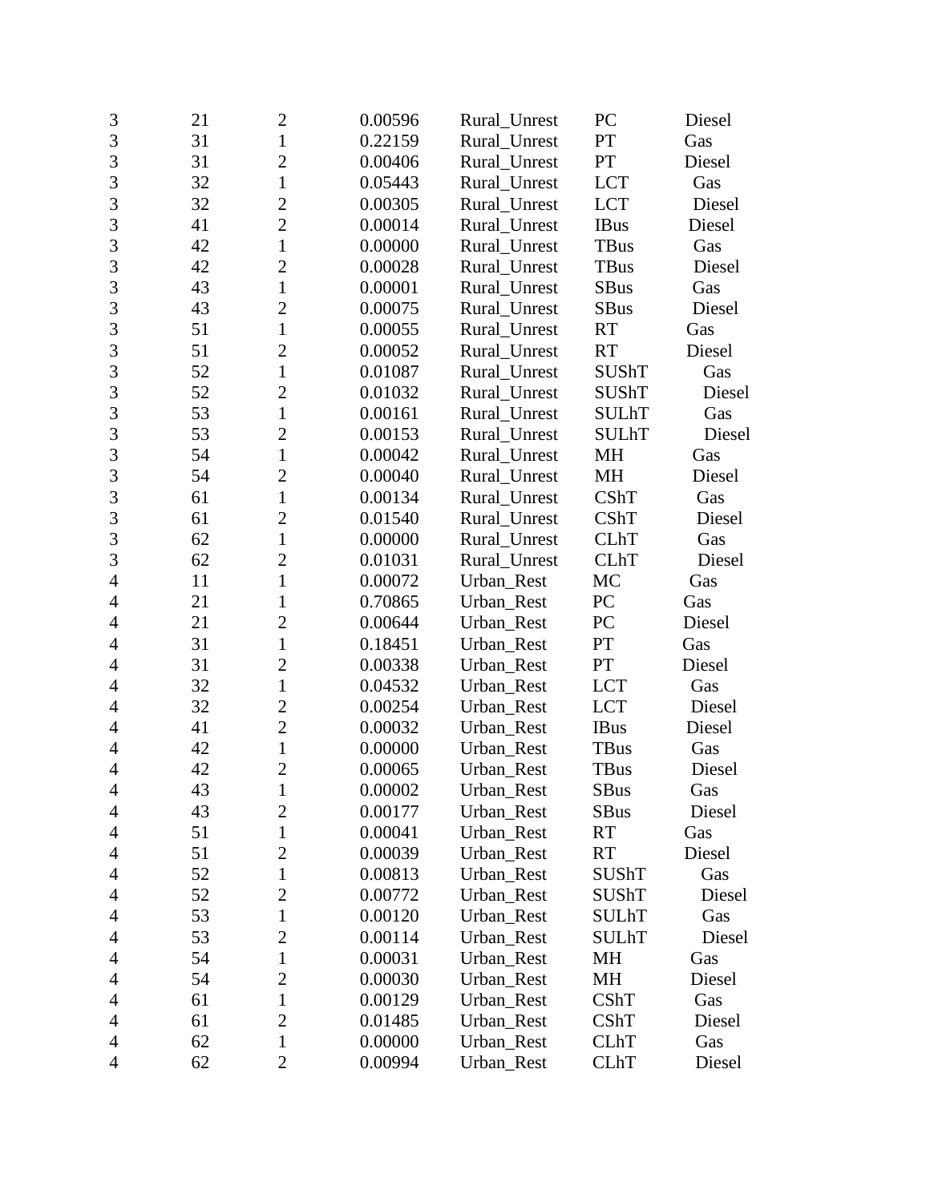| | | | | | | |
|---|---|---|---|---|---|---|
| 3 | 21 | 2 | 0.00596 | Rural_Unrest | PC | Diesel |
| 3 | 31 | 1 | 0.22159 | Rural_Unrest | PT | Gas |
| 3 | 31 | 2 | 0.00406 | Rural_Unrest | PT | Diesel |
| 3 | 32 | 1 | 0.05443 | Rural_Unrest | LCT | Gas |
| 3 | 32 | 2 | 0.00305 | Rural_Unrest | LCT | Diesel |
| 3 | 41 | 2 | 0.00014 | Rural_Unrest | IBus | Diesel |
| 3 | 42 | 1 | 0.00000 | Rural_Unrest | TBus | Gas |
| 3 | 42 | 2 | 0.00028 | Rural_Unrest | TBus | Diesel |
| 3 | 43 | 1 | 0.00001 | Rural_Unrest | SBus | Gas |
| 3 | 43 | 2 | 0.00075 | Rural_Unrest | SBus | Diesel |
| 3 | 51 | 1 | 0.00055 | Rural_Unrest | RT | Gas |
| 3 | 51 | 2 | 0.00052 | Rural_Unrest | RT | Diesel |
| 3 | 52 | 1 | 0.01087 | Rural_Unrest | SUShT | Gas |
| 3 | 52 | 2 | 0.01032 | Rural_Unrest | SUShT | Diesel |
| 3 | 53 | 1 | 0.00161 | Rural_Unrest | SULhT | Gas |
| 3 | 53 | 2 | 0.00153 | Rural_Unrest | SULhT | Diesel |
| 3 | 54 | 1 | 0.00042 | Rural_Unrest | MH | Gas |
| 3 | 54 | 2 | 0.00040 | Rural_Unrest | MH | Diesel |
| 3 | 61 | 1 | 0.00134 | Rural_Unrest | CShT | Gas |
| 3 | 61 | 2 | 0.01540 | Rural_Unrest | CShT | Diesel |
| 3 | 62 | 1 | 0.00000 | Rural_Unrest | CLhT | Gas |
| 3 | 62 | 2 | 0.01031 | Rural_Unrest | CLhT | Diesel |
| 4 | 11 | 1 | 0.00072 | Urban_Rest | MC | Gas |
| 4 | 21 | 1 | 0.70865 | Urban_Rest | PC | Gas |
| 4 | 21 | 2 | 0.00644 | Urban_Rest | PC | Diesel |
| 4 | 31 | 1 | 0.18451 | Urban_Rest | PT | Gas |
| 4 | 31 | 2 | 0.00338 | Urban_Rest | PT | Diesel |
| 4 | 32 | 1 | 0.04532 | Urban_Rest | LCT | Gas |
| 4 | 32 | 2 | 0.00254 | Urban_Rest | LCT | Diesel |
| 4 | 41 | 2 | 0.00032 | Urban_Rest | IBus | Diesel |
| 4 | 42 | 1 | 0.00000 | Urban_Rest | TBus | Gas |
| 4 | 42 | 2 | 0.00065 | Urban_Rest | TBus | Diesel |
| 4 | 43 | 1 | 0.00002 | Urban_Rest | SBus | Gas |
| 4 | 43 | 2 | 0.00177 | Urban_Rest | SBus | Diesel |
| 4 | 51 | 1 | 0.00041 | Urban_Rest | RT | Gas |
| 4 | 51 | 2 | 0.00039 | Urban_Rest | RT | Diesel |
| 4 | 52 | 1 | 0.00813 | Urban_Rest | SUShT | Gas |
| 4 | 52 | 2 | 0.00772 | Urban_Rest | SUShT | Diesel |
| 4 | 53 | 1 | 0.00120 | Urban_Rest | SULhT | Gas |
| 4 | 53 | 2 | 0.00114 | Urban_Rest | SULhT | Diesel |
| 4 | 54 | 1 | 0.00031 | Urban_Rest | MH | Gas |
| 4 | 54 | 2 | 0.00030 | Urban_Rest | MH | Diesel |
| 4 | 61 | 1 | 0.00129 | Urban_Rest | CShT | Gas |
| 4 | 61 | 2 | 0.01485 | Urban_Rest | CShT | Diesel |
| 4 | 62 | 1 | 0.00000 | Urban_Rest | CLhT | Gas |
| 4 | 62 | 2 | 0.00994 | Urban_Rest | CLhT | Diesel |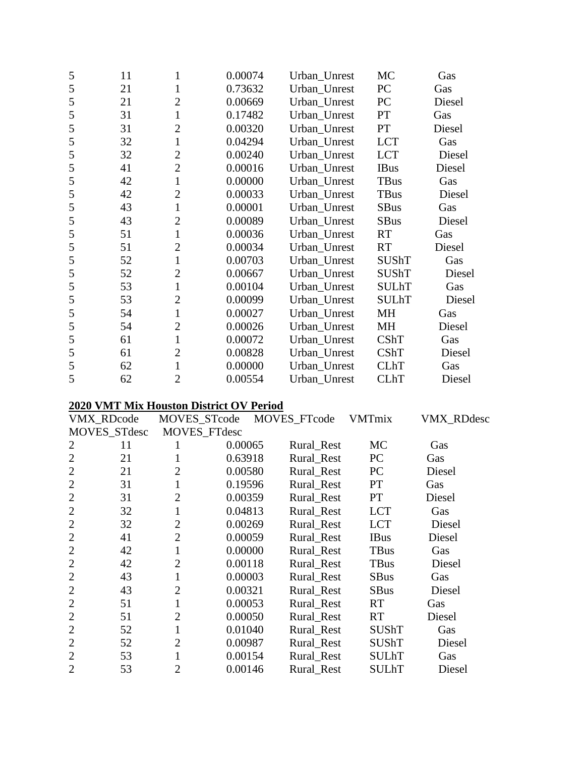| | | | | | | |
|---|---|---|---|---|---|---|
| 5 | 11 | 1 | 0.00074 | Urban_Unrest | MC | Gas |
| 5 | 21 | 1 | 0.73632 | Urban_Unrest | PC | Gas |
| 5 | 21 | 2 | 0.00669 | Urban_Unrest | PC | Diesel |
| 5 | 31 | 1 | 0.17482 | Urban_Unrest | PT | Gas |
| 5 | 31 | 2 | 0.00320 | Urban_Unrest | PT | Diesel |
| 5 | 32 | 1 | 0.04294 | Urban_Unrest | LCT | Gas |
| 5 | 32 | 2 | 0.00240 | Urban_Unrest | LCT | Diesel |
| 5 | 41 | 2 | 0.00016 | Urban_Unrest | IBus | Diesel |
| 5 | 42 | 1 | 0.00000 | Urban_Unrest | TBus | Gas |
| 5 | 42 | 2 | 0.00033 | Urban_Unrest | TBus | Diesel |
| 5 | 43 | 1 | 0.00001 | Urban_Unrest | SBus | Gas |
| 5 | 43 | 2 | 0.00089 | Urban_Unrest | SBus | Diesel |
| 5 | 51 | 1 | 0.00036 | Urban_Unrest | RT | Gas |
| 5 | 51 | 2 | 0.00034 | Urban_Unrest | RT | Diesel |
| 5 | 52 | 1 | 0.00703 | Urban_Unrest | SUShT | Gas |
| 5 | 52 | 2 | 0.00667 | Urban_Unrest | SUShT | Diesel |
| 5 | 53 | 1 | 0.00104 | Urban_Unrest | SULhT | Gas |
| 5 | 53 | 2 | 0.00099 | Urban_Unrest | SULhT | Diesel |
| 5 | 54 | 1 | 0.00027 | Urban_Unrest | MH | Gas |
| 5 | 54 | 2 | 0.00026 | Urban_Unrest | MH | Diesel |
| 5 | 61 | 1 | 0.00072 | Urban_Unrest | CShT | Gas |
| 5 | 61 | 2 | 0.00828 | Urban_Unrest | CShT | Diesel |
| 5 | 62 | 1 | 0.00000 | Urban_Unrest | CLhT | Gas |
| 5 | 62 | 2 | 0.00554 | Urban_Unrest | CLhT | Diesel |

**2020 VMT Mix Houston District OV Period**

| VMX_RDcode | MOVES_STcode | MOVES_FTcode | VMTmix | VMX_RDdesc | MOVES_STdesc | MOVES_FTdesc |
|---|---|---|---|---|---|---|
| 2 | 11 | 1 | 0.00065 | Rural_Rest | MC | Gas |
| 2 | 21 | 1 | 0.63918 | Rural_Rest | PC | Gas |
| 2 | 21 | 2 | 0.00580 | Rural_Rest | PC | Diesel |
| 2 | 31 | 1 | 0.19596 | Rural_Rest | PT | Gas |
| 2 | 31 | 2 | 0.00359 | Rural_Rest | PT | Diesel |
| 2 | 32 | 1 | 0.04813 | Rural_Rest | LCT | Gas |
| 2 | 32 | 2 | 0.00269 | Rural_Rest | LCT | Diesel |
| 2 | 41 | 2 | 0.00059 | Rural_Rest | IBus | Diesel |
| 2 | 42 | 1 | 0.00000 | Rural_Rest | TBus | Gas |
| 2 | 42 | 2 | 0.00118 | Rural_Rest | TBus | Diesel |
| 2 | 43 | 1 | 0.00003 | Rural_Rest | SBus | Gas |
| 2 | 43 | 2 | 0.00321 | Rural_Rest | SBus | Diesel |
| 2 | 51 | 1 | 0.00053 | Rural_Rest | RT | Gas |
| 2 | 51 | 2 | 0.00050 | Rural_Rest | RT | Diesel |
| 2 | 52 | 1 | 0.01040 | Rural_Rest | SUShT | Gas |
| 2 | 52 | 2 | 0.00987 | Rural_Rest | SUShT | Diesel |
| 2 | 53 | 1 | 0.00154 | Rural_Rest | SULhT | Gas |
| 2 | 53 | 2 | 0.00146 | Rural_Rest | SULhT | Diesel |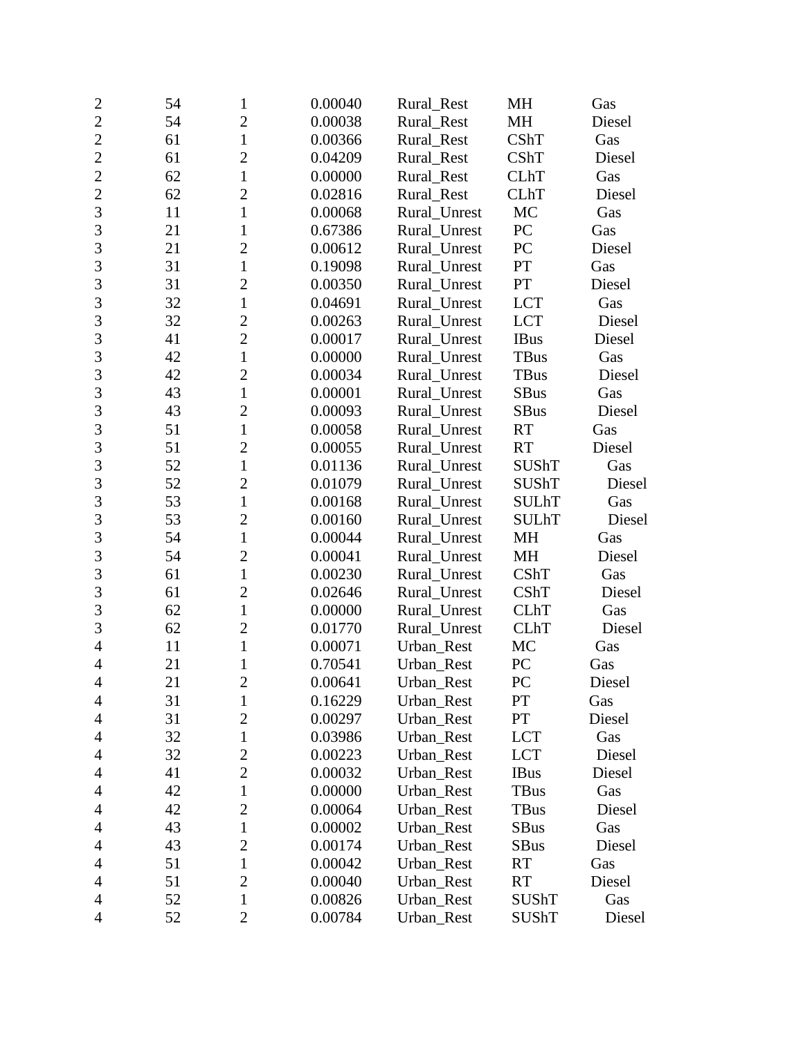| | | | | | | |
|---|---|---|---|---|---|---|
| 2 | 54 | 1 | 0.00040 | Rural_Rest | MH | Gas |
| 2 | 54 | 2 | 0.00038 | Rural_Rest | MH | Diesel |
| 2 | 61 | 1 | 0.00366 | Rural_Rest | CShT | Gas |
| 2 | 61 | 2 | 0.04209 | Rural_Rest | CShT | Diesel |
| 2 | 62 | 1 | 0.00000 | Rural_Rest | CLhT | Gas |
| 2 | 62 | 2 | 0.02816 | Rural_Rest | CLhT | Diesel |
| 3 | 11 | 1 | 0.00068 | Rural_Unrest | MC | Gas |
| 3 | 21 | 1 | 0.67386 | Rural_Unrest | PC | Gas |
| 3 | 21 | 2 | 0.00612 | Rural_Unrest | PC | Diesel |
| 3 | 31 | 1 | 0.19098 | Rural_Unrest | PT | Gas |
| 3 | 31 | 2 | 0.00350 | Rural_Unrest | PT | Diesel |
| 3 | 32 | 1 | 0.04691 | Rural_Unrest | LCT | Gas |
| 3 | 32 | 2 | 0.00263 | Rural_Unrest | LCT | Diesel |
| 3 | 41 | 2 | 0.00017 | Rural_Unrest | IBus | Diesel |
| 3 | 42 | 1 | 0.00000 | Rural_Unrest | TBus | Gas |
| 3 | 42 | 2 | 0.00034 | Rural_Unrest | TBus | Diesel |
| 3 | 43 | 1 | 0.00001 | Rural_Unrest | SBus | Gas |
| 3 | 43 | 2 | 0.00093 | Rural_Unrest | SBus | Diesel |
| 3 | 51 | 1 | 0.00058 | Rural_Unrest | RT | Gas |
| 3 | 51 | 2 | 0.00055 | Rural_Unrest | RT | Diesel |
| 3 | 52 | 1 | 0.01136 | Rural_Unrest | SUShT | Gas |
| 3 | 52 | 2 | 0.01079 | Rural_Unrest | SUShT | Diesel |
| 3 | 53 | 1 | 0.00168 | Rural_Unrest | SULhT | Gas |
| 3 | 53 | 2 | 0.00160 | Rural_Unrest | SULhT | Diesel |
| 3 | 54 | 1 | 0.00044 | Rural_Unrest | MH | Gas |
| 3 | 54 | 2 | 0.00041 | Rural_Unrest | MH | Diesel |
| 3 | 61 | 1 | 0.00230 | Rural_Unrest | CShT | Gas |
| 3 | 61 | 2 | 0.02646 | Rural_Unrest | CShT | Diesel |
| 3 | 62 | 1 | 0.00000 | Rural_Unrest | CLhT | Gas |
| 3 | 62 | 2 | 0.01770 | Rural_Unrest | CLhT | Diesel |
| 4 | 11 | 1 | 0.00071 | Urban_Rest | MC | Gas |
| 4 | 21 | 1 | 0.70541 | Urban_Rest | PC | Gas |
| 4 | 21 | 2 | 0.00641 | Urban_Rest | PC | Diesel |
| 4 | 31 | 1 | 0.16229 | Urban_Rest | PT | Gas |
| 4 | 31 | 2 | 0.00297 | Urban_Rest | PT | Diesel |
| 4 | 32 | 1 | 0.03986 | Urban_Rest | LCT | Gas |
| 4 | 32 | 2 | 0.00223 | Urban_Rest | LCT | Diesel |
| 4 | 41 | 2 | 0.00032 | Urban_Rest | IBus | Diesel |
| 4 | 42 | 1 | 0.00000 | Urban_Rest | TBus | Gas |
| 4 | 42 | 2 | 0.00064 | Urban_Rest | TBus | Diesel |
| 4 | 43 | 1 | 0.00002 | Urban_Rest | SBus | Gas |
| 4 | 43 | 2 | 0.00174 | Urban_Rest | SBus | Diesel |
| 4 | 51 | 1 | 0.00042 | Urban_Rest | RT | Gas |
| 4 | 51 | 2 | 0.00040 | Urban_Rest | RT | Diesel |
| 4 | 52 | 1 | 0.00826 | Urban_Rest | SUShT | Gas |
| 4 | 52 | 2 | 0.00784 | Urban_Rest | SUShT | Diesel |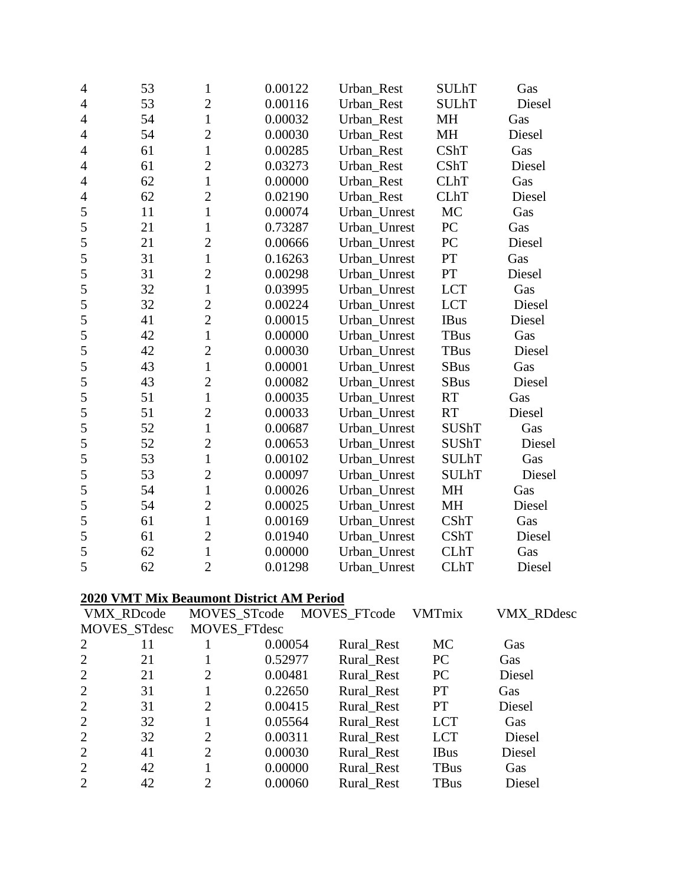| | | | | | | |
|---|---|---|---|---|---|---|
| 4 | 53 | 1 | 0.00122 | Urban_Rest | SULhT | Gas |
| 4 | 53 | 2 | 0.00116 | Urban_Rest | SULhT | Diesel |
| 4 | 54 | 1 | 0.00032 | Urban_Rest | MH | Gas |
| 4 | 54 | 2 | 0.00030 | Urban_Rest | MH | Diesel |
| 4 | 61 | 1 | 0.00285 | Urban_Rest | CShT | Gas |
| 4 | 61 | 2 | 0.03273 | Urban_Rest | CShT | Diesel |
| 4 | 62 | 1 | 0.00000 | Urban_Rest | CLhT | Gas |
| 4 | 62 | 2 | 0.02190 | Urban_Rest | CLhT | Diesel |
| 5 | 11 | 1 | 0.00074 | Urban_Unrest | MC | Gas |
| 5 | 21 | 1 | 0.73287 | Urban_Unrest | PC | Gas |
| 5 | 21 | 2 | 0.00666 | Urban_Unrest | PC | Diesel |
| 5 | 31 | 1 | 0.16263 | Urban_Unrest | PT | Gas |
| 5 | 31 | 2 | 0.00298 | Urban_Unrest | PT | Diesel |
| 5 | 32 | 1 | 0.03995 | Urban_Unrest | LCT | Gas |
| 5 | 32 | 2 | 0.00224 | Urban_Unrest | LCT | Diesel |
| 5 | 41 | 2 | 0.00015 | Urban_Unrest | IBus | Diesel |
| 5 | 42 | 1 | 0.00000 | Urban_Unrest | TBus | Gas |
| 5 | 42 | 2 | 0.00030 | Urban_Unrest | TBus | Diesel |
| 5 | 43 | 1 | 0.00001 | Urban_Unrest | SBus | Gas |
| 5 | 43 | 2 | 0.00082 | Urban_Unrest | SBus | Diesel |
| 5 | 51 | 1 | 0.00035 | Urban_Unrest | RT | Gas |
| 5 | 51 | 2 | 0.00033 | Urban_Unrest | RT | Diesel |
| 5 | 52 | 1 | 0.00687 | Urban_Unrest | SUShT | Gas |
| 5 | 52 | 2 | 0.00653 | Urban_Unrest | SUShT | Diesel |
| 5 | 53 | 1 | 0.00102 | Urban_Unrest | SULhT | Gas |
| 5 | 53 | 2 | 0.00097 | Urban_Unrest | SULhT | Diesel |
| 5 | 54 | 1 | 0.00026 | Urban_Unrest | MH | Gas |
| 5 | 54 | 2 | 0.00025 | Urban_Unrest | MH | Diesel |
| 5 | 61 | 1 | 0.00169 | Urban_Unrest | CShT | Gas |
| 5 | 61 | 2 | 0.01940 | Urban_Unrest | CShT | Diesel |
| 5 | 62 | 1 | 0.00000 | Urban_Unrest | CLhT | Gas |
| 5 | 62 | 2 | 0.01298 | Urban_Unrest | CLhT | Diesel |

**2020 VMT Mix Beaumont District AM Period**

| VMX_RDcode | MOVES_STcode | MOVES_FTcode | VMTmix | VMX_RDdesc | MOVES_STdesc | MOVES_FTdesc |
|---|---|---|---|---|---|---|
| 2 | 11 | 1 | 0.00054 | Rural_Rest | MC | Gas |
| 2 | 21 | 1 | 0.52977 | Rural_Rest | PC | Gas |
| 2 | 21 | 2 | 0.00481 | Rural_Rest | PC | Diesel |
| 2 | 31 | 1 | 0.22650 | Rural_Rest | PT | Gas |
| 2 | 31 | 2 | 0.00415 | Rural_Rest | PT | Diesel |
| 2 | 32 | 1 | 0.05564 | Rural_Rest | LCT | Gas |
| 2 | 32 | 2 | 0.00311 | Rural_Rest | LCT | Diesel |
| 2 | 41 | 2 | 0.00030 | Rural_Rest | IBus | Diesel |
| 2 | 42 | 1 | 0.00000 | Rural_Rest | TBus | Gas |
| 2 | 42 | 2 | 0.00060 | Rural_Rest | TBus | Diesel |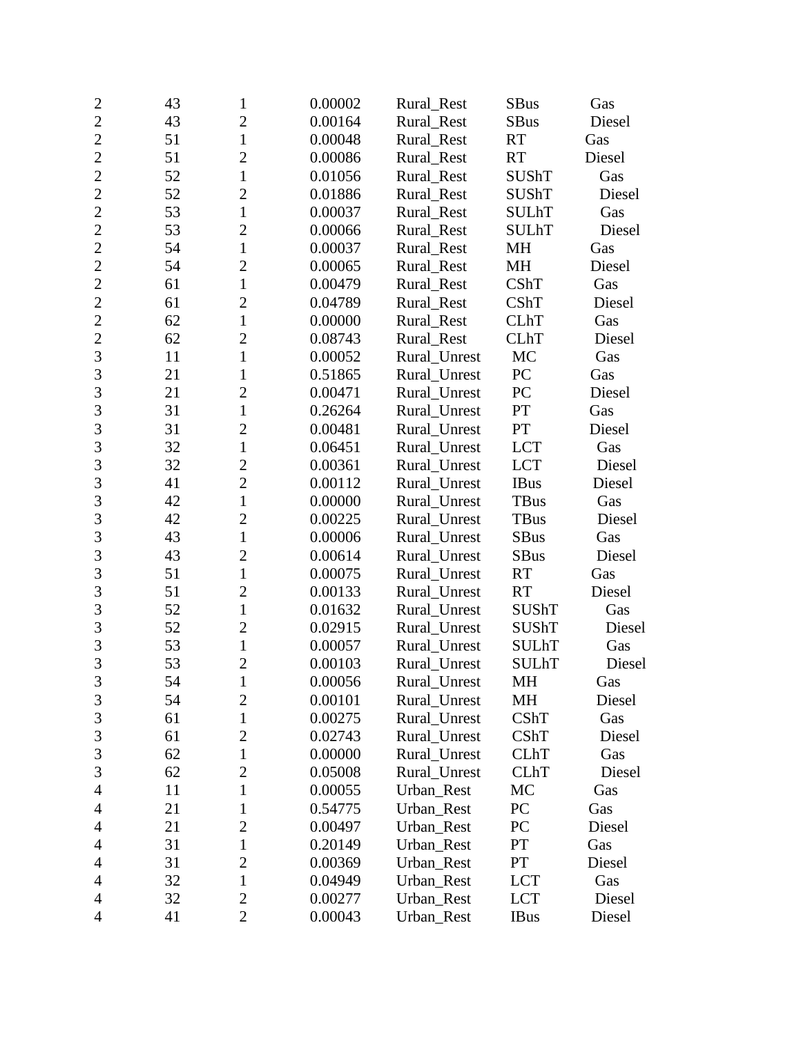| | | | | | | |
|---|---|---|---|---|---|---|
| 2 | 43 | 1 | 0.00002 | Rural_Rest | SBus | Gas |
| 2 | 43 | 2 | 0.00164 | Rural_Rest | SBus | Diesel |
| 2 | 51 | 1 | 0.00048 | Rural_Rest | RT | Gas |
| 2 | 51 | 2 | 0.00086 | Rural_Rest | RT | Diesel |
| 2 | 52 | 1 | 0.01056 | Rural_Rest | SUShT | Gas |
| 2 | 52 | 2 | 0.01886 | Rural_Rest | SUShT | Diesel |
| 2 | 53 | 1 | 0.00037 | Rural_Rest | SULhT | Gas |
| 2 | 53 | 2 | 0.00066 | Rural_Rest | SULhT | Diesel |
| 2 | 54 | 1 | 0.00037 | Rural_Rest | MH | Gas |
| 2 | 54 | 2 | 0.00065 | Rural_Rest | MH | Diesel |
| 2 | 61 | 1 | 0.00479 | Rural_Rest | CShT | Gas |
| 2 | 61 | 2 | 0.04789 | Rural_Rest | CShT | Diesel |
| 2 | 62 | 1 | 0.00000 | Rural_Rest | CLhT | Gas |
| 2 | 62 | 2 | 0.08743 | Rural_Rest | CLhT | Diesel |
| 3 | 11 | 1 | 0.00052 | Rural_Unrest | MC | Gas |
| 3 | 21 | 1 | 0.51865 | Rural_Unrest | PC | Gas |
| 3 | 21 | 2 | 0.00471 | Rural_Unrest | PC | Diesel |
| 3 | 31 | 1 | 0.26264 | Rural_Unrest | PT | Gas |
| 3 | 31 | 2 | 0.00481 | Rural_Unrest | PT | Diesel |
| 3 | 32 | 1 | 0.06451 | Rural_Unrest | LCT | Gas |
| 3 | 32 | 2 | 0.00361 | Rural_Unrest | LCT | Diesel |
| 3 | 41 | 2 | 0.00112 | Rural_Unrest | IBus | Diesel |
| 3 | 42 | 1 | 0.00000 | Rural_Unrest | TBus | Gas |
| 3 | 42 | 2 | 0.00225 | Rural_Unrest | TBus | Diesel |
| 3 | 43 | 1 | 0.00006 | Rural_Unrest | SBus | Gas |
| 3 | 43 | 2 | 0.00614 | Rural_Unrest | SBus | Diesel |
| 3 | 51 | 1 | 0.00075 | Rural_Unrest | RT | Gas |
| 3 | 51 | 2 | 0.00133 | Rural_Unrest | RT | Diesel |
| 3 | 52 | 1 | 0.01632 | Rural_Unrest | SUShT | Gas |
| 3 | 52 | 2 | 0.02915 | Rural_Unrest | SUShT | Diesel |
| 3 | 53 | 1 | 0.00057 | Rural_Unrest | SULhT | Gas |
| 3 | 53 | 2 | 0.00103 | Rural_Unrest | SULhT | Diesel |
| 3 | 54 | 1 | 0.00056 | Rural_Unrest | MH | Gas |
| 3 | 54 | 2 | 0.00101 | Rural_Unrest | MH | Diesel |
| 3 | 61 | 1 | 0.00275 | Rural_Unrest | CShT | Gas |
| 3 | 61 | 2 | 0.02743 | Rural_Unrest | CShT | Diesel |
| 3 | 62 | 1 | 0.00000 | Rural_Unrest | CLhT | Gas |
| 3 | 62 | 2 | 0.05008 | Rural_Unrest | CLhT | Diesel |
| 4 | 11 | 1 | 0.00055 | Urban_Rest | MC | Gas |
| 4 | 21 | 1 | 0.54775 | Urban_Rest | PC | Gas |
| 4 | 21 | 2 | 0.00497 | Urban_Rest | PC | Diesel |
| 4 | 31 | 1 | 0.20149 | Urban_Rest | PT | Gas |
| 4 | 31 | 2 | 0.00369 | Urban_Rest | PT | Diesel |
| 4 | 32 | 1 | 0.04949 | Urban_Rest | LCT | Gas |
| 4 | 32 | 2 | 0.00277 | Urban_Rest | LCT | Diesel |
| 4 | 41 | 2 | 0.00043 | Urban_Rest | IBus | Diesel |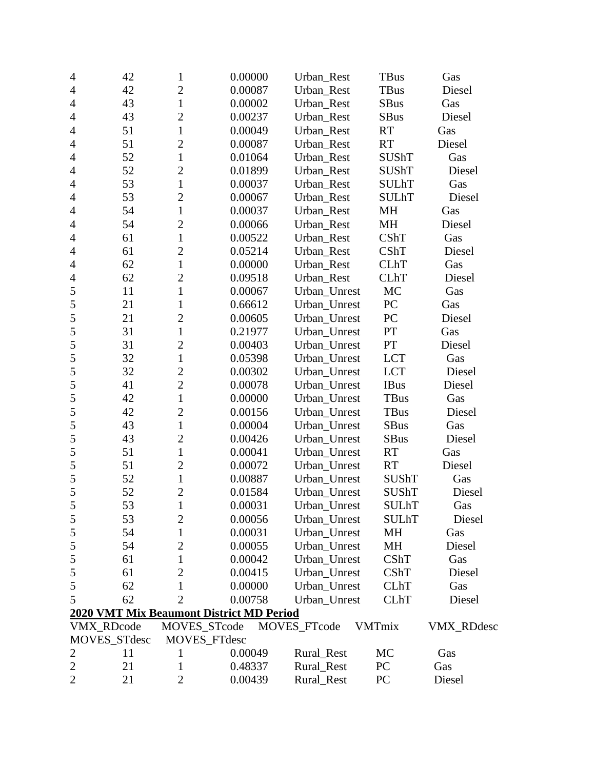| | | | | | | |
|---|---|---|---|---|---|---|
| 4 | 42 | 1 | 0.00000 | Urban_Rest | TBus | Gas |
| 4 | 42 | 2 | 0.00087 | Urban_Rest | TBus | Diesel |
| 4 | 43 | 1 | 0.00002 | Urban_Rest | SBus | Gas |
| 4 | 43 | 2 | 0.00237 | Urban_Rest | SBus | Diesel |
| 4 | 51 | 1 | 0.00049 | Urban_Rest | RT | Gas |
| 4 | 51 | 2 | 0.00087 | Urban_Rest | RT | Diesel |
| 4 | 52 | 1 | 0.01064 | Urban_Rest | SUShT | Gas |
| 4 | 52 | 2 | 0.01899 | Urban_Rest | SUShT | Diesel |
| 4 | 53 | 1 | 0.00037 | Urban_Rest | SULhT | Gas |
| 4 | 53 | 2 | 0.00067 | Urban_Rest | SULhT | Diesel |
| 4 | 54 | 1 | 0.00037 | Urban_Rest | MH | Gas |
| 4 | 54 | 2 | 0.00066 | Urban_Rest | MH | Diesel |
| 4 | 61 | 1 | 0.00522 | Urban_Rest | CShT | Gas |
| 4 | 61 | 2 | 0.05214 | Urban_Rest | CShT | Diesel |
| 4 | 62 | 1 | 0.00000 | Urban_Rest | CLhT | Gas |
| 4 | 62 | 2 | 0.09518 | Urban_Rest | CLhT | Diesel |
| 5 | 11 | 1 | 0.00067 | Urban_Unrest | MC | Gas |
| 5 | 21 | 1 | 0.66612 | Urban_Unrest | PC | Gas |
| 5 | 21 | 2 | 0.00605 | Urban_Unrest | PC | Diesel |
| 5 | 31 | 1 | 0.21977 | Urban_Unrest | PT | Gas |
| 5 | 31 | 2 | 0.00403 | Urban_Unrest | PT | Diesel |
| 5 | 32 | 1 | 0.05398 | Urban_Unrest | LCT | Gas |
| 5 | 32 | 2 | 0.00302 | Urban_Unrest | LCT | Diesel |
| 5 | 41 | 2 | 0.00078 | Urban_Unrest | IBus | Diesel |
| 5 | 42 | 1 | 0.00000 | Urban_Unrest | TBus | Gas |
| 5 | 42 | 2 | 0.00156 | Urban_Unrest | TBus | Diesel |
| 5 | 43 | 1 | 0.00004 | Urban_Unrest | SBus | Gas |
| 5 | 43 | 2 | 0.00426 | Urban_Unrest | SBus | Diesel |
| 5 | 51 | 1 | 0.00041 | Urban_Unrest | RT | Gas |
| 5 | 51 | 2 | 0.00072 | Urban_Unrest | RT | Diesel |
| 5 | 52 | 1 | 0.00887 | Urban_Unrest | SUShT | Gas |
| 5 | 52 | 2 | 0.01584 | Urban_Unrest | SUShT | Diesel |
| 5 | 53 | 1 | 0.00031 | Urban_Unrest | SULhT | Gas |
| 5 | 53 | 2 | 0.00056 | Urban_Unrest | SULhT | Diesel |
| 5 | 54 | 1 | 0.00031 | Urban_Unrest | MH | Gas |
| 5 | 54 | 2 | 0.00055 | Urban_Unrest | MH | Diesel |
| 5 | 61 | 1 | 0.00042 | Urban_Unrest | CShT | Gas |
| 5 | 61 | 2 | 0.00415 | Urban_Unrest | CShT | Diesel |
| 5 | 62 | 1 | 0.00000 | Urban_Unrest | CLhT | Gas |
| 5 | 62 | 2 | 0.00758 | Urban_Unrest | CLhT | Diesel |

**2020 VMT Mix Beaumont District MD Period**

| VMX_RDcode | MOVES_STcode | MOVES_FTcode | VMTmix | VMX_RDdesc | MOVES_STdesc | MOVES_FTdesc |
|---|---|---|---|---|---|---|
| 2 | 11 | 1 | 0.00049 | Rural_Rest | MC | Gas |
| 2 | 21 | 1 | 0.48337 | Rural_Rest | PC | Gas |
| 2 | 21 | 2 | 0.00439 | Rural_Rest | PC | Diesel |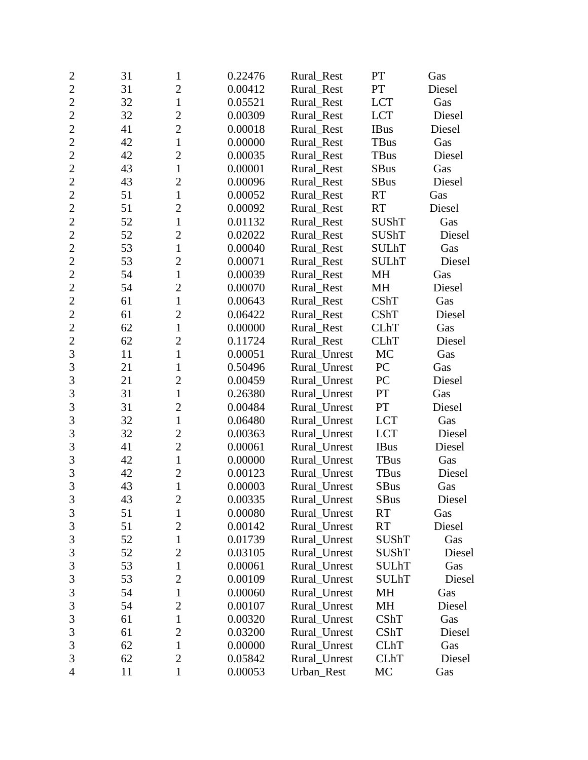| | | | | | | |
|---|---|---|---|---|---|---|
| 2 | 31 | 1 | 0.22476 | Rural_Rest | PT | Gas |
| 2 | 31 | 2 | 0.00412 | Rural_Rest | PT | Diesel |
| 2 | 32 | 1 | 0.05521 | Rural_Rest | LCT | Gas |
| 2 | 32 | 2 | 0.00309 | Rural_Rest | LCT | Diesel |
| 2 | 41 | 2 | 0.00018 | Rural_Rest | IBus | Diesel |
| 2 | 42 | 1 | 0.00000 | Rural_Rest | TBus | Gas |
| 2 | 42 | 2 | 0.00035 | Rural_Rest | TBus | Diesel |
| 2 | 43 | 1 | 0.00001 | Rural_Rest | SBus | Gas |
| 2 | 43 | 2 | 0.00096 | Rural_Rest | SBus | Diesel |
| 2 | 51 | 1 | 0.00052 | Rural_Rest | RT | Gas |
| 2 | 51 | 2 | 0.00092 | Rural_Rest | RT | Diesel |
| 2 | 52 | 1 | 0.01132 | Rural_Rest | SUShT | Gas |
| 2 | 52 | 2 | 0.02022 | Rural_Rest | SUShT | Diesel |
| 2 | 53 | 1 | 0.00040 | Rural_Rest | SULhT | Gas |
| 2 | 53 | 2 | 0.00071 | Rural_Rest | SULhT | Diesel |
| 2 | 54 | 1 | 0.00039 | Rural_Rest | MH | Gas |
| 2 | 54 | 2 | 0.00070 | Rural_Rest | MH | Diesel |
| 2 | 61 | 1 | 0.00643 | Rural_Rest | CShT | Gas |
| 2 | 61 | 2 | 0.06422 | Rural_Rest | CShT | Diesel |
| 2 | 62 | 1 | 0.00000 | Rural_Rest | CLhT | Gas |
| 2 | 62 | 2 | 0.11724 | Rural_Rest | CLhT | Diesel |
| 3 | 11 | 1 | 0.00051 | Rural_Unrest | MC | Gas |
| 3 | 21 | 1 | 0.50496 | Rural_Unrest | PC | Gas |
| 3 | 21 | 2 | 0.00459 | Rural_Unrest | PC | Diesel |
| 3 | 31 | 1 | 0.26380 | Rural_Unrest | PT | Gas |
| 3 | 31 | 2 | 0.00484 | Rural_Unrest | PT | Diesel |
| 3 | 32 | 1 | 0.06480 | Rural_Unrest | LCT | Gas |
| 3 | 32 | 2 | 0.00363 | Rural_Unrest | LCT | Diesel |
| 3 | 41 | 2 | 0.00061 | Rural_Unrest | IBus | Diesel |
| 3 | 42 | 1 | 0.00000 | Rural_Unrest | TBus | Gas |
| 3 | 42 | 2 | 0.00123 | Rural_Unrest | TBus | Diesel |
| 3 | 43 | 1 | 0.00003 | Rural_Unrest | SBus | Gas |
| 3 | 43 | 2 | 0.00335 | Rural_Unrest | SBus | Diesel |
| 3 | 51 | 1 | 0.00080 | Rural_Unrest | RT | Gas |
| 3 | 51 | 2 | 0.00142 | Rural_Unrest | RT | Diesel |
| 3 | 52 | 1 | 0.01739 | Rural_Unrest | SUShT | Gas |
| 3 | 52 | 2 | 0.03105 | Rural_Unrest | SUShT | Diesel |
| 3 | 53 | 1 | 0.00061 | Rural_Unrest | SULhT | Gas |
| 3 | 53 | 2 | 0.00109 | Rural_Unrest | SULhT | Diesel |
| 3 | 54 | 1 | 0.00060 | Rural_Unrest | MH | Gas |
| 3 | 54 | 2 | 0.00107 | Rural_Unrest | MH | Diesel |
| 3 | 61 | 1 | 0.00320 | Rural_Unrest | CShT | Gas |
| 3 | 61 | 2 | 0.03200 | Rural_Unrest | CShT | Diesel |
| 3 | 62 | 1 | 0.00000 | Rural_Unrest | CLhT | Gas |
| 3 | 62 | 2 | 0.05842 | Rural_Unrest | CLhT | Diesel |
| 4 | 11 | 1 | 0.00053 | Urban_Rest | MC | Gas |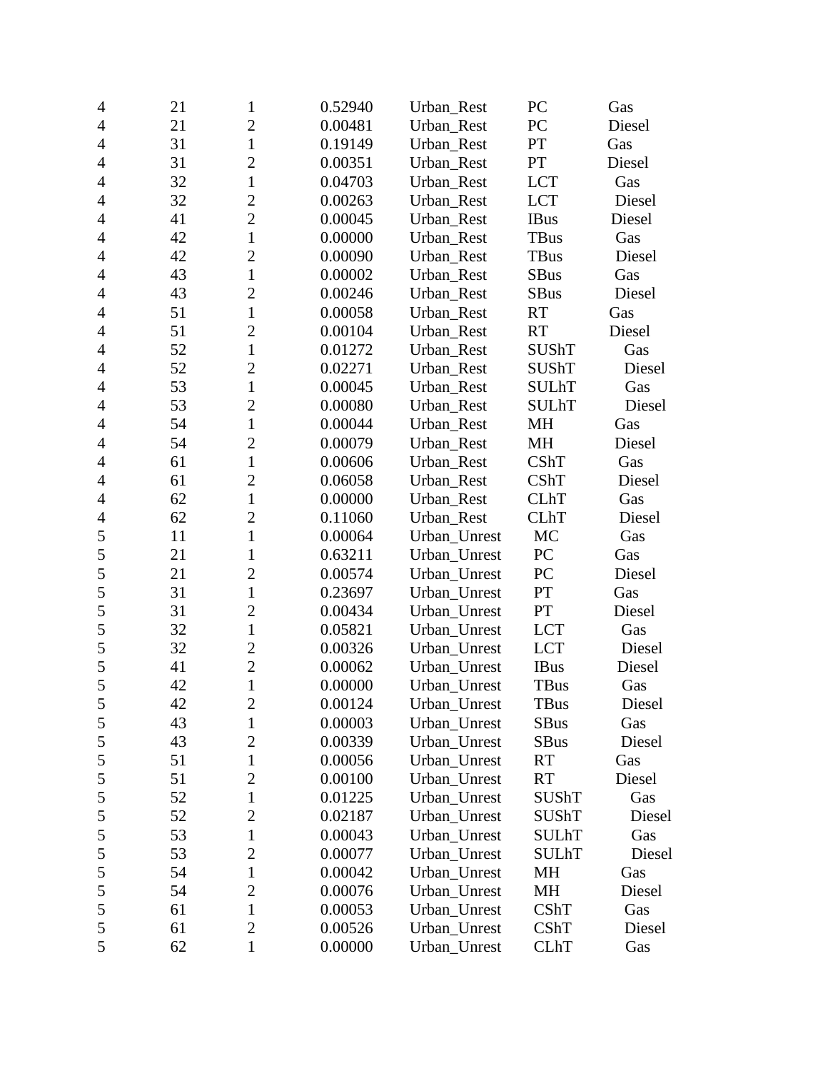| | | | | | | |
|---|---|---|---|---|---|---|
| 4 | 21 | 1 | 0.52940 | Urban_Rest | PC | Gas |
| 4 | 21 | 2 | 0.00481 | Urban_Rest | PC | Diesel |
| 4 | 31 | 1 | 0.19149 | Urban_Rest | PT | Gas |
| 4 | 31 | 2 | 0.00351 | Urban_Rest | PT | Diesel |
| 4 | 32 | 1 | 0.04703 | Urban_Rest | LCT | Gas |
| 4 | 32 | 2 | 0.00263 | Urban_Rest | LCT | Diesel |
| 4 | 41 | 2 | 0.00045 | Urban_Rest | IBus | Diesel |
| 4 | 42 | 1 | 0.00000 | Urban_Rest | TBus | Gas |
| 4 | 42 | 2 | 0.00090 | Urban_Rest | TBus | Diesel |
| 4 | 43 | 1 | 0.00002 | Urban_Rest | SBus | Gas |
| 4 | 43 | 2 | 0.00246 | Urban_Rest | SBus | Diesel |
| 4 | 51 | 1 | 0.00058 | Urban_Rest | RT | Gas |
| 4 | 51 | 2 | 0.00104 | Urban_Rest | RT | Diesel |
| 4 | 52 | 1 | 0.01272 | Urban_Rest | SUShT | Gas |
| 4 | 52 | 2 | 0.02271 | Urban_Rest | SUShT | Diesel |
| 4 | 53 | 1 | 0.00045 | Urban_Rest | SULhT | Gas |
| 4 | 53 | 2 | 0.00080 | Urban_Rest | SULhT | Diesel |
| 4 | 54 | 1 | 0.00044 | Urban_Rest | MH | Gas |
| 4 | 54 | 2 | 0.00079 | Urban_Rest | MH | Diesel |
| 4 | 61 | 1 | 0.00606 | Urban_Rest | CShT | Gas |
| 4 | 61 | 2 | 0.06058 | Urban_Rest | CShT | Diesel |
| 4 | 62 | 1 | 0.00000 | Urban_Rest | CLhT | Gas |
| 4 | 62 | 2 | 0.11060 | Urban_Rest | CLhT | Diesel |
| 5 | 11 | 1 | 0.00064 | Urban_Unrest | MC | Gas |
| 5 | 21 | 1 | 0.63211 | Urban_Unrest | PC | Gas |
| 5 | 21 | 2 | 0.00574 | Urban_Unrest | PC | Diesel |
| 5 | 31 | 1 | 0.23697 | Urban_Unrest | PT | Gas |
| 5 | 31 | 2 | 0.00434 | Urban_Unrest | PT | Diesel |
| 5 | 32 | 1 | 0.05821 | Urban_Unrest | LCT | Gas |
| 5 | 32 | 2 | 0.00326 | Urban_Unrest | LCT | Diesel |
| 5 | 41 | 2 | 0.00062 | Urban_Unrest | IBus | Diesel |
| 5 | 42 | 1 | 0.00000 | Urban_Unrest | TBus | Gas |
| 5 | 42 | 2 | 0.00124 | Urban_Unrest | TBus | Diesel |
| 5 | 43 | 1 | 0.00003 | Urban_Unrest | SBus | Gas |
| 5 | 43 | 2 | 0.00339 | Urban_Unrest | SBus | Diesel |
| 5 | 51 | 1 | 0.00056 | Urban_Unrest | RT | Gas |
| 5 | 51 | 2 | 0.00100 | Urban_Unrest | RT | Diesel |
| 5 | 52 | 1 | 0.01225 | Urban_Unrest | SUShT | Gas |
| 5 | 52 | 2 | 0.02187 | Urban_Unrest | SUShT | Diesel |
| 5 | 53 | 1 | 0.00043 | Urban_Unrest | SULhT | Gas |
| 5 | 53 | 2 | 0.00077 | Urban_Unrest | SULhT | Diesel |
| 5 | 54 | 1 | 0.00042 | Urban_Unrest | MH | Gas |
| 5 | 54 | 2 | 0.00076 | Urban_Unrest | MH | Diesel |
| 5 | 61 | 1 | 0.00053 | Urban_Unrest | CShT | Gas |
| 5 | 61 | 2 | 0.00526 | Urban_Unrest | CShT | Diesel |
| 5 | 62 | 1 | 0.00000 | Urban_Unrest | CLhT | Gas |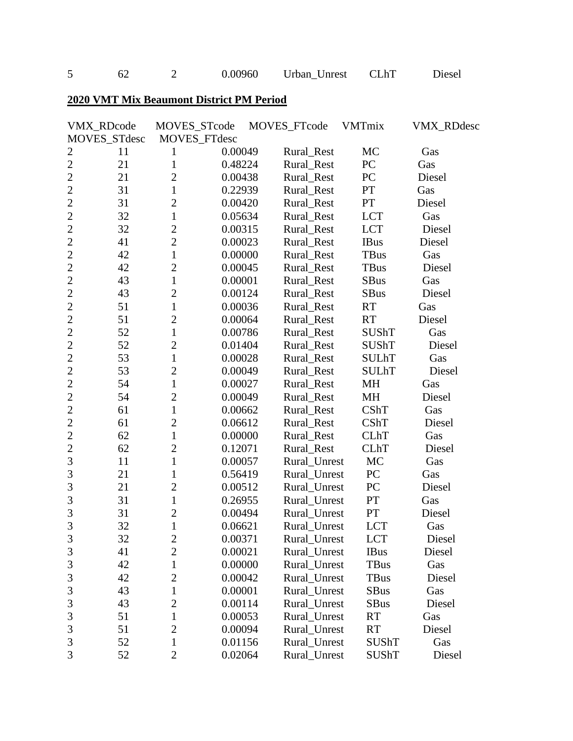| | | | | | | |
|---|---|---|---|---|---|---|
| 5 | 62 | 2 | 0.00960 | Urban_Unrest | CLhT | Diesel |

**2020 VMT Mix Beaumont District PM Period**

| VMX_RDcode | MOVES_STcode | MOVES_FTcode | VMTmix | VMX_RDdesc | MOVES_STdesc | MOVES_FTdesc |
|---|---|---|---|---|---|---|
| 2 | 11 | 1 | 0.00049 | Rural_Rest | MC | Gas |
| 2 | 21 | 1 | 0.48224 | Rural_Rest | PC | Gas |
| 2 | 21 | 2 | 0.00438 | Rural_Rest | PC | Diesel |
| 2 | 31 | 1 | 0.22939 | Rural_Rest | PT | Gas |
| 2 | 31 | 2 | 0.00420 | Rural_Rest | PT | Diesel |
| 2 | 32 | 1 | 0.05634 | Rural_Rest | LCT | Gas |
| 2 | 32 | 2 | 0.00315 | Rural_Rest | LCT | Diesel |
| 2 | 41 | 2 | 0.00023 | Rural_Rest | IBus | Diesel |
| 2 | 42 | 1 | 0.00000 | Rural_Rest | TBus | Gas |
| 2 | 42 | 2 | 0.00045 | Rural_Rest | TBus | Diesel |
| 2 | 43 | 1 | 0.00001 | Rural_Rest | SBus | Gas |
| 2 | 43 | 2 | 0.00124 | Rural_Rest | SBus | Diesel |
| 2 | 51 | 1 | 0.00036 | Rural_Rest | RT | Gas |
| 2 | 51 | 2 | 0.00064 | Rural_Rest | RT | Diesel |
| 2 | 52 | 1 | 0.00786 | Rural_Rest | SUShT | Gas |
| 2 | 52 | 2 | 0.01404 | Rural_Rest | SUShT | Diesel |
| 2 | 53 | 1 | 0.00028 | Rural_Rest | SULhT | Gas |
| 2 | 53 | 2 | 0.00049 | Rural_Rest | SULhT | Diesel |
| 2 | 54 | 1 | 0.00027 | Rural_Rest | MH | Gas |
| 2 | 54 | 2 | 0.00049 | Rural_Rest | MH | Diesel |
| 2 | 61 | 1 | 0.00662 | Rural_Rest | CShT | Gas |
| 2 | 61 | 2 | 0.06612 | Rural_Rest | CShT | Diesel |
| 2 | 62 | 1 | 0.00000 | Rural_Rest | CLhT | Gas |
| 2 | 62 | 2 | 0.12071 | Rural_Rest | CLhT | Diesel |
| 3 | 11 | 1 | 0.00057 | Rural_Unrest | MC | Gas |
| 3 | 21 | 1 | 0.56419 | Rural_Unrest | PC | Gas |
| 3 | 21 | 2 | 0.00512 | Rural_Unrest | PC | Diesel |
| 3 | 31 | 1 | 0.26955 | Rural_Unrest | PT | Gas |
| 3 | 31 | 2 | 0.00494 | Rural_Unrest | PT | Diesel |
| 3 | 32 | 1 | 0.06621 | Rural_Unrest | LCT | Gas |
| 3 | 32 | 2 | 0.00371 | Rural_Unrest | LCT | Diesel |
| 3 | 41 | 2 | 0.00021 | Rural_Unrest | IBus | Diesel |
| 3 | 42 | 1 | 0.00000 | Rural_Unrest | TBus | Gas |
| 3 | 42 | 2 | 0.00042 | Rural_Unrest | TBus | Diesel |
| 3 | 43 | 1 | 0.00001 | Rural_Unrest | SBus | Gas |
| 3 | 43 | 2 | 0.00114 | Rural_Unrest | SBus | Diesel |
| 3 | 51 | 1 | 0.00053 | Rural_Unrest | RT | Gas |
| 3 | 51 | 2 | 0.00094 | Rural_Unrest | RT | Diesel |
| 3 | 52 | 1 | 0.01156 | Rural_Unrest | SUShT | Gas |
| 3 | 52 | 2 | 0.02064 | Rural_Unrest | SUShT | Diesel |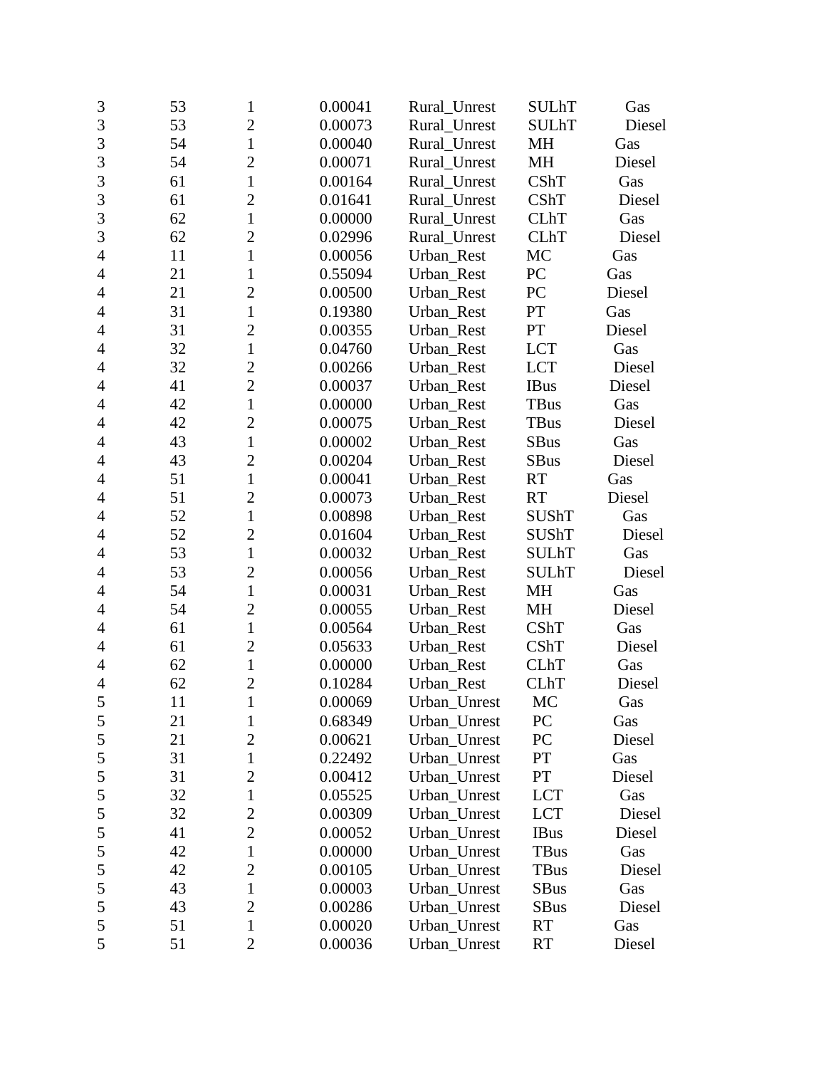| | | | | | | |
|---|---|---|---|---|---|---|
| 3 | 53 | 1 | 0.00041 | Rural_Unrest | SULhT | Gas |
| 3 | 53 | 2 | 0.00073 | Rural_Unrest | SULhT | Diesel |
| 3 | 54 | 1 | 0.00040 | Rural_Unrest | MH | Gas |
| 3 | 54 | 2 | 0.00071 | Rural_Unrest | MH | Diesel |
| 3 | 61 | 1 | 0.00164 | Rural_Unrest | CShT | Gas |
| 3 | 61 | 2 | 0.01641 | Rural_Unrest | CShT | Diesel |
| 3 | 62 | 1 | 0.00000 | Rural_Unrest | CLhT | Gas |
| 3 | 62 | 2 | 0.02996 | Rural_Unrest | CLhT | Diesel |
| 4 | 11 | 1 | 0.00056 | Urban_Rest | MC | Gas |
| 4 | 21 | 1 | 0.55094 | Urban_Rest | PC | Gas |
| 4 | 21 | 2 | 0.00500 | Urban_Rest | PC | Diesel |
| 4 | 31 | 1 | 0.19380 | Urban_Rest | PT | Gas |
| 4 | 31 | 2 | 0.00355 | Urban_Rest | PT | Diesel |
| 4 | 32 | 1 | 0.04760 | Urban_Rest | LCT | Gas |
| 4 | 32 | 2 | 0.00266 | Urban_Rest | LCT | Diesel |
| 4 | 41 | 2 | 0.00037 | Urban_Rest | IBus | Diesel |
| 4 | 42 | 1 | 0.00000 | Urban_Rest | TBus | Gas |
| 4 | 42 | 2 | 0.00075 | Urban_Rest | TBus | Diesel |
| 4 | 43 | 1 | 0.00002 | Urban_Rest | SBus | Gas |
| 4 | 43 | 2 | 0.00204 | Urban_Rest | SBus | Diesel |
| 4 | 51 | 1 | 0.00041 | Urban_Rest | RT | Gas |
| 4 | 51 | 2 | 0.00073 | Urban_Rest | RT | Diesel |
| 4 | 52 | 1 | 0.00898 | Urban_Rest | SUShT | Gas |
| 4 | 52 | 2 | 0.01604 | Urban_Rest | SUShT | Diesel |
| 4 | 53 | 1 | 0.00032 | Urban_Rest | SULhT | Gas |
| 4 | 53 | 2 | 0.00056 | Urban_Rest | SULhT | Diesel |
| 4 | 54 | 1 | 0.00031 | Urban_Rest | MH | Gas |
| 4 | 54 | 2 | 0.00055 | Urban_Rest | MH | Diesel |
| 4 | 61 | 1 | 0.00564 | Urban_Rest | CShT | Gas |
| 4 | 61 | 2 | 0.05633 | Urban_Rest | CShT | Diesel |
| 4 | 62 | 1 | 0.00000 | Urban_Rest | CLhT | Gas |
| 4 | 62 | 2 | 0.10284 | Urban_Rest | CLhT | Diesel |
| 5 | 11 | 1 | 0.00069 | Urban_Unrest | MC | Gas |
| 5 | 21 | 1 | 0.68349 | Urban_Unrest | PC | Gas |
| 5 | 21 | 2 | 0.00621 | Urban_Unrest | PC | Diesel |
| 5 | 31 | 1 | 0.22492 | Urban_Unrest | PT | Gas |
| 5 | 31 | 2 | 0.00412 | Urban_Unrest | PT | Diesel |
| 5 | 32 | 1 | 0.05525 | Urban_Unrest | LCT | Gas |
| 5 | 32 | 2 | 0.00309 | Urban_Unrest | LCT | Diesel |
| 5 | 41 | 2 | 0.00052 | Urban_Unrest | IBus | Diesel |
| 5 | 42 | 1 | 0.00000 | Urban_Unrest | TBus | Gas |
| 5 | 42 | 2 | 0.00105 | Urban_Unrest | TBus | Diesel |
| 5 | 43 | 1 | 0.00003 | Urban_Unrest | SBus | Gas |
| 5 | 43 | 2 | 0.00286 | Urban_Unrest | SBus | Diesel |
| 5 | 51 | 1 | 0.00020 | Urban_Unrest | RT | Gas |
| 5 | 51 | 2 | 0.00036 | Urban_Unrest | RT | Diesel |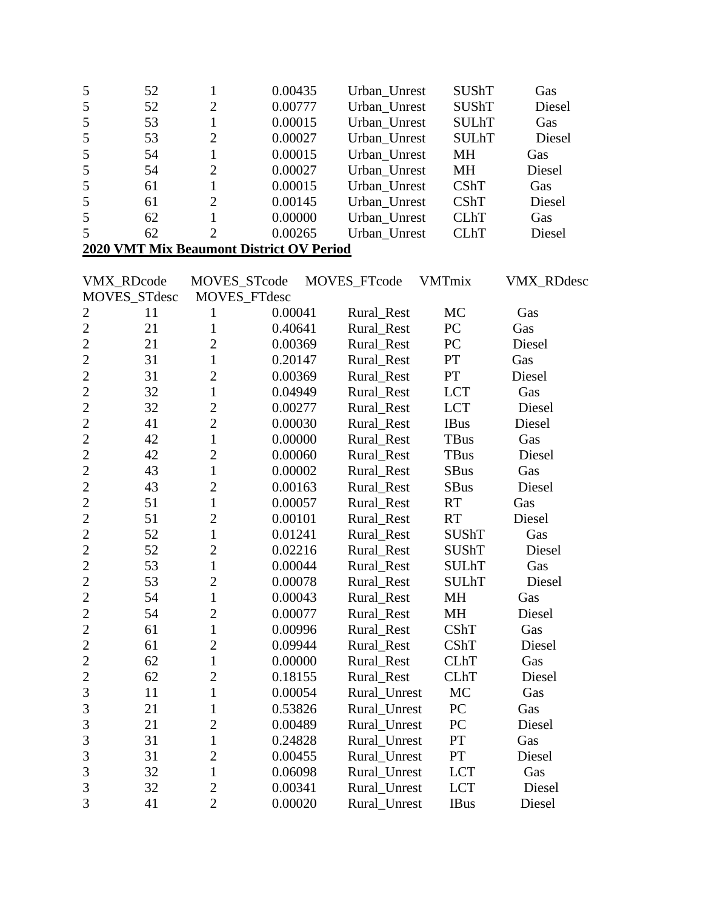| | | | | | | |
|---|---|---|---|---|---|---|
| 5 | 52 | 1 | 0.00435 | Urban_Unrest | SUShT | Gas |
| 5 | 52 | 2 | 0.00777 | Urban_Unrest | SUShT | Diesel |
| 5 | 53 | 1 | 0.00015 | Urban_Unrest | SULhT | Gas |
| 5 | 53 | 2 | 0.00027 | Urban_Unrest | SULhT | Diesel |
| 5 | 54 | 1 | 0.00015 | Urban_Unrest | MH | Gas |
| 5 | 54 | 2 | 0.00027 | Urban_Unrest | MH | Diesel |
| 5 | 61 | 1 | 0.00015 | Urban_Unrest | CShT | Gas |
| 5 | 61 | 2 | 0.00145 | Urban_Unrest | CShT | Diesel |
| 5 | 62 | 1 | 0.00000 | Urban_Unrest | CLhT | Gas |
| 5 | 62 | 2 | 0.00265 | Urban_Unrest | CLhT | Diesel |

**2020 VMT Mix Beaumont District OV Period**

| VMX_RDcode | MOVES_STcode | MOVES_FTcode | VMTmix | VMX_RDdesc | MOVES_STdesc | MOVES_FTdesc |
|---|---|---|---|---|---|---|
| 2 | 11 | 1 | 0.00041 | Rural_Rest | MC | Gas |
| 2 | 21 | 1 | 0.40641 | Rural_Rest | PC | Gas |
| 2 | 21 | 2 | 0.00369 | Rural_Rest | PC | Diesel |
| 2 | 31 | 1 | 0.20147 | Rural_Rest | PT | Gas |
| 2 | 31 | 2 | 0.00369 | Rural_Rest | PT | Diesel |
| 2 | 32 | 1 | 0.04949 | Rural_Rest | LCT | Gas |
| 2 | 32 | 2 | 0.00277 | Rural_Rest | LCT | Diesel |
| 2 | 41 | 2 | 0.00030 | Rural_Rest | IBus | Diesel |
| 2 | 42 | 1 | 0.00000 | Rural_Rest | TBus | Gas |
| 2 | 42 | 2 | 0.00060 | Rural_Rest | TBus | Diesel |
| 2 | 43 | 1 | 0.00002 | Rural_Rest | SBus | Gas |
| 2 | 43 | 2 | 0.00163 | Rural_Rest | SBus | Diesel |
| 2 | 51 | 1 | 0.00057 | Rural_Rest | RT | Gas |
| 2 | 51 | 2 | 0.00101 | Rural_Rest | RT | Diesel |
| 2 | 52 | 1 | 0.01241 | Rural_Rest | SUShT | Gas |
| 2 | 52 | 2 | 0.02216 | Rural_Rest | SUShT | Diesel |
| 2 | 53 | 1 | 0.00044 | Rural_Rest | SULhT | Gas |
| 2 | 53 | 2 | 0.00078 | Rural_Rest | SULhT | Diesel |
| 2 | 54 | 1 | 0.00043 | Rural_Rest | MH | Gas |
| 2 | 54 | 2 | 0.00077 | Rural_Rest | MH | Diesel |
| 2 | 61 | 1 | 0.00996 | Rural_Rest | CShT | Gas |
| 2 | 61 | 2 | 0.09944 | Rural_Rest | CShT | Diesel |
| 2 | 62 | 1 | 0.00000 | Rural_Rest | CLhT | Gas |
| 2 | 62 | 2 | 0.18155 | Rural_Rest | CLhT | Diesel |
| 3 | 11 | 1 | 0.00054 | Rural_Unrest | MC | Gas |
| 3 | 21 | 1 | 0.53826 | Rural_Unrest | PC | Gas |
| 3 | 21 | 2 | 0.00489 | Rural_Unrest | PC | Diesel |
| 3 | 31 | 1 | 0.24828 | Rural_Unrest | PT | Gas |
| 3 | 31 | 2 | 0.00455 | Rural_Unrest | PT | Diesel |
| 3 | 32 | 1 | 0.06098 | Rural_Unrest | LCT | Gas |
| 3 | 32 | 2 | 0.00341 | Rural_Unrest | LCT | Diesel |
| 3 | 41 | 2 | 0.00020 | Rural_Unrest | IBus | Diesel |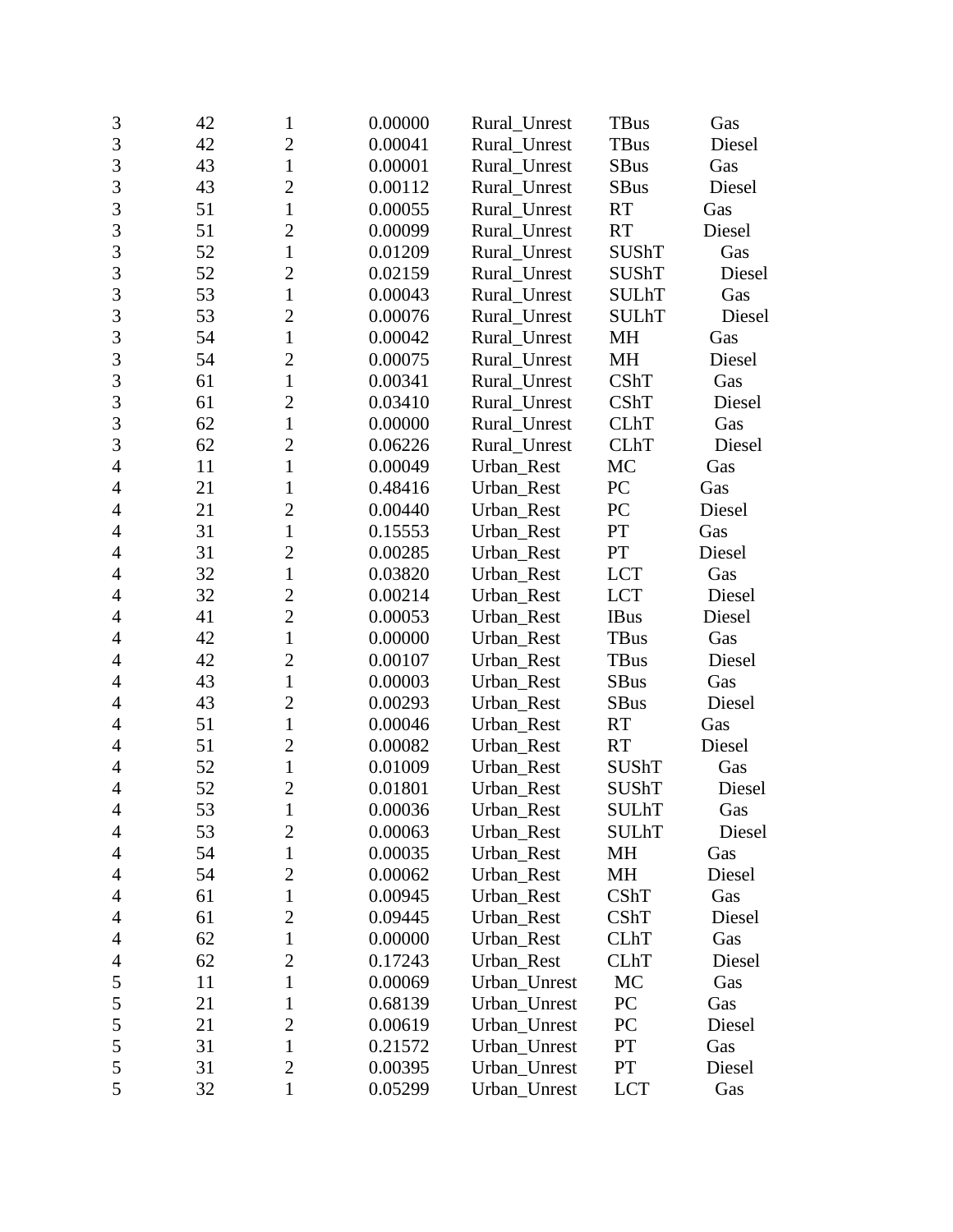| | | | | | | |
|---|---|---|---|---|---|---|
| 3 | 42 | 1 | 0.00000 | Rural_Unrest | TBus | Gas |
| 3 | 42 | 2 | 0.00041 | Rural_Unrest | TBus | Diesel |
| 3 | 43 | 1 | 0.00001 | Rural_Unrest | SBus | Gas |
| 3 | 43 | 2 | 0.00112 | Rural_Unrest | SBus | Diesel |
| 3 | 51 | 1 | 0.00055 | Rural_Unrest | RT | Gas |
| 3 | 51 | 2 | 0.00099 | Rural_Unrest | RT | Diesel |
| 3 | 52 | 1 | 0.01209 | Rural_Unrest | SUShT | Gas |
| 3 | 52 | 2 | 0.02159 | Rural_Unrest | SUShT | Diesel |
| 3 | 53 | 1 | 0.00043 | Rural_Unrest | SULhT | Gas |
| 3 | 53 | 2 | 0.00076 | Rural_Unrest | SULhT | Diesel |
| 3 | 54 | 1 | 0.00042 | Rural_Unrest | MH | Gas |
| 3 | 54 | 2 | 0.00075 | Rural_Unrest | MH | Diesel |
| 3 | 61 | 1 | 0.00341 | Rural_Unrest | CShT | Gas |
| 3 | 61 | 2 | 0.03410 | Rural_Unrest | CShT | Diesel |
| 3 | 62 | 1 | 0.00000 | Rural_Unrest | CLhT | Gas |
| 3 | 62 | 2 | 0.06226 | Rural_Unrest | CLhT | Diesel |
| 4 | 11 | 1 | 0.00049 | Urban_Rest | MC | Gas |
| 4 | 21 | 1 | 0.48416 | Urban_Rest | PC | Gas |
| 4 | 21 | 2 | 0.00440 | Urban_Rest | PC | Diesel |
| 4 | 31 | 1 | 0.15553 | Urban_Rest | PT | Gas |
| 4 | 31 | 2 | 0.00285 | Urban_Rest | PT | Diesel |
| 4 | 32 | 1 | 0.03820 | Urban_Rest | LCT | Gas |
| 4 | 32 | 2 | 0.00214 | Urban_Rest | LCT | Diesel |
| 4 | 41 | 2 | 0.00053 | Urban_Rest | IBus | Diesel |
| 4 | 42 | 1 | 0.00000 | Urban_Rest | TBus | Gas |
| 4 | 42 | 2 | 0.00107 | Urban_Rest | TBus | Diesel |
| 4 | 43 | 1 | 0.00003 | Urban_Rest | SBus | Gas |
| 4 | 43 | 2 | 0.00293 | Urban_Rest | SBus | Diesel |
| 4 | 51 | 1 | 0.00046 | Urban_Rest | RT | Gas |
| 4 | 51 | 2 | 0.00082 | Urban_Rest | RT | Diesel |
| 4 | 52 | 1 | 0.01009 | Urban_Rest | SUShT | Gas |
| 4 | 52 | 2 | 0.01801 | Urban_Rest | SUShT | Diesel |
| 4 | 53 | 1 | 0.00036 | Urban_Rest | SULhT | Gas |
| 4 | 53 | 2 | 0.00063 | Urban_Rest | SULhT | Diesel |
| 4 | 54 | 1 | 0.00035 | Urban_Rest | MH | Gas |
| 4 | 54 | 2 | 0.00062 | Urban_Rest | MH | Diesel |
| 4 | 61 | 1 | 0.00945 | Urban_Rest | CShT | Gas |
| 4 | 61 | 2 | 0.09445 | Urban_Rest | CShT | Diesel |
| 4 | 62 | 1 | 0.00000 | Urban_Rest | CLhT | Gas |
| 4 | 62 | 2 | 0.17243 | Urban_Rest | CLhT | Diesel |
| 5 | 11 | 1 | 0.00069 | Urban_Unrest | MC | Gas |
| 5 | 21 | 1 | 0.68139 | Urban_Unrest | PC | Gas |
| 5 | 21 | 2 | 0.00619 | Urban_Unrest | PC | Diesel |
| 5 | 31 | 1 | 0.21572 | Urban_Unrest | PT | Gas |
| 5 | 31 | 2 | 0.00395 | Urban_Unrest | PT | Diesel |
| 5 | 32 | 1 | 0.05299 | Urban_Unrest | LCT | Gas |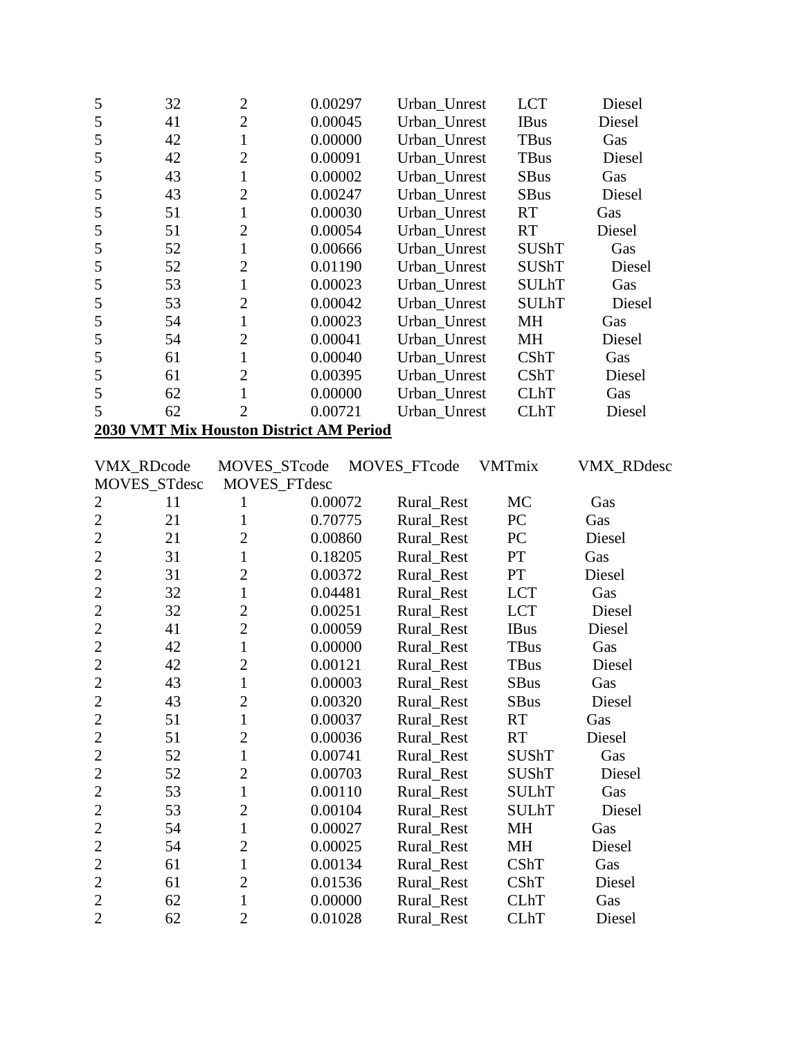| | | | | | | |
|---|---|---|---|---|---|---|
| 5 | 32 | 2 | 0.00297 | Urban_Unrest | LCT | Diesel |
| 5 | 41 | 2 | 0.00045 | Urban_Unrest | IBus | Diesel |
| 5 | 42 | 1 | 0.00000 | Urban_Unrest | TBus | Gas |
| 5 | 42 | 2 | 0.00091 | Urban_Unrest | TBus | Diesel |
| 5 | 43 | 1 | 0.00002 | Urban_Unrest | SBus | Gas |
| 5 | 43 | 2 | 0.00247 | Urban_Unrest | SBus | Diesel |
| 5 | 51 | 1 | 0.00030 | Urban_Unrest | RT | Gas |
| 5 | 51 | 2 | 0.00054 | Urban_Unrest | RT | Diesel |
| 5 | 52 | 1 | 0.00666 | Urban_Unrest | SUShT | Gas |
| 5 | 52 | 2 | 0.01190 | Urban_Unrest | SUShT | Diesel |
| 5 | 53 | 1 | 0.00023 | Urban_Unrest | SULhT | Gas |
| 5 | 53 | 2 | 0.00042 | Urban_Unrest | SULhT | Diesel |
| 5 | 54 | 1 | 0.00023 | Urban_Unrest | MH | Gas |
| 5 | 54 | 2 | 0.00041 | Urban_Unrest | MH | Diesel |
| 5 | 61 | 1 | 0.00040 | Urban_Unrest | CShT | Gas |
| 5 | 61 | 2 | 0.00395 | Urban_Unrest | CShT | Diesel |
| 5 | 62 | 1 | 0.00000 | Urban_Unrest | CLhT | Gas |
| 5 | 62 | 2 | 0.00721 | Urban_Unrest | CLhT | Diesel |

**2030 VMT Mix Houston District AM Period**

| VMX_RDcode | MOVES_STcode | MOVES_FTcode | VMTmix | VMX_RDdesc | MOVES_STdesc | MOVES_FTdesc |
|---|---|---|---|---|---|---|
| 2 | 11 | 1 | 0.00072 | Rural_Rest | MC | Gas |
| 2 | 21 | 1 | 0.70775 | Rural_Rest | PC | Gas |
| 2 | 21 | 2 | 0.00860 | Rural_Rest | PC | Diesel |
| 2 | 31 | 1 | 0.18205 | Rural_Rest | PT | Gas |
| 2 | 31 | 2 | 0.00372 | Rural_Rest | PT | Diesel |
| 2 | 32 | 1 | 0.04481 | Rural_Rest | LCT | Gas |
| 2 | 32 | 2 | 0.00251 | Rural_Rest | LCT | Diesel |
| 2 | 41 | 2 | 0.00059 | Rural_Rest | IBus | Diesel |
| 2 | 42 | 1 | 0.00000 | Rural_Rest | TBus | Gas |
| 2 | 42 | 2 | 0.00121 | Rural_Rest | TBus | Diesel |
| 2 | 43 | 1 | 0.00003 | Rural_Rest | SBus | Gas |
| 2 | 43 | 2 | 0.00320 | Rural_Rest | SBus | Diesel |
| 2 | 51 | 1 | 0.00037 | Rural_Rest | RT | Gas |
| 2 | 51 | 2 | 0.00036 | Rural_Rest | RT | Diesel |
| 2 | 52 | 1 | 0.00741 | Rural_Rest | SUShT | Gas |
| 2 | 52 | 2 | 0.00703 | Rural_Rest | SUShT | Diesel |
| 2 | 53 | 1 | 0.00110 | Rural_Rest | SULhT | Gas |
| 2 | 53 | 2 | 0.00104 | Rural_Rest | SULhT | Diesel |
| 2 | 54 | 1 | 0.00027 | Rural_Rest | MH | Gas |
| 2 | 54 | 2 | 0.00025 | Rural_Rest | MH | Diesel |
| 2 | 61 | 1 | 0.00134 | Rural_Rest | CShT | Gas |
| 2 | 61 | 2 | 0.01536 | Rural_Rest | CShT | Diesel |
| 2 | 62 | 1 | 0.00000 | Rural_Rest | CLhT | Gas |
| 2 | 62 | 2 | 0.01028 | Rural_Rest | CLhT | Diesel |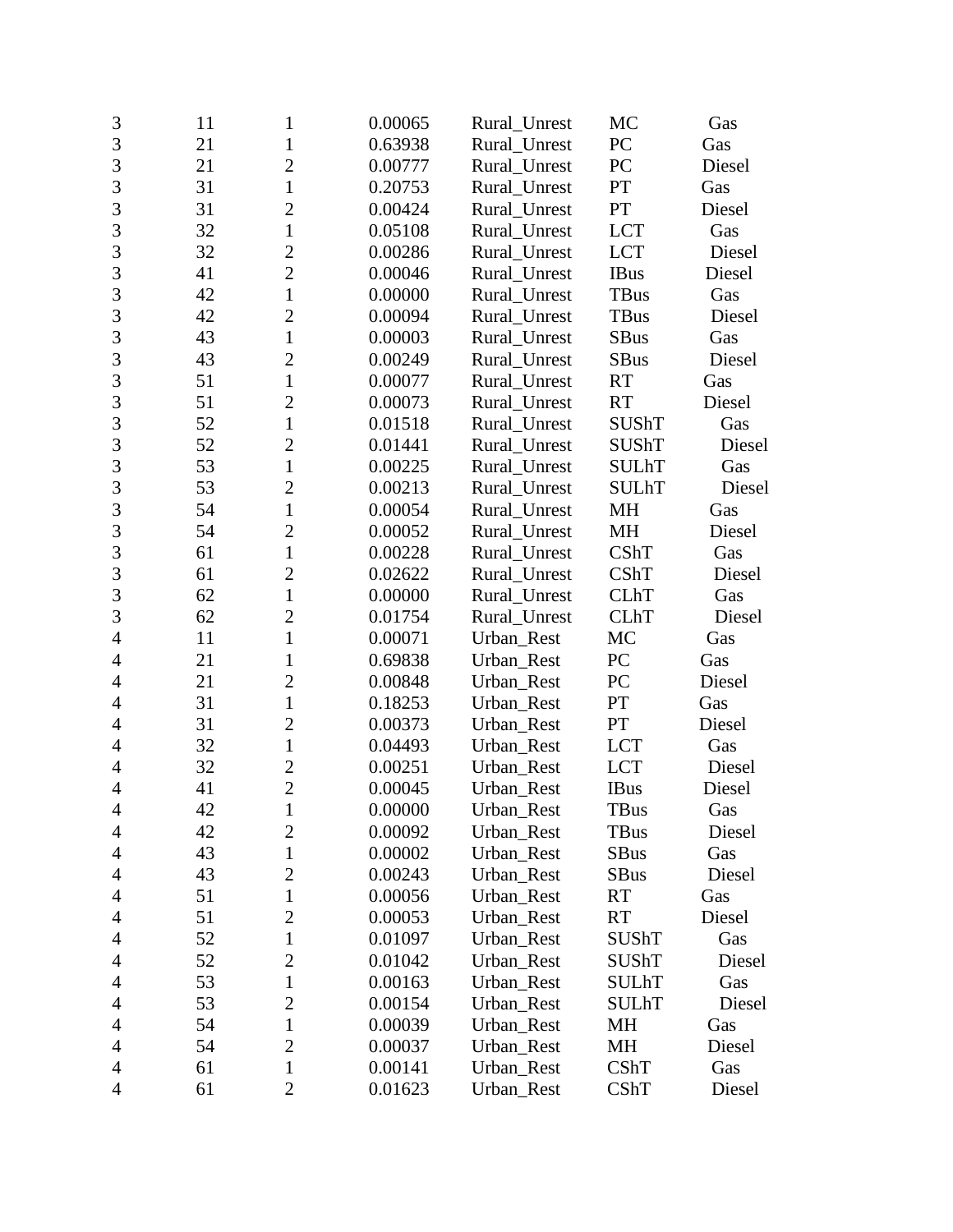| | | | | | | |
|---|---|---|---|---|---|---|
| 3 | 11 | 1 | 0.00065 | Rural_Unrest | MC | Gas |
| 3 | 21 | 1 | 0.63938 | Rural_Unrest | PC | Gas |
| 3 | 21 | 2 | 0.00777 | Rural_Unrest | PC | Diesel |
| 3 | 31 | 1 | 0.20753 | Rural_Unrest | PT | Gas |
| 3 | 31 | 2 | 0.00424 | Rural_Unrest | PT | Diesel |
| 3 | 32 | 1 | 0.05108 | Rural_Unrest | LCT | Gas |
| 3 | 32 | 2 | 0.00286 | Rural_Unrest | LCT | Diesel |
| 3 | 41 | 2 | 0.00046 | Rural_Unrest | IBus | Diesel |
| 3 | 42 | 1 | 0.00000 | Rural_Unrest | TBus | Gas |
| 3 | 42 | 2 | 0.00094 | Rural_Unrest | TBus | Diesel |
| 3 | 43 | 1 | 0.00003 | Rural_Unrest | SBus | Gas |
| 3 | 43 | 2 | 0.00249 | Rural_Unrest | SBus | Diesel |
| 3 | 51 | 1 | 0.00077 | Rural_Unrest | RT | Gas |
| 3 | 51 | 2 | 0.00073 | Rural_Unrest | RT | Diesel |
| 3 | 52 | 1 | 0.01518 | Rural_Unrest | SUShT | Gas |
| 3 | 52 | 2 | 0.01441 | Rural_Unrest | SUShT | Diesel |
| 3 | 53 | 1 | 0.00225 | Rural_Unrest | SULhT | Gas |
| 3 | 53 | 2 | 0.00213 | Rural_Unrest | SULhT | Diesel |
| 3 | 54 | 1 | 0.00054 | Rural_Unrest | MH | Gas |
| 3 | 54 | 2 | 0.00052 | Rural_Unrest | MH | Diesel |
| 3 | 61 | 1 | 0.00228 | Rural_Unrest | CShT | Gas |
| 3 | 61 | 2 | 0.02622 | Rural_Unrest | CShT | Diesel |
| 3 | 62 | 1 | 0.00000 | Rural_Unrest | CLhT | Gas |
| 3 | 62 | 2 | 0.01754 | Rural_Unrest | CLhT | Diesel |
| 4 | 11 | 1 | 0.00071 | Urban_Rest | MC | Gas |
| 4 | 21 | 1 | 0.69838 | Urban_Rest | PC | Gas |
| 4 | 21 | 2 | 0.00848 | Urban_Rest | PC | Diesel |
| 4 | 31 | 1 | 0.18253 | Urban_Rest | PT | Gas |
| 4 | 31 | 2 | 0.00373 | Urban_Rest | PT | Diesel |
| 4 | 32 | 1 | 0.04493 | Urban_Rest | LCT | Gas |
| 4 | 32 | 2 | 0.00251 | Urban_Rest | LCT | Diesel |
| 4 | 41 | 2 | 0.00045 | Urban_Rest | IBus | Diesel |
| 4 | 42 | 1 | 0.00000 | Urban_Rest | TBus | Gas |
| 4 | 42 | 2 | 0.00092 | Urban_Rest | TBus | Diesel |
| 4 | 43 | 1 | 0.00002 | Urban_Rest | SBus | Gas |
| 4 | 43 | 2 | 0.00243 | Urban_Rest | SBus | Diesel |
| 4 | 51 | 1 | 0.00056 | Urban_Rest | RT | Gas |
| 4 | 51 | 2 | 0.00053 | Urban_Rest | RT | Diesel |
| 4 | 52 | 1 | 0.01097 | Urban_Rest | SUShT | Gas |
| 4 | 52 | 2 | 0.01042 | Urban_Rest | SUShT | Diesel |
| 4 | 53 | 1 | 0.00163 | Urban_Rest | SULhT | Gas |
| 4 | 53 | 2 | 0.00154 | Urban_Rest | SULhT | Diesel |
| 4 | 54 | 1 | 0.00039 | Urban_Rest | MH | Gas |
| 4 | 54 | 2 | 0.00037 | Urban_Rest | MH | Diesel |
| 4 | 61 | 1 | 0.00141 | Urban_Rest | CShT | Gas |
| 4 | 61 | 2 | 0.01623 | Urban_Rest | CShT | Diesel |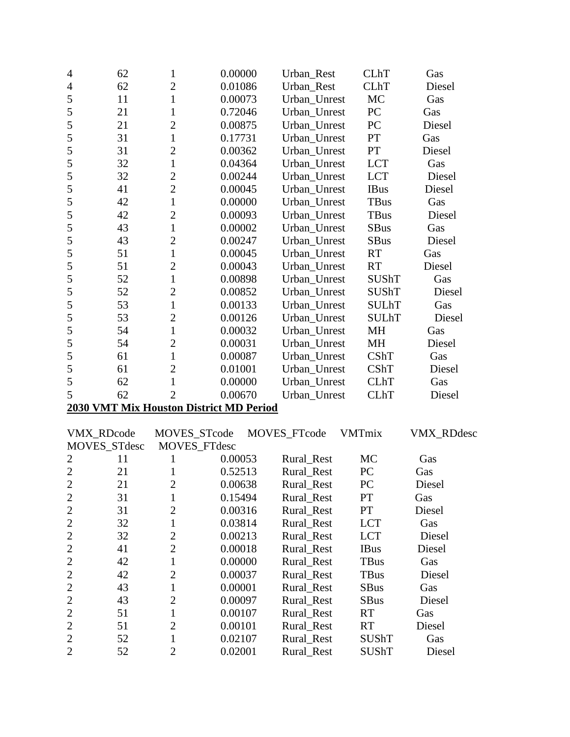| | | | | | | |
|---|---|---|---|---|---|---|
| 4 | 62 | 1 | 0.00000 | Urban_Rest | CLhT | Gas |
| 4 | 62 | 2 | 0.01086 | Urban_Rest | CLhT | Diesel |
| 5 | 11 | 1 | 0.00073 | Urban_Unrest | MC | Gas |
| 5 | 21 | 1 | 0.72046 | Urban_Unrest | PC | Gas |
| 5 | 21 | 2 | 0.00875 | Urban_Unrest | PC | Diesel |
| 5 | 31 | 1 | 0.17731 | Urban_Unrest | PT | Gas |
| 5 | 31 | 2 | 0.00362 | Urban_Unrest | PT | Diesel |
| 5 | 32 | 1 | 0.04364 | Urban_Unrest | LCT | Gas |
| 5 | 32 | 2 | 0.00244 | Urban_Unrest | LCT | Diesel |
| 5 | 41 | 2 | 0.00045 | Urban_Unrest | IBus | Diesel |
| 5 | 42 | 1 | 0.00000 | Urban_Unrest | TBus | Gas |
| 5 | 42 | 2 | 0.00093 | Urban_Unrest | TBus | Diesel |
| 5 | 43 | 1 | 0.00002 | Urban_Unrest | SBus | Gas |
| 5 | 43 | 2 | 0.00247 | Urban_Unrest | SBus | Diesel |
| 5 | 51 | 1 | 0.00045 | Urban_Unrest | RT | Gas |
| 5 | 51 | 2 | 0.00043 | Urban_Unrest | RT | Diesel |
| 5 | 52 | 1 | 0.00898 | Urban_Unrest | SUShT | Gas |
| 5 | 52 | 2 | 0.00852 | Urban_Unrest | SUShT | Diesel |
| 5 | 53 | 1 | 0.00133 | Urban_Unrest | SULhT | Gas |
| 5 | 53 | 2 | 0.00126 | Urban_Unrest | SULhT | Diesel |
| 5 | 54 | 1 | 0.00032 | Urban_Unrest | MH | Gas |
| 5 | 54 | 2 | 0.00031 | Urban_Unrest | MH | Diesel |
| 5 | 61 | 1 | 0.00087 | Urban_Unrest | CShT | Gas |
| 5 | 61 | 2 | 0.01001 | Urban_Unrest | CShT | Diesel |
| 5 | 62 | 1 | 0.00000 | Urban_Unrest | CLhT | Gas |
| 5 | 62 | 2 | 0.00670 | Urban_Unrest | CLhT | Diesel |

**2030 VMT Mix Houston District MD Period**

| VMX_RDcode | MOVES_STcode | MOVES_FTcode | VMTmix | VMX_RDdesc | MOVES_STdesc | MOVES_FTdesc |
|---|---|---|---|---|---|---|
| 2 | 11 | 1 | 0.00053 | Rural_Rest | MC | Gas |
| 2 | 21 | 1 | 0.52513 | Rural_Rest | PC | Gas |
| 2 | 21 | 2 | 0.00638 | Rural_Rest | PC | Diesel |
| 2 | 31 | 1 | 0.15494 | Rural_Rest | PT | Gas |
| 2 | 31 | 2 | 0.00316 | Rural_Rest | PT | Diesel |
| 2 | 32 | 1 | 0.03814 | Rural_Rest | LCT | Gas |
| 2 | 32 | 2 | 0.00213 | Rural_Rest | LCT | Diesel |
| 2 | 41 | 2 | 0.00018 | Rural_Rest | IBus | Diesel |
| 2 | 42 | 1 | 0.00000 | Rural_Rest | TBus | Gas |
| 2 | 42 | 2 | 0.00037 | Rural_Rest | TBus | Diesel |
| 2 | 43 | 1 | 0.00001 | Rural_Rest | SBus | Gas |
| 2 | 43 | 2 | 0.00097 | Rural_Rest | SBus | Diesel |
| 2 | 51 | 1 | 0.00107 | Rural_Rest | RT | Gas |
| 2 | 51 | 2 | 0.00101 | Rural_Rest | RT | Diesel |
| 2 | 52 | 1 | 0.02107 | Rural_Rest | SUShT | Gas |
| 2 | 52 | 2 | 0.02001 | Rural_Rest | SUShT | Diesel |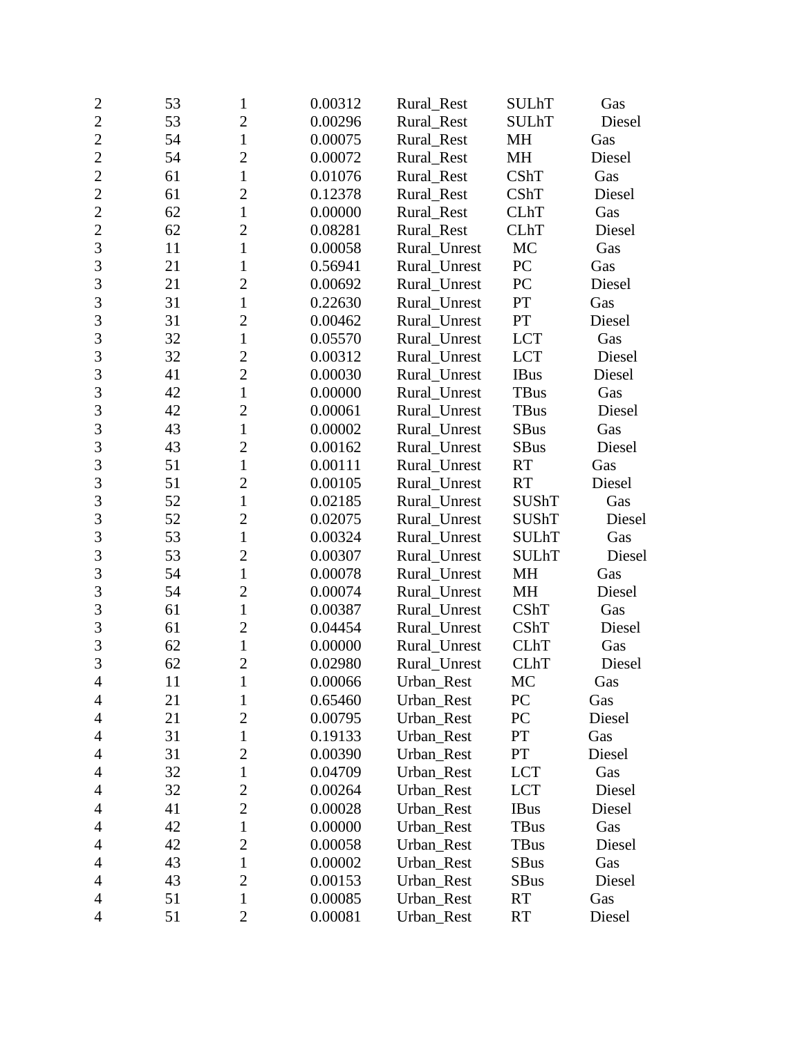| | | | | | | |
|---|---|---|---|---|---|---|
| 2 | 53 | 1 | 0.00312 | Rural_Rest | SULhT | Gas |
| 2 | 53 | 2 | 0.00296 | Rural_Rest | SULhT | Diesel |
| 2 | 54 | 1 | 0.00075 | Rural_Rest | MH | Gas |
| 2 | 54 | 2 | 0.00072 | Rural_Rest | MH | Diesel |
| 2 | 61 | 1 | 0.01076 | Rural_Rest | CShT | Gas |
| 2 | 61 | 2 | 0.12378 | Rural_Rest | CShT | Diesel |
| 2 | 62 | 1 | 0.00000 | Rural_Rest | CLhT | Gas |
| 2 | 62 | 2 | 0.08281 | Rural_Rest | CLhT | Diesel |
| 3 | 11 | 1 | 0.00058 | Rural_Unrest | MC | Gas |
| 3 | 21 | 1 | 0.56941 | Rural_Unrest | PC | Gas |
| 3 | 21 | 2 | 0.00692 | Rural_Unrest | PC | Diesel |
| 3 | 31 | 1 | 0.22630 | Rural_Unrest | PT | Gas |
| 3 | 31 | 2 | 0.00462 | Rural_Unrest | PT | Diesel |
| 3 | 32 | 1 | 0.05570 | Rural_Unrest | LCT | Gas |
| 3 | 32 | 2 | 0.00312 | Rural_Unrest | LCT | Diesel |
| 3 | 41 | 2 | 0.00030 | Rural_Unrest | IBus | Diesel |
| 3 | 42 | 1 | 0.00000 | Rural_Unrest | TBus | Gas |
| 3 | 42 | 2 | 0.00061 | Rural_Unrest | TBus | Diesel |
| 3 | 43 | 1 | 0.00002 | Rural_Unrest | SBus | Gas |
| 3 | 43 | 2 | 0.00162 | Rural_Unrest | SBus | Diesel |
| 3 | 51 | 1 | 0.00111 | Rural_Unrest | RT | Gas |
| 3 | 51 | 2 | 0.00105 | Rural_Unrest | RT | Diesel |
| 3 | 52 | 1 | 0.02185 | Rural_Unrest | SUShT | Gas |
| 3 | 52 | 2 | 0.02075 | Rural_Unrest | SUShT | Diesel |
| 3 | 53 | 1 | 0.00324 | Rural_Unrest | SULhT | Gas |
| 3 | 53 | 2 | 0.00307 | Rural_Unrest | SULhT | Diesel |
| 3 | 54 | 1 | 0.00078 | Rural_Unrest | MH | Gas |
| 3 | 54 | 2 | 0.00074 | Rural_Unrest | MH | Diesel |
| 3 | 61 | 1 | 0.00387 | Rural_Unrest | CShT | Gas |
| 3 | 61 | 2 | 0.04454 | Rural_Unrest | CShT | Diesel |
| 3 | 62 | 1 | 0.00000 | Rural_Unrest | CLhT | Gas |
| 3 | 62 | 2 | 0.02980 | Rural_Unrest | CLhT | Diesel |
| 4 | 11 | 1 | 0.00066 | Urban_Rest | MC | Gas |
| 4 | 21 | 1 | 0.65460 | Urban_Rest | PC | Gas |
| 4 | 21 | 2 | 0.00795 | Urban_Rest | PC | Diesel |
| 4 | 31 | 1 | 0.19133 | Urban_Rest | PT | Gas |
| 4 | 31 | 2 | 0.00390 | Urban_Rest | PT | Diesel |
| 4 | 32 | 1 | 0.04709 | Urban_Rest | LCT | Gas |
| 4 | 32 | 2 | 0.00264 | Urban_Rest | LCT | Diesel |
| 4 | 41 | 2 | 0.00028 | Urban_Rest | IBus | Diesel |
| 4 | 42 | 1 | 0.00000 | Urban_Rest | TBus | Gas |
| 4 | 42 | 2 | 0.00058 | Urban_Rest | TBus | Diesel |
| 4 | 43 | 1 | 0.00002 | Urban_Rest | SBus | Gas |
| 4 | 43 | 2 | 0.00153 | Urban_Rest | SBus | Diesel |
| 4 | 51 | 1 | 0.00085 | Urban_Rest | RT | Gas |
| 4 | 51 | 2 | 0.00081 | Urban_Rest | RT | Diesel |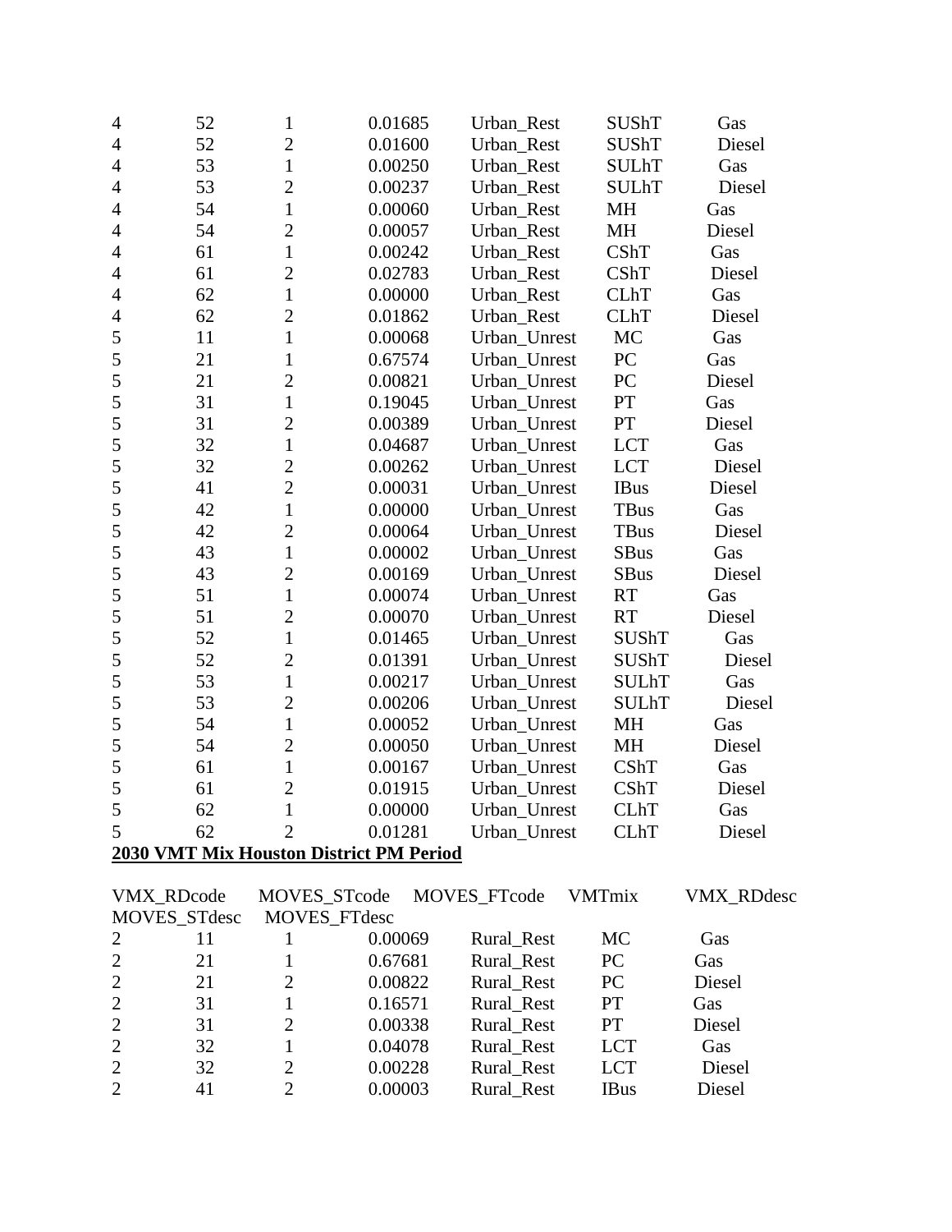| | | | | | | |
|---|---|---|---|---|---|---|
| 4 | 52 | 1 | 0.01685 | Urban_Rest | SUShT | Gas |
| 4 | 52 | 2 | 0.01600 | Urban_Rest | SUShT | Diesel |
| 4 | 53 | 1 | 0.00250 | Urban_Rest | SULhT | Gas |
| 4 | 53 | 2 | 0.00237 | Urban_Rest | SULhT | Diesel |
| 4 | 54 | 1 | 0.00060 | Urban_Rest | MH | Gas |
| 4 | 54 | 2 | 0.00057 | Urban_Rest | MH | Diesel |
| 4 | 61 | 1 | 0.00242 | Urban_Rest | CShT | Gas |
| 4 | 61 | 2 | 0.02783 | Urban_Rest | CShT | Diesel |
| 4 | 62 | 1 | 0.00000 | Urban_Rest | CLhT | Gas |
| 4 | 62 | 2 | 0.01862 | Urban_Rest | CLhT | Diesel |
| 5 | 11 | 1 | 0.00068 | Urban_Unrest | MC | Gas |
| 5 | 21 | 1 | 0.67574 | Urban_Unrest | PC | Gas |
| 5 | 21 | 2 | 0.00821 | Urban_Unrest | PC | Diesel |
| 5 | 31 | 1 | 0.19045 | Urban_Unrest | PT | Gas |
| 5 | 31 | 2 | 0.00389 | Urban_Unrest | PT | Diesel |
| 5 | 32 | 1 | 0.04687 | Urban_Unrest | LCT | Gas |
| 5 | 32 | 2 | 0.00262 | Urban_Unrest | LCT | Diesel |
| 5 | 41 | 2 | 0.00031 | Urban_Unrest | IBus | Diesel |
| 5 | 42 | 1 | 0.00000 | Urban_Unrest | TBus | Gas |
| 5 | 42 | 2 | 0.00064 | Urban_Unrest | TBus | Diesel |
| 5 | 43 | 1 | 0.00002 | Urban_Unrest | SBus | Gas |
| 5 | 43 | 2 | 0.00169 | Urban_Unrest | SBus | Diesel |
| 5 | 51 | 1 | 0.00074 | Urban_Unrest | RT | Gas |
| 5 | 51 | 2 | 0.00070 | Urban_Unrest | RT | Diesel |
| 5 | 52 | 1 | 0.01465 | Urban_Unrest | SUShT | Gas |
| 5 | 52 | 2 | 0.01391 | Urban_Unrest | SUShT | Diesel |
| 5 | 53 | 1 | 0.00217 | Urban_Unrest | SULhT | Gas |
| 5 | 53 | 2 | 0.00206 | Urban_Unrest | SULhT | Diesel |
| 5 | 54 | 1 | 0.00052 | Urban_Unrest | MH | Gas |
| 5 | 54 | 2 | 0.00050 | Urban_Unrest | MH | Diesel |
| 5 | 61 | 1 | 0.00167 | Urban_Unrest | CShT | Gas |
| 5 | 61 | 2 | 0.01915 | Urban_Unrest | CShT | Diesel |
| 5 | 62 | 1 | 0.00000 | Urban_Unrest | CLhT | Gas |
| 5 | 62 | 2 | 0.01281 | Urban_Unrest | CLhT | Diesel |

**2030 VMT Mix Houston District PM Period**

| VMX_RDcode | MOVES_STcode | MOVES_FTcode | VMTmix | VMX_RDdesc | MOVES_STdesc | MOVES_FTdesc |
|---|---|---|---|---|---|---|
| 2 | 11 | 1 | 0.00069 | Rural_Rest | MC | Gas |
| 2 | 21 | 1 | 0.67681 | Rural_Rest | PC | Gas |
| 2 | 21 | 2 | 0.00822 | Rural_Rest | PC | Diesel |
| 2 | 31 | 1 | 0.16571 | Rural_Rest | PT | Gas |
| 2 | 31 | 2 | 0.00338 | Rural_Rest | PT | Diesel |
| 2 | 32 | 1 | 0.04078 | Rural_Rest | LCT | Gas |
| 2 | 32 | 2 | 0.00228 | Rural_Rest | LCT | Diesel |
| 2 | 41 | 2 | 0.00003 | Rural_Rest | IBus | Diesel |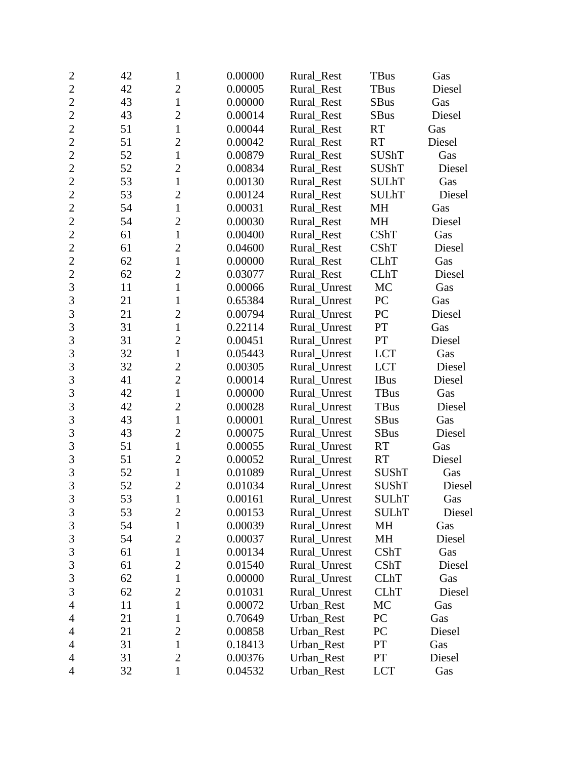| | | | | | | |
|---|---|---|---|---|---|---|
| 2 | 42 | 1 | 0.00000 | Rural_Rest | TBus | Gas |
| 2 | 42 | 2 | 0.00005 | Rural_Rest | TBus | Diesel |
| 2 | 43 | 1 | 0.00000 | Rural_Rest | SBus | Gas |
| 2 | 43 | 2 | 0.00014 | Rural_Rest | SBus | Diesel |
| 2 | 51 | 1 | 0.00044 | Rural_Rest | RT | Gas |
| 2 | 51 | 2 | 0.00042 | Rural_Rest | RT | Diesel |
| 2 | 52 | 1 | 0.00879 | Rural_Rest | SUShT | Gas |
| 2 | 52 | 2 | 0.00834 | Rural_Rest | SUShT | Diesel |
| 2 | 53 | 1 | 0.00130 | Rural_Rest | SULhT | Gas |
| 2 | 53 | 2 | 0.00124 | Rural_Rest | SULhT | Diesel |
| 2 | 54 | 1 | 0.00031 | Rural_Rest | MH | Gas |
| 2 | 54 | 2 | 0.00030 | Rural_Rest | MH | Diesel |
| 2 | 61 | 1 | 0.00400 | Rural_Rest | CShT | Gas |
| 2 | 61 | 2 | 0.04600 | Rural_Rest | CShT | Diesel |
| 2 | 62 | 1 | 0.00000 | Rural_Rest | CLhT | Gas |
| 2 | 62 | 2 | 0.03077 | Rural_Rest | CLhT | Diesel |
| 3 | 11 | 1 | 0.00066 | Rural_Unrest | MC | Gas |
| 3 | 21 | 1 | 0.65384 | Rural_Unrest | PC | Gas |
| 3 | 21 | 2 | 0.00794 | Rural_Unrest | PC | Diesel |
| 3 | 31 | 1 | 0.22114 | Rural_Unrest | PT | Gas |
| 3 | 31 | 2 | 0.00451 | Rural_Unrest | PT | Diesel |
| 3 | 32 | 1 | 0.05443 | Rural_Unrest | LCT | Gas |
| 3 | 32 | 2 | 0.00305 | Rural_Unrest | LCT | Diesel |
| 3 | 41 | 2 | 0.00014 | Rural_Unrest | IBus | Diesel |
| 3 | 42 | 1 | 0.00000 | Rural_Unrest | TBus | Gas |
| 3 | 42 | 2 | 0.00028 | Rural_Unrest | TBus | Diesel |
| 3 | 43 | 1 | 0.00001 | Rural_Unrest | SBus | Gas |
| 3 | 43 | 2 | 0.00075 | Rural_Unrest | SBus | Diesel |
| 3 | 51 | 1 | 0.00055 | Rural_Unrest | RT | Gas |
| 3 | 51 | 2 | 0.00052 | Rural_Unrest | RT | Diesel |
| 3 | 52 | 1 | 0.01089 | Rural_Unrest | SUShT | Gas |
| 3 | 52 | 2 | 0.01034 | Rural_Unrest | SUShT | Diesel |
| 3 | 53 | 1 | 0.00161 | Rural_Unrest | SULhT | Gas |
| 3 | 53 | 2 | 0.00153 | Rural_Unrest | SULhT | Diesel |
| 3 | 54 | 1 | 0.00039 | Rural_Unrest | MH | Gas |
| 3 | 54 | 2 | 0.00037 | Rural_Unrest | MH | Diesel |
| 3 | 61 | 1 | 0.00134 | Rural_Unrest | CShT | Gas |
| 3 | 61 | 2 | 0.01540 | Rural_Unrest | CShT | Diesel |
| 3 | 62 | 1 | 0.00000 | Rural_Unrest | CLhT | Gas |
| 3 | 62 | 2 | 0.01031 | Rural_Unrest | CLhT | Diesel |
| 4 | 11 | 1 | 0.00072 | Urban_Rest | MC | Gas |
| 4 | 21 | 1 | 0.70649 | Urban_Rest | PC | Gas |
| 4 | 21 | 2 | 0.00858 | Urban_Rest | PC | Diesel |
| 4 | 31 | 1 | 0.18413 | Urban_Rest | PT | Gas |
| 4 | 31 | 2 | 0.00376 | Urban_Rest | PT | Diesel |
| 4 | 32 | 1 | 0.04532 | Urban_Rest | LCT | Gas |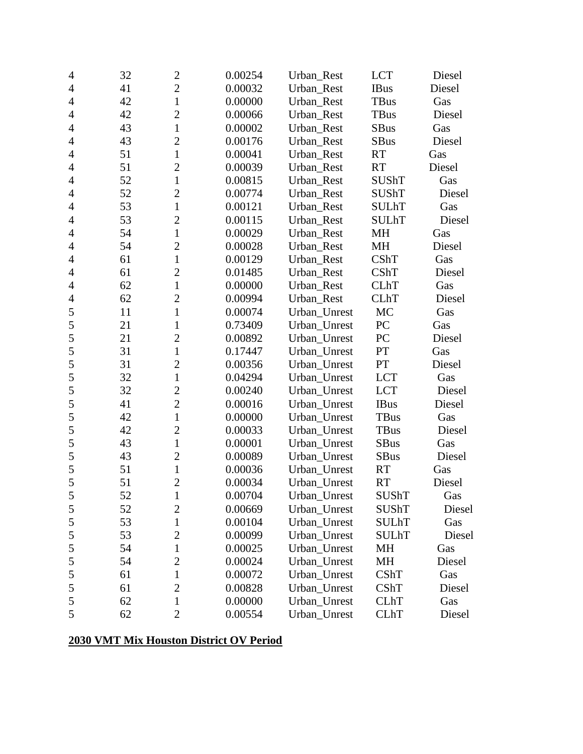| | | | | | | |
|---|---|---|---|---|---|---|
| 4 | 32 | 2 | 0.00254 | Urban_Rest | LCT | Diesel |
| 4 | 41 | 2 | 0.00032 | Urban_Rest | IBus | Diesel |
| 4 | 42 | 1 | 0.00000 | Urban_Rest | TBus | Gas |
| 4 | 42 | 2 | 0.00066 | Urban_Rest | TBus | Diesel |
| 4 | 43 | 1 | 0.00002 | Urban_Rest | SBus | Gas |
| 4 | 43 | 2 | 0.00176 | Urban_Rest | SBus | Diesel |
| 4 | 51 | 1 | 0.00041 | Urban_Rest | RT | Gas |
| 4 | 51 | 2 | 0.00039 | Urban_Rest | RT | Diesel |
| 4 | 52 | 1 | 0.00815 | Urban_Rest | SUShT | Gas |
| 4 | 52 | 2 | 0.00774 | Urban_Rest | SUShT | Diesel |
| 4 | 53 | 1 | 0.00121 | Urban_Rest | SULhT | Gas |
| 4 | 53 | 2 | 0.00115 | Urban_Rest | SULhT | Diesel |
| 4 | 54 | 1 | 0.00029 | Urban_Rest | MH | Gas |
| 4 | 54 | 2 | 0.00028 | Urban_Rest | MH | Diesel |
| 4 | 61 | 1 | 0.00129 | Urban_Rest | CShT | Gas |
| 4 | 61 | 2 | 0.01485 | Urban_Rest | CShT | Diesel |
| 4 | 62 | 1 | 0.00000 | Urban_Rest | CLhT | Gas |
| 4 | 62 | 2 | 0.00994 | Urban_Rest | CLhT | Diesel |
| 5 | 11 | 1 | 0.00074 | Urban_Unrest | MC | Gas |
| 5 | 21 | 1 | 0.73409 | Urban_Unrest | PC | Gas |
| 5 | 21 | 2 | 0.00892 | Urban_Unrest | PC | Diesel |
| 5 | 31 | 1 | 0.17447 | Urban_Unrest | PT | Gas |
| 5 | 31 | 2 | 0.00356 | Urban_Unrest | PT | Diesel |
| 5 | 32 | 1 | 0.04294 | Urban_Unrest | LCT | Gas |
| 5 | 32 | 2 | 0.00240 | Urban_Unrest | LCT | Diesel |
| 5 | 41 | 2 | 0.00016 | Urban_Unrest | IBus | Diesel |
| 5 | 42 | 1 | 0.00000 | Urban_Unrest | TBus | Gas |
| 5 | 42 | 2 | 0.00033 | Urban_Unrest | TBus | Diesel |
| 5 | 43 | 1 | 0.00001 | Urban_Unrest | SBus | Gas |
| 5 | 43 | 2 | 0.00089 | Urban_Unrest | SBus | Diesel |
| 5 | 51 | 1 | 0.00036 | Urban_Unrest | RT | Gas |
| 5 | 51 | 2 | 0.00034 | Urban_Unrest | RT | Diesel |
| 5 | 52 | 1 | 0.00704 | Urban_Unrest | SUShT | Gas |
| 5 | 52 | 2 | 0.00669 | Urban_Unrest | SUShT | Diesel |
| 5 | 53 | 1 | 0.00104 | Urban_Unrest | SULhT | Gas |
| 5 | 53 | 2 | 0.00099 | Urban_Unrest | SULhT | Diesel |
| 5 | 54 | 1 | 0.00025 | Urban_Unrest | MH | Gas |
| 5 | 54 | 2 | 0.00024 | Urban_Unrest | MH | Diesel |
| 5 | 61 | 1 | 0.00072 | Urban_Unrest | CShT | Gas |
| 5 | 61 | 2 | 0.00828 | Urban_Unrest | CShT | Diesel |
| 5 | 62 | 1 | 0.00000 | Urban_Unrest | CLhT | Gas |
| 5 | 62 | 2 | 0.00554 | Urban_Unrest | CLhT | Diesel |

**2030 VMT Mix Houston District OV Period**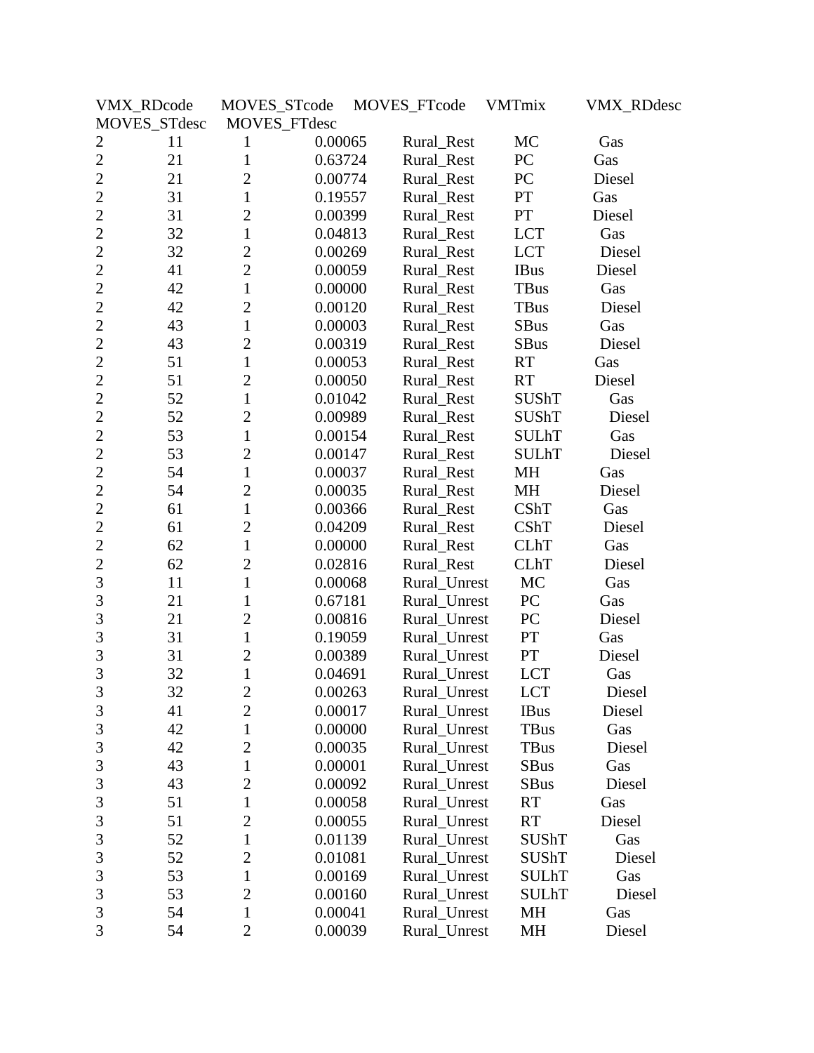| VMX_RDcode | MOVES_STcode | MOVES_FTcode | VMTmix | VMX_RDdesc | MOVES_STdesc | MOVES_FTdesc |
|---|---|---|---|---|---|---|
| 2 | 11 | 1 | 0.00065 | Rural_Rest | MC | Gas |
| 2 | 21 | 1 | 0.63724 | Rural_Rest | PC | Gas |
| 2 | 21 | 2 | 0.00774 | Rural_Rest | PC | Diesel |
| 2 | 31 | 1 | 0.19557 | Rural_Rest | PT | Gas |
| 2 | 31 | 2 | 0.00399 | Rural_Rest | PT | Diesel |
| 2 | 32 | 1 | 0.04813 | Rural_Rest | LCT | Gas |
| 2 | 32 | 2 | 0.00269 | Rural_Rest | LCT | Diesel |
| 2 | 41 | 2 | 0.00059 | Rural_Rest | IBus | Diesel |
| 2 | 42 | 1 | 0.00000 | Rural_Rest | TBus | Gas |
| 2 | 42 | 2 | 0.00120 | Rural_Rest | TBus | Diesel |
| 2 | 43 | 1 | 0.00003 | Rural_Rest | SBus | Gas |
| 2 | 43 | 2 | 0.00319 | Rural_Rest | SBus | Diesel |
| 2 | 51 | 1 | 0.00053 | Rural_Rest | RT | Gas |
| 2 | 51 | 2 | 0.00050 | Rural_Rest | RT | Diesel |
| 2 | 52 | 1 | 0.01042 | Rural_Rest | SUShT | Gas |
| 2 | 52 | 2 | 0.00989 | Rural_Rest | SUShT | Diesel |
| 2 | 53 | 1 | 0.00154 | Rural_Rest | SULhT | Gas |
| 2 | 53 | 2 | 0.00147 | Rural_Rest | SULhT | Diesel |
| 2 | 54 | 1 | 0.00037 | Rural_Rest | MH | Gas |
| 2 | 54 | 2 | 0.00035 | Rural_Rest | MH | Diesel |
| 2 | 61 | 1 | 0.00366 | Rural_Rest | CShT | Gas |
| 2 | 61 | 2 | 0.04209 | Rural_Rest | CShT | Diesel |
| 2 | 62 | 1 | 0.00000 | Rural_Rest | CLhT | Gas |
| 2 | 62 | 2 | 0.02816 | Rural_Rest | CLhT | Diesel |
| 3 | 11 | 1 | 0.00068 | Rural_Unrest | MC | Gas |
| 3 | 21 | 1 | 0.67181 | Rural_Unrest | PC | Gas |
| 3 | 21 | 2 | 0.00816 | Rural_Unrest | PC | Diesel |
| 3 | 31 | 1 | 0.19059 | Rural_Unrest | PT | Gas |
| 3 | 31 | 2 | 0.00389 | Rural_Unrest | PT | Diesel |
| 3 | 32 | 1 | 0.04691 | Rural_Unrest | LCT | Gas |
| 3 | 32 | 2 | 0.00263 | Rural_Unrest | LCT | Diesel |
| 3 | 41 | 2 | 0.00017 | Rural_Unrest | IBus | Diesel |
| 3 | 42 | 1 | 0.00000 | Rural_Unrest | TBus | Gas |
| 3 | 42 | 2 | 0.00035 | Rural_Unrest | TBus | Diesel |
| 3 | 43 | 1 | 0.00001 | Rural_Unrest | SBus | Gas |
| 3 | 43 | 2 | 0.00092 | Rural_Unrest | SBus | Diesel |
| 3 | 51 | 1 | 0.00058 | Rural_Unrest | RT | Gas |
| 3 | 51 | 2 | 0.00055 | Rural_Unrest | RT | Diesel |
| 3 | 52 | 1 | 0.01139 | Rural_Unrest | SUShT | Gas |
| 3 | 52 | 2 | 0.01081 | Rural_Unrest | SUShT | Diesel |
| 3 | 53 | 1 | 0.00169 | Rural_Unrest | SULhT | Gas |
| 3 | 53 | 2 | 0.00160 | Rural_Unrest | SULhT | Diesel |
| 3 | 54 | 1 | 0.00041 | Rural_Unrest | MH | Gas |
| 3 | 54 | 2 | 0.00039 | Rural_Unrest | MH | Diesel |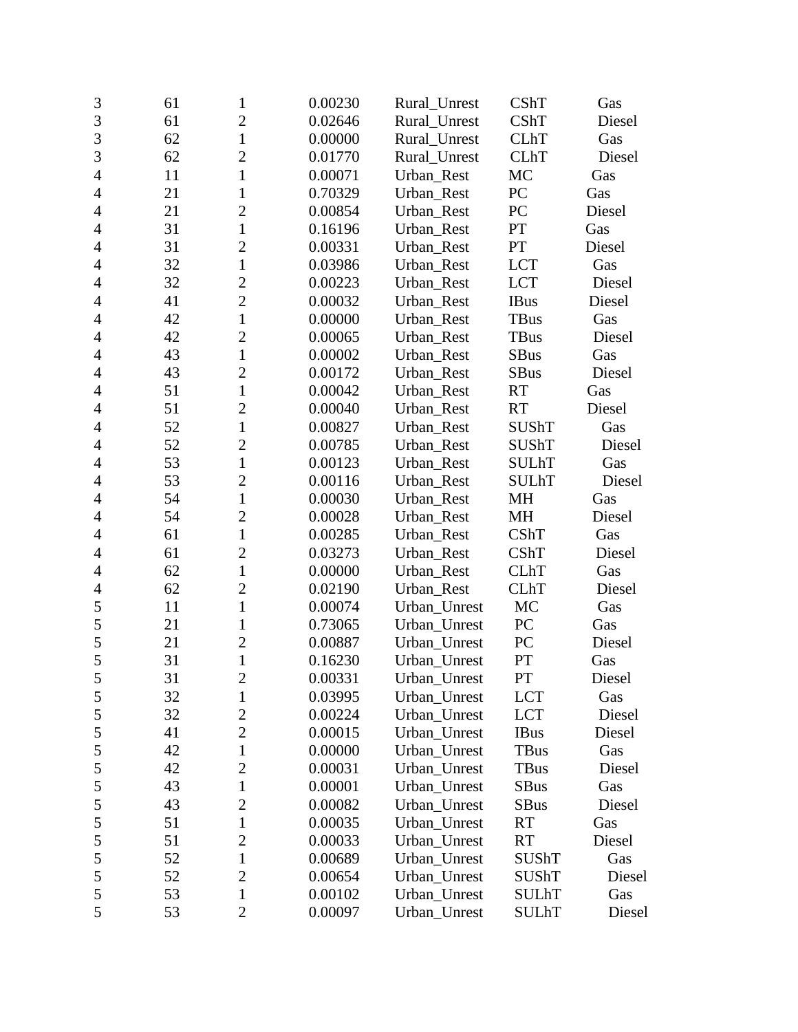| | | | | | | |
|---|---|---|---|---|---|---|
| 3 | 61 | 1 | 0.00230 | Rural_Unrest | CShT | Gas |
| 3 | 61 | 2 | 0.02646 | Rural_Unrest | CShT | Diesel |
| 3 | 62 | 1 | 0.00000 | Rural_Unrest | CLhT | Gas |
| 3 | 62 | 2 | 0.01770 | Rural_Unrest | CLhT | Diesel |
| 4 | 11 | 1 | 0.00071 | Urban_Rest | MC | Gas |
| 4 | 21 | 1 | 0.70329 | Urban_Rest | PC | Gas |
| 4 | 21 | 2 | 0.00854 | Urban_Rest | PC | Diesel |
| 4 | 31 | 1 | 0.16196 | Urban_Rest | PT | Gas |
| 4 | 31 | 2 | 0.00331 | Urban_Rest | PT | Diesel |
| 4 | 32 | 1 | 0.03986 | Urban_Rest | LCT | Gas |
| 4 | 32 | 2 | 0.00223 | Urban_Rest | LCT | Diesel |
| 4 | 41 | 2 | 0.00032 | Urban_Rest | IBus | Diesel |
| 4 | 42 | 1 | 0.00000 | Urban_Rest | TBus | Gas |
| 4 | 42 | 2 | 0.00065 | Urban_Rest | TBus | Diesel |
| 4 | 43 | 1 | 0.00002 | Urban_Rest | SBus | Gas |
| 4 | 43 | 2 | 0.00172 | Urban_Rest | SBus | Diesel |
| 4 | 51 | 1 | 0.00042 | Urban_Rest | RT | Gas |
| 4 | 51 | 2 | 0.00040 | Urban_Rest | RT | Diesel |
| 4 | 52 | 1 | 0.00827 | Urban_Rest | SUShT | Gas |
| 4 | 52 | 2 | 0.00785 | Urban_Rest | SUShT | Diesel |
| 4 | 53 | 1 | 0.00123 | Urban_Rest | SULhT | Gas |
| 4 | 53 | 2 | 0.00116 | Urban_Rest | SULhT | Diesel |
| 4 | 54 | 1 | 0.00030 | Urban_Rest | MH | Gas |
| 4 | 54 | 2 | 0.00028 | Urban_Rest | MH | Diesel |
| 4 | 61 | 1 | 0.00285 | Urban_Rest | CShT | Gas |
| 4 | 61 | 2 | 0.03273 | Urban_Rest | CShT | Diesel |
| 4 | 62 | 1 | 0.00000 | Urban_Rest | CLhT | Gas |
| 4 | 62 | 2 | 0.02190 | Urban_Rest | CLhT | Diesel |
| 5 | 11 | 1 | 0.00074 | Urban_Unrest | MC | Gas |
| 5 | 21 | 1 | 0.73065 | Urban_Unrest | PC | Gas |
| 5 | 21 | 2 | 0.00887 | Urban_Unrest | PC | Diesel |
| 5 | 31 | 1 | 0.16230 | Urban_Unrest | PT | Gas |
| 5 | 31 | 2 | 0.00331 | Urban_Unrest | PT | Diesel |
| 5 | 32 | 1 | 0.03995 | Urban_Unrest | LCT | Gas |
| 5 | 32 | 2 | 0.00224 | Urban_Unrest | LCT | Diesel |
| 5 | 41 | 2 | 0.00015 | Urban_Unrest | IBus | Diesel |
| 5 | 42 | 1 | 0.00000 | Urban_Unrest | TBus | Gas |
| 5 | 42 | 2 | 0.00031 | Urban_Unrest | TBus | Diesel |
| 5 | 43 | 1 | 0.00001 | Urban_Unrest | SBus | Gas |
| 5 | 43 | 2 | 0.00082 | Urban_Unrest | SBus | Diesel |
| 5 | 51 | 1 | 0.00035 | Urban_Unrest | RT | Gas |
| 5 | 51 | 2 | 0.00033 | Urban_Unrest | RT | Diesel |
| 5 | 52 | 1 | 0.00689 | Urban_Unrest | SUShT | Gas |
| 5 | 52 | 2 | 0.00654 | Urban_Unrest | SUShT | Diesel |
| 5 | 53 | 1 | 0.00102 | Urban_Unrest | SULhT | Gas |
| 5 | 53 | 2 | 0.00097 | Urban_Unrest | SULhT | Diesel |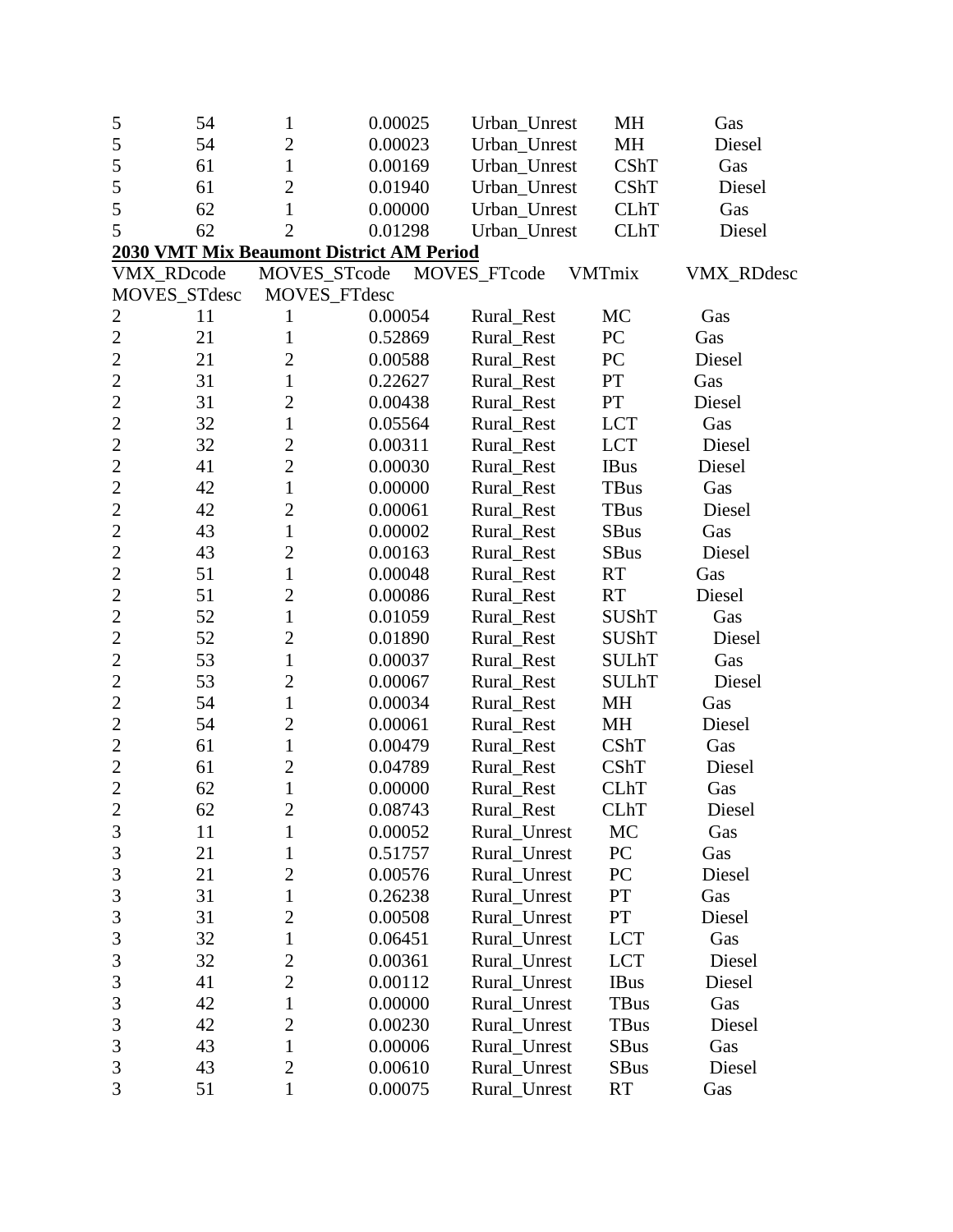| | | | | | | |
|---|---|---|---|---|---|---|
| 5 | 54 | 1 | 0.00025 | Urban_Unrest | MH | Gas |
| 5 | 54 | 2 | 0.00023 | Urban_Unrest | MH | Diesel |
| 5 | 61 | 1 | 0.00169 | Urban_Unrest | CShT | Gas |
| 5 | 61 | 2 | 0.01940 | Urban_Unrest | CShT | Diesel |
| 5 | 62 | 1 | 0.00000 | Urban_Unrest | CLhT | Gas |
| 5 | 62 | 2 | 0.01298 | Urban_Unrest | CLhT | Diesel |

**2030 VMT Mix Beaumont District AM Period**

| VMX_RDcode | MOVES_STcode | MOVES_FTcode | VMTmix | VMX_RDdesc | MOVES_STdesc | MOVES_FTdesc |
|---|---|---|---|---|---|---|
| 2 | 11 | 1 | 0.00054 | Rural_Rest | MC | Gas |
| 2 | 21 | 1 | 0.52869 | Rural_Rest | PC | Gas |
| 2 | 21 | 2 | 0.00588 | Rural_Rest | PC | Diesel |
| 2 | 31 | 1 | 0.22627 | Rural_Rest | PT | Gas |
| 2 | 31 | 2 | 0.00438 | Rural_Rest | PT | Diesel |
| 2 | 32 | 1 | 0.05564 | Rural_Rest | LCT | Gas |
| 2 | 32 | 2 | 0.00311 | Rural_Rest | LCT | Diesel |
| 2 | 41 | 2 | 0.00030 | Rural_Rest | IBus | Diesel |
| 2 | 42 | 1 | 0.00000 | Rural_Rest | TBus | Gas |
| 2 | 42 | 2 | 0.00061 | Rural_Rest | TBus | Diesel |
| 2 | 43 | 1 | 0.00002 | Rural_Rest | SBus | Gas |
| 2 | 43 | 2 | 0.00163 | Rural_Rest | SBus | Diesel |
| 2 | 51 | 1 | 0.00048 | Rural_Rest | RT | Gas |
| 2 | 51 | 2 | 0.00086 | Rural_Rest | RT | Diesel |
| 2 | 52 | 1 | 0.01059 | Rural_Rest | SUShT | Gas |
| 2 | 52 | 2 | 0.01890 | Rural_Rest | SUShT | Diesel |
| 2 | 53 | 1 | 0.00037 | Rural_Rest | SULhT | Gas |
| 2 | 53 | 2 | 0.00067 | Rural_Rest | SULhT | Diesel |
| 2 | 54 | 1 | 0.00034 | Rural_Rest | MH | Gas |
| 2 | 54 | 2 | 0.00061 | Rural_Rest | MH | Diesel |
| 2 | 61 | 1 | 0.00479 | Rural_Rest | CShT | Gas |
| 2 | 61 | 2 | 0.04789 | Rural_Rest | CShT | Diesel |
| 2 | 62 | 1 | 0.00000 | Rural_Rest | CLhT | Gas |
| 2 | 62 | 2 | 0.08743 | Rural_Rest | CLhT | Diesel |
| 3 | 11 | 1 | 0.00052 | Rural_Unrest | MC | Gas |
| 3 | 21 | 1 | 0.51757 | Rural_Unrest | PC | Gas |
| 3 | 21 | 2 | 0.00576 | Rural_Unrest | PC | Diesel |
| 3 | 31 | 1 | 0.26238 | Rural_Unrest | PT | Gas |
| 3 | 31 | 2 | 0.00508 | Rural_Unrest | PT | Diesel |
| 3 | 32 | 1 | 0.06451 | Rural_Unrest | LCT | Gas |
| 3 | 32 | 2 | 0.00361 | Rural_Unrest | LCT | Diesel |
| 3 | 41 | 2 | 0.00112 | Rural_Unrest | IBus | Diesel |
| 3 | 42 | 1 | 0.00000 | Rural_Unrest | TBus | Gas |
| 3 | 42 | 2 | 0.00230 | Rural_Unrest | TBus | Diesel |
| 3 | 43 | 1 | 0.00006 | Rural_Unrest | SBus | Gas |
| 3 | 43 | 2 | 0.00610 | Rural_Unrest | SBus | Diesel |
| 3 | 51 | 1 | 0.00075 | Rural_Unrest | RT | Gas |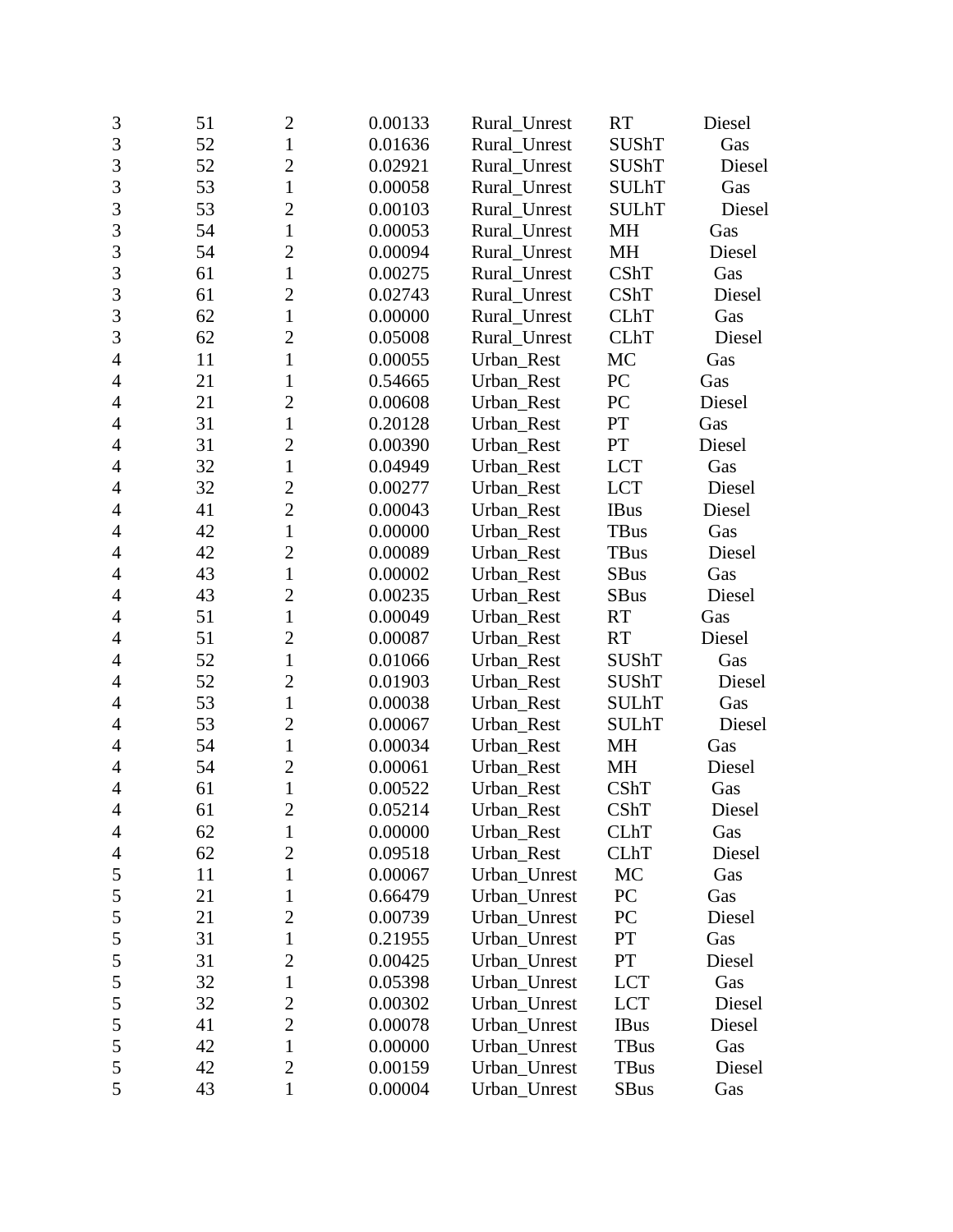|   |   |   |   |   |   |   |
|---|---|---|---|---|---|---|
| 3 | 51 | 2 | 0.00133 | Rural_Unrest | RT | Diesel |
| 3 | 52 | 1 | 0.01636 | Rural_Unrest | SUShT | Gas |
| 3 | 52 | 2 | 0.02921 | Rural_Unrest | SUShT | Diesel |
| 3 | 53 | 1 | 0.00058 | Rural_Unrest | SULhT | Gas |
| 3 | 53 | 2 | 0.00103 | Rural_Unrest | SULhT | Diesel |
| 3 | 54 | 1 | 0.00053 | Rural_Unrest | MH | Gas |
| 3 | 54 | 2 | 0.00094 | Rural_Unrest | MH | Diesel |
| 3 | 61 | 1 | 0.00275 | Rural_Unrest | CShT | Gas |
| 3 | 61 | 2 | 0.02743 | Rural_Unrest | CShT | Diesel |
| 3 | 62 | 1 | 0.00000 | Rural_Unrest | CLhT | Gas |
| 3 | 62 | 2 | 0.05008 | Rural_Unrest | CLhT | Diesel |
| 4 | 11 | 1 | 0.00055 | Urban_Rest | MC | Gas |
| 4 | 21 | 1 | 0.54665 | Urban_Rest | PC | Gas |
| 4 | 21 | 2 | 0.00608 | Urban_Rest | PC | Diesel |
| 4 | 31 | 1 | 0.20128 | Urban_Rest | PT | Gas |
| 4 | 31 | 2 | 0.00390 | Urban_Rest | PT | Diesel |
| 4 | 32 | 1 | 0.04949 | Urban_Rest | LCT | Gas |
| 4 | 32 | 2 | 0.00277 | Urban_Rest | LCT | Diesel |
| 4 | 41 | 2 | 0.00043 | Urban_Rest | IBus | Diesel |
| 4 | 42 | 1 | 0.00000 | Urban_Rest | TBus | Gas |
| 4 | 42 | 2 | 0.00089 | Urban_Rest | TBus | Diesel |
| 4 | 43 | 1 | 0.00002 | Urban_Rest | SBus | Gas |
| 4 | 43 | 2 | 0.00235 | Urban_Rest | SBus | Diesel |
| 4 | 51 | 1 | 0.00049 | Urban_Rest | RT | Gas |
| 4 | 51 | 2 | 0.00087 | Urban_Rest | RT | Diesel |
| 4 | 52 | 1 | 0.01066 | Urban_Rest | SUShT | Gas |
| 4 | 52 | 2 | 0.01903 | Urban_Rest | SUShT | Diesel |
| 4 | 53 | 1 | 0.00038 | Urban_Rest | SULhT | Gas |
| 4 | 53 | 2 | 0.00067 | Urban_Rest | SULhT | Diesel |
| 4 | 54 | 1 | 0.00034 | Urban_Rest | MH | Gas |
| 4 | 54 | 2 | 0.00061 | Urban_Rest | MH | Diesel |
| 4 | 61 | 1 | 0.00522 | Urban_Rest | CShT | Gas |
| 4 | 61 | 2 | 0.05214 | Urban_Rest | CShT | Diesel |
| 4 | 62 | 1 | 0.00000 | Urban_Rest | CLhT | Gas |
| 4 | 62 | 2 | 0.09518 | Urban_Rest | CLhT | Diesel |
| 5 | 11 | 1 | 0.00067 | Urban_Unrest | MC | Gas |
| 5 | 21 | 1 | 0.66479 | Urban_Unrest | PC | Gas |
| 5 | 21 | 2 | 0.00739 | Urban_Unrest | PC | Diesel |
| 5 | 31 | 1 | 0.21955 | Urban_Unrest | PT | Gas |
| 5 | 31 | 2 | 0.00425 | Urban_Unrest | PT | Diesel |
| 5 | 32 | 1 | 0.05398 | Urban_Unrest | LCT | Gas |
| 5 | 32 | 2 | 0.00302 | Urban_Unrest | LCT | Diesel |
| 5 | 41 | 2 | 0.00078 | Urban_Unrest | IBus | Diesel |
| 5 | 42 | 1 | 0.00000 | Urban_Unrest | TBus | Gas |
| 5 | 42 | 2 | 0.00159 | Urban_Unrest | TBus | Diesel |
| 5 | 43 | 1 | 0.00004 | Urban_Unrest | SBus | Gas |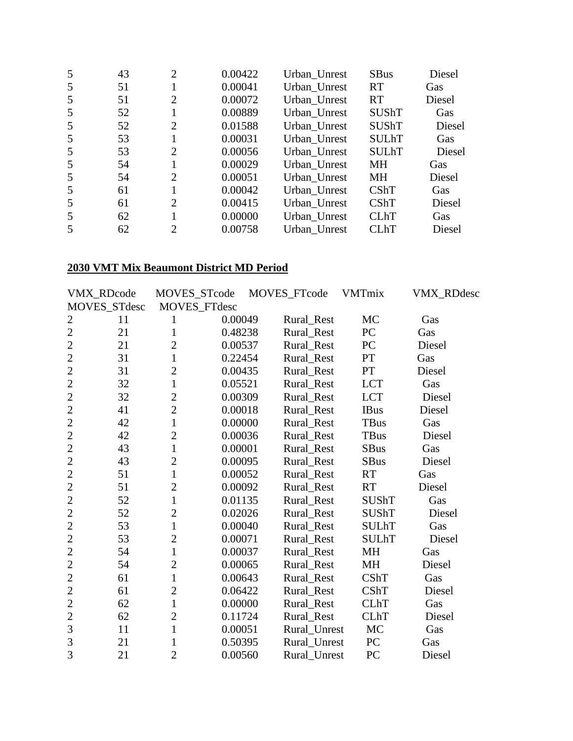| | | | | | | |
|---|---|---|---|---|---|---|
| 5 | 43 | 2 | 0.00422 | Urban_Unrest | SBus | Diesel |
| 5 | 51 | 1 | 0.00041 | Urban_Unrest | RT | Gas |
| 5 | 51 | 2 | 0.00072 | Urban_Unrest | RT | Diesel |
| 5 | 52 | 1 | 0.00889 | Urban_Unrest | SUShT | Gas |
| 5 | 52 | 2 | 0.01588 | Urban_Unrest | SUShT | Diesel |
| 5 | 53 | 1 | 0.00031 | Urban_Unrest | SULhT | Gas |
| 5 | 53 | 2 | 0.00056 | Urban_Unrest | SULhT | Diesel |
| 5 | 54 | 1 | 0.00029 | Urban_Unrest | MH | Gas |
| 5 | 54 | 2 | 0.00051 | Urban_Unrest | MH | Diesel |
| 5 | 61 | 1 | 0.00042 | Urban_Unrest | CShT | Gas |
| 5 | 61 | 2 | 0.00415 | Urban_Unrest | CShT | Diesel |
| 5 | 62 | 1 | 0.00000 | Urban_Unrest | CLhT | Gas |
| 5 | 62 | 2 | 0.00758 | Urban_Unrest | CLhT | Diesel |

**2030 VMT Mix Beaumont District MD Period**

| VMX_RDcode | MOVES_STcode | MOVES_FTcode | VMTmix | VMX_RDdesc | MOVES_STdesc | MOVES_FTdesc |
|---|---|---|---|---|---|---|
| 2 | 11 | 1 | 0.00049 | Rural_Rest | MC | Gas |
| 2 | 21 | 1 | 0.48238 | Rural_Rest | PC | Gas |
| 2 | 21 | 2 | 0.00537 | Rural_Rest | PC | Diesel |
| 2 | 31 | 1 | 0.22454 | Rural_Rest | PT | Gas |
| 2 | 31 | 2 | 0.00435 | Rural_Rest | PT | Diesel |
| 2 | 32 | 1 | 0.05521 | Rural_Rest | LCT | Gas |
| 2 | 32 | 2 | 0.00309 | Rural_Rest | LCT | Diesel |
| 2 | 41 | 2 | 0.00018 | Rural_Rest | IBus | Diesel |
| 2 | 42 | 1 | 0.00000 | Rural_Rest | TBus | Gas |
| 2 | 42 | 2 | 0.00036 | Rural_Rest | TBus | Diesel |
| 2 | 43 | 1 | 0.00001 | Rural_Rest | SBus | Gas |
| 2 | 43 | 2 | 0.00095 | Rural_Rest | SBus | Diesel |
| 2 | 51 | 1 | 0.00052 | Rural_Rest | RT | Gas |
| 2 | 51 | 2 | 0.00092 | Rural_Rest | RT | Diesel |
| 2 | 52 | 1 | 0.01135 | Rural_Rest | SUShT | Gas |
| 2 | 52 | 2 | 0.02026 | Rural_Rest | SUShT | Diesel |
| 2 | 53 | 1 | 0.00040 | Rural_Rest | SULhT | Gas |
| 2 | 53 | 2 | 0.00071 | Rural_Rest | SULhT | Diesel |
| 2 | 54 | 1 | 0.00037 | Rural_Rest | MH | Gas |
| 2 | 54 | 2 | 0.00065 | Rural_Rest | MH | Diesel |
| 2 | 61 | 1 | 0.00643 | Rural_Rest | CShT | Gas |
| 2 | 61 | 2 | 0.06422 | Rural_Rest | CShT | Diesel |
| 2 | 62 | 1 | 0.00000 | Rural_Rest | CLhT | Gas |
| 2 | 62 | 2 | 0.11724 | Rural_Rest | CLhT | Diesel |
| 3 | 11 | 1 | 0.00051 | Rural_Unrest | MC | Gas |
| 3 | 21 | 1 | 0.50395 | Rural_Unrest | PC | Gas |
| 3 | 21 | 2 | 0.00560 | Rural_Unrest | PC | Diesel |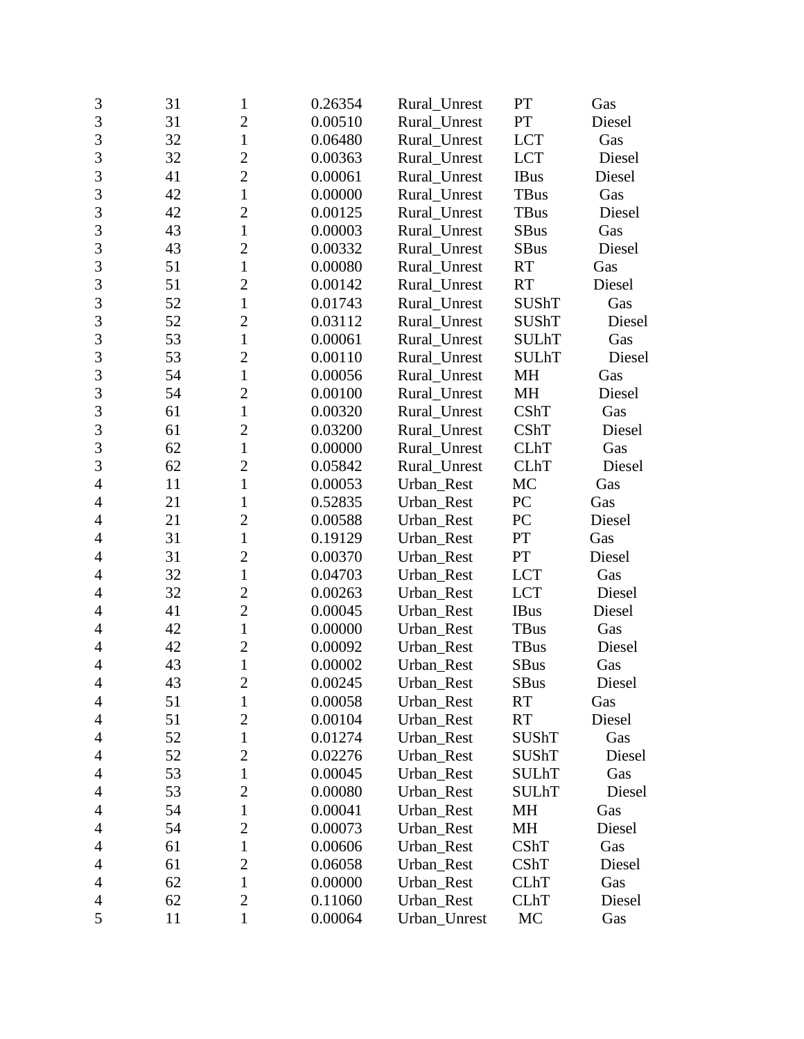| | | | | | | |
|---|---|---|---|---|---|---|
| 3 | 31 | 1 | 0.26354 | Rural_Unrest | PT | Gas |
| 3 | 31 | 2 | 0.00510 | Rural_Unrest | PT | Diesel |
| 3 | 32 | 1 | 0.06480 | Rural_Unrest | LCT | Gas |
| 3 | 32 | 2 | 0.00363 | Rural_Unrest | LCT | Diesel |
| 3 | 41 | 2 | 0.00061 | Rural_Unrest | IBus | Diesel |
| 3 | 42 | 1 | 0.00000 | Rural_Unrest | TBus | Gas |
| 3 | 42 | 2 | 0.00125 | Rural_Unrest | TBus | Diesel |
| 3 | 43 | 1 | 0.00003 | Rural_Unrest | SBus | Gas |
| 3 | 43 | 2 | 0.00332 | Rural_Unrest | SBus | Diesel |
| 3 | 51 | 1 | 0.00080 | Rural_Unrest | RT | Gas |
| 3 | 51 | 2 | 0.00142 | Rural_Unrest | RT | Diesel |
| 3 | 52 | 1 | 0.01743 | Rural_Unrest | SUShT | Gas |
| 3 | 52 | 2 | 0.03112 | Rural_Unrest | SUShT | Diesel |
| 3 | 53 | 1 | 0.00061 | Rural_Unrest | SULhT | Gas |
| 3 | 53 | 2 | 0.00110 | Rural_Unrest | SULhT | Diesel |
| 3 | 54 | 1 | 0.00056 | Rural_Unrest | MH | Gas |
| 3 | 54 | 2 | 0.00100 | Rural_Unrest | MH | Diesel |
| 3 | 61 | 1 | 0.00320 | Rural_Unrest | CShT | Gas |
| 3 | 61 | 2 | 0.03200 | Rural_Unrest | CShT | Diesel |
| 3 | 62 | 1 | 0.00000 | Rural_Unrest | CLhT | Gas |
| 3 | 62 | 2 | 0.05842 | Rural_Unrest | CLhT | Diesel |
| 4 | 11 | 1 | 0.00053 | Urban_Rest | MC | Gas |
| 4 | 21 | 1 | 0.52835 | Urban_Rest | PC | Gas |
| 4 | 21 | 2 | 0.00588 | Urban_Rest | PC | Diesel |
| 4 | 31 | 1 | 0.19129 | Urban_Rest | PT | Gas |
| 4 | 31 | 2 | 0.00370 | Urban_Rest | PT | Diesel |
| 4 | 32 | 1 | 0.04703 | Urban_Rest | LCT | Gas |
| 4 | 32 | 2 | 0.00263 | Urban_Rest | LCT | Diesel |
| 4 | 41 | 2 | 0.00045 | Urban_Rest | IBus | Diesel |
| 4 | 42 | 1 | 0.00000 | Urban_Rest | TBus | Gas |
| 4 | 42 | 2 | 0.00092 | Urban_Rest | TBus | Diesel |
| 4 | 43 | 1 | 0.00002 | Urban_Rest | SBus | Gas |
| 4 | 43 | 2 | 0.00245 | Urban_Rest | SBus | Diesel |
| 4 | 51 | 1 | 0.00058 | Urban_Rest | RT | Gas |
| 4 | 51 | 2 | 0.00104 | Urban_Rest | RT | Diesel |
| 4 | 52 | 1 | 0.01274 | Urban_Rest | SUShT | Gas |
| 4 | 52 | 2 | 0.02276 | Urban_Rest | SUShT | Diesel |
| 4 | 53 | 1 | 0.00045 | Urban_Rest | SULhT | Gas |
| 4 | 53 | 2 | 0.00080 | Urban_Rest | SULhT | Diesel |
| 4 | 54 | 1 | 0.00041 | Urban_Rest | MH | Gas |
| 4 | 54 | 2 | 0.00073 | Urban_Rest | MH | Diesel |
| 4 | 61 | 1 | 0.00606 | Urban_Rest | CShT | Gas |
| 4 | 61 | 2 | 0.06058 | Urban_Rest | CShT | Diesel |
| 4 | 62 | 1 | 0.00000 | Urban_Rest | CLhT | Gas |
| 4 | 62 | 2 | 0.11060 | Urban_Rest | CLhT | Diesel |
| 5 | 11 | 1 | 0.00064 | Urban_Unrest | MC | Gas |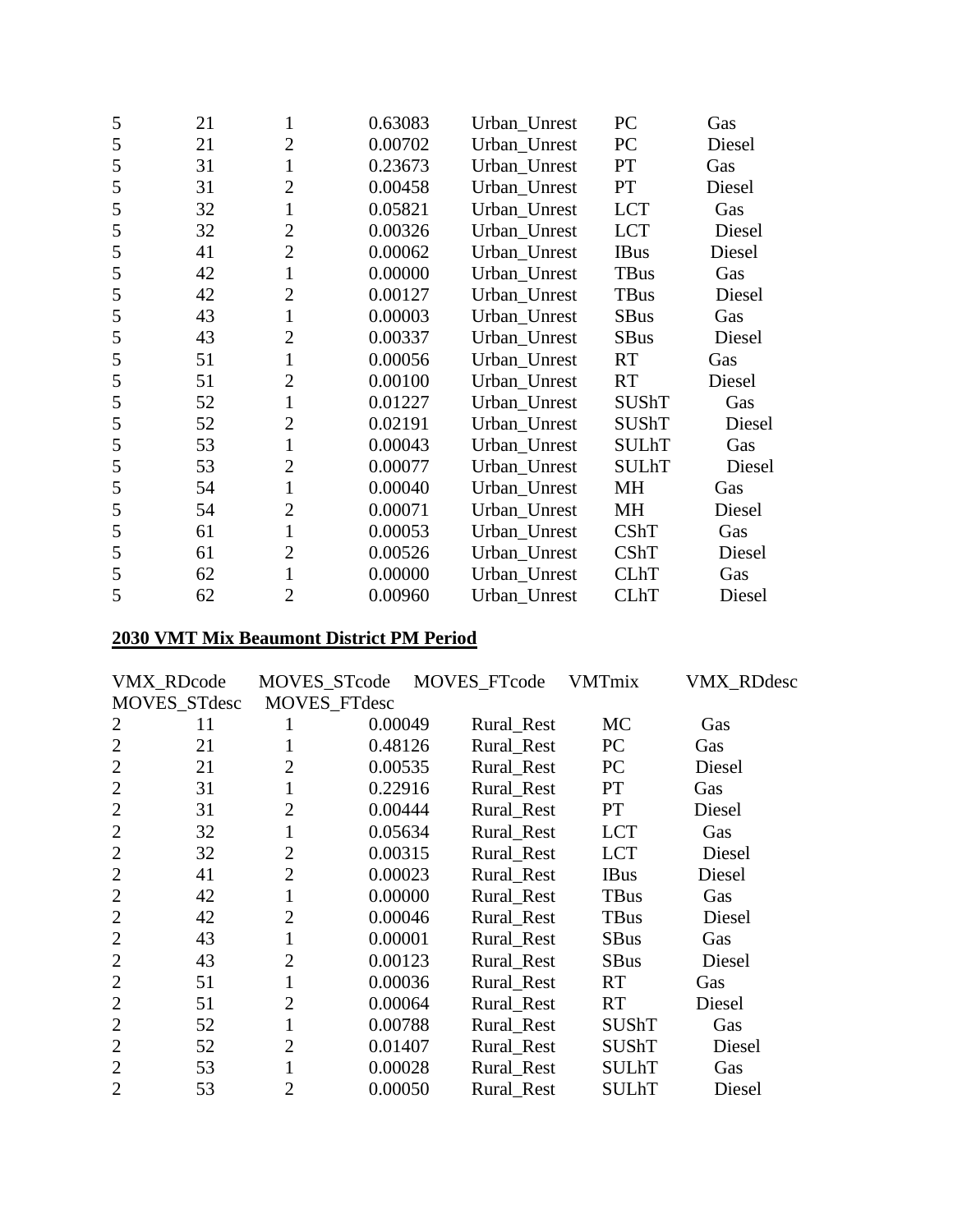| | | | | | | |
|---|---|---|---|---|---|---|
| 5 | 21 | 1 | 0.63083 | Urban_Unrest | PC | Gas |
| 5 | 21 | 2 | 0.00702 | Urban_Unrest | PC | Diesel |
| 5 | 31 | 1 | 0.23673 | Urban_Unrest | PT | Gas |
| 5 | 31 | 2 | 0.00458 | Urban_Unrest | PT | Diesel |
| 5 | 32 | 1 | 0.05821 | Urban_Unrest | LCT | Gas |
| 5 | 32 | 2 | 0.00326 | Urban_Unrest | LCT | Diesel |
| 5 | 41 | 2 | 0.00062 | Urban_Unrest | IBus | Diesel |
| 5 | 42 | 1 | 0.00000 | Urban_Unrest | TBus | Gas |
| 5 | 42 | 2 | 0.00127 | Urban_Unrest | TBus | Diesel |
| 5 | 43 | 1 | 0.00003 | Urban_Unrest | SBus | Gas |
| 5 | 43 | 2 | 0.00337 | Urban_Unrest | SBus | Diesel |
| 5 | 51 | 1 | 0.00056 | Urban_Unrest | RT | Gas |
| 5 | 51 | 2 | 0.00100 | Urban_Unrest | RT | Diesel |
| 5 | 52 | 1 | 0.01227 | Urban_Unrest | SUShT | Gas |
| 5 | 52 | 2 | 0.02191 | Urban_Unrest | SUShT | Diesel |
| 5 | 53 | 1 | 0.00043 | Urban_Unrest | SULhT | Gas |
| 5 | 53 | 2 | 0.00077 | Urban_Unrest | SULhT | Diesel |
| 5 | 54 | 1 | 0.00040 | Urban_Unrest | MH | Gas |
| 5 | 54 | 2 | 0.00071 | Urban_Unrest | MH | Diesel |
| 5 | 61 | 1 | 0.00053 | Urban_Unrest | CShT | Gas |
| 5 | 61 | 2 | 0.00526 | Urban_Unrest | CShT | Diesel |
| 5 | 62 | 1 | 0.00000 | Urban_Unrest | CLhT | Gas |
| 5 | 62 | 2 | 0.00960 | Urban_Unrest | CLhT | Diesel |

**2030 VMT Mix Beaumont District PM Period**

| VMX_RDcode | MOVES_STcode | MOVES_FTcode | VMTmix | VMX_RDdesc | MOVES_STdesc | MOVES_FTdesc |
|---|---|---|---|---|---|---|
| 2 | 11 | 1 | 0.00049 | Rural_Rest | MC | Gas |
| 2 | 21 | 1 | 0.48126 | Rural_Rest | PC | Gas |
| 2 | 21 | 2 | 0.00535 | Rural_Rest | PC | Diesel |
| 2 | 31 | 1 | 0.22916 | Rural_Rest | PT | Gas |
| 2 | 31 | 2 | 0.00444 | Rural_Rest | PT | Diesel |
| 2 | 32 | 1 | 0.05634 | Rural_Rest | LCT | Gas |
| 2 | 32 | 2 | 0.00315 | Rural_Rest | LCT | Diesel |
| 2 | 41 | 2 | 0.00023 | Rural_Rest | IBus | Diesel |
| 2 | 42 | 1 | 0.00000 | Rural_Rest | TBus | Gas |
| 2 | 42 | 2 | 0.00046 | Rural_Rest | TBus | Diesel |
| 2 | 43 | 1 | 0.00001 | Rural_Rest | SBus | Gas |
| 2 | 43 | 2 | 0.00123 | Rural_Rest | SBus | Diesel |
| 2 | 51 | 1 | 0.00036 | Rural_Rest | RT | Gas |
| 2 | 51 | 2 | 0.00064 | Rural_Rest | RT | Diesel |
| 2 | 52 | 1 | 0.00788 | Rural_Rest | SUShT | Gas |
| 2 | 52 | 2 | 0.01407 | Rural_Rest | SUShT | Diesel |
| 2 | 53 | 1 | 0.00028 | Rural_Rest | SULhT | Gas |
| 2 | 53 | 2 | 0.00050 | Rural_Rest | SULhT | Diesel |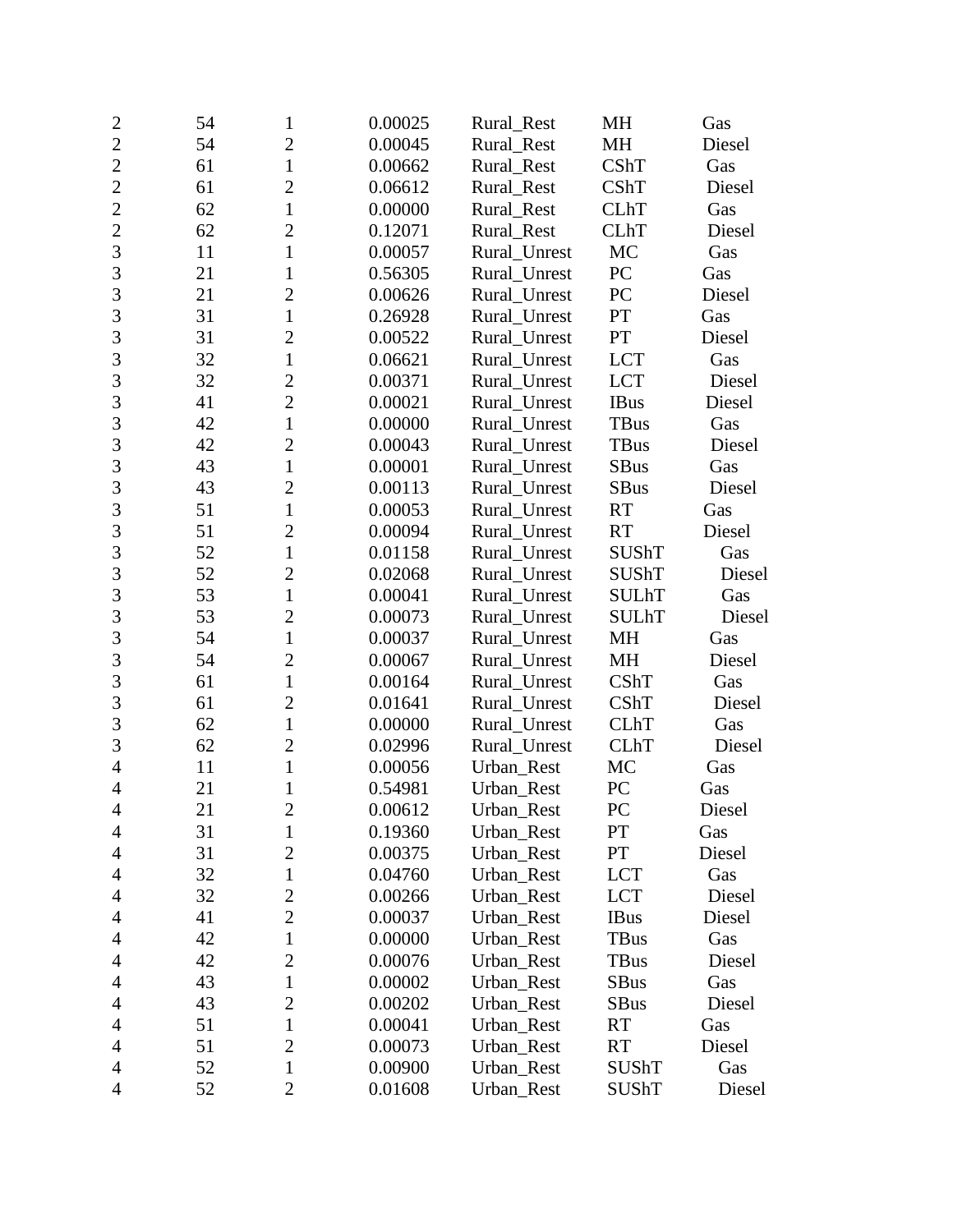| | | | | | | |
|---|---|---|---|---|---|---|
| 2 | 54 | 1 | 0.00025 | Rural_Rest | MH | Gas |
| 2 | 54 | 2 | 0.00045 | Rural_Rest | MH | Diesel |
| 2 | 61 | 1 | 0.00662 | Rural_Rest | CShT | Gas |
| 2 | 61 | 2 | 0.06612 | Rural_Rest | CShT | Diesel |
| 2 | 62 | 1 | 0.00000 | Rural_Rest | CLhT | Gas |
| 2 | 62 | 2 | 0.12071 | Rural_Rest | CLhT | Diesel |
| 3 | 11 | 1 | 0.00057 | Rural_Unrest | MC | Gas |
| 3 | 21 | 1 | 0.56305 | Rural_Unrest | PC | Gas |
| 3 | 21 | 2 | 0.00626 | Rural_Unrest | PC | Diesel |
| 3 | 31 | 1 | 0.26928 | Rural_Unrest | PT | Gas |
| 3 | 31 | 2 | 0.00522 | Rural_Unrest | PT | Diesel |
| 3 | 32 | 1 | 0.06621 | Rural_Unrest | LCT | Gas |
| 3 | 32 | 2 | 0.00371 | Rural_Unrest | LCT | Diesel |
| 3 | 41 | 2 | 0.00021 | Rural_Unrest | IBus | Diesel |
| 3 | 42 | 1 | 0.00000 | Rural_Unrest | TBus | Gas |
| 3 | 42 | 2 | 0.00043 | Rural_Unrest | TBus | Diesel |
| 3 | 43 | 1 | 0.00001 | Rural_Unrest | SBus | Gas |
| 3 | 43 | 2 | 0.00113 | Rural_Unrest | SBus | Diesel |
| 3 | 51 | 1 | 0.00053 | Rural_Unrest | RT | Gas |
| 3 | 51 | 2 | 0.00094 | Rural_Unrest | RT | Diesel |
| 3 | 52 | 1 | 0.01158 | Rural_Unrest | SUShT | Gas |
| 3 | 52 | 2 | 0.02068 | Rural_Unrest | SUShT | Diesel |
| 3 | 53 | 1 | 0.00041 | Rural_Unrest | SULhT | Gas |
| 3 | 53 | 2 | 0.00073 | Rural_Unrest | SULhT | Diesel |
| 3 | 54 | 1 | 0.00037 | Rural_Unrest | MH | Gas |
| 3 | 54 | 2 | 0.00067 | Rural_Unrest | MH | Diesel |
| 3 | 61 | 1 | 0.00164 | Rural_Unrest | CShT | Gas |
| 3 | 61 | 2 | 0.01641 | Rural_Unrest | CShT | Diesel |
| 3 | 62 | 1 | 0.00000 | Rural_Unrest | CLhT | Gas |
| 3 | 62 | 2 | 0.02996 | Rural_Unrest | CLhT | Diesel |
| 4 | 11 | 1 | 0.00056 | Urban_Rest | MC | Gas |
| 4 | 21 | 1 | 0.54981 | Urban_Rest | PC | Gas |
| 4 | 21 | 2 | 0.00612 | Urban_Rest | PC | Diesel |
| 4 | 31 | 1 | 0.19360 | Urban_Rest | PT | Gas |
| 4 | 31 | 2 | 0.00375 | Urban_Rest | PT | Diesel |
| 4 | 32 | 1 | 0.04760 | Urban_Rest | LCT | Gas |
| 4 | 32 | 2 | 0.00266 | Urban_Rest | LCT | Diesel |
| 4 | 41 | 2 | 0.00037 | Urban_Rest | IBus | Diesel |
| 4 | 42 | 1 | 0.00000 | Urban_Rest | TBus | Gas |
| 4 | 42 | 2 | 0.00076 | Urban_Rest | TBus | Diesel |
| 4 | 43 | 1 | 0.00002 | Urban_Rest | SBus | Gas |
| 4 | 43 | 2 | 0.00202 | Urban_Rest | SBus | Diesel |
| 4 | 51 | 1 | 0.00041 | Urban_Rest | RT | Gas |
| 4 | 51 | 2 | 0.00073 | Urban_Rest | RT | Diesel |
| 4 | 52 | 1 | 0.00900 | Urban_Rest | SUShT | Gas |
| 4 | 52 | 2 | 0.01608 | Urban_Rest | SUShT | Diesel |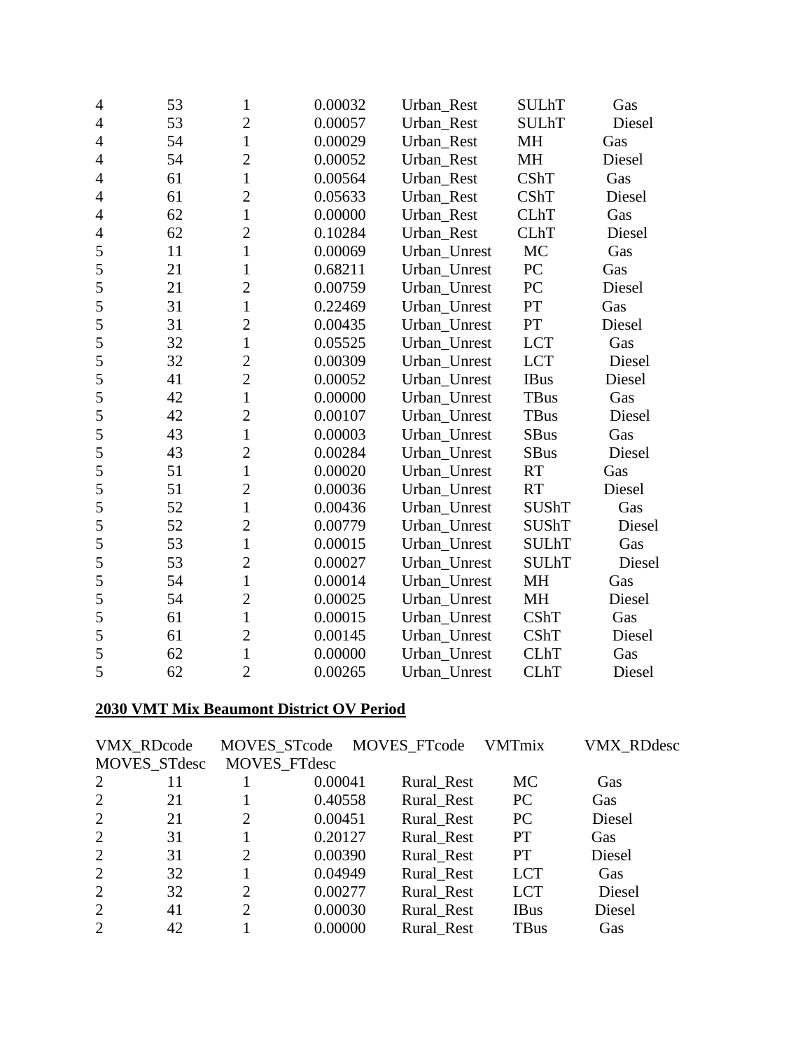| | | | | | | |
|---|---|---|---|---|---|---|
| 4 | 53 | 1 | 0.00032 | Urban_Rest | SULhT | Gas |
| 4 | 53 | 2 | 0.00057 | Urban_Rest | SULhT | Diesel |
| 4 | 54 | 1 | 0.00029 | Urban_Rest | MH | Gas |
| 4 | 54 | 2 | 0.00052 | Urban_Rest | MH | Diesel |
| 4 | 61 | 1 | 0.00564 | Urban_Rest | CShT | Gas |
| 4 | 61 | 2 | 0.05633 | Urban_Rest | CShT | Diesel |
| 4 | 62 | 1 | 0.00000 | Urban_Rest | CLhT | Gas |
| 4 | 62 | 2 | 0.10284 | Urban_Rest | CLhT | Diesel |
| 5 | 11 | 1 | 0.00069 | Urban_Unrest | MC | Gas |
| 5 | 21 | 1 | 0.68211 | Urban_Unrest | PC | Gas |
| 5 | 21 | 2 | 0.00759 | Urban_Unrest | PC | Diesel |
| 5 | 31 | 1 | 0.22469 | Urban_Unrest | PT | Gas |
| 5 | 31 | 2 | 0.00435 | Urban_Unrest | PT | Diesel |
| 5 | 32 | 1 | 0.05525 | Urban_Unrest | LCT | Gas |
| 5 | 32 | 2 | 0.00309 | Urban_Unrest | LCT | Diesel |
| 5 | 41 | 2 | 0.00052 | Urban_Unrest | IBus | Diesel |
| 5 | 42 | 1 | 0.00000 | Urban_Unrest | TBus | Gas |
| 5 | 42 | 2 | 0.00107 | Urban_Unrest | TBus | Diesel |
| 5 | 43 | 1 | 0.00003 | Urban_Unrest | SBus | Gas |
| 5 | 43 | 2 | 0.00284 | Urban_Unrest | SBus | Diesel |
| 5 | 51 | 1 | 0.00020 | Urban_Unrest | RT | Gas |
| 5 | 51 | 2 | 0.00036 | Urban_Unrest | RT | Diesel |
| 5 | 52 | 1 | 0.00436 | Urban_Unrest | SUShT | Gas |
| 5 | 52 | 2 | 0.00779 | Urban_Unrest | SUShT | Diesel |
| 5 | 53 | 1 | 0.00015 | Urban_Unrest | SULhT | Gas |
| 5 | 53 | 2 | 0.00027 | Urban_Unrest | SULhT | Diesel |
| 5 | 54 | 1 | 0.00014 | Urban_Unrest | MH | Gas |
| 5 | 54 | 2 | 0.00025 | Urban_Unrest | MH | Diesel |
| 5 | 61 | 1 | 0.00015 | Urban_Unrest | CShT | Gas |
| 5 | 61 | 2 | 0.00145 | Urban_Unrest | CShT | Diesel |
| 5 | 62 | 1 | 0.00000 | Urban_Unrest | CLhT | Gas |
| 5 | 62 | 2 | 0.00265 | Urban_Unrest | CLhT | Diesel |

**2030 VMT Mix Beaumont District OV Period**

| VMX_RDcode | MOVES_STcode | MOVES_FTcode | VMTmix | VMX_RDdesc | MOVES_STdesc | MOVES_FTdesc |
|---|---|---|---|---|---|---|
| 2 | 11 | 1 | 0.00041 | Rural_Rest | MC | Gas |
| 2 | 21 | 1 | 0.40558 | Rural_Rest | PC | Gas |
| 2 | 21 | 2 | 0.00451 | Rural_Rest | PC | Diesel |
| 2 | 31 | 1 | 0.20127 | Rural_Rest | PT | Gas |
| 2 | 31 | 2 | 0.00390 | Rural_Rest | PT | Diesel |
| 2 | 32 | 1 | 0.04949 | Rural_Rest | LCT | Gas |
| 2 | 32 | 2 | 0.00277 | Rural_Rest | LCT | Diesel |
| 2 | 41 | 2 | 0.00030 | Rural_Rest | IBus | Diesel |
| 2 | 42 | 1 | 0.00000 | Rural_Rest | TBus | Gas |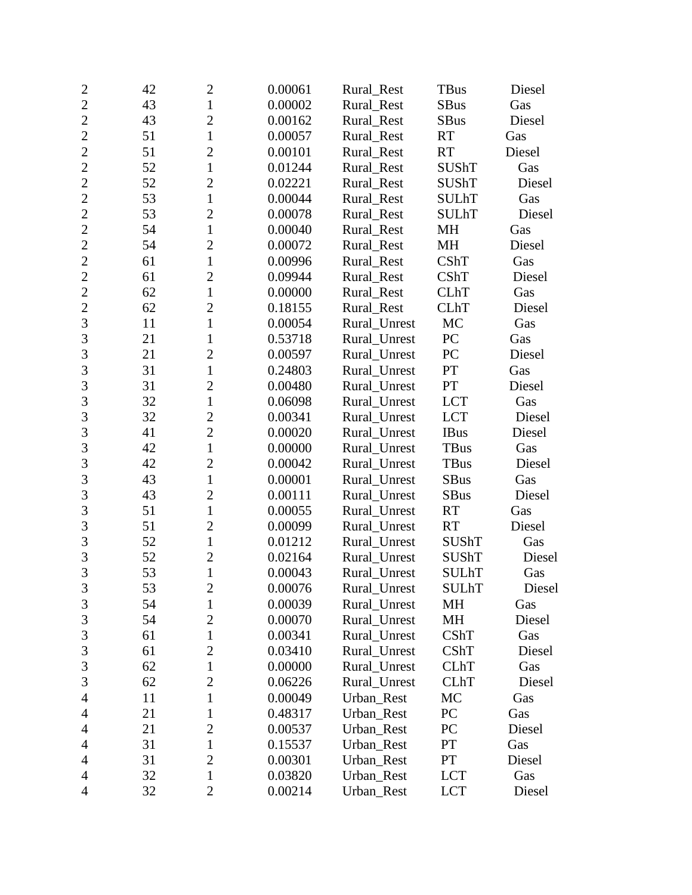| | | | | | | |
|---|---|---|---|---|---|---|
| 2 | 42 | 2 | 0.00061 | Rural_Rest | TBus | Diesel |
| 2 | 43 | 1 | 0.00002 | Rural_Rest | SBus | Gas |
| 2 | 43 | 2 | 0.00162 | Rural_Rest | SBus | Diesel |
| 2 | 51 | 1 | 0.00057 | Rural_Rest | RT | Gas |
| 2 | 51 | 2 | 0.00101 | Rural_Rest | RT | Diesel |
| 2 | 52 | 1 | 0.01244 | Rural_Rest | SUShT | Gas |
| 2 | 52 | 2 | 0.02221 | Rural_Rest | SUShT | Diesel |
| 2 | 53 | 1 | 0.00044 | Rural_Rest | SULhT | Gas |
| 2 | 53 | 2 | 0.00078 | Rural_Rest | SULhT | Diesel |
| 2 | 54 | 1 | 0.00040 | Rural_Rest | MH | Gas |
| 2 | 54 | 2 | 0.00072 | Rural_Rest | MH | Diesel |
| 2 | 61 | 1 | 0.00996 | Rural_Rest | CShT | Gas |
| 2 | 61 | 2 | 0.09944 | Rural_Rest | CShT | Diesel |
| 2 | 62 | 1 | 0.00000 | Rural_Rest | CLhT | Gas |
| 2 | 62 | 2 | 0.18155 | Rural_Rest | CLhT | Diesel |
| 3 | 11 | 1 | 0.00054 | Rural_Unrest | MC | Gas |
| 3 | 21 | 1 | 0.53718 | Rural_Unrest | PC | Gas |
| 3 | 21 | 2 | 0.00597 | Rural_Unrest | PC | Diesel |
| 3 | 31 | 1 | 0.24803 | Rural_Unrest | PT | Gas |
| 3 | 31 | 2 | 0.00480 | Rural_Unrest | PT | Diesel |
| 3 | 32 | 1 | 0.06098 | Rural_Unrest | LCT | Gas |
| 3 | 32 | 2 | 0.00341 | Rural_Unrest | LCT | Diesel |
| 3 | 41 | 2 | 0.00020 | Rural_Unrest | IBus | Diesel |
| 3 | 42 | 1 | 0.00000 | Rural_Unrest | TBus | Gas |
| 3 | 42 | 2 | 0.00042 | Rural_Unrest | TBus | Diesel |
| 3 | 43 | 1 | 0.00001 | Rural_Unrest | SBus | Gas |
| 3 | 43 | 2 | 0.00111 | Rural_Unrest | SBus | Diesel |
| 3 | 51 | 1 | 0.00055 | Rural_Unrest | RT | Gas |
| 3 | 51 | 2 | 0.00099 | Rural_Unrest | RT | Diesel |
| 3 | 52 | 1 | 0.01212 | Rural_Unrest | SUShT | Gas |
| 3 | 52 | 2 | 0.02164 | Rural_Unrest | SUShT | Diesel |
| 3 | 53 | 1 | 0.00043 | Rural_Unrest | SULhT | Gas |
| 3 | 53 | 2 | 0.00076 | Rural_Unrest | SULhT | Diesel |
| 3 | 54 | 1 | 0.00039 | Rural_Unrest | MH | Gas |
| 3 | 54 | 2 | 0.00070 | Rural_Unrest | MH | Diesel |
| 3 | 61 | 1 | 0.00341 | Rural_Unrest | CShT | Gas |
| 3 | 61 | 2 | 0.03410 | Rural_Unrest | CShT | Diesel |
| 3 | 62 | 1 | 0.00000 | Rural_Unrest | CLhT | Gas |
| 3 | 62 | 2 | 0.06226 | Rural_Unrest | CLhT | Diesel |
| 4 | 11 | 1 | 0.00049 | Urban_Rest | MC | Gas |
| 4 | 21 | 1 | 0.48317 | Urban_Rest | PC | Gas |
| 4 | 21 | 2 | 0.00537 | Urban_Rest | PC | Diesel |
| 4 | 31 | 1 | 0.15537 | Urban_Rest | PT | Gas |
| 4 | 31 | 2 | 0.00301 | Urban_Rest | PT | Diesel |
| 4 | 32 | 1 | 0.03820 | Urban_Rest | LCT | Gas |
| 4 | 32 | 2 | 0.00214 | Urban_Rest | LCT | Diesel |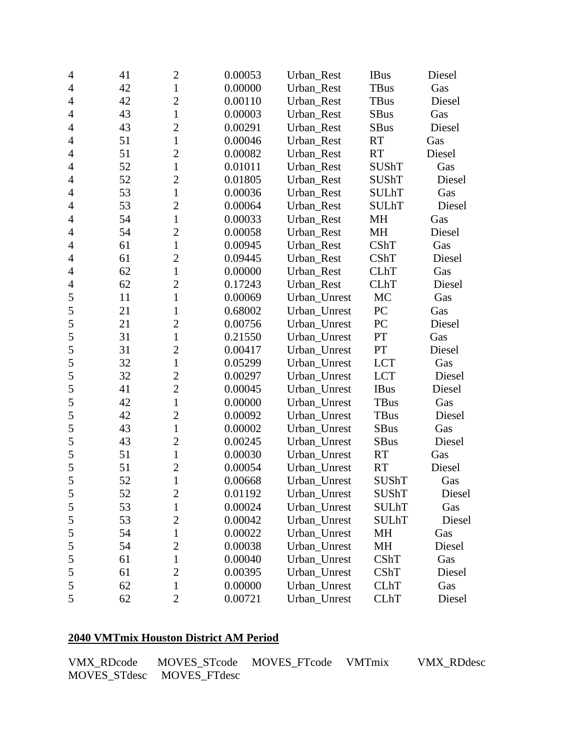| | | | | | | |
|---|---|---|---|---|---|---|
| 4 | 41 | 2 | 0.00053 | Urban_Rest | IBus | Diesel |
| 4 | 42 | 1 | 0.00000 | Urban_Rest | TBus | Gas |
| 4 | 42 | 2 | 0.00110 | Urban_Rest | TBus | Diesel |
| 4 | 43 | 1 | 0.00003 | Urban_Rest | SBus | Gas |
| 4 | 43 | 2 | 0.00291 | Urban_Rest | SBus | Diesel |
| 4 | 51 | 1 | 0.00046 | Urban_Rest | RT | Gas |
| 4 | 51 | 2 | 0.00082 | Urban_Rest | RT | Diesel |
| 4 | 52 | 1 | 0.01011 | Urban_Rest | SUShT | Gas |
| 4 | 52 | 2 | 0.01805 | Urban_Rest | SUShT | Diesel |
| 4 | 53 | 1 | 0.00036 | Urban_Rest | SULhT | Gas |
| 4 | 53 | 2 | 0.00064 | Urban_Rest | SULhT | Diesel |
| 4 | 54 | 1 | 0.00033 | Urban_Rest | MH | Gas |
| 4 | 54 | 2 | 0.00058 | Urban_Rest | MH | Diesel |
| 4 | 61 | 1 | 0.00945 | Urban_Rest | CShT | Gas |
| 4 | 61 | 2 | 0.09445 | Urban_Rest | CShT | Diesel |
| 4 | 62 | 1 | 0.00000 | Urban_Rest | CLhT | Gas |
| 4 | 62 | 2 | 0.17243 | Urban_Rest | CLhT | Diesel |
| 5 | 11 | 1 | 0.00069 | Urban_Unrest | MC | Gas |
| 5 | 21 | 1 | 0.68002 | Urban_Unrest | PC | Gas |
| 5 | 21 | 2 | 0.00756 | Urban_Unrest | PC | Diesel |
| 5 | 31 | 1 | 0.21550 | Urban_Unrest | PT | Gas |
| 5 | 31 | 2 | 0.00417 | Urban_Unrest | PT | Diesel |
| 5 | 32 | 1 | 0.05299 | Urban_Unrest | LCT | Gas |
| 5 | 32 | 2 | 0.00297 | Urban_Unrest | LCT | Diesel |
| 5 | 41 | 2 | 0.00045 | Urban_Unrest | IBus | Diesel |
| 5 | 42 | 1 | 0.00000 | Urban_Unrest | TBus | Gas |
| 5 | 42 | 2 | 0.00092 | Urban_Unrest | TBus | Diesel |
| 5 | 43 | 1 | 0.00002 | Urban_Unrest | SBus | Gas |
| 5 | 43 | 2 | 0.00245 | Urban_Unrest | SBus | Diesel |
| 5 | 51 | 1 | 0.00030 | Urban_Unrest | RT | Gas |
| 5 | 51 | 2 | 0.00054 | Urban_Unrest | RT | Diesel |
| 5 | 52 | 1 | 0.00668 | Urban_Unrest | SUShT | Gas |
| 5 | 52 | 2 | 0.01192 | Urban_Unrest | SUShT | Diesel |
| 5 | 53 | 1 | 0.00024 | Urban_Unrest | SULhT | Gas |
| 5 | 53 | 2 | 0.00042 | Urban_Unrest | SULhT | Diesel |
| 5 | 54 | 1 | 0.00022 | Urban_Unrest | MH | Gas |
| 5 | 54 | 2 | 0.00038 | Urban_Unrest | MH | Diesel |
| 5 | 61 | 1 | 0.00040 | Urban_Unrest | CShT | Gas |
| 5 | 61 | 2 | 0.00395 | Urban_Unrest | CShT | Diesel |
| 5 | 62 | 1 | 0.00000 | Urban_Unrest | CLhT | Gas |
| 5 | 62 | 2 | 0.00721 | Urban_Unrest | CLhT | Diesel |

**2040 VMTmix Houston District AM Period**

VMX_RDcode MOVES_STcode MOVES_FTcode VMTmix VMX_RDdesc MOVES_STdesc MOVES_FTdesc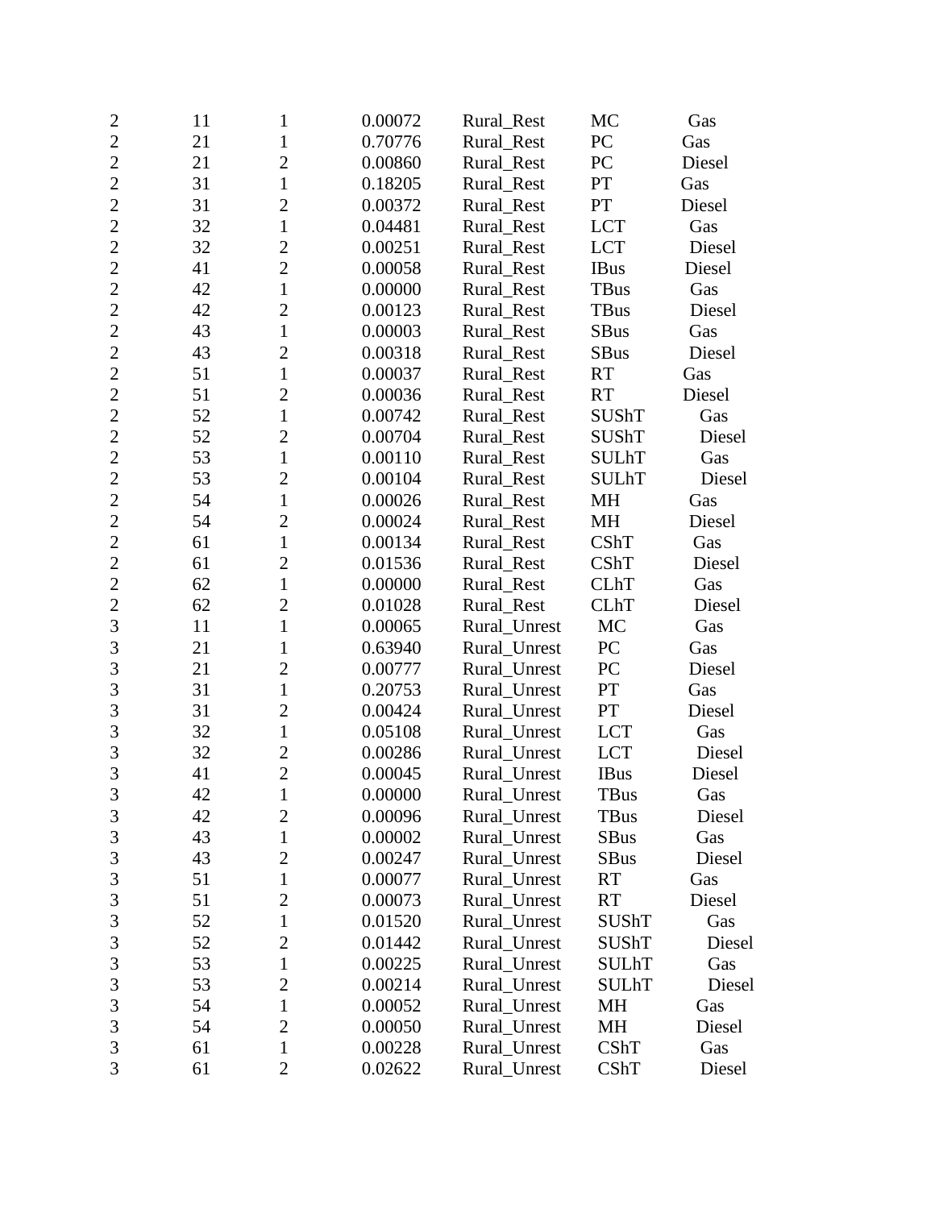| | | | | | | |
|---|---|---|---|---|---|---|
| 2 | 11 | 1 | 0.00072 | Rural_Rest | MC | Gas |
| 2 | 21 | 1 | 0.70776 | Rural_Rest | PC | Gas |
| 2 | 21 | 2 | 0.00860 | Rural_Rest | PC | Diesel |
| 2 | 31 | 1 | 0.18205 | Rural_Rest | PT | Gas |
| 2 | 31 | 2 | 0.00372 | Rural_Rest | PT | Diesel |
| 2 | 32 | 1 | 0.04481 | Rural_Rest | LCT | Gas |
| 2 | 32 | 2 | 0.00251 | Rural_Rest | LCT | Diesel |
| 2 | 41 | 2 | 0.00058 | Rural_Rest | IBus | Diesel |
| 2 | 42 | 1 | 0.00000 | Rural_Rest | TBus | Gas |
| 2 | 42 | 2 | 0.00123 | Rural_Rest | TBus | Diesel |
| 2 | 43 | 1 | 0.00003 | Rural_Rest | SBus | Gas |
| 2 | 43 | 2 | 0.00318 | Rural_Rest | SBus | Diesel |
| 2 | 51 | 1 | 0.00037 | Rural_Rest | RT | Gas |
| 2 | 51 | 2 | 0.00036 | Rural_Rest | RT | Diesel |
| 2 | 52 | 1 | 0.00742 | Rural_Rest | SUShT | Gas |
| 2 | 52 | 2 | 0.00704 | Rural_Rest | SUShT | Diesel |
| 2 | 53 | 1 | 0.00110 | Rural_Rest | SULhT | Gas |
| 2 | 53 | 2 | 0.00104 | Rural_Rest | SULhT | Diesel |
| 2 | 54 | 1 | 0.00026 | Rural_Rest | MH | Gas |
| 2 | 54 | 2 | 0.00024 | Rural_Rest | MH | Diesel |
| 2 | 61 | 1 | 0.00134 | Rural_Rest | CShT | Gas |
| 2 | 61 | 2 | 0.01536 | Rural_Rest | CShT | Diesel |
| 2 | 62 | 1 | 0.00000 | Rural_Rest | CLhT | Gas |
| 2 | 62 | 2 | 0.01028 | Rural_Rest | CLhT | Diesel |
| 3 | 11 | 1 | 0.00065 | Rural_Unrest | MC | Gas |
| 3 | 21 | 1 | 0.63940 | Rural_Unrest | PC | Gas |
| 3 | 21 | 2 | 0.00777 | Rural_Unrest | PC | Diesel |
| 3 | 31 | 1 | 0.20753 | Rural_Unrest | PT | Gas |
| 3 | 31 | 2 | 0.00424 | Rural_Unrest | PT | Diesel |
| 3 | 32 | 1 | 0.05108 | Rural_Unrest | LCT | Gas |
| 3 | 32 | 2 | 0.00286 | Rural_Unrest | LCT | Diesel |
| 3 | 41 | 2 | 0.00045 | Rural_Unrest | IBus | Diesel |
| 3 | 42 | 1 | 0.00000 | Rural_Unrest | TBus | Gas |
| 3 | 42 | 2 | 0.00096 | Rural_Unrest | TBus | Diesel |
| 3 | 43 | 1 | 0.00002 | Rural_Unrest | SBus | Gas |
| 3 | 43 | 2 | 0.00247 | Rural_Unrest | SBus | Diesel |
| 3 | 51 | 1 | 0.00077 | Rural_Unrest | RT | Gas |
| 3 | 51 | 2 | 0.00073 | Rural_Unrest | RT | Diesel |
| 3 | 52 | 1 | 0.01520 | Rural_Unrest | SUShT | Gas |
| 3 | 52 | 2 | 0.01442 | Rural_Unrest | SUShT | Diesel |
| 3 | 53 | 1 | 0.00225 | Rural_Unrest | SULhT | Gas |
| 3 | 53 | 2 | 0.00214 | Rural_Unrest | SULhT | Diesel |
| 3 | 54 | 1 | 0.00052 | Rural_Unrest | MH | Gas |
| 3 | 54 | 2 | 0.00050 | Rural_Unrest | MH | Diesel |
| 3 | 61 | 1 | 0.00228 | Rural_Unrest | CShT | Gas |
| 3 | 61 | 2 | 0.02622 | Rural_Unrest | CShT | Diesel |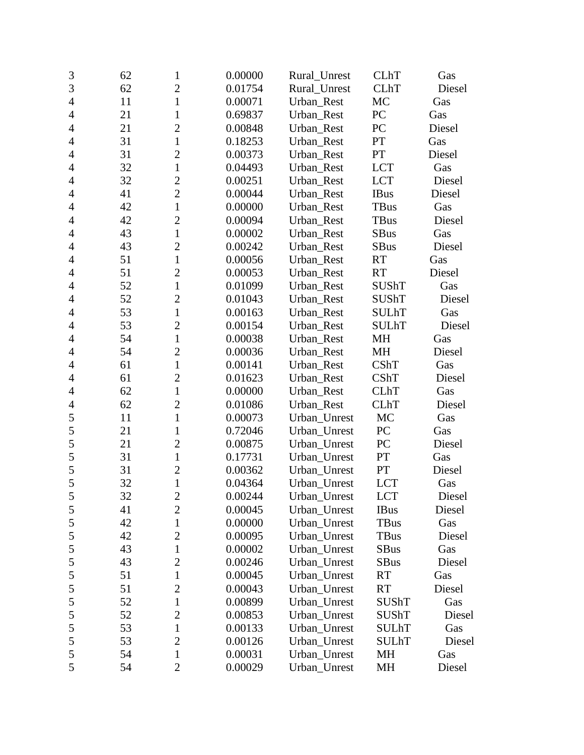| | | | | | | |
|---|---|---|---|---|---|---|
| 3 | 62 | 1 | 0.00000 | Rural_Unrest | CLhT | Gas |
| 3 | 62 | 2 | 0.01754 | Rural_Unrest | CLhT | Diesel |
| 4 | 11 | 1 | 0.00071 | Urban_Rest | MC | Gas |
| 4 | 21 | 1 | 0.69837 | Urban_Rest | PC | Gas |
| 4 | 21 | 2 | 0.00848 | Urban_Rest | PC | Diesel |
| 4 | 31 | 1 | 0.18253 | Urban_Rest | PT | Gas |
| 4 | 31 | 2 | 0.00373 | Urban_Rest | PT | Diesel |
| 4 | 32 | 1 | 0.04493 | Urban_Rest | LCT | Gas |
| 4 | 32 | 2 | 0.00251 | Urban_Rest | LCT | Diesel |
| 4 | 41 | 2 | 0.00044 | Urban_Rest | IBus | Diesel |
| 4 | 42 | 1 | 0.00000 | Urban_Rest | TBus | Gas |
| 4 | 42 | 2 | 0.00094 | Urban_Rest | TBus | Diesel |
| 4 | 43 | 1 | 0.00002 | Urban_Rest | SBus | Gas |
| 4 | 43 | 2 | 0.00242 | Urban_Rest | SBus | Diesel |
| 4 | 51 | 1 | 0.00056 | Urban_Rest | RT | Gas |
| 4 | 51 | 2 | 0.00053 | Urban_Rest | RT | Diesel |
| 4 | 52 | 1 | 0.01099 | Urban_Rest | SUShT | Gas |
| 4 | 52 | 2 | 0.01043 | Urban_Rest | SUShT | Diesel |
| 4 | 53 | 1 | 0.00163 | Urban_Rest | SULhT | Gas |
| 4 | 53 | 2 | 0.00154 | Urban_Rest | SULhT | Diesel |
| 4 | 54 | 1 | 0.00038 | Urban_Rest | MH | Gas |
| 4 | 54 | 2 | 0.00036 | Urban_Rest | MH | Diesel |
| 4 | 61 | 1 | 0.00141 | Urban_Rest | CShT | Gas |
| 4 | 61 | 2 | 0.01623 | Urban_Rest | CShT | Diesel |
| 4 | 62 | 1 | 0.00000 | Urban_Rest | CLhT | Gas |
| 4 | 62 | 2 | 0.01086 | Urban_Rest | CLhT | Diesel |
| 5 | 11 | 1 | 0.00073 | Urban_Unrest | MC | Gas |
| 5 | 21 | 1 | 0.72046 | Urban_Unrest | PC | Gas |
| 5 | 21 | 2 | 0.00875 | Urban_Unrest | PC | Diesel |
| 5 | 31 | 1 | 0.17731 | Urban_Unrest | PT | Gas |
| 5 | 31 | 2 | 0.00362 | Urban_Unrest | PT | Diesel |
| 5 | 32 | 1 | 0.04364 | Urban_Unrest | LCT | Gas |
| 5 | 32 | 2 | 0.00244 | Urban_Unrest | LCT | Diesel |
| 5 | 41 | 2 | 0.00045 | Urban_Unrest | IBus | Diesel |
| 5 | 42 | 1 | 0.00000 | Urban_Unrest | TBus | Gas |
| 5 | 42 | 2 | 0.00095 | Urban_Unrest | TBus | Diesel |
| 5 | 43 | 1 | 0.00002 | Urban_Unrest | SBus | Gas |
| 5 | 43 | 2 | 0.00246 | Urban_Unrest | SBus | Diesel |
| 5 | 51 | 1 | 0.00045 | Urban_Unrest | RT | Gas |
| 5 | 51 | 2 | 0.00043 | Urban_Unrest | RT | Diesel |
| 5 | 52 | 1 | 0.00899 | Urban_Unrest | SUShT | Gas |
| 5 | 52 | 2 | 0.00853 | Urban_Unrest | SUShT | Diesel |
| 5 | 53 | 1 | 0.00133 | Urban_Unrest | SULhT | Gas |
| 5 | 53 | 2 | 0.00126 | Urban_Unrest | SULhT | Diesel |
| 5 | 54 | 1 | 0.00031 | Urban_Unrest | MH | Gas |
| 5 | 54 | 2 | 0.00029 | Urban_Unrest | MH | Diesel |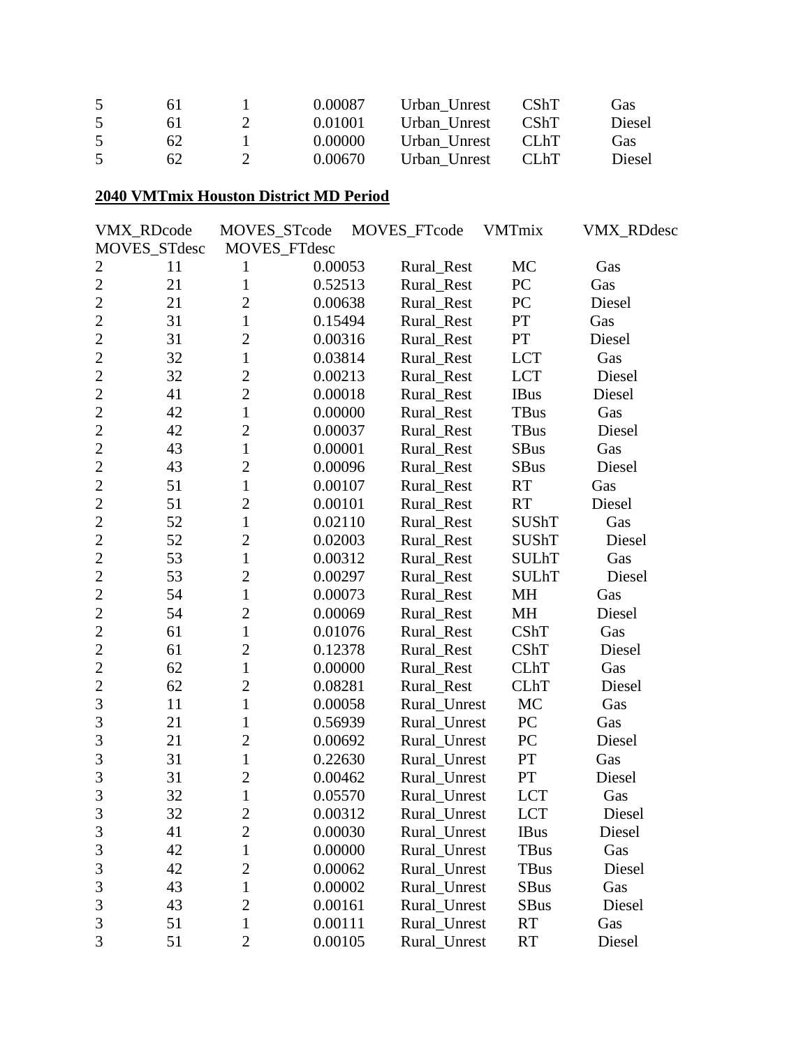| | | | | | | |
|---|---|---|---|---|---|---|
| 5 | 61 | 1 | 0.00087 | Urban_Unrest | CShT | Gas |
| 5 | 61 | 2 | 0.01001 | Urban_Unrest | CShT | Diesel |
| 5 | 62 | 1 | 0.00000 | Urban_Unrest | CLhT | Gas |
| 5 | 62 | 2 | 0.00670 | Urban_Unrest | CLhT | Diesel |

**2040 VMTmix Houston District MD Period**

| VMX_RDcode | MOVES_STcode | MOVES_FTcode | VMTmix | VMX_RDdesc | MOVES_STdesc | MOVES_FTdesc |
|---|---|---|---|---|---|---|
| 2 | 11 | 1 | 0.00053 | Rural_Rest | MC | Gas |
| 2 | 21 | 1 | 0.52513 | Rural_Rest | PC | Gas |
| 2 | 21 | 2 | 0.00638 | Rural_Rest | PC | Diesel |
| 2 | 31 | 1 | 0.15494 | Rural_Rest | PT | Gas |
| 2 | 31 | 2 | 0.00316 | Rural_Rest | PT | Diesel |
| 2 | 32 | 1 | 0.03814 | Rural_Rest | LCT | Gas |
| 2 | 32 | 2 | 0.00213 | Rural_Rest | LCT | Diesel |
| 2 | 41 | 2 | 0.00018 | Rural_Rest | IBus | Diesel |
| 2 | 42 | 1 | 0.00000 | Rural_Rest | TBus | Gas |
| 2 | 42 | 2 | 0.00037 | Rural_Rest | TBus | Diesel |
| 2 | 43 | 1 | 0.00001 | Rural_Rest | SBus | Gas |
| 2 | 43 | 2 | 0.00096 | Rural_Rest | SBus | Diesel |
| 2 | 51 | 1 | 0.00107 | Rural_Rest | RT | Gas |
| 2 | 51 | 2 | 0.00101 | Rural_Rest | RT | Diesel |
| 2 | 52 | 1 | 0.02110 | Rural_Rest | SUShT | Gas |
| 2 | 52 | 2 | 0.02003 | Rural_Rest | SUShT | Diesel |
| 2 | 53 | 1 | 0.00312 | Rural_Rest | SULhT | Gas |
| 2 | 53 | 2 | 0.00297 | Rural_Rest | SULhT | Diesel |
| 2 | 54 | 1 | 0.00073 | Rural_Rest | MH | Gas |
| 2 | 54 | 2 | 0.00069 | Rural_Rest | MH | Diesel |
| 2 | 61 | 1 | 0.01076 | Rural_Rest | CShT | Gas |
| 2 | 61 | 2 | 0.12378 | Rural_Rest | CShT | Diesel |
| 2 | 62 | 1 | 0.00000 | Rural_Rest | CLhT | Gas |
| 2 | 62 | 2 | 0.08281 | Rural_Rest | CLhT | Diesel |
| 3 | 11 | 1 | 0.00058 | Rural_Unrest | MC | Gas |
| 3 | 21 | 1 | 0.56939 | Rural_Unrest | PC | Gas |
| 3 | 21 | 2 | 0.00692 | Rural_Unrest | PC | Diesel |
| 3 | 31 | 1 | 0.22630 | Rural_Unrest | PT | Gas |
| 3 | 31 | 2 | 0.00462 | Rural_Unrest | PT | Diesel |
| 3 | 32 | 1 | 0.05570 | Rural_Unrest | LCT | Gas |
| 3 | 32 | 2 | 0.00312 | Rural_Unrest | LCT | Diesel |
| 3 | 41 | 2 | 0.00030 | Rural_Unrest | IBus | Diesel |
| 3 | 42 | 1 | 0.00000 | Rural_Unrest | TBus | Gas |
| 3 | 42 | 2 | 0.00062 | Rural_Unrest | TBus | Diesel |
| 3 | 43 | 1 | 0.00002 | Rural_Unrest | SBus | Gas |
| 3 | 43 | 2 | 0.00161 | Rural_Unrest | SBus | Diesel |
| 3 | 51 | 1 | 0.00111 | Rural_Unrest | RT | Gas |
| 3 | 51 | 2 | 0.00105 | Rural_Unrest | RT | Diesel |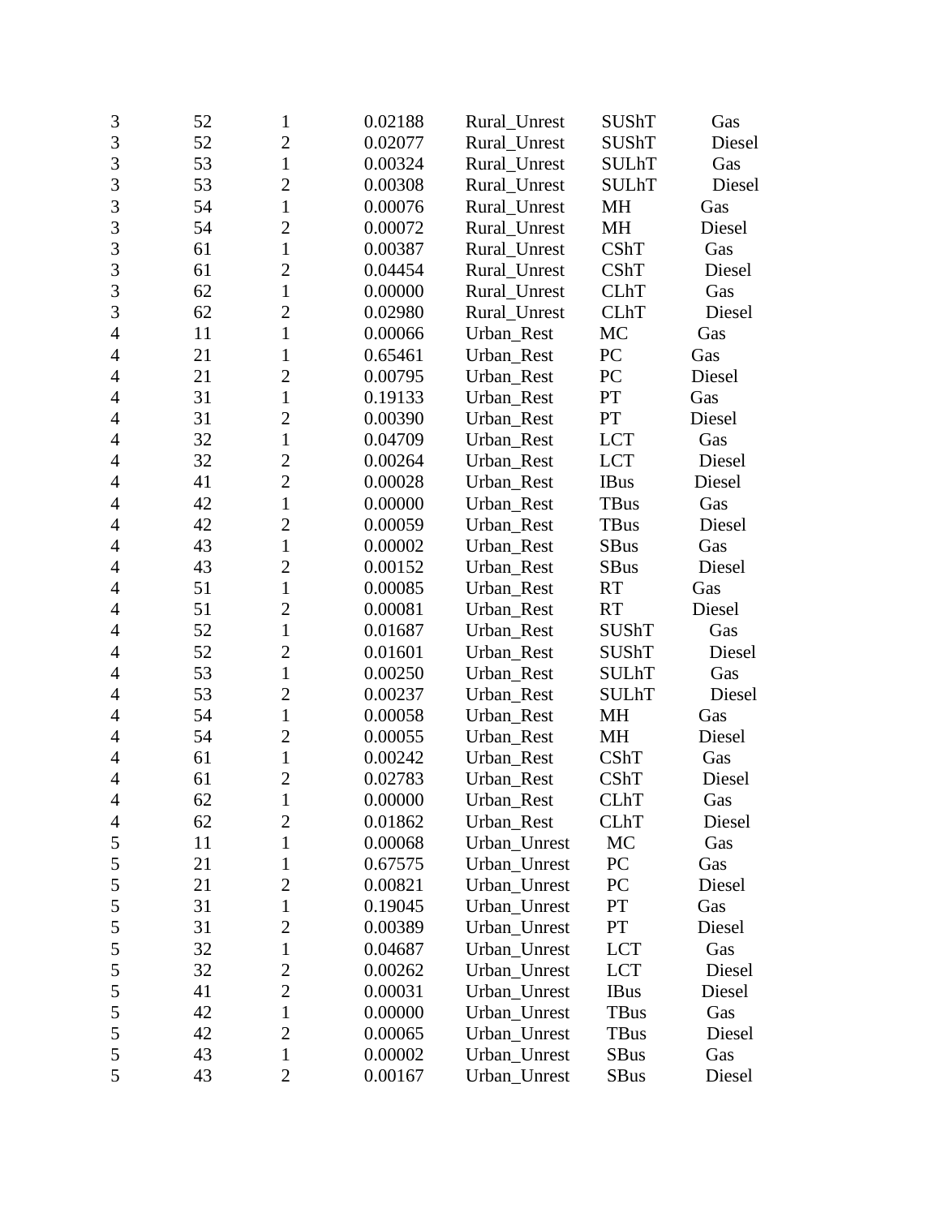| | | | | | | |
|---|---|---|---|---|---|---|
| 3 | 52 | 1 | 0.02188 | Rural_Unrest | SUShT | Gas |
| 3 | 52 | 2 | 0.02077 | Rural_Unrest | SUShT | Diesel |
| 3 | 53 | 1 | 0.00324 | Rural_Unrest | SULhT | Gas |
| 3 | 53 | 2 | 0.00308 | Rural_Unrest | SULhT | Diesel |
| 3 | 54 | 1 | 0.00076 | Rural_Unrest | MH | Gas |
| 3 | 54 | 2 | 0.00072 | Rural_Unrest | MH | Diesel |
| 3 | 61 | 1 | 0.00387 | Rural_Unrest | CShT | Gas |
| 3 | 61 | 2 | 0.04454 | Rural_Unrest | CShT | Diesel |
| 3 | 62 | 1 | 0.00000 | Rural_Unrest | CLhT | Gas |
| 3 | 62 | 2 | 0.02980 | Rural_Unrest | CLhT | Diesel |
| 4 | 11 | 1 | 0.00066 | Urban_Rest | MC | Gas |
| 4 | 21 | 1 | 0.65461 | Urban_Rest | PC | Gas |
| 4 | 21 | 2 | 0.00795 | Urban_Rest | PC | Diesel |
| 4 | 31 | 1 | 0.19133 | Urban_Rest | PT | Gas |
| 4 | 31 | 2 | 0.00390 | Urban_Rest | PT | Diesel |
| 4 | 32 | 1 | 0.04709 | Urban_Rest | LCT | Gas |
| 4 | 32 | 2 | 0.00264 | Urban_Rest | LCT | Diesel |
| 4 | 41 | 2 | 0.00028 | Urban_Rest | IBus | Diesel |
| 4 | 42 | 1 | 0.00000 | Urban_Rest | TBus | Gas |
| 4 | 42 | 2 | 0.00059 | Urban_Rest | TBus | Diesel |
| 4 | 43 | 1 | 0.00002 | Urban_Rest | SBus | Gas |
| 4 | 43 | 2 | 0.00152 | Urban_Rest | SBus | Diesel |
| 4 | 51 | 1 | 0.00085 | Urban_Rest | RT | Gas |
| 4 | 51 | 2 | 0.00081 | Urban_Rest | RT | Diesel |
| 4 | 52 | 1 | 0.01687 | Urban_Rest | SUShT | Gas |
| 4 | 52 | 2 | 0.01601 | Urban_Rest | SUShT | Diesel |
| 4 | 53 | 1 | 0.00250 | Urban_Rest | SULhT | Gas |
| 4 | 53 | 2 | 0.00237 | Urban_Rest | SULhT | Diesel |
| 4 | 54 | 1 | 0.00058 | Urban_Rest | MH | Gas |
| 4 | 54 | 2 | 0.00055 | Urban_Rest | MH | Diesel |
| 4 | 61 | 1 | 0.00242 | Urban_Rest | CShT | Gas |
| 4 | 61 | 2 | 0.02783 | Urban_Rest | CShT | Diesel |
| 4 | 62 | 1 | 0.00000 | Urban_Rest | CLhT | Gas |
| 4 | 62 | 2 | 0.01862 | Urban_Rest | CLhT | Diesel |
| 5 | 11 | 1 | 0.00068 | Urban_Unrest | MC | Gas |
| 5 | 21 | 1 | 0.67575 | Urban_Unrest | PC | Gas |
| 5 | 21 | 2 | 0.00821 | Urban_Unrest | PC | Diesel |
| 5 | 31 | 1 | 0.19045 | Urban_Unrest | PT | Gas |
| 5 | 31 | 2 | 0.00389 | Urban_Unrest | PT | Diesel |
| 5 | 32 | 1 | 0.04687 | Urban_Unrest | LCT | Gas |
| 5 | 32 | 2 | 0.00262 | Urban_Unrest | LCT | Diesel |
| 5 | 41 | 2 | 0.00031 | Urban_Unrest | IBus | Diesel |
| 5 | 42 | 1 | 0.00000 | Urban_Unrest | TBus | Gas |
| 5 | 42 | 2 | 0.00065 | Urban_Unrest | TBus | Diesel |
| 5 | 43 | 1 | 0.00002 | Urban_Unrest | SBus | Gas |
| 5 | 43 | 2 | 0.00167 | Urban_Unrest | SBus | Diesel |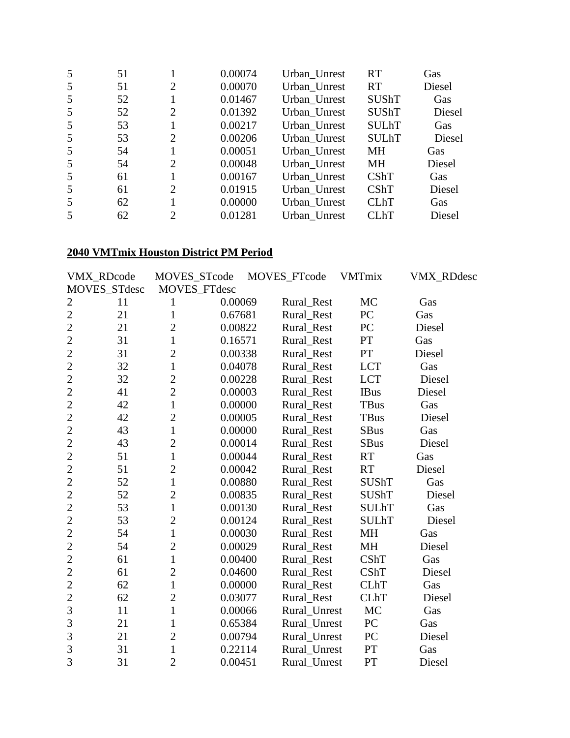| | | | | | | |
|---|---|---|---|---|---|---|
| 5 | 51 | 1 | 0.00074 | Urban_Unrest | RT | Gas |
| 5 | 51 | 2 | 0.00070 | Urban_Unrest | RT | Diesel |
| 5 | 52 | 1 | 0.01467 | Urban_Unrest | SUShT | Gas |
| 5 | 52 | 2 | 0.01392 | Urban_Unrest | SUShT | Diesel |
| 5 | 53 | 1 | 0.00217 | Urban_Unrest | SULhT | Gas |
| 5 | 53 | 2 | 0.00206 | Urban_Unrest | SULhT | Diesel |
| 5 | 54 | 1 | 0.00051 | Urban_Unrest | MH | Gas |
| 5 | 54 | 2 | 0.00048 | Urban_Unrest | MH | Diesel |
| 5 | 61 | 1 | 0.00167 | Urban_Unrest | CShT | Gas |
| 5 | 61 | 2 | 0.01915 | Urban_Unrest | CShT | Diesel |
| 5 | 62 | 1 | 0.00000 | Urban_Unrest | CLhT | Gas |
| 5 | 62 | 2 | 0.01281 | Urban_Unrest | CLhT | Diesel |

**2040 VMTmix Houston District PM Period**

| VMX_RDcode | MOVES_STcode | MOVES_FTcode | VMTmix | VMX_RDdesc | MOVES_STdesc | MOVES_FTdesc |
|---|---|---|---|---|---|---|
| 2 | 11 | 1 | 0.00069 | Rural_Rest | MC | Gas |
| 2 | 21 | 1 | 0.67681 | Rural_Rest | PC | Gas |
| 2 | 21 | 2 | 0.00822 | Rural_Rest | PC | Diesel |
| 2 | 31 | 1 | 0.16571 | Rural_Rest | PT | Gas |
| 2 | 31 | 2 | 0.00338 | Rural_Rest | PT | Diesel |
| 2 | 32 | 1 | 0.04078 | Rural_Rest | LCT | Gas |
| 2 | 32 | 2 | 0.00228 | Rural_Rest | LCT | Diesel |
| 2 | 41 | 2 | 0.00003 | Rural_Rest | IBus | Diesel |
| 2 | 42 | 1 | 0.00000 | Rural_Rest | TBus | Gas |
| 2 | 42 | 2 | 0.00005 | Rural_Rest | TBus | Diesel |
| 2 | 43 | 1 | 0.00000 | Rural_Rest | SBus | Gas |
| 2 | 43 | 2 | 0.00014 | Rural_Rest | SBus | Diesel |
| 2 | 51 | 1 | 0.00044 | Rural_Rest | RT | Gas |
| 2 | 51 | 2 | 0.00042 | Rural_Rest | RT | Diesel |
| 2 | 52 | 1 | 0.00880 | Rural_Rest | SUShT | Gas |
| 2 | 52 | 2 | 0.00835 | Rural_Rest | SUShT | Diesel |
| 2 | 53 | 1 | 0.00130 | Rural_Rest | SULhT | Gas |
| 2 | 53 | 2 | 0.00124 | Rural_Rest | SULhT | Diesel |
| 2 | 54 | 1 | 0.00030 | Rural_Rest | MH | Gas |
| 2 | 54 | 2 | 0.00029 | Rural_Rest | MH | Diesel |
| 2 | 61 | 1 | 0.00400 | Rural_Rest | CShT | Gas |
| 2 | 61 | 2 | 0.04600 | Rural_Rest | CShT | Diesel |
| 2 | 62 | 1 | 0.00000 | Rural_Rest | CLhT | Gas |
| 2 | 62 | 2 | 0.03077 | Rural_Rest | CLhT | Diesel |
| 3 | 11 | 1 | 0.00066 | Rural_Unrest | MC | Gas |
| 3 | 21 | 1 | 0.65384 | Rural_Unrest | PC | Gas |
| 3 | 21 | 2 | 0.00794 | Rural_Unrest | PC | Diesel |
| 3 | 31 | 1 | 0.22114 | Rural_Unrest | PT | Gas |
| 3 | 31 | 2 | 0.00451 | Rural_Unrest | PT | Diesel |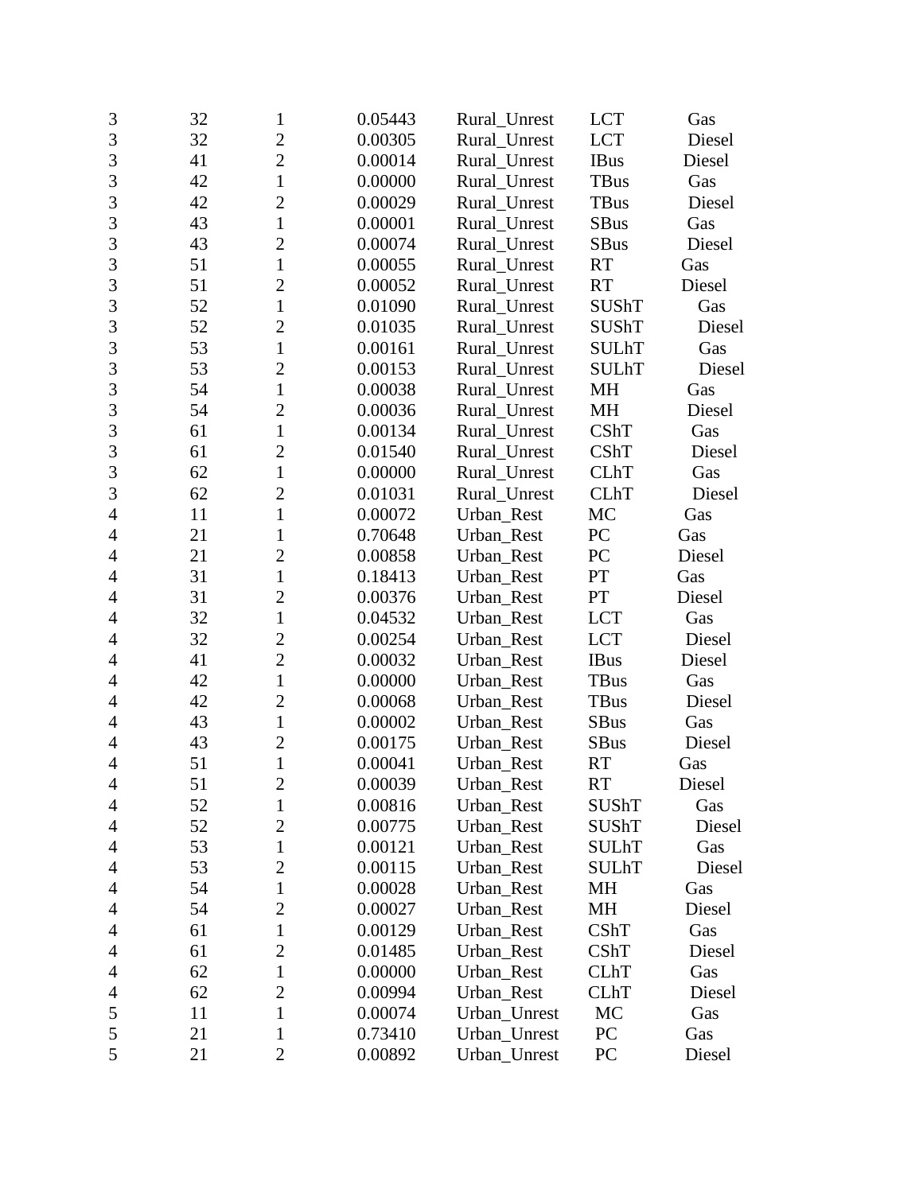| | | | | | | |
|---|---|---|---|---|---|---|
| 3 | 32 | 1 | 0.05443 | Rural_Unrest | LCT | Gas |
| 3 | 32 | 2 | 0.00305 | Rural_Unrest | LCT | Diesel |
| 3 | 41 | 2 | 0.00014 | Rural_Unrest | IBus | Diesel |
| 3 | 42 | 1 | 0.00000 | Rural_Unrest | TBus | Gas |
| 3 | 42 | 2 | 0.00029 | Rural_Unrest | TBus | Diesel |
| 3 | 43 | 1 | 0.00001 | Rural_Unrest | SBus | Gas |
| 3 | 43 | 2 | 0.00074 | Rural_Unrest | SBus | Diesel |
| 3 | 51 | 1 | 0.00055 | Rural_Unrest | RT | Gas |
| 3 | 51 | 2 | 0.00052 | Rural_Unrest | RT | Diesel |
| 3 | 52 | 1 | 0.01090 | Rural_Unrest | SUShT | Gas |
| 3 | 52 | 2 | 0.01035 | Rural_Unrest | SUShT | Diesel |
| 3 | 53 | 1 | 0.00161 | Rural_Unrest | SULhT | Gas |
| 3 | 53 | 2 | 0.00153 | Rural_Unrest | SULhT | Diesel |
| 3 | 54 | 1 | 0.00038 | Rural_Unrest | MH | Gas |
| 3 | 54 | 2 | 0.00036 | Rural_Unrest | MH | Diesel |
| 3 | 61 | 1 | 0.00134 | Rural_Unrest | CShT | Gas |
| 3 | 61 | 2 | 0.01540 | Rural_Unrest | CShT | Diesel |
| 3 | 62 | 1 | 0.00000 | Rural_Unrest | CLhT | Gas |
| 3 | 62 | 2 | 0.01031 | Rural_Unrest | CLhT | Diesel |
| 4 | 11 | 1 | 0.00072 | Urban_Rest | MC | Gas |
| 4 | 21 | 1 | 0.70648 | Urban_Rest | PC | Gas |
| 4 | 21 | 2 | 0.00858 | Urban_Rest | PC | Diesel |
| 4 | 31 | 1 | 0.18413 | Urban_Rest | PT | Gas |
| 4 | 31 | 2 | 0.00376 | Urban_Rest | PT | Diesel |
| 4 | 32 | 1 | 0.04532 | Urban_Rest | LCT | Gas |
| 4 | 32 | 2 | 0.00254 | Urban_Rest | LCT | Diesel |
| 4 | 41 | 2 | 0.00032 | Urban_Rest | IBus | Diesel |
| 4 | 42 | 1 | 0.00000 | Urban_Rest | TBus | Gas |
| 4 | 42 | 2 | 0.00068 | Urban_Rest | TBus | Diesel |
| 4 | 43 | 1 | 0.00002 | Urban_Rest | SBus | Gas |
| 4 | 43 | 2 | 0.00175 | Urban_Rest | SBus | Diesel |
| 4 | 51 | 1 | 0.00041 | Urban_Rest | RT | Gas |
| 4 | 51 | 2 | 0.00039 | Urban_Rest | RT | Diesel |
| 4 | 52 | 1 | 0.00816 | Urban_Rest | SUShT | Gas |
| 4 | 52 | 2 | 0.00775 | Urban_Rest | SUShT | Diesel |
| 4 | 53 | 1 | 0.00121 | Urban_Rest | SULhT | Gas |
| 4 | 53 | 2 | 0.00115 | Urban_Rest | SULhT | Diesel |
| 4 | 54 | 1 | 0.00028 | Urban_Rest | MH | Gas |
| 4 | 54 | 2 | 0.00027 | Urban_Rest | MH | Diesel |
| 4 | 61 | 1 | 0.00129 | Urban_Rest | CShT | Gas |
| 4 | 61 | 2 | 0.01485 | Urban_Rest | CShT | Diesel |
| 4 | 62 | 1 | 0.00000 | Urban_Rest | CLhT | Gas |
| 4 | 62 | 2 | 0.00994 | Urban_Rest | CLhT | Diesel |
| 5 | 11 | 1 | 0.00074 | Urban_Unrest | MC | Gas |
| 5 | 21 | 1 | 0.73410 | Urban_Unrest | PC | Gas |
| 5 | 21 | 2 | 0.00892 | Urban_Unrest | PC | Diesel |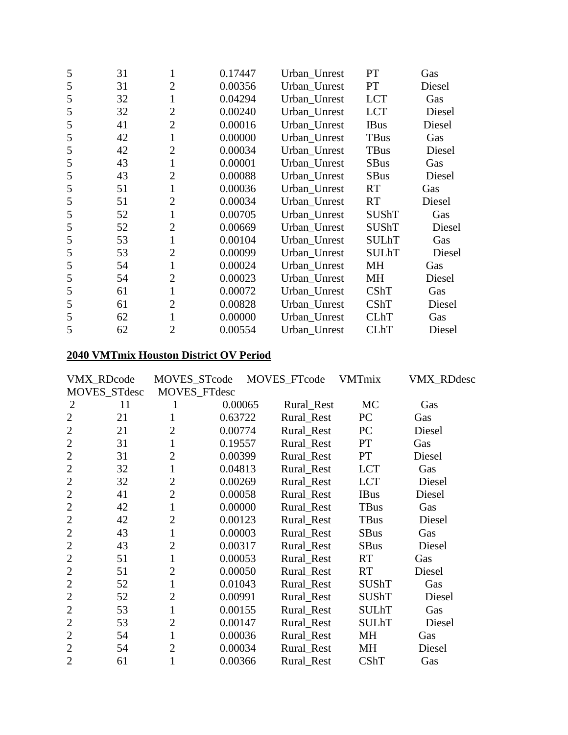| | | | | | | |
|---|---|---|---|---|---|---|
| 5 | 31 | 1 | 0.17447 | Urban_Unrest | PT | Gas |
| 5 | 31 | 2 | 0.00356 | Urban_Unrest | PT | Diesel |
| 5 | 32 | 1 | 0.04294 | Urban_Unrest | LCT | Gas |
| 5 | 32 | 2 | 0.00240 | Urban_Unrest | LCT | Diesel |
| 5 | 41 | 2 | 0.00016 | Urban_Unrest | IBus | Diesel |
| 5 | 42 | 1 | 0.00000 | Urban_Unrest | TBus | Gas |
| 5 | 42 | 2 | 0.00034 | Urban_Unrest | TBus | Diesel |
| 5 | 43 | 1 | 0.00001 | Urban_Unrest | SBus | Gas |
| 5 | 43 | 2 | 0.00088 | Urban_Unrest | SBus | Diesel |
| 5 | 51 | 1 | 0.00036 | Urban_Unrest | RT | Gas |
| 5 | 51 | 2 | 0.00034 | Urban_Unrest | RT | Diesel |
| 5 | 52 | 1 | 0.00705 | Urban_Unrest | SUShT | Gas |
| 5 | 52 | 2 | 0.00669 | Urban_Unrest | SUShT | Diesel |
| 5 | 53 | 1 | 0.00104 | Urban_Unrest | SULhT | Gas |
| 5 | 53 | 2 | 0.00099 | Urban_Unrest | SULhT | Diesel |
| 5 | 54 | 1 | 0.00024 | Urban_Unrest | MH | Gas |
| 5 | 54 | 2 | 0.00023 | Urban_Unrest | MH | Diesel |
| 5 | 61 | 1 | 0.00072 | Urban_Unrest | CShT | Gas |
| 5 | 61 | 2 | 0.00828 | Urban_Unrest | CShT | Diesel |
| 5 | 62 | 1 | 0.00000 | Urban_Unrest | CLhT | Gas |
| 5 | 62 | 2 | 0.00554 | Urban_Unrest | CLhT | Diesel |

**2040 VMTmix Houston District OV Period**

| VMX_RDcode | MOVES_STcode | MOVES_FTcode | VMTmix | VMX_RDdesc | MOVES_STdesc | MOVES_FTdesc |
|---|---|---|---|---|---|---|
| 2 | 11 | 1 | 0.00065 | Rural_Rest | MC | Gas |
| 2 | 21 | 1 | 0.63722 | Rural_Rest | PC | Gas |
| 2 | 21 | 2 | 0.00774 | Rural_Rest | PC | Diesel |
| 2 | 31 | 1 | 0.19557 | Rural_Rest | PT | Gas |
| 2 | 31 | 2 | 0.00399 | Rural_Rest | PT | Diesel |
| 2 | 32 | 1 | 0.04813 | Rural_Rest | LCT | Gas |
| 2 | 32 | 2 | 0.00269 | Rural_Rest | LCT | Diesel |
| 2 | 41 | 2 | 0.00058 | Rural_Rest | IBus | Diesel |
| 2 | 42 | 1 | 0.00000 | Rural_Rest | TBus | Gas |
| 2 | 42 | 2 | 0.00123 | Rural_Rest | TBus | Diesel |
| 2 | 43 | 1 | 0.00003 | Rural_Rest | SBus | Gas |
| 2 | 43 | 2 | 0.00317 | Rural_Rest | SBus | Diesel |
| 2 | 51 | 1 | 0.00053 | Rural_Rest | RT | Gas |
| 2 | 51 | 2 | 0.00050 | Rural_Rest | RT | Diesel |
| 2 | 52 | 1 | 0.01043 | Rural_Rest | SUShT | Gas |
| 2 | 52 | 2 | 0.00991 | Rural_Rest | SUShT | Diesel |
| 2 | 53 | 1 | 0.00155 | Rural_Rest | SULhT | Gas |
| 2 | 53 | 2 | 0.00147 | Rural_Rest | SULhT | Diesel |
| 2 | 54 | 1 | 0.00036 | Rural_Rest | MH | Gas |
| 2 | 54 | 2 | 0.00034 | Rural_Rest | MH | Diesel |
| 2 | 61 | 1 | 0.00366 | Rural_Rest | CShT | Gas |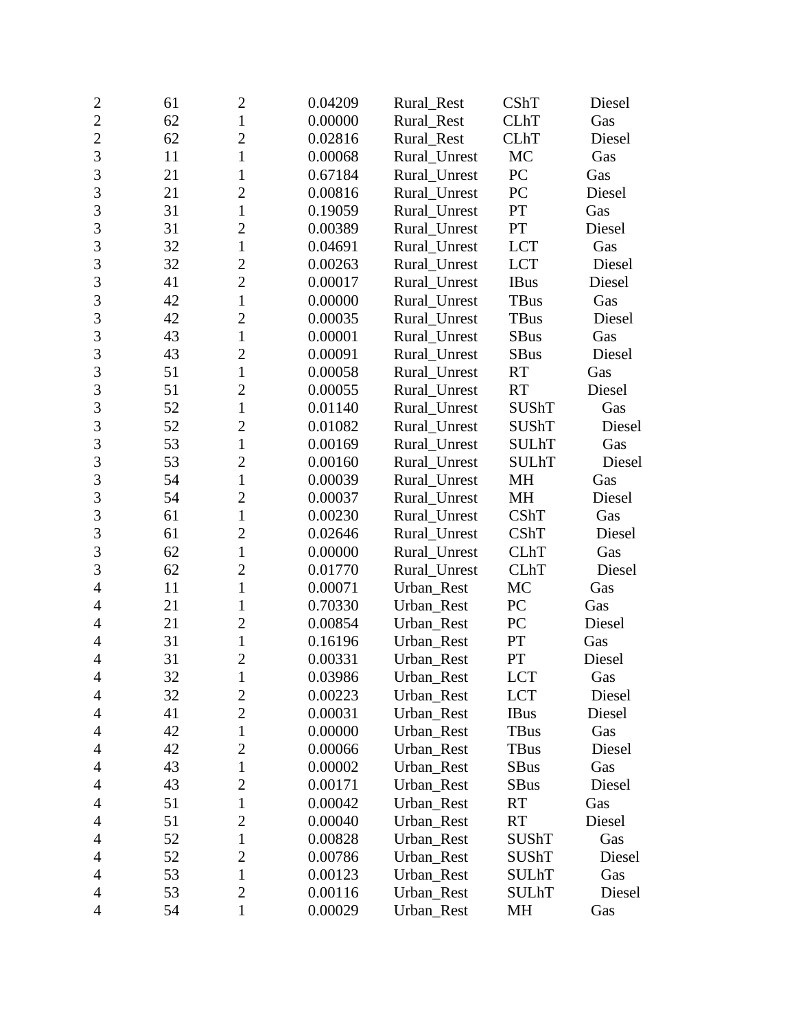| | | | | | | |
|---|---|---|---|---|---|---|
| 2 | 61 | 2 | 0.04209 | Rural_Rest | CShT | Diesel |
| 2 | 62 | 1 | 0.00000 | Rural_Rest | CLhT | Gas |
| 2 | 62 | 2 | 0.02816 | Rural_Rest | CLhT | Diesel |
| 3 | 11 | 1 | 0.00068 | Rural_Unrest | MC | Gas |
| 3 | 21 | 1 | 0.67184 | Rural_Unrest | PC | Gas |
| 3 | 21 | 2 | 0.00816 | Rural_Unrest | PC | Diesel |
| 3 | 31 | 1 | 0.19059 | Rural_Unrest | PT | Gas |
| 3 | 31 | 2 | 0.00389 | Rural_Unrest | PT | Diesel |
| 3 | 32 | 1 | 0.04691 | Rural_Unrest | LCT | Gas |
| 3 | 32 | 2 | 0.00263 | Rural_Unrest | LCT | Diesel |
| 3 | 41 | 2 | 0.00017 | Rural_Unrest | IBus | Diesel |
| 3 | 42 | 1 | 0.00000 | Rural_Unrest | TBus | Gas |
| 3 | 42 | 2 | 0.00035 | Rural_Unrest | TBus | Diesel |
| 3 | 43 | 1 | 0.00001 | Rural_Unrest | SBus | Gas |
| 3 | 43 | 2 | 0.00091 | Rural_Unrest | SBus | Diesel |
| 3 | 51 | 1 | 0.00058 | Rural_Unrest | RT | Gas |
| 3 | 51 | 2 | 0.00055 | Rural_Unrest | RT | Diesel |
| 3 | 52 | 1 | 0.01140 | Rural_Unrest | SUShT | Gas |
| 3 | 52 | 2 | 0.01082 | Rural_Unrest | SUShT | Diesel |
| 3 | 53 | 1 | 0.00169 | Rural_Unrest | SULhT | Gas |
| 3 | 53 | 2 | 0.00160 | Rural_Unrest | SULhT | Diesel |
| 3 | 54 | 1 | 0.00039 | Rural_Unrest | MH | Gas |
| 3 | 54 | 2 | 0.00037 | Rural_Unrest | MH | Diesel |
| 3 | 61 | 1 | 0.00230 | Rural_Unrest | CShT | Gas |
| 3 | 61 | 2 | 0.02646 | Rural_Unrest | CShT | Diesel |
| 3 | 62 | 1 | 0.00000 | Rural_Unrest | CLhT | Gas |
| 3 | 62 | 2 | 0.01770 | Rural_Unrest | CLhT | Diesel |
| 4 | 11 | 1 | 0.00071 | Urban_Rest | MC | Gas |
| 4 | 21 | 1 | 0.70330 | Urban_Rest | PC | Gas |
| 4 | 21 | 2 | 0.00854 | Urban_Rest | PC | Diesel |
| 4 | 31 | 1 | 0.16196 | Urban_Rest | PT | Gas |
| 4 | 31 | 2 | 0.00331 | Urban_Rest | PT | Diesel |
| 4 | 32 | 1 | 0.03986 | Urban_Rest | LCT | Gas |
| 4 | 32 | 2 | 0.00223 | Urban_Rest | LCT | Diesel |
| 4 | 41 | 2 | 0.00031 | Urban_Rest | IBus | Diesel |
| 4 | 42 | 1 | 0.00000 | Urban_Rest | TBus | Gas |
| 4 | 42 | 2 | 0.00066 | Urban_Rest | TBus | Diesel |
| 4 | 43 | 1 | 0.00002 | Urban_Rest | SBus | Gas |
| 4 | 43 | 2 | 0.00171 | Urban_Rest | SBus | Diesel |
| 4 | 51 | 1 | 0.00042 | Urban_Rest | RT | Gas |
| 4 | 51 | 2 | 0.00040 | Urban_Rest | RT | Diesel |
| 4 | 52 | 1 | 0.00828 | Urban_Rest | SUShT | Gas |
| 4 | 52 | 2 | 0.00786 | Urban_Rest | SUShT | Diesel |
| 4 | 53 | 1 | 0.00123 | Urban_Rest | SULhT | Gas |
| 4 | 53 | 2 | 0.00116 | Urban_Rest | SULhT | Diesel |
| 4 | 54 | 1 | 0.00029 | Urban_Rest | MH | Gas |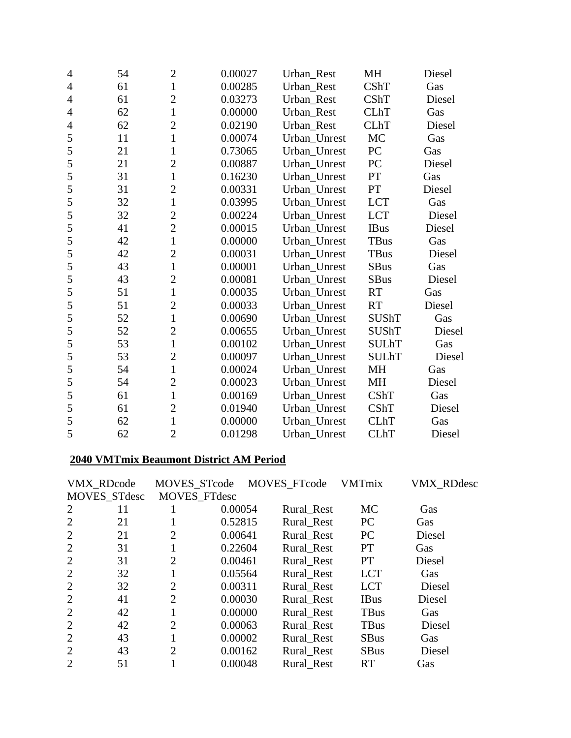| | | | | | | |
|---|---|---|---|---|---|---|
| 4 | 54 | 2 | 0.00027 | Urban_Rest | MH | Diesel |
| 4 | 61 | 1 | 0.00285 | Urban_Rest | CShT | Gas |
| 4 | 61 | 2 | 0.03273 | Urban_Rest | CShT | Diesel |
| 4 | 62 | 1 | 0.00000 | Urban_Rest | CLhT | Gas |
| 4 | 62 | 2 | 0.02190 | Urban_Rest | CLhT | Diesel |
| 5 | 11 | 1 | 0.00074 | Urban_Unrest | MC | Gas |
| 5 | 21 | 1 | 0.73065 | Urban_Unrest | PC | Gas |
| 5 | 21 | 2 | 0.00887 | Urban_Unrest | PC | Diesel |
| 5 | 31 | 1 | 0.16230 | Urban_Unrest | PT | Gas |
| 5 | 31 | 2 | 0.00331 | Urban_Unrest | PT | Diesel |
| 5 | 32 | 1 | 0.03995 | Urban_Unrest | LCT | Gas |
| 5 | 32 | 2 | 0.00224 | Urban_Unrest | LCT | Diesel |
| 5 | 41 | 2 | 0.00015 | Urban_Unrest | IBus | Diesel |
| 5 | 42 | 1 | 0.00000 | Urban_Unrest | TBus | Gas |
| 5 | 42 | 2 | 0.00031 | Urban_Unrest | TBus | Diesel |
| 5 | 43 | 1 | 0.00001 | Urban_Unrest | SBus | Gas |
| 5 | 43 | 2 | 0.00081 | Urban_Unrest | SBus | Diesel |
| 5 | 51 | 1 | 0.00035 | Urban_Unrest | RT | Gas |
| 5 | 51 | 2 | 0.00033 | Urban_Unrest | RT | Diesel |
| 5 | 52 | 1 | 0.00690 | Urban_Unrest | SUShT | Gas |
| 5 | 52 | 2 | 0.00655 | Urban_Unrest | SUShT | Diesel |
| 5 | 53 | 1 | 0.00102 | Urban_Unrest | SULhT | Gas |
| 5 | 53 | 2 | 0.00097 | Urban_Unrest | SULhT | Diesel |
| 5 | 54 | 1 | 0.00024 | Urban_Unrest | MH | Gas |
| 5 | 54 | 2 | 0.00023 | Urban_Unrest | MH | Diesel |
| 5 | 61 | 1 | 0.00169 | Urban_Unrest | CShT | Gas |
| 5 | 61 | 2 | 0.01940 | Urban_Unrest | CShT | Diesel |
| 5 | 62 | 1 | 0.00000 | Urban_Unrest | CLhT | Gas |
| 5 | 62 | 2 | 0.01298 | Urban_Unrest | CLhT | Diesel |

**2040 VMTmix Beaumont District AM Period**

| VMX_RDcode | MOVES_STcode | MOVES_FTcode | VMTmix | VMX_RDdesc | MOVES_STdesc | MOVES_FTdesc |
|---|---|---|---|---|---|---|
| 2 | 11 | 1 | 0.00054 | Rural_Rest | MC | Gas |
| 2 | 21 | 1 | 0.52815 | Rural_Rest | PC | Gas |
| 2 | 21 | 2 | 0.00641 | Rural_Rest | PC | Diesel |
| 2 | 31 | 1 | 0.22604 | Rural_Rest | PT | Gas |
| 2 | 31 | 2 | 0.00461 | Rural_Rest | PT | Diesel |
| 2 | 32 | 1 | 0.05564 | Rural_Rest | LCT | Gas |
| 2 | 32 | 2 | 0.00311 | Rural_Rest | LCT | Diesel |
| 2 | 41 | 2 | 0.00030 | Rural_Rest | IBus | Diesel |
| 2 | 42 | 1 | 0.00000 | Rural_Rest | TBus | Gas |
| 2 | 42 | 2 | 0.00063 | Rural_Rest | TBus | Diesel |
| 2 | 43 | 1 | 0.00002 | Rural_Rest | SBus | Gas |
| 2 | 43 | 2 | 0.00162 | Rural_Rest | SBus | Diesel |
| 2 | 51 | 1 | 0.00048 | Rural_Rest | RT | Gas |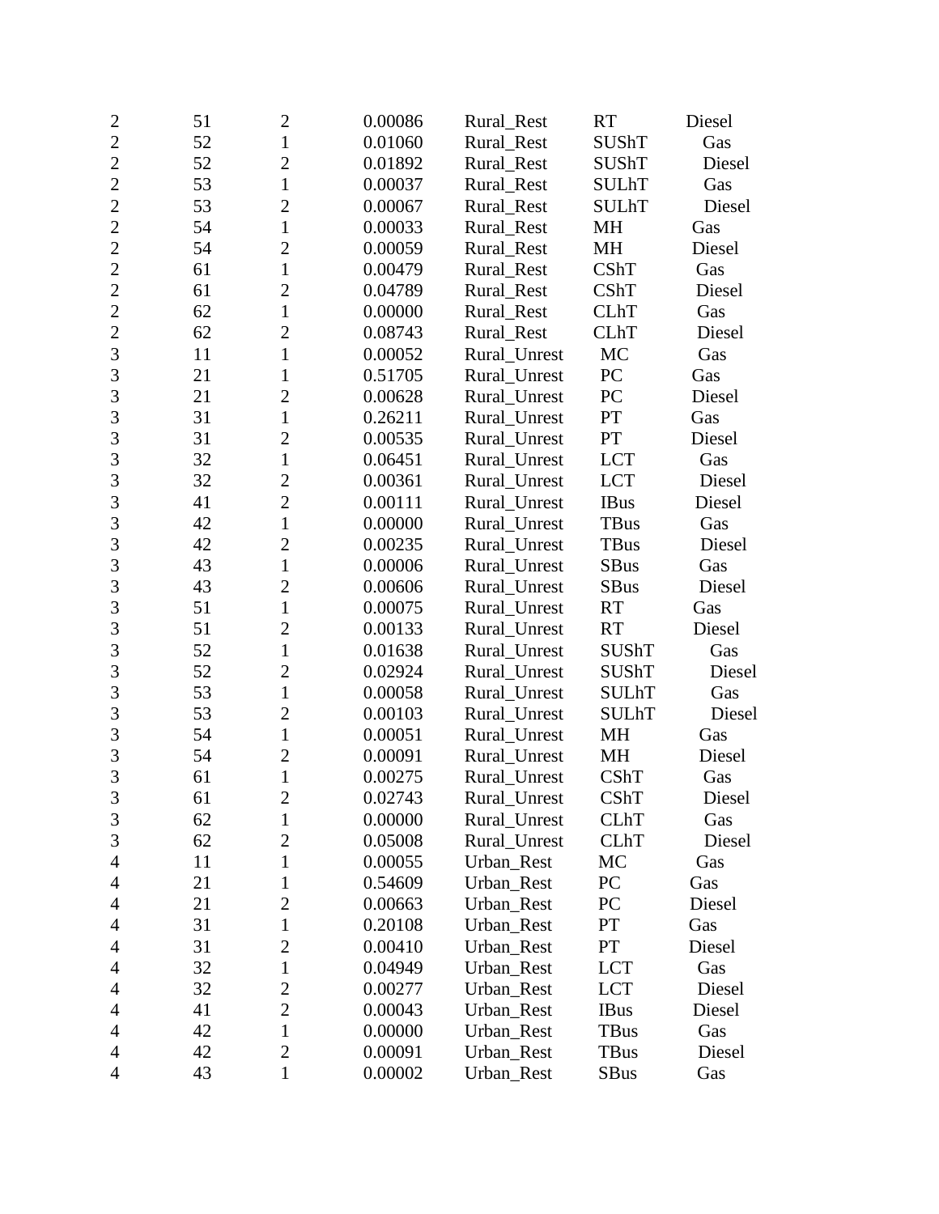| | | | | | | |
|---|---|---|---|---|---|---|
| 2 | 51 | 2 | 0.00086 | Rural_Rest | RT | Diesel |
| 2 | 52 | 1 | 0.01060 | Rural_Rest | SUShT | Gas |
| 2 | 52 | 2 | 0.01892 | Rural_Rest | SUShT | Diesel |
| 2 | 53 | 1 | 0.00037 | Rural_Rest | SULhT | Gas |
| 2 | 53 | 2 | 0.00067 | Rural_Rest | SULhT | Diesel |
| 2 | 54 | 1 | 0.00033 | Rural_Rest | MH | Gas |
| 2 | 54 | 2 | 0.00059 | Rural_Rest | MH | Diesel |
| 2 | 61 | 1 | 0.00479 | Rural_Rest | CShT | Gas |
| 2 | 61 | 2 | 0.04789 | Rural_Rest | CShT | Diesel |
| 2 | 62 | 1 | 0.00000 | Rural_Rest | CLhT | Gas |
| 2 | 62 | 2 | 0.08743 | Rural_Rest | CLhT | Diesel |
| 3 | 11 | 1 | 0.00052 | Rural_Unrest | MC | Gas |
| 3 | 21 | 1 | 0.51705 | Rural_Unrest | PC | Gas |
| 3 | 21 | 2 | 0.00628 | Rural_Unrest | PC | Diesel |
| 3 | 31 | 1 | 0.26211 | Rural_Unrest | PT | Gas |
| 3 | 31 | 2 | 0.00535 | Rural_Unrest | PT | Diesel |
| 3 | 32 | 1 | 0.06451 | Rural_Unrest | LCT | Gas |
| 3 | 32 | 2 | 0.00361 | Rural_Unrest | LCT | Diesel |
| 3 | 41 | 2 | 0.00111 | Rural_Unrest | IBus | Diesel |
| 3 | 42 | 1 | 0.00000 | Rural_Unrest | TBus | Gas |
| 3 | 42 | 2 | 0.00235 | Rural_Unrest | TBus | Diesel |
| 3 | 43 | 1 | 0.00006 | Rural_Unrest | SBus | Gas |
| 3 | 43 | 2 | 0.00606 | Rural_Unrest | SBus | Diesel |
| 3 | 51 | 1 | 0.00075 | Rural_Unrest | RT | Gas |
| 3 | 51 | 2 | 0.00133 | Rural_Unrest | RT | Diesel |
| 3 | 52 | 1 | 0.01638 | Rural_Unrest | SUShT | Gas |
| 3 | 52 | 2 | 0.02924 | Rural_Unrest | SUShT | Diesel |
| 3 | 53 | 1 | 0.00058 | Rural_Unrest | SULhT | Gas |
| 3 | 53 | 2 | 0.00103 | Rural_Unrest | SULhT | Diesel |
| 3 | 54 | 1 | 0.00051 | Rural_Unrest | MH | Gas |
| 3 | 54 | 2 | 0.00091 | Rural_Unrest | MH | Diesel |
| 3 | 61 | 1 | 0.00275 | Rural_Unrest | CShT | Gas |
| 3 | 61 | 2 | 0.02743 | Rural_Unrest | CShT | Diesel |
| 3 | 62 | 1 | 0.00000 | Rural_Unrest | CLhT | Gas |
| 3 | 62 | 2 | 0.05008 | Rural_Unrest | CLhT | Diesel |
| 4 | 11 | 1 | 0.00055 | Urban_Rest | MC | Gas |
| 4 | 21 | 1 | 0.54609 | Urban_Rest | PC | Gas |
| 4 | 21 | 2 | 0.00663 | Urban_Rest | PC | Diesel |
| 4 | 31 | 1 | 0.20108 | Urban_Rest | PT | Gas |
| 4 | 31 | 2 | 0.00410 | Urban_Rest | PT | Diesel |
| 4 | 32 | 1 | 0.04949 | Urban_Rest | LCT | Gas |
| 4 | 32 | 2 | 0.00277 | Urban_Rest | LCT | Diesel |
| 4 | 41 | 2 | 0.00043 | Urban_Rest | IBus | Diesel |
| 4 | 42 | 1 | 0.00000 | Urban_Rest | TBus | Gas |
| 4 | 42 | 2 | 0.00091 | Urban_Rest | TBus | Diesel |
| 4 | 43 | 1 | 0.00002 | Urban_Rest | SBus | Gas |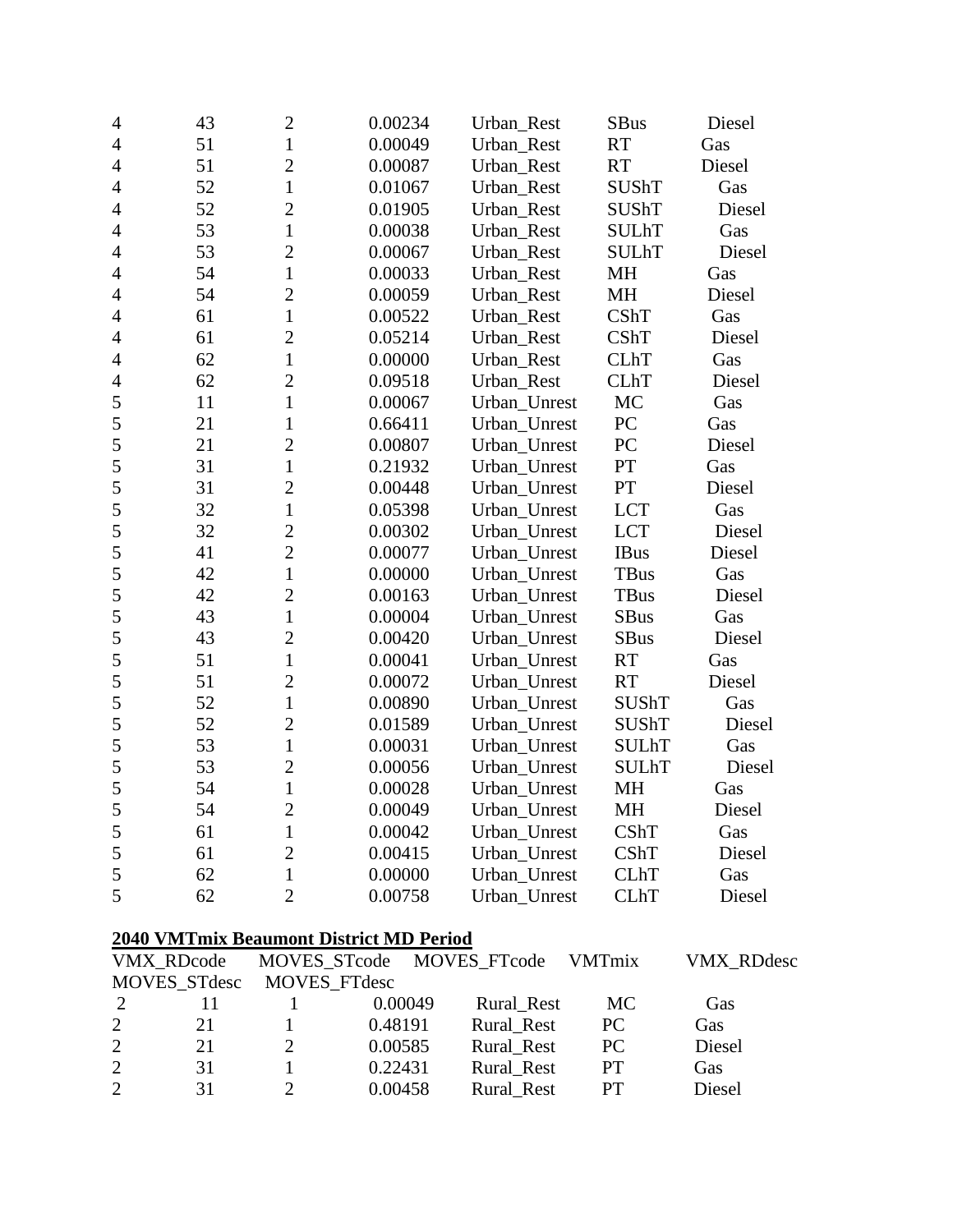| | | | | | | |
|---|---|---|---|---|---|---|
| 4 | 43 | 2 | 0.00234 | Urban_Rest | SBus | Diesel |
| 4 | 51 | 1 | 0.00049 | Urban_Rest | RT | Gas |
| 4 | 51 | 2 | 0.00087 | Urban_Rest | RT | Diesel |
| 4 | 52 | 1 | 0.01067 | Urban_Rest | SUShT | Gas |
| 4 | 52 | 2 | 0.01905 | Urban_Rest | SUShT | Diesel |
| 4 | 53 | 1 | 0.00038 | Urban_Rest | SULhT | Gas |
| 4 | 53 | 2 | 0.00067 | Urban_Rest | SULhT | Diesel |
| 4 | 54 | 1 | 0.00033 | Urban_Rest | MH | Gas |
| 4 | 54 | 2 | 0.00059 | Urban_Rest | MH | Diesel |
| 4 | 61 | 1 | 0.00522 | Urban_Rest | CShT | Gas |
| 4 | 61 | 2 | 0.05214 | Urban_Rest | CShT | Diesel |
| 4 | 62 | 1 | 0.00000 | Urban_Rest | CLhT | Gas |
| 4 | 62 | 2 | 0.09518 | Urban_Rest | CLhT | Diesel |
| 5 | 11 | 1 | 0.00067 | Urban_Unrest | MC | Gas |
| 5 | 21 | 1 | 0.66411 | Urban_Unrest | PC | Gas |
| 5 | 21 | 2 | 0.00807 | Urban_Unrest | PC | Diesel |
| 5 | 31 | 1 | 0.21932 | Urban_Unrest | PT | Gas |
| 5 | 31 | 2 | 0.00448 | Urban_Unrest | PT | Diesel |
| 5 | 32 | 1 | 0.05398 | Urban_Unrest | LCT | Gas |
| 5 | 32 | 2 | 0.00302 | Urban_Unrest | LCT | Diesel |
| 5 | 41 | 2 | 0.00077 | Urban_Unrest | IBus | Diesel |
| 5 | 42 | 1 | 0.00000 | Urban_Unrest | TBus | Gas |
| 5 | 42 | 2 | 0.00163 | Urban_Unrest | TBus | Diesel |
| 5 | 43 | 1 | 0.00004 | Urban_Unrest | SBus | Gas |
| 5 | 43 | 2 | 0.00420 | Urban_Unrest | SBus | Diesel |
| 5 | 51 | 1 | 0.00041 | Urban_Unrest | RT | Gas |
| 5 | 51 | 2 | 0.00072 | Urban_Unrest | RT | Diesel |
| 5 | 52 | 1 | 0.00890 | Urban_Unrest | SUShT | Gas |
| 5 | 52 | 2 | 0.01589 | Urban_Unrest | SUShT | Diesel |
| 5 | 53 | 1 | 0.00031 | Urban_Unrest | SULhT | Gas |
| 5 | 53 | 2 | 0.00056 | Urban_Unrest | SULhT | Diesel |
| 5 | 54 | 1 | 0.00028 | Urban_Unrest | MH | Gas |
| 5 | 54 | 2 | 0.00049 | Urban_Unrest | MH | Diesel |
| 5 | 61 | 1 | 0.00042 | Urban_Unrest | CShT | Gas |
| 5 | 61 | 2 | 0.00415 | Urban_Unrest | CShT | Diesel |
| 5 | 62 | 1 | 0.00000 | Urban_Unrest | CLhT | Gas |
| 5 | 62 | 2 | 0.00758 | Urban_Unrest | CLhT | Diesel |

**2040 VMTmix Beaumont District MD Period**

| VMX_RDcode | MOVES_STcode | MOVES_FTcode | VMTmix | VMX_RDdesc | MOVES_STdesc | MOVES_FTdesc |
|---|---|---|---|---|---|---|
| 2 | 11 | 1 | 0.00049 | Rural_Rest | MC | Gas |
| 2 | 21 | 1 | 0.48191 | Rural_Rest | PC | Gas |
| 2 | 21 | 2 | 0.00585 | Rural_Rest | PC | Diesel |
| 2 | 31 | 1 | 0.22431 | Rural_Rest | PT | Gas |
| 2 | 31 | 2 | 0.00458 | Rural_Rest | PT | Diesel |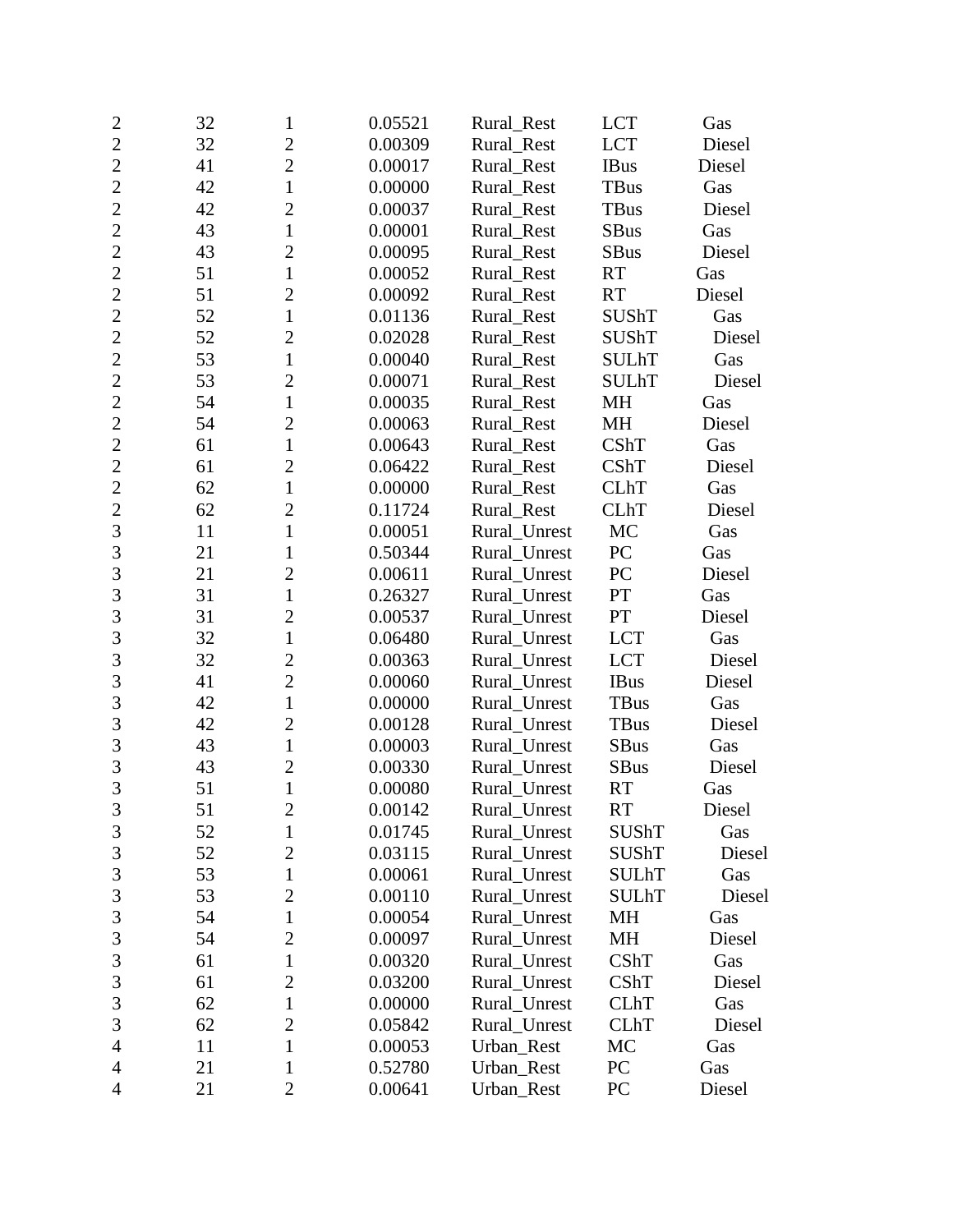| | | | | | | |
|---|---|---|---|---|---|---|
| 2 | 32 | 1 | 0.05521 | Rural_Rest | LCT | Gas |
| 2 | 32 | 2 | 0.00309 | Rural_Rest | LCT | Diesel |
| 2 | 41 | 2 | 0.00017 | Rural_Rest | IBus | Diesel |
| 2 | 42 | 1 | 0.00000 | Rural_Rest | TBus | Gas |
| 2 | 42 | 2 | 0.00037 | Rural_Rest | TBus | Diesel |
| 2 | 43 | 1 | 0.00001 | Rural_Rest | SBus | Gas |
| 2 | 43 | 2 | 0.00095 | Rural_Rest | SBus | Diesel |
| 2 | 51 | 1 | 0.00052 | Rural_Rest | RT | Gas |
| 2 | 51 | 2 | 0.00092 | Rural_Rest | RT | Diesel |
| 2 | 52 | 1 | 0.01136 | Rural_Rest | SUShT | Gas |
| 2 | 52 | 2 | 0.02028 | Rural_Rest | SUShT | Diesel |
| 2 | 53 | 1 | 0.00040 | Rural_Rest | SULhT | Gas |
| 2 | 53 | 2 | 0.00071 | Rural_Rest | SULhT | Diesel |
| 2 | 54 | 1 | 0.00035 | Rural_Rest | MH | Gas |
| 2 | 54 | 2 | 0.00063 | Rural_Rest | MH | Diesel |
| 2 | 61 | 1 | 0.00643 | Rural_Rest | CShT | Gas |
| 2 | 61 | 2 | 0.06422 | Rural_Rest | CShT | Diesel |
| 2 | 62 | 1 | 0.00000 | Rural_Rest | CLhT | Gas |
| 2 | 62 | 2 | 0.11724 | Rural_Rest | CLhT | Diesel |
| 3 | 11 | 1 | 0.00051 | Rural_Unrest | MC | Gas |
| 3 | 21 | 1 | 0.50344 | Rural_Unrest | PC | Gas |
| 3 | 21 | 2 | 0.00611 | Rural_Unrest | PC | Diesel |
| 3 | 31 | 1 | 0.26327 | Rural_Unrest | PT | Gas |
| 3 | 31 | 2 | 0.00537 | Rural_Unrest | PT | Diesel |
| 3 | 32 | 1 | 0.06480 | Rural_Unrest | LCT | Gas |
| 3 | 32 | 2 | 0.00363 | Rural_Unrest | LCT | Diesel |
| 3 | 41 | 2 | 0.00060 | Rural_Unrest | IBus | Diesel |
| 3 | 42 | 1 | 0.00000 | Rural_Unrest | TBus | Gas |
| 3 | 42 | 2 | 0.00128 | Rural_Unrest | TBus | Diesel |
| 3 | 43 | 1 | 0.00003 | Rural_Unrest | SBus | Gas |
| 3 | 43 | 2 | 0.00330 | Rural_Unrest | SBus | Diesel |
| 3 | 51 | 1 | 0.00080 | Rural_Unrest | RT | Gas |
| 3 | 51 | 2 | 0.00142 | Rural_Unrest | RT | Diesel |
| 3 | 52 | 1 | 0.01745 | Rural_Unrest | SUShT | Gas |
| 3 | 52 | 2 | 0.03115 | Rural_Unrest | SUShT | Diesel |
| 3 | 53 | 1 | 0.00061 | Rural_Unrest | SULhT | Gas |
| 3 | 53 | 2 | 0.00110 | Rural_Unrest | SULhT | Diesel |
| 3 | 54 | 1 | 0.00054 | Rural_Unrest | MH | Gas |
| 3 | 54 | 2 | 0.00097 | Rural_Unrest | MH | Diesel |
| 3 | 61 | 1 | 0.00320 | Rural_Unrest | CShT | Gas |
| 3 | 61 | 2 | 0.03200 | Rural_Unrest | CShT | Diesel |
| 3 | 62 | 1 | 0.00000 | Rural_Unrest | CLhT | Gas |
| 3 | 62 | 2 | 0.05842 | Rural_Unrest | CLhT | Diesel |
| 4 | 11 | 1 | 0.00053 | Urban_Rest | MC | Gas |
| 4 | 21 | 1 | 0.52780 | Urban_Rest | PC | Gas |
| 4 | 21 | 2 | 0.00641 | Urban_Rest | PC | Diesel |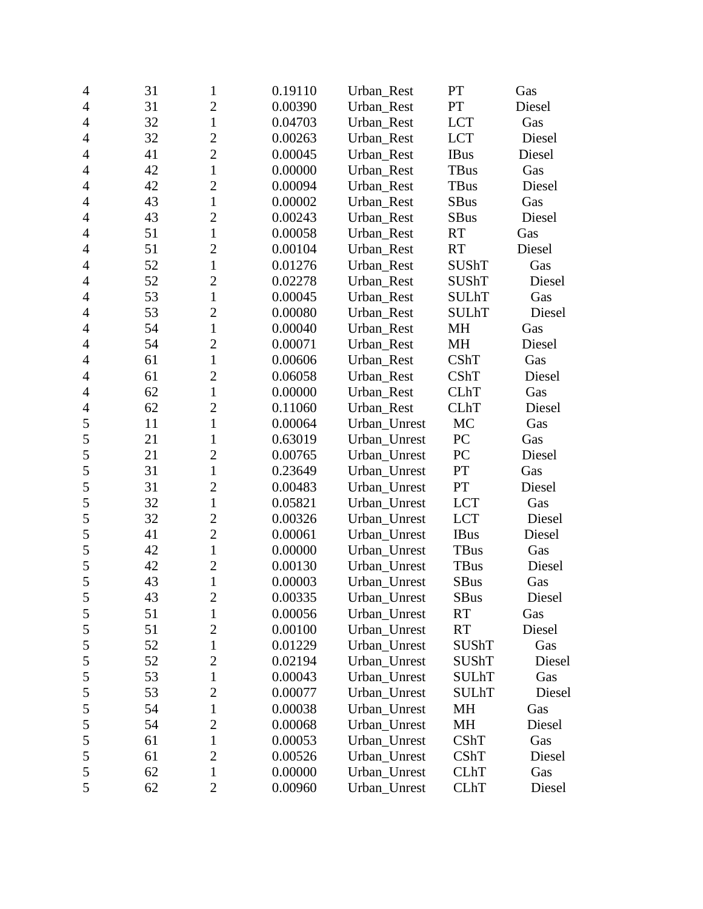| | | | | | | |
|---|---|---|---|---|---|---|
| 4 | 31 | 1 | 0.19110 | Urban_Rest | PT | Gas |
| 4 | 31 | 2 | 0.00390 | Urban_Rest | PT | Diesel |
| 4 | 32 | 1 | 0.04703 | Urban_Rest | LCT | Gas |
| 4 | 32 | 2 | 0.00263 | Urban_Rest | LCT | Diesel |
| 4 | 41 | 2 | 0.00045 | Urban_Rest | IBus | Diesel |
| 4 | 42 | 1 | 0.00000 | Urban_Rest | TBus | Gas |
| 4 | 42 | 2 | 0.00094 | Urban_Rest | TBus | Diesel |
| 4 | 43 | 1 | 0.00002 | Urban_Rest | SBus | Gas |
| 4 | 43 | 2 | 0.00243 | Urban_Rest | SBus | Diesel |
| 4 | 51 | 1 | 0.00058 | Urban_Rest | RT | Gas |
| 4 | 51 | 2 | 0.00104 | Urban_Rest | RT | Diesel |
| 4 | 52 | 1 | 0.01276 | Urban_Rest | SUShT | Gas |
| 4 | 52 | 2 | 0.02278 | Urban_Rest | SUShT | Diesel |
| 4 | 53 | 1 | 0.00045 | Urban_Rest | SULhT | Gas |
| 4 | 53 | 2 | 0.00080 | Urban_Rest | SULhT | Diesel |
| 4 | 54 | 1 | 0.00040 | Urban_Rest | MH | Gas |
| 4 | 54 | 2 | 0.00071 | Urban_Rest | MH | Diesel |
| 4 | 61 | 1 | 0.00606 | Urban_Rest | CShT | Gas |
| 4 | 61 | 2 | 0.06058 | Urban_Rest | CShT | Diesel |
| 4 | 62 | 1 | 0.00000 | Urban_Rest | CLhT | Gas |
| 4 | 62 | 2 | 0.11060 | Urban_Rest | CLhT | Diesel |
| 5 | 11 | 1 | 0.00064 | Urban_Unrest | MC | Gas |
| 5 | 21 | 1 | 0.63019 | Urban_Unrest | PC | Gas |
| 5 | 21 | 2 | 0.00765 | Urban_Unrest | PC | Diesel |
| 5 | 31 | 1 | 0.23649 | Urban_Unrest | PT | Gas |
| 5 | 31 | 2 | 0.00483 | Urban_Unrest | PT | Diesel |
| 5 | 32 | 1 | 0.05821 | Urban_Unrest | LCT | Gas |
| 5 | 32 | 2 | 0.00326 | Urban_Unrest | LCT | Diesel |
| 5 | 41 | 2 | 0.00061 | Urban_Unrest | IBus | Diesel |
| 5 | 42 | 1 | 0.00000 | Urban_Unrest | TBus | Gas |
| 5 | 42 | 2 | 0.00130 | Urban_Unrest | TBus | Diesel |
| 5 | 43 | 1 | 0.00003 | Urban_Unrest | SBus | Gas |
| 5 | 43 | 2 | 0.00335 | Urban_Unrest | SBus | Diesel |
| 5 | 51 | 1 | 0.00056 | Urban_Unrest | RT | Gas |
| 5 | 51 | 2 | 0.00100 | Urban_Unrest | RT | Diesel |
| 5 | 52 | 1 | 0.01229 | Urban_Unrest | SUShT | Gas |
| 5 | 52 | 2 | 0.02194 | Urban_Unrest | SUShT | Diesel |
| 5 | 53 | 1 | 0.00043 | Urban_Unrest | SULhT | Gas |
| 5 | 53 | 2 | 0.00077 | Urban_Unrest | SULhT | Diesel |
| 5 | 54 | 1 | 0.00038 | Urban_Unrest | MH | Gas |
| 5 | 54 | 2 | 0.00068 | Urban_Unrest | MH | Diesel |
| 5 | 61 | 1 | 0.00053 | Urban_Unrest | CShT | Gas |
| 5 | 61 | 2 | 0.00526 | Urban_Unrest | CShT | Diesel |
| 5 | 62 | 1 | 0.00000 | Urban_Unrest | CLhT | Gas |
| 5 | 62 | 2 | 0.00960 | Urban_Unrest | CLhT | Diesel |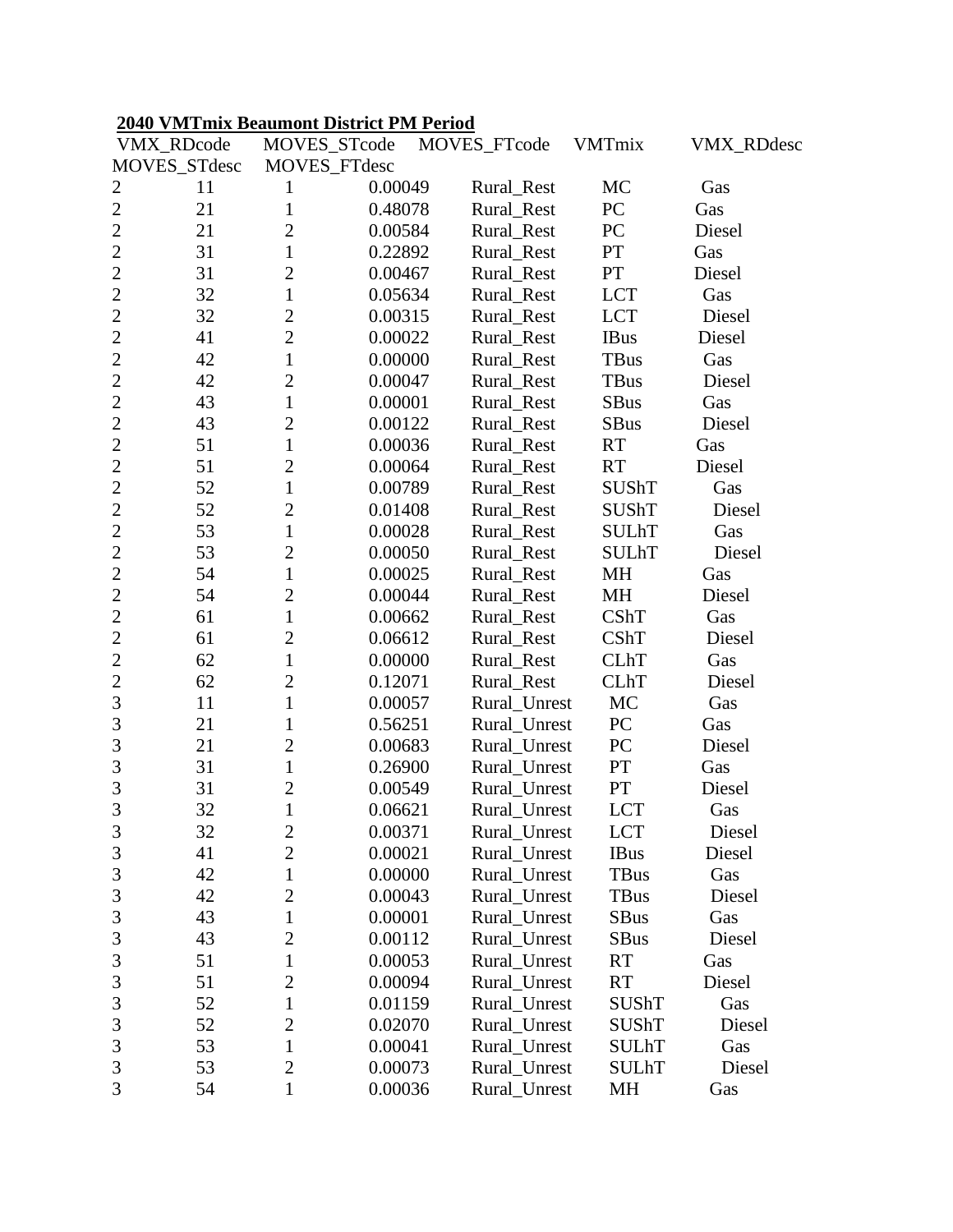**2040 VMTmix Beaumont District PM Period**

| VMX_RDcode | MOVES_STcode | MOVES_FTcode | VMTmix | VMX_RDdesc | MOVES_STdesc | MOVES_FTdesc |
|---|---|---|---|---|---|---|
| 2 | 11 | 1 | 0.00049 | Rural_Rest | MC | Gas |
| 2 | 21 | 1 | 0.48078 | Rural_Rest | PC | Gas |
| 2 | 21 | 2 | 0.00584 | Rural_Rest | PC | Diesel |
| 2 | 31 | 1 | 0.22892 | Rural_Rest | PT | Gas |
| 2 | 31 | 2 | 0.00467 | Rural_Rest | PT | Diesel |
| 2 | 32 | 1 | 0.05634 | Rural_Rest | LCT | Gas |
| 2 | 32 | 2 | 0.00315 | Rural_Rest | LCT | Diesel |
| 2 | 41 | 2 | 0.00022 | Rural_Rest | IBus | Diesel |
| 2 | 42 | 1 | 0.00000 | Rural_Rest | TBus | Gas |
| 2 | 42 | 2 | 0.00047 | Rural_Rest | TBus | Diesel |
| 2 | 43 | 1 | 0.00001 | Rural_Rest | SBus | Gas |
| 2 | 43 | 2 | 0.00122 | Rural_Rest | SBus | Diesel |
| 2 | 51 | 1 | 0.00036 | Rural_Rest | RT | Gas |
| 2 | 51 | 2 | 0.00064 | Rural_Rest | RT | Diesel |
| 2 | 52 | 1 | 0.00789 | Rural_Rest | SUShT | Gas |
| 2 | 52 | 2 | 0.01408 | Rural_Rest | SUShT | Diesel |
| 2 | 53 | 1 | 0.00028 | Rural_Rest | SULhT | Gas |
| 2 | 53 | 2 | 0.00050 | Rural_Rest | SULhT | Diesel |
| 2 | 54 | 1 | 0.00025 | Rural_Rest | MH | Gas |
| 2 | 54 | 2 | 0.00044 | Rural_Rest | MH | Diesel |
| 2 | 61 | 1 | 0.00662 | Rural_Rest | CShT | Gas |
| 2 | 61 | 2 | 0.06612 | Rural_Rest | CShT | Diesel |
| 2 | 62 | 1 | 0.00000 | Rural_Rest | CLhT | Gas |
| 2 | 62 | 2 | 0.12071 | Rural_Rest | CLhT | Diesel |
| 3 | 11 | 1 | 0.00057 | Rural_Unrest | MC | Gas |
| 3 | 21 | 1 | 0.56251 | Rural_Unrest | PC | Gas |
| 3 | 21 | 2 | 0.00683 | Rural_Unrest | PC | Diesel |
| 3 | 31 | 1 | 0.26900 | Rural_Unrest | PT | Gas |
| 3 | 31 | 2 | 0.00549 | Rural_Unrest | PT | Diesel |
| 3 | 32 | 1 | 0.06621 | Rural_Unrest | LCT | Gas |
| 3 | 32 | 2 | 0.00371 | Rural_Unrest | LCT | Diesel |
| 3 | 41 | 2 | 0.00021 | Rural_Unrest | IBus | Diesel |
| 3 | 42 | 1 | 0.00000 | Rural_Unrest | TBus | Gas |
| 3 | 42 | 2 | 0.00043 | Rural_Unrest | TBus | Diesel |
| 3 | 43 | 1 | 0.00001 | Rural_Unrest | SBus | Gas |
| 3 | 43 | 2 | 0.00112 | Rural_Unrest | SBus | Diesel |
| 3 | 51 | 1 | 0.00053 | Rural_Unrest | RT | Gas |
| 3 | 51 | 2 | 0.00094 | Rural_Unrest | RT | Diesel |
| 3 | 52 | 1 | 0.01159 | Rural_Unrest | SUShT | Gas |
| 3 | 52 | 2 | 0.02070 | Rural_Unrest | SUShT | Diesel |
| 3 | 53 | 1 | 0.00041 | Rural_Unrest | SULhT | Gas |
| 3 | 53 | 2 | 0.00073 | Rural_Unrest | SULhT | Diesel |
| 3 | 54 | 1 | 0.00036 | Rural_Unrest | MH | Gas |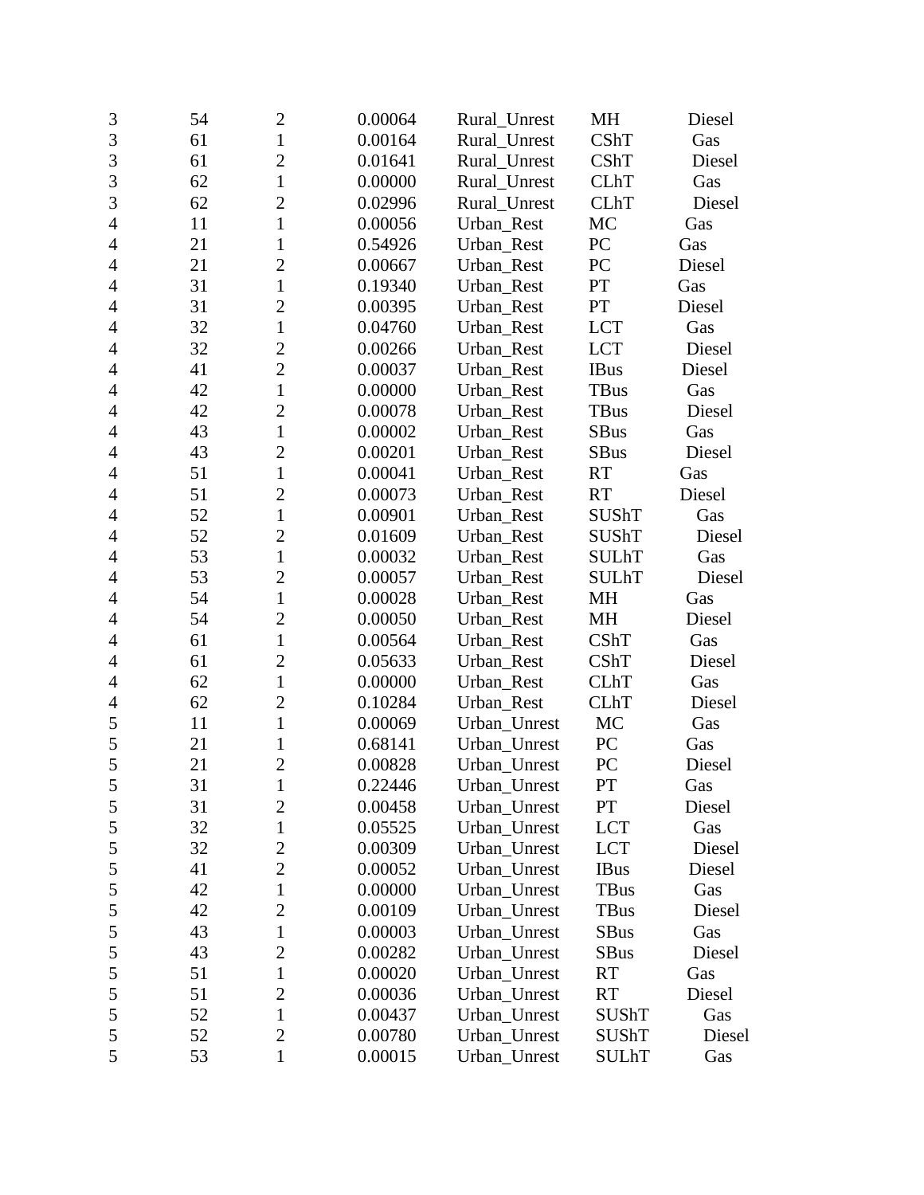| | | | | | | |
|---|---|---|---|---|---|---|
| 3 | 54 | 2 | 0.00064 | Rural_Unrest | MH | Diesel |
| 3 | 61 | 1 | 0.00164 | Rural_Unrest | CShT | Gas |
| 3 | 61 | 2 | 0.01641 | Rural_Unrest | CShT | Diesel |
| 3 | 62 | 1 | 0.00000 | Rural_Unrest | CLhT | Gas |
| 3 | 62 | 2 | 0.02996 | Rural_Unrest | CLhT | Diesel |
| 4 | 11 | 1 | 0.00056 | Urban_Rest | MC | Gas |
| 4 | 21 | 1 | 0.54926 | Urban_Rest | PC | Gas |
| 4 | 21 | 2 | 0.00667 | Urban_Rest | PC | Diesel |
| 4 | 31 | 1 | 0.19340 | Urban_Rest | PT | Gas |
| 4 | 31 | 2 | 0.00395 | Urban_Rest | PT | Diesel |
| 4 | 32 | 1 | 0.04760 | Urban_Rest | LCT | Gas |
| 4 | 32 | 2 | 0.00266 | Urban_Rest | LCT | Diesel |
| 4 | 41 | 2 | 0.00037 | Urban_Rest | IBus | Diesel |
| 4 | 42 | 1 | 0.00000 | Urban_Rest | TBus | Gas |
| 4 | 42 | 2 | 0.00078 | Urban_Rest | TBus | Diesel |
| 4 | 43 | 1 | 0.00002 | Urban_Rest | SBus | Gas |
| 4 | 43 | 2 | 0.00201 | Urban_Rest | SBus | Diesel |
| 4 | 51 | 1 | 0.00041 | Urban_Rest | RT | Gas |
| 4 | 51 | 2 | 0.00073 | Urban_Rest | RT | Diesel |
| 4 | 52 | 1 | 0.00901 | Urban_Rest | SUShT | Gas |
| 4 | 52 | 2 | 0.01609 | Urban_Rest | SUShT | Diesel |
| 4 | 53 | 1 | 0.00032 | Urban_Rest | SULhT | Gas |
| 4 | 53 | 2 | 0.00057 | Urban_Rest | SULhT | Diesel |
| 4 | 54 | 1 | 0.00028 | Urban_Rest | MH | Gas |
| 4 | 54 | 2 | 0.00050 | Urban_Rest | MH | Diesel |
| 4 | 61 | 1 | 0.00564 | Urban_Rest | CShT | Gas |
| 4 | 61 | 2 | 0.05633 | Urban_Rest | CShT | Diesel |
| 4 | 62 | 1 | 0.00000 | Urban_Rest | CLhT | Gas |
| 4 | 62 | 2 | 0.10284 | Urban_Rest | CLhT | Diesel |
| 5 | 11 | 1 | 0.00069 | Urban_Unrest | MC | Gas |
| 5 | 21 | 1 | 0.68141 | Urban_Unrest | PC | Gas |
| 5 | 21 | 2 | 0.00828 | Urban_Unrest | PC | Diesel |
| 5 | 31 | 1 | 0.22446 | Urban_Unrest | PT | Gas |
| 5 | 31 | 2 | 0.00458 | Urban_Unrest | PT | Diesel |
| 5 | 32 | 1 | 0.05525 | Urban_Unrest | LCT | Gas |
| 5 | 32 | 2 | 0.00309 | Urban_Unrest | LCT | Diesel |
| 5 | 41 | 2 | 0.00052 | Urban_Unrest | IBus | Diesel |
| 5 | 42 | 1 | 0.00000 | Urban_Unrest | TBus | Gas |
| 5 | 42 | 2 | 0.00109 | Urban_Unrest | TBus | Diesel |
| 5 | 43 | 1 | 0.00003 | Urban_Unrest | SBus | Gas |
| 5 | 43 | 2 | 0.00282 | Urban_Unrest | SBus | Diesel |
| 5 | 51 | 1 | 0.00020 | Urban_Unrest | RT | Gas |
| 5 | 51 | 2 | 0.00036 | Urban_Unrest | RT | Diesel |
| 5 | 52 | 1 | 0.00437 | Urban_Unrest | SUShT | Gas |
| 5 | 52 | 2 | 0.00780 | Urban_Unrest | SUShT | Diesel |
| 5 | 53 | 1 | 0.00015 | Urban_Unrest | SULhT | Gas |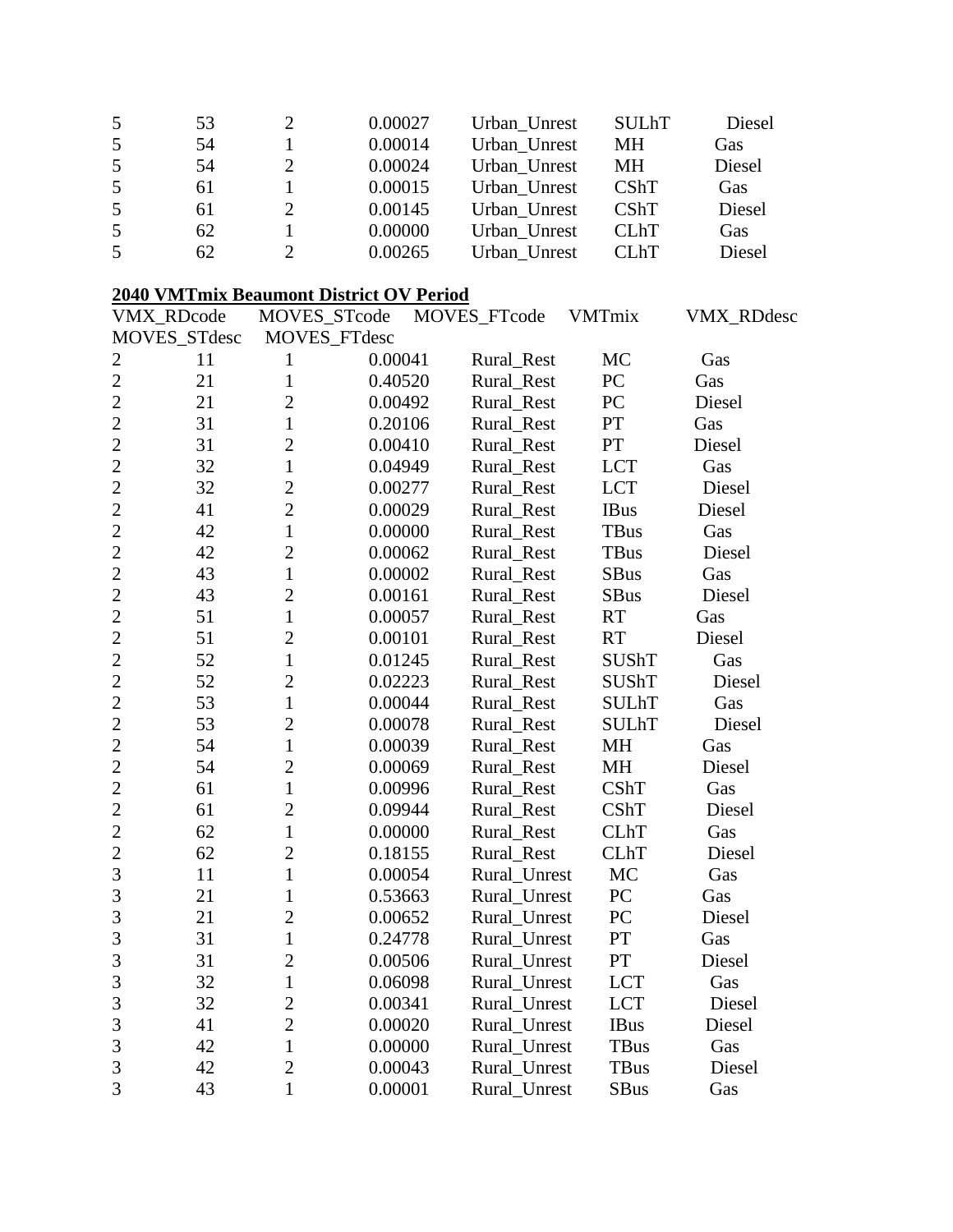| | | | | | | |
|---|---|---|---|---|---|---|
| 5 | 53 | 2 | 0.00027 | Urban_Unrest | SULhT | Diesel |
| 5 | 54 | 1 | 0.00014 | Urban_Unrest | MH | Gas |
| 5 | 54 | 2 | 0.00024 | Urban_Unrest | MH | Diesel |
| 5 | 61 | 1 | 0.00015 | Urban_Unrest | CShT | Gas |
| 5 | 61 | 2 | 0.00145 | Urban_Unrest | CShT | Diesel |
| 5 | 62 | 1 | 0.00000 | Urban_Unrest | CLhT | Gas |
| 5 | 62 | 2 | 0.00265 | Urban_Unrest | CLhT | Diesel |

**2040 VMTmix Beaumont District OV Period**

| VMX_RDcode | MOVES_STcode | MOVES_FTcode | VMTmix | VMX_RDdesc | MOVES_STdesc | MOVES_FTdesc |
|---|---|---|---|---|---|---|
| 2 | 11 | 1 | 0.00041 | Rural_Rest | MC | Gas |
| 2 | 21 | 1 | 0.40520 | Rural_Rest | PC | Gas |
| 2 | 21 | 2 | 0.00492 | Rural_Rest | PC | Diesel |
| 2 | 31 | 1 | 0.20106 | Rural_Rest | PT | Gas |
| 2 | 31 | 2 | 0.00410 | Rural_Rest | PT | Diesel |
| 2 | 32 | 1 | 0.04949 | Rural_Rest | LCT | Gas |
| 2 | 32 | 2 | 0.00277 | Rural_Rest | LCT | Diesel |
| 2 | 41 | 2 | 0.00029 | Rural_Rest | IBus | Diesel |
| 2 | 42 | 1 | 0.00000 | Rural_Rest | TBus | Gas |
| 2 | 42 | 2 | 0.00062 | Rural_Rest | TBus | Diesel |
| 2 | 43 | 1 | 0.00002 | Rural_Rest | SBus | Gas |
| 2 | 43 | 2 | 0.00161 | Rural_Rest | SBus | Diesel |
| 2 | 51 | 1 | 0.00057 | Rural_Rest | RT | Gas |
| 2 | 51 | 2 | 0.00101 | Rural_Rest | RT | Diesel |
| 2 | 52 | 1 | 0.01245 | Rural_Rest | SUShT | Gas |
| 2 | 52 | 2 | 0.02223 | Rural_Rest | SUShT | Diesel |
| 2 | 53 | 1 | 0.00044 | Rural_Rest | SULhT | Gas |
| 2 | 53 | 2 | 0.00078 | Rural_Rest | SULhT | Diesel |
| 2 | 54 | 1 | 0.00039 | Rural_Rest | MH | Gas |
| 2 | 54 | 2 | 0.00069 | Rural_Rest | MH | Diesel |
| 2 | 61 | 1 | 0.00996 | Rural_Rest | CShT | Gas |
| 2 | 61 | 2 | 0.09944 | Rural_Rest | CShT | Diesel |
| 2 | 62 | 1 | 0.00000 | Rural_Rest | CLhT | Gas |
| 2 | 62 | 2 | 0.18155 | Rural_Rest | CLhT | Diesel |
| 3 | 11 | 1 | 0.00054 | Rural_Unrest | MC | Gas |
| 3 | 21 | 1 | 0.53663 | Rural_Unrest | PC | Gas |
| 3 | 21 | 2 | 0.00652 | Rural_Unrest | PC | Diesel |
| 3 | 31 | 1 | 0.24778 | Rural_Unrest | PT | Gas |
| 3 | 31 | 2 | 0.00506 | Rural_Unrest | PT | Diesel |
| 3 | 32 | 1 | 0.06098 | Rural_Unrest | LCT | Gas |
| 3 | 32 | 2 | 0.00341 | Rural_Unrest | LCT | Diesel |
| 3 | 41 | 2 | 0.00020 | Rural_Unrest | IBus | Diesel |
| 3 | 42 | 1 | 0.00000 | Rural_Unrest | TBus | Gas |
| 3 | 42 | 2 | 0.00043 | Rural_Unrest | TBus | Diesel |
| 3 | 43 | 1 | 0.00001 | Rural_Unrest | SBus | Gas |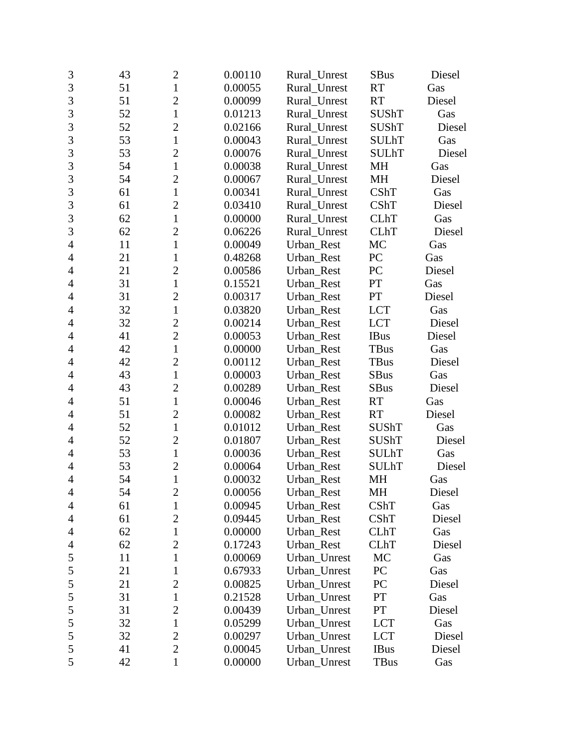| | | | | | | |
|---|---|---|---|---|---|---|
| 3 | 43 | 2 | 0.00110 | Rural_Unrest | SBus | Diesel |
| 3 | 51 | 1 | 0.00055 | Rural_Unrest | RT | Gas |
| 3 | 51 | 2 | 0.00099 | Rural_Unrest | RT | Diesel |
| 3 | 52 | 1 | 0.01213 | Rural_Unrest | SUShT | Gas |
| 3 | 52 | 2 | 0.02166 | Rural_Unrest | SUShT | Diesel |
| 3 | 53 | 1 | 0.00043 | Rural_Unrest | SULhT | Gas |
| 3 | 53 | 2 | 0.00076 | Rural_Unrest | SULhT | Diesel |
| 3 | 54 | 1 | 0.00038 | Rural_Unrest | MH | Gas |
| 3 | 54 | 2 | 0.00067 | Rural_Unrest | MH | Diesel |
| 3 | 61 | 1 | 0.00341 | Rural_Unrest | CShT | Gas |
| 3 | 61 | 2 | 0.03410 | Rural_Unrest | CShT | Diesel |
| 3 | 62 | 1 | 0.00000 | Rural_Unrest | CLhT | Gas |
| 3 | 62 | 2 | 0.06226 | Rural_Unrest | CLhT | Diesel |
| 4 | 11 | 1 | 0.00049 | Urban_Rest | MC | Gas |
| 4 | 21 | 1 | 0.48268 | Urban_Rest | PC | Gas |
| 4 | 21 | 2 | 0.00586 | Urban_Rest | PC | Diesel |
| 4 | 31 | 1 | 0.15521 | Urban_Rest | PT | Gas |
| 4 | 31 | 2 | 0.00317 | Urban_Rest | PT | Diesel |
| 4 | 32 | 1 | 0.03820 | Urban_Rest | LCT | Gas |
| 4 | 32 | 2 | 0.00214 | Urban_Rest | LCT | Diesel |
| 4 | 41 | 2 | 0.00053 | Urban_Rest | IBus | Diesel |
| 4 | 42 | 1 | 0.00000 | Urban_Rest | TBus | Gas |
| 4 | 42 | 2 | 0.00112 | Urban_Rest | TBus | Diesel |
| 4 | 43 | 1 | 0.00003 | Urban_Rest | SBus | Gas |
| 4 | 43 | 2 | 0.00289 | Urban_Rest | SBus | Diesel |
| 4 | 51 | 1 | 0.00046 | Urban_Rest | RT | Gas |
| 4 | 51 | 2 | 0.00082 | Urban_Rest | RT | Diesel |
| 4 | 52 | 1 | 0.01012 | Urban_Rest | SUShT | Gas |
| 4 | 52 | 2 | 0.01807 | Urban_Rest | SUShT | Diesel |
| 4 | 53 | 1 | 0.00036 | Urban_Rest | SULhT | Gas |
| 4 | 53 | 2 | 0.00064 | Urban_Rest | SULhT | Diesel |
| 4 | 54 | 1 | 0.00032 | Urban_Rest | MH | Gas |
| 4 | 54 | 2 | 0.00056 | Urban_Rest | MH | Diesel |
| 4 | 61 | 1 | 0.00945 | Urban_Rest | CShT | Gas |
| 4 | 61 | 2 | 0.09445 | Urban_Rest | CShT | Diesel |
| 4 | 62 | 1 | 0.00000 | Urban_Rest | CLhT | Gas |
| 4 | 62 | 2 | 0.17243 | Urban_Rest | CLhT | Diesel |
| 5 | 11 | 1 | 0.00069 | Urban_Unrest | MC | Gas |
| 5 | 21 | 1 | 0.67933 | Urban_Unrest | PC | Gas |
| 5 | 21 | 2 | 0.00825 | Urban_Unrest | PC | Diesel |
| 5 | 31 | 1 | 0.21528 | Urban_Unrest | PT | Gas |
| 5 | 31 | 2 | 0.00439 | Urban_Unrest | PT | Diesel |
| 5 | 32 | 1 | 0.05299 | Urban_Unrest | LCT | Gas |
| 5 | 32 | 2 | 0.00297 | Urban_Unrest | LCT | Diesel |
| 5 | 41 | 2 | 0.00045 | Urban_Unrest | IBus | Diesel |
| 5 | 42 | 1 | 0.00000 | Urban_Unrest | TBus | Gas |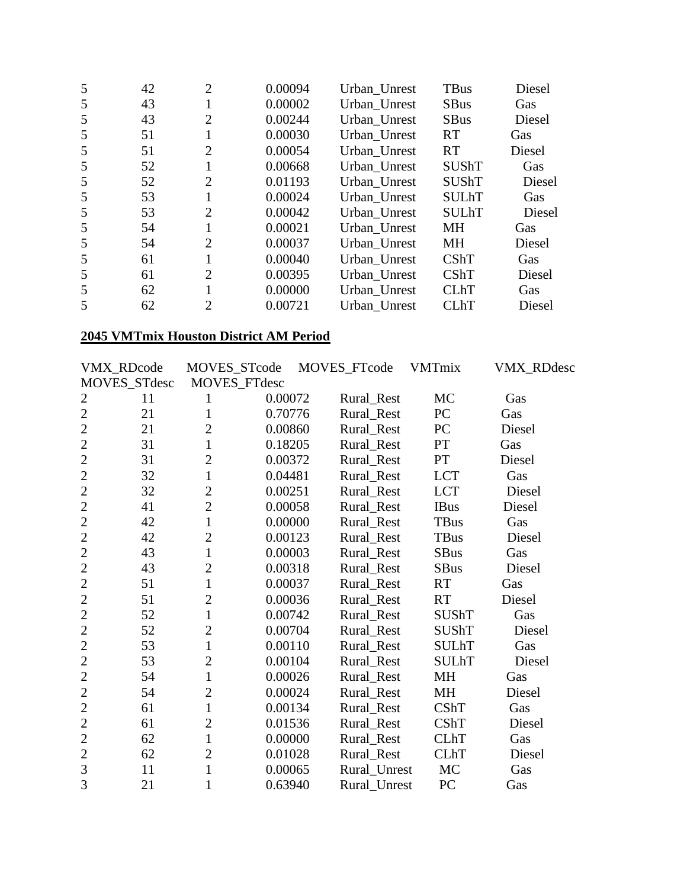| | | | | | | |
|---|---|---|---|---|---|---|
| 5 | 42 | 2 | 0.00094 | Urban_Unrest | TBus | Diesel |
| 5 | 43 | 1 | 0.00002 | Urban_Unrest | SBus | Gas |
| 5 | 43 | 2 | 0.00244 | Urban_Unrest | SBus | Diesel |
| 5 | 51 | 1 | 0.00030 | Urban_Unrest | RT | Gas |
| 5 | 51 | 2 | 0.00054 | Urban_Unrest | RT | Diesel |
| 5 | 52 | 1 | 0.00668 | Urban_Unrest | SUShT | Gas |
| 5 | 52 | 2 | 0.01193 | Urban_Unrest | SUShT | Diesel |
| 5 | 53 | 1 | 0.00024 | Urban_Unrest | SULhT | Gas |
| 5 | 53 | 2 | 0.00042 | Urban_Unrest | SULhT | Diesel |
| 5 | 54 | 1 | 0.00021 | Urban_Unrest | MH | Gas |
| 5 | 54 | 2 | 0.00037 | Urban_Unrest | MH | Diesel |
| 5 | 61 | 1 | 0.00040 | Urban_Unrest | CShT | Gas |
| 5 | 61 | 2 | 0.00395 | Urban_Unrest | CShT | Diesel |
| 5 | 62 | 1 | 0.00000 | Urban_Unrest | CLhT | Gas |
| 5 | 62 | 2 | 0.00721 | Urban_Unrest | CLhT | Diesel |

**2045 VMTmix Houston District AM Period**

| VMX_RDcode | MOVES_STcode | MOVES_FTcode | VMTmix | VMX_RDdesc | MOVES_STdesc | MOVES_FTdesc |
|---|---|---|---|---|---|---|
| 2 | 11 | 1 | 0.00072 | Rural_Rest | MC | Gas |
| 2 | 21 | 1 | 0.70776 | Rural_Rest | PC | Gas |
| 2 | 21 | 2 | 0.00860 | Rural_Rest | PC | Diesel |
| 2 | 31 | 1 | 0.18205 | Rural_Rest | PT | Gas |
| 2 | 31 | 2 | 0.00372 | Rural_Rest | PT | Diesel |
| 2 | 32 | 1 | 0.04481 | Rural_Rest | LCT | Gas |
| 2 | 32 | 2 | 0.00251 | Rural_Rest | LCT | Diesel |
| 2 | 41 | 2 | 0.00058 | Rural_Rest | IBus | Diesel |
| 2 | 42 | 1 | 0.00000 | Rural_Rest | TBus | Gas |
| 2 | 42 | 2 | 0.00123 | Rural_Rest | TBus | Diesel |
| 2 | 43 | 1 | 0.00003 | Rural_Rest | SBus | Gas |
| 2 | 43 | 2 | 0.00318 | Rural_Rest | SBus | Diesel |
| 2 | 51 | 1 | 0.00037 | Rural_Rest | RT | Gas |
| 2 | 51 | 2 | 0.00036 | Rural_Rest | RT | Diesel |
| 2 | 52 | 1 | 0.00742 | Rural_Rest | SUShT | Gas |
| 2 | 52 | 2 | 0.00704 | Rural_Rest | SUShT | Diesel |
| 2 | 53 | 1 | 0.00110 | Rural_Rest | SULhT | Gas |
| 2 | 53 | 2 | 0.00104 | Rural_Rest | SULhT | Diesel |
| 2 | 54 | 1 | 0.00026 | Rural_Rest | MH | Gas |
| 2 | 54 | 2 | 0.00024 | Rural_Rest | MH | Diesel |
| 2 | 61 | 1 | 0.00134 | Rural_Rest | CShT | Gas |
| 2 | 61 | 2 | 0.01536 | Rural_Rest | CShT | Diesel |
| 2 | 62 | 1 | 0.00000 | Rural_Rest | CLhT | Gas |
| 2 | 62 | 2 | 0.01028 | Rural_Rest | CLhT | Diesel |
| 3 | 11 | 1 | 0.00065 | Rural_Unrest | MC | Gas |
| 3 | 21 | 1 | 0.63940 | Rural_Unrest | PC | Gas |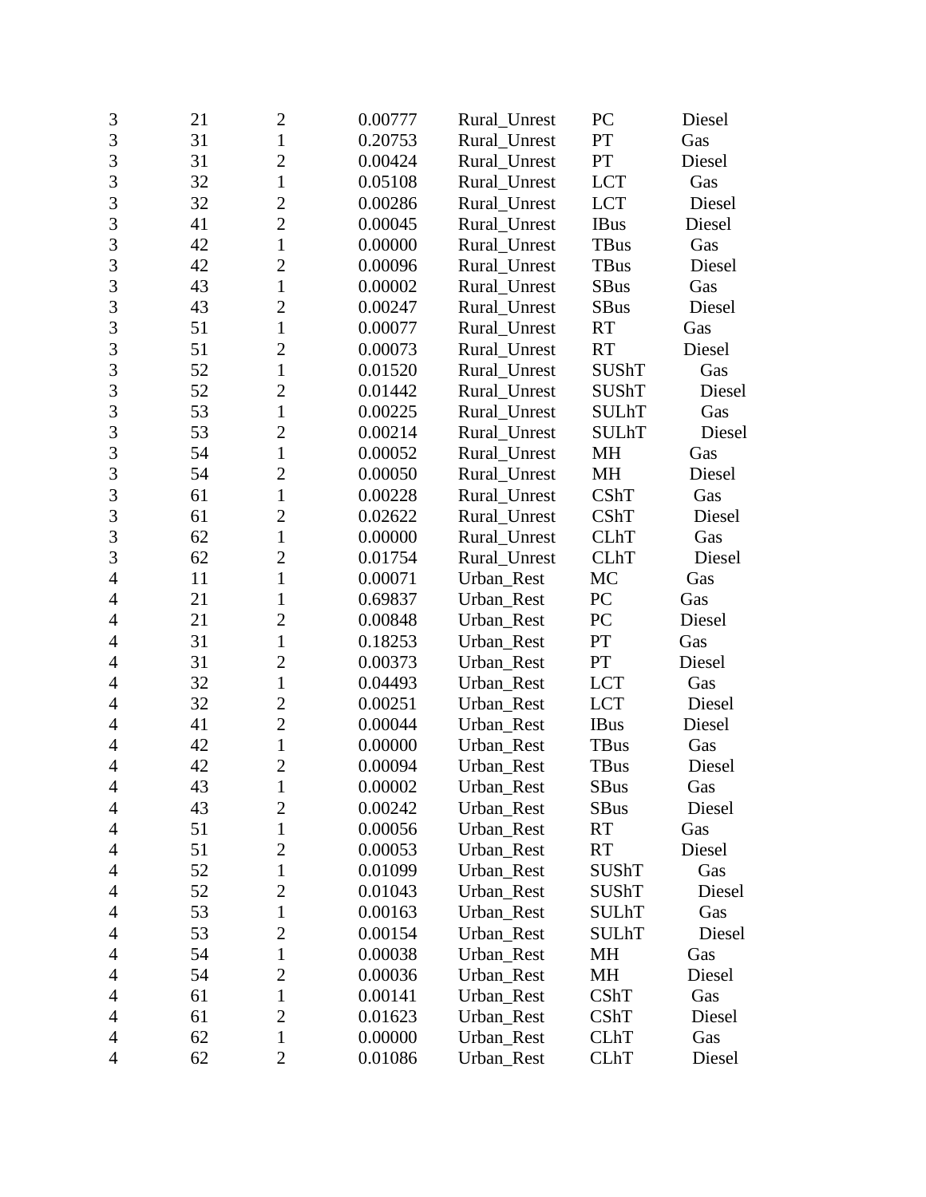| | | | | | | |
|---|---|---|---|---|---|---|
| 3 | 21 | 2 | 0.00777 | Rural_Unrest | PC | Diesel |
| 3 | 31 | 1 | 0.20753 | Rural_Unrest | PT | Gas |
| 3 | 31 | 2 | 0.00424 | Rural_Unrest | PT | Diesel |
| 3 | 32 | 1 | 0.05108 | Rural_Unrest | LCT | Gas |
| 3 | 32 | 2 | 0.00286 | Rural_Unrest | LCT | Diesel |
| 3 | 41 | 2 | 0.00045 | Rural_Unrest | IBus | Diesel |
| 3 | 42 | 1 | 0.00000 | Rural_Unrest | TBus | Gas |
| 3 | 42 | 2 | 0.00096 | Rural_Unrest | TBus | Diesel |
| 3 | 43 | 1 | 0.00002 | Rural_Unrest | SBus | Gas |
| 3 | 43 | 2 | 0.00247 | Rural_Unrest | SBus | Diesel |
| 3 | 51 | 1 | 0.00077 | Rural_Unrest | RT | Gas |
| 3 | 51 | 2 | 0.00073 | Rural_Unrest | RT | Diesel |
| 3 | 52 | 1 | 0.01520 | Rural_Unrest | SUShT | Gas |
| 3 | 52 | 2 | 0.01442 | Rural_Unrest | SUShT | Diesel |
| 3 | 53 | 1 | 0.00225 | Rural_Unrest | SULhT | Gas |
| 3 | 53 | 2 | 0.00214 | Rural_Unrest | SULhT | Diesel |
| 3 | 54 | 1 | 0.00052 | Rural_Unrest | MH | Gas |
| 3 | 54 | 2 | 0.00050 | Rural_Unrest | MH | Diesel |
| 3 | 61 | 1 | 0.00228 | Rural_Unrest | CShT | Gas |
| 3 | 61 | 2 | 0.02622 | Rural_Unrest | CShT | Diesel |
| 3 | 62 | 1 | 0.00000 | Rural_Unrest | CLhT | Gas |
| 3 | 62 | 2 | 0.01754 | Rural_Unrest | CLhT | Diesel |
| 4 | 11 | 1 | 0.00071 | Urban_Rest | MC | Gas |
| 4 | 21 | 1 | 0.69837 | Urban_Rest | PC | Gas |
| 4 | 21 | 2 | 0.00848 | Urban_Rest | PC | Diesel |
| 4 | 31 | 1 | 0.18253 | Urban_Rest | PT | Gas |
| 4 | 31 | 2 | 0.00373 | Urban_Rest | PT | Diesel |
| 4 | 32 | 1 | 0.04493 | Urban_Rest | LCT | Gas |
| 4 | 32 | 2 | 0.00251 | Urban_Rest | LCT | Diesel |
| 4 | 41 | 2 | 0.00044 | Urban_Rest | IBus | Diesel |
| 4 | 42 | 1 | 0.00000 | Urban_Rest | TBus | Gas |
| 4 | 42 | 2 | 0.00094 | Urban_Rest | TBus | Diesel |
| 4 | 43 | 1 | 0.00002 | Urban_Rest | SBus | Gas |
| 4 | 43 | 2 | 0.00242 | Urban_Rest | SBus | Diesel |
| 4 | 51 | 1 | 0.00056 | Urban_Rest | RT | Gas |
| 4 | 51 | 2 | 0.00053 | Urban_Rest | RT | Diesel |
| 4 | 52 | 1 | 0.01099 | Urban_Rest | SUShT | Gas |
| 4 | 52 | 2 | 0.01043 | Urban_Rest | SUShT | Diesel |
| 4 | 53 | 1 | 0.00163 | Urban_Rest | SULhT | Gas |
| 4 | 53 | 2 | 0.00154 | Urban_Rest | SULhT | Diesel |
| 4 | 54 | 1 | 0.00038 | Urban_Rest | MH | Gas |
| 4 | 54 | 2 | 0.00036 | Urban_Rest | MH | Diesel |
| 4 | 61 | 1 | 0.00141 | Urban_Rest | CShT | Gas |
| 4 | 61 | 2 | 0.01623 | Urban_Rest | CShT | Diesel |
| 4 | 62 | 1 | 0.00000 | Urban_Rest | CLhT | Gas |
| 4 | 62 | 2 | 0.01086 | Urban_Rest | CLhT | Diesel |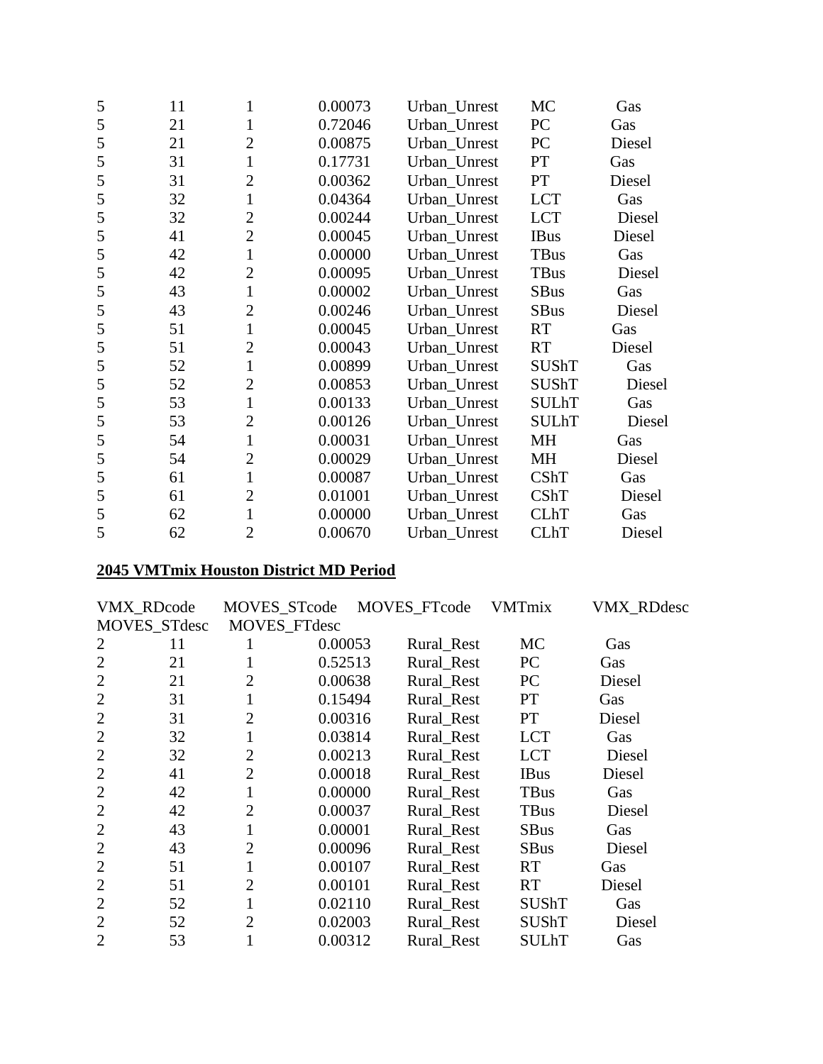| | | | | | | |
|---|---|---|---|---|---|---|
| 5 | 11 | 1 | 0.00073 | Urban_Unrest | MC | Gas |
| 5 | 21 | 1 | 0.72046 | Urban_Unrest | PC | Gas |
| 5 | 21 | 2 | 0.00875 | Urban_Unrest | PC | Diesel |
| 5 | 31 | 1 | 0.17731 | Urban_Unrest | PT | Gas |
| 5 | 31 | 2 | 0.00362 | Urban_Unrest | PT | Diesel |
| 5 | 32 | 1 | 0.04364 | Urban_Unrest | LCT | Gas |
| 5 | 32 | 2 | 0.00244 | Urban_Unrest | LCT | Diesel |
| 5 | 41 | 2 | 0.00045 | Urban_Unrest | IBus | Diesel |
| 5 | 42 | 1 | 0.00000 | Urban_Unrest | TBus | Gas |
| 5 | 42 | 2 | 0.00095 | Urban_Unrest | TBus | Diesel |
| 5 | 43 | 1 | 0.00002 | Urban_Unrest | SBus | Gas |
| 5 | 43 | 2 | 0.00246 | Urban_Unrest | SBus | Diesel |
| 5 | 51 | 1 | 0.00045 | Urban_Unrest | RT | Gas |
| 5 | 51 | 2 | 0.00043 | Urban_Unrest | RT | Diesel |
| 5 | 52 | 1 | 0.00899 | Urban_Unrest | SUShT | Gas |
| 5 | 52 | 2 | 0.00853 | Urban_Unrest | SUShT | Diesel |
| 5 | 53 | 1 | 0.00133 | Urban_Unrest | SULhT | Gas |
| 5 | 53 | 2 | 0.00126 | Urban_Unrest | SULhT | Diesel |
| 5 | 54 | 1 | 0.00031 | Urban_Unrest | MH | Gas |
| 5 | 54 | 2 | 0.00029 | Urban_Unrest | MH | Diesel |
| 5 | 61 | 1 | 0.00087 | Urban_Unrest | CShT | Gas |
| 5 | 61 | 2 | 0.01001 | Urban_Unrest | CShT | Diesel |
| 5 | 62 | 1 | 0.00000 | Urban_Unrest | CLhT | Gas |
| 5 | 62 | 2 | 0.00670 | Urban_Unrest | CLhT | Diesel |

**2045 VMTmix Houston District MD Period**

| VMX_RDcode | MOVES_STcode | MOVES_FTcode | VMTmix | VMX_RDdesc | MOVES_STdesc | MOVES_FTdesc |
|---|---|---|---|---|---|---|
| 2 | 11 | 1 | 0.00053 | Rural_Rest | MC | Gas |
| 2 | 21 | 1 | 0.52513 | Rural_Rest | PC | Gas |
| 2 | 21 | 2 | 0.00638 | Rural_Rest | PC | Diesel |
| 2 | 31 | 1 | 0.15494 | Rural_Rest | PT | Gas |
| 2 | 31 | 2 | 0.00316 | Rural_Rest | PT | Diesel |
| 2 | 32 | 1 | 0.03814 | Rural_Rest | LCT | Gas |
| 2 | 32 | 2 | 0.00213 | Rural_Rest | LCT | Diesel |
| 2 | 41 | 2 | 0.00018 | Rural_Rest | IBus | Diesel |
| 2 | 42 | 1 | 0.00000 | Rural_Rest | TBus | Gas |
| 2 | 42 | 2 | 0.00037 | Rural_Rest | TBus | Diesel |
| 2 | 43 | 1 | 0.00001 | Rural_Rest | SBus | Gas |
| 2 | 43 | 2 | 0.00096 | Rural_Rest | SBus | Diesel |
| 2 | 51 | 1 | 0.00107 | Rural_Rest | RT | Gas |
| 2 | 51 | 2 | 0.00101 | Rural_Rest | RT | Diesel |
| 2 | 52 | 1 | 0.02110 | Rural_Rest | SUShT | Gas |
| 2 | 52 | 2 | 0.02003 | Rural_Rest | SUShT | Diesel |
| 2 | 53 | 1 | 0.00312 | Rural_Rest | SULhT | Gas |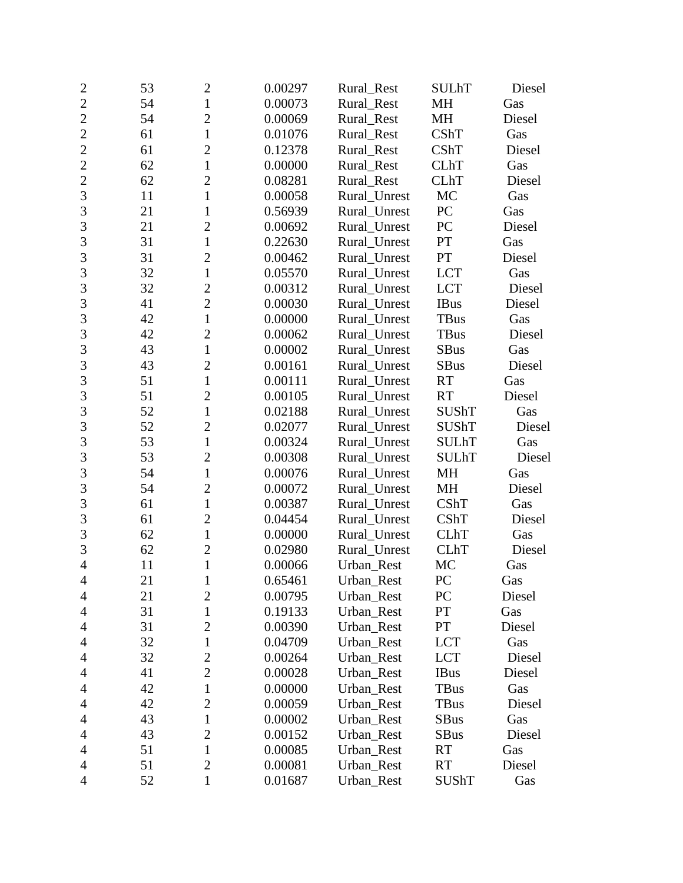| | | | | | | |
|---|---|---|---|---|---|---|
| 2 | 53 | 2 | 0.00297 | Rural_Rest | SULhT | Diesel |
| 2 | 54 | 1 | 0.00073 | Rural_Rest | MH | Gas |
| 2 | 54 | 2 | 0.00069 | Rural_Rest | MH | Diesel |
| 2 | 61 | 1 | 0.01076 | Rural_Rest | CShT | Gas |
| 2 | 61 | 2 | 0.12378 | Rural_Rest | CShT | Diesel |
| 2 | 62 | 1 | 0.00000 | Rural_Rest | CLhT | Gas |
| 2 | 62 | 2 | 0.08281 | Rural_Rest | CLhT | Diesel |
| 3 | 11 | 1 | 0.00058 | Rural_Unrest | MC | Gas |
| 3 | 21 | 1 | 0.56939 | Rural_Unrest | PC | Gas |
| 3 | 21 | 2 | 0.00692 | Rural_Unrest | PC | Diesel |
| 3 | 31 | 1 | 0.22630 | Rural_Unrest | PT | Gas |
| 3 | 31 | 2 | 0.00462 | Rural_Unrest | PT | Diesel |
| 3 | 32 | 1 | 0.05570 | Rural_Unrest | LCT | Gas |
| 3 | 32 | 2 | 0.00312 | Rural_Unrest | LCT | Diesel |
| 3 | 41 | 2 | 0.00030 | Rural_Unrest | IBus | Diesel |
| 3 | 42 | 1 | 0.00000 | Rural_Unrest | TBus | Gas |
| 3 | 42 | 2 | 0.00062 | Rural_Unrest | TBus | Diesel |
| 3 | 43 | 1 | 0.00002 | Rural_Unrest | SBus | Gas |
| 3 | 43 | 2 | 0.00161 | Rural_Unrest | SBus | Diesel |
| 3 | 51 | 1 | 0.00111 | Rural_Unrest | RT | Gas |
| 3 | 51 | 2 | 0.00105 | Rural_Unrest | RT | Diesel |
| 3 | 52 | 1 | 0.02188 | Rural_Unrest | SUShT | Gas |
| 3 | 52 | 2 | 0.02077 | Rural_Unrest | SUShT | Diesel |
| 3 | 53 | 1 | 0.00324 | Rural_Unrest | SULhT | Gas |
| 3 | 53 | 2 | 0.00308 | Rural_Unrest | SULhT | Diesel |
| 3 | 54 | 1 | 0.00076 | Rural_Unrest | MH | Gas |
| 3 | 54 | 2 | 0.00072 | Rural_Unrest | MH | Diesel |
| 3 | 61 | 1 | 0.00387 | Rural_Unrest | CShT | Gas |
| 3 | 61 | 2 | 0.04454 | Rural_Unrest | CShT | Diesel |
| 3 | 62 | 1 | 0.00000 | Rural_Unrest | CLhT | Gas |
| 3 | 62 | 2 | 0.02980 | Rural_Unrest | CLhT | Diesel |
| 4 | 11 | 1 | 0.00066 | Urban_Rest | MC | Gas |
| 4 | 21 | 1 | 0.65461 | Urban_Rest | PC | Gas |
| 4 | 21 | 2 | 0.00795 | Urban_Rest | PC | Diesel |
| 4 | 31 | 1 | 0.19133 | Urban_Rest | PT | Gas |
| 4 | 31 | 2 | 0.00390 | Urban_Rest | PT | Diesel |
| 4 | 32 | 1 | 0.04709 | Urban_Rest | LCT | Gas |
| 4 | 32 | 2 | 0.00264 | Urban_Rest | LCT | Diesel |
| 4 | 41 | 2 | 0.00028 | Urban_Rest | IBus | Diesel |
| 4 | 42 | 1 | 0.00000 | Urban_Rest | TBus | Gas |
| 4 | 42 | 2 | 0.00059 | Urban_Rest | TBus | Diesel |
| 4 | 43 | 1 | 0.00002 | Urban_Rest | SBus | Gas |
| 4 | 43 | 2 | 0.00152 | Urban_Rest | SBus | Diesel |
| 4 | 51 | 1 | 0.00085 | Urban_Rest | RT | Gas |
| 4 | 51 | 2 | 0.00081 | Urban_Rest | RT | Diesel |
| 4 | 52 | 1 | 0.01687 | Urban_Rest | SUShT | Gas |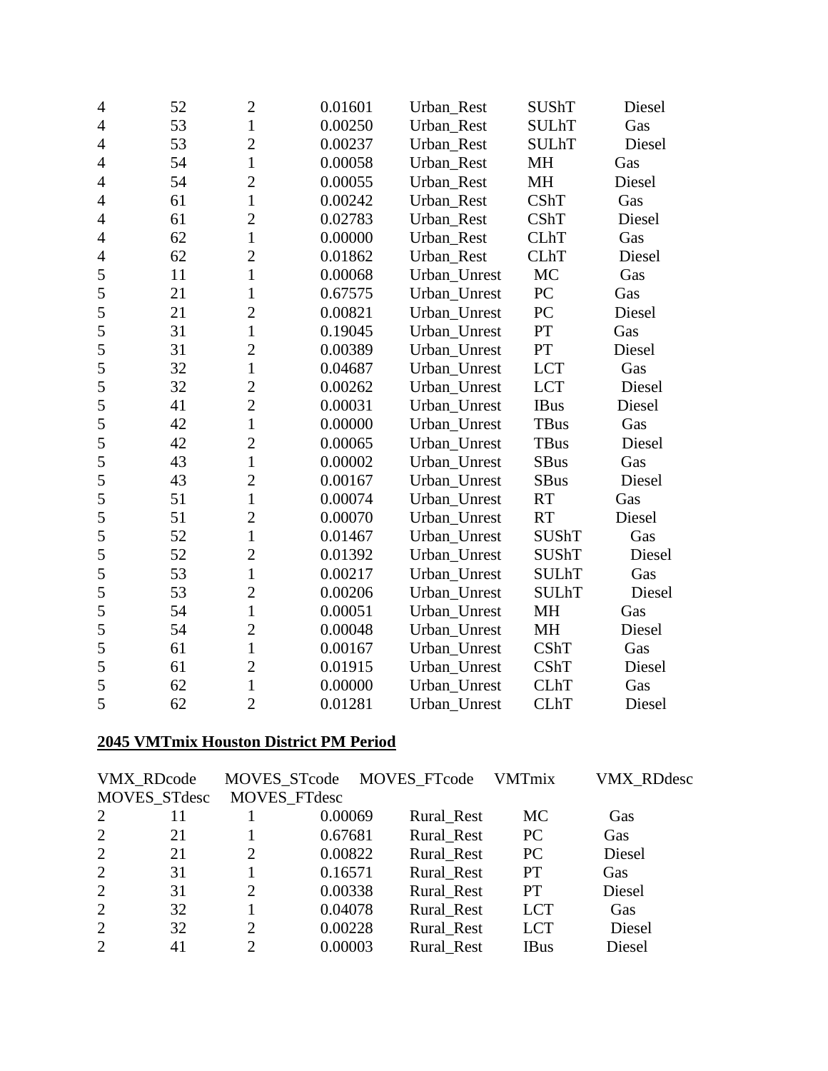| | | | | | | |
|---|---|---|---|---|---|---|
| 4 | 52 | 2 | 0.01601 | Urban_Rest | SUShT | Diesel |
| 4 | 53 | 1 | 0.00250 | Urban_Rest | SULhT | Gas |
| 4 | 53 | 2 | 0.00237 | Urban_Rest | SULhT | Diesel |
| 4 | 54 | 1 | 0.00058 | Urban_Rest | MH | Gas |
| 4 | 54 | 2 | 0.00055 | Urban_Rest | MH | Diesel |
| 4 | 61 | 1 | 0.00242 | Urban_Rest | CShT | Gas |
| 4 | 61 | 2 | 0.02783 | Urban_Rest | CShT | Diesel |
| 4 | 62 | 1 | 0.00000 | Urban_Rest | CLhT | Gas |
| 4 | 62 | 2 | 0.01862 | Urban_Rest | CLhT | Diesel |
| 5 | 11 | 1 | 0.00068 | Urban_Unrest | MC | Gas |
| 5 | 21 | 1 | 0.67575 | Urban_Unrest | PC | Gas |
| 5 | 21 | 2 | 0.00821 | Urban_Unrest | PC | Diesel |
| 5 | 31 | 1 | 0.19045 | Urban_Unrest | PT | Gas |
| 5 | 31 | 2 | 0.00389 | Urban_Unrest | PT | Diesel |
| 5 | 32 | 1 | 0.04687 | Urban_Unrest | LCT | Gas |
| 5 | 32 | 2 | 0.00262 | Urban_Unrest | LCT | Diesel |
| 5 | 41 | 2 | 0.00031 | Urban_Unrest | IBus | Diesel |
| 5 | 42 | 1 | 0.00000 | Urban_Unrest | TBus | Gas |
| 5 | 42 | 2 | 0.00065 | Urban_Unrest | TBus | Diesel |
| 5 | 43 | 1 | 0.00002 | Urban_Unrest | SBus | Gas |
| 5 | 43 | 2 | 0.00167 | Urban_Unrest | SBus | Diesel |
| 5 | 51 | 1 | 0.00074 | Urban_Unrest | RT | Gas |
| 5 | 51 | 2 | 0.00070 | Urban_Unrest | RT | Diesel |
| 5 | 52 | 1 | 0.01467 | Urban_Unrest | SUShT | Gas |
| 5 | 52 | 2 | 0.01392 | Urban_Unrest | SUShT | Diesel |
| 5 | 53 | 1 | 0.00217 | Urban_Unrest | SULhT | Gas |
| 5 | 53 | 2 | 0.00206 | Urban_Unrest | SULhT | Diesel |
| 5 | 54 | 1 | 0.00051 | Urban_Unrest | MH | Gas |
| 5 | 54 | 2 | 0.00048 | Urban_Unrest | MH | Diesel |
| 5 | 61 | 1 | 0.00167 | Urban_Unrest | CShT | Gas |
| 5 | 61 | 2 | 0.01915 | Urban_Unrest | CShT | Diesel |
| 5 | 62 | 1 | 0.00000 | Urban_Unrest | CLhT | Gas |
| 5 | 62 | 2 | 0.01281 | Urban_Unrest | CLhT | Diesel |

**2045 VMTmix Houston District PM Period**

| VMX_RDcode | MOVES_STcode | MOVES_FTcode | VMTmix | VMX_RDdesc | MOVES_STdesc | MOVES_FTdesc |
|---|---|---|---|---|---|---|
| 2 | 11 | 1 | 0.00069 | Rural_Rest | MC | Gas |
| 2 | 21 | 1 | 0.67681 | Rural_Rest | PC | Gas |
| 2 | 21 | 2 | 0.00822 | Rural_Rest | PC | Diesel |
| 2 | 31 | 1 | 0.16571 | Rural_Rest | PT | Gas |
| 2 | 31 | 2 | 0.00338 | Rural_Rest | PT | Diesel |
| 2 | 32 | 1 | 0.04078 | Rural_Rest | LCT | Gas |
| 2 | 32 | 2 | 0.00228 | Rural_Rest | LCT | Diesel |
| 2 | 41 | 2 | 0.00003 | Rural_Rest | IBus | Diesel |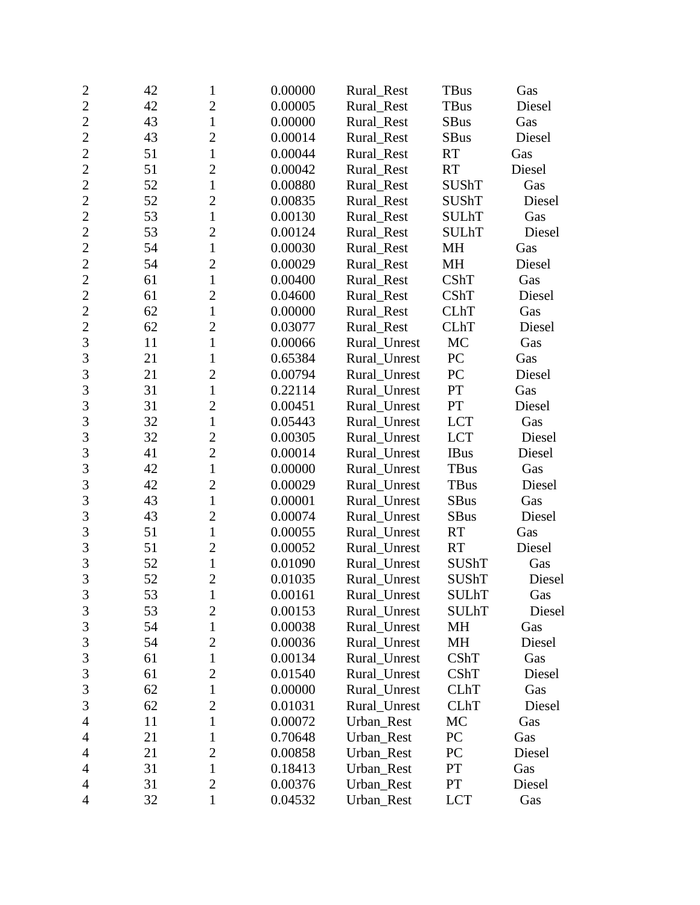| | | | | | | |
|---|---|---|---|---|---|---|
| 2 | 42 | 1 | 0.00000 | Rural_Rest | TBus | Gas |
| 2 | 42 | 2 | 0.00005 | Rural_Rest | TBus | Diesel |
| 2 | 43 | 1 | 0.00000 | Rural_Rest | SBus | Gas |
| 2 | 43 | 2 | 0.00014 | Rural_Rest | SBus | Diesel |
| 2 | 51 | 1 | 0.00044 | Rural_Rest | RT | Gas |
| 2 | 51 | 2 | 0.00042 | Rural_Rest | RT | Diesel |
| 2 | 52 | 1 | 0.00880 | Rural_Rest | SUShT | Gas |
| 2 | 52 | 2 | 0.00835 | Rural_Rest | SUShT | Diesel |
| 2 | 53 | 1 | 0.00130 | Rural_Rest | SULhT | Gas |
| 2 | 53 | 2 | 0.00124 | Rural_Rest | SULhT | Diesel |
| 2 | 54 | 1 | 0.00030 | Rural_Rest | MH | Gas |
| 2 | 54 | 2 | 0.00029 | Rural_Rest | MH | Diesel |
| 2 | 61 | 1 | 0.00400 | Rural_Rest | CShT | Gas |
| 2 | 61 | 2 | 0.04600 | Rural_Rest | CShT | Diesel |
| 2 | 62 | 1 | 0.00000 | Rural_Rest | CLhT | Gas |
| 2 | 62 | 2 | 0.03077 | Rural_Rest | CLhT | Diesel |
| 3 | 11 | 1 | 0.00066 | Rural_Unrest | MC | Gas |
| 3 | 21 | 1 | 0.65384 | Rural_Unrest | PC | Gas |
| 3 | 21 | 2 | 0.00794 | Rural_Unrest | PC | Diesel |
| 3 | 31 | 1 | 0.22114 | Rural_Unrest | PT | Gas |
| 3 | 31 | 2 | 0.00451 | Rural_Unrest | PT | Diesel |
| 3 | 32 | 1 | 0.05443 | Rural_Unrest | LCT | Gas |
| 3 | 32 | 2 | 0.00305 | Rural_Unrest | LCT | Diesel |
| 3 | 41 | 2 | 0.00014 | Rural_Unrest | IBus | Diesel |
| 3 | 42 | 1 | 0.00000 | Rural_Unrest | TBus | Gas |
| 3 | 42 | 2 | 0.00029 | Rural_Unrest | TBus | Diesel |
| 3 | 43 | 1 | 0.00001 | Rural_Unrest | SBus | Gas |
| 3 | 43 | 2 | 0.00074 | Rural_Unrest | SBus | Diesel |
| 3 | 51 | 1 | 0.00055 | Rural_Unrest | RT | Gas |
| 3 | 51 | 2 | 0.00052 | Rural_Unrest | RT | Diesel |
| 3 | 52 | 1 | 0.01090 | Rural_Unrest | SUShT | Gas |
| 3 | 52 | 2 | 0.01035 | Rural_Unrest | SUShT | Diesel |
| 3 | 53 | 1 | 0.00161 | Rural_Unrest | SULhT | Gas |
| 3 | 53 | 2 | 0.00153 | Rural_Unrest | SULhT | Diesel |
| 3 | 54 | 1 | 0.00038 | Rural_Unrest | MH | Gas |
| 3 | 54 | 2 | 0.00036 | Rural_Unrest | MH | Diesel |
| 3 | 61 | 1 | 0.00134 | Rural_Unrest | CShT | Gas |
| 3 | 61 | 2 | 0.01540 | Rural_Unrest | CShT | Diesel |
| 3 | 62 | 1 | 0.00000 | Rural_Unrest | CLhT | Gas |
| 3 | 62 | 2 | 0.01031 | Rural_Unrest | CLhT | Diesel |
| 4 | 11 | 1 | 0.00072 | Urban_Rest | MC | Gas |
| 4 | 21 | 1 | 0.70648 | Urban_Rest | PC | Gas |
| 4 | 21 | 2 | 0.00858 | Urban_Rest | PC | Diesel |
| 4 | 31 | 1 | 0.18413 | Urban_Rest | PT | Gas |
| 4 | 31 | 2 | 0.00376 | Urban_Rest | PT | Diesel |
| 4 | 32 | 1 | 0.04532 | Urban_Rest | LCT | Gas |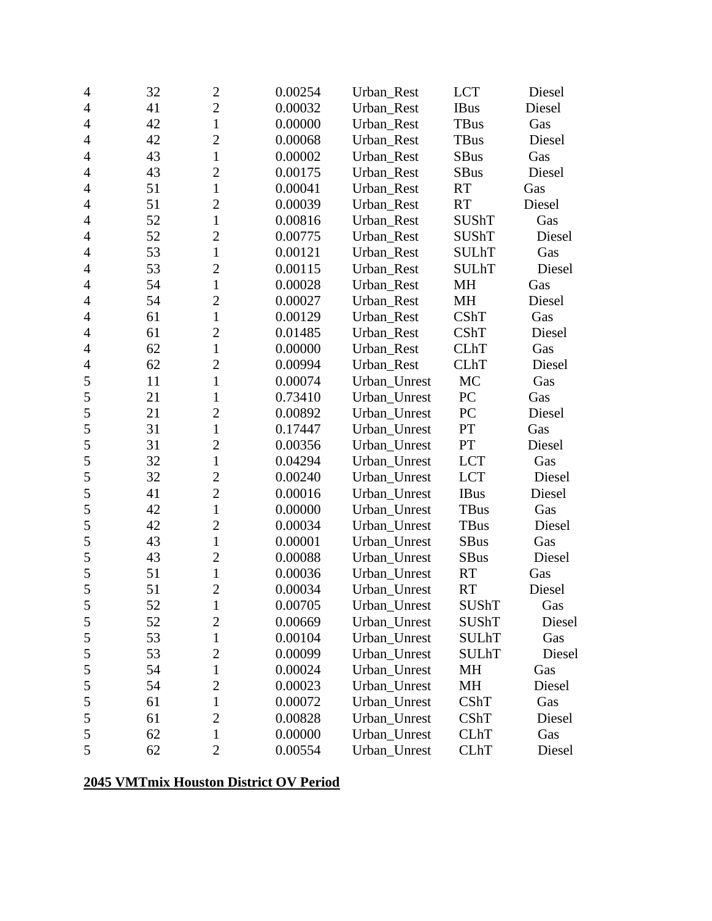| | | | | | | |
|---|---|---|---|---|---|---|
| 4 | 32 | 2 | 0.00254 | Urban_Rest | LCT | Diesel |
| 4 | 41 | 2 | 0.00032 | Urban_Rest | IBus | Diesel |
| 4 | 42 | 1 | 0.00000 | Urban_Rest | TBus | Gas |
| 4 | 42 | 2 | 0.00068 | Urban_Rest | TBus | Diesel |
| 4 | 43 | 1 | 0.00002 | Urban_Rest | SBus | Gas |
| 4 | 43 | 2 | 0.00175 | Urban_Rest | SBus | Diesel |
| 4 | 51 | 1 | 0.00041 | Urban_Rest | RT | Gas |
| 4 | 51 | 2 | 0.00039 | Urban_Rest | RT | Diesel |
| 4 | 52 | 1 | 0.00816 | Urban_Rest | SUShT | Gas |
| 4 | 52 | 2 | 0.00775 | Urban_Rest | SUShT | Diesel |
| 4 | 53 | 1 | 0.00121 | Urban_Rest | SULhT | Gas |
| 4 | 53 | 2 | 0.00115 | Urban_Rest | SULhT | Diesel |
| 4 | 54 | 1 | 0.00028 | Urban_Rest | MH | Gas |
| 4 | 54 | 2 | 0.00027 | Urban_Rest | MH | Diesel |
| 4 | 61 | 1 | 0.00129 | Urban_Rest | CShT | Gas |
| 4 | 61 | 2 | 0.01485 | Urban_Rest | CShT | Diesel |
| 4 | 62 | 1 | 0.00000 | Urban_Rest | CLhT | Gas |
| 4 | 62 | 2 | 0.00994 | Urban_Rest | CLhT | Diesel |
| 5 | 11 | 1 | 0.00074 | Urban_Unrest | MC | Gas |
| 5 | 21 | 1 | 0.73410 | Urban_Unrest | PC | Gas |
| 5 | 21 | 2 | 0.00892 | Urban_Unrest | PC | Diesel |
| 5 | 31 | 1 | 0.17447 | Urban_Unrest | PT | Gas |
| 5 | 31 | 2 | 0.00356 | Urban_Unrest | PT | Diesel |
| 5 | 32 | 1 | 0.04294 | Urban_Unrest | LCT | Gas |
| 5 | 32 | 2 | 0.00240 | Urban_Unrest | LCT | Diesel |
| 5 | 41 | 2 | 0.00016 | Urban_Unrest | IBus | Diesel |
| 5 | 42 | 1 | 0.00000 | Urban_Unrest | TBus | Gas |
| 5 | 42 | 2 | 0.00034 | Urban_Unrest | TBus | Diesel |
| 5 | 43 | 1 | 0.00001 | Urban_Unrest | SBus | Gas |
| 5 | 43 | 2 | 0.00088 | Urban_Unrest | SBus | Diesel |
| 5 | 51 | 1 | 0.00036 | Urban_Unrest | RT | Gas |
| 5 | 51 | 2 | 0.00034 | Urban_Unrest | RT | Diesel |
| 5 | 52 | 1 | 0.00705 | Urban_Unrest | SUShT | Gas |
| 5 | 52 | 2 | 0.00669 | Urban_Unrest | SUShT | Diesel |
| 5 | 53 | 1 | 0.00104 | Urban_Unrest | SULhT | Gas |
| 5 | 53 | 2 | 0.00099 | Urban_Unrest | SULhT | Diesel |
| 5 | 54 | 1 | 0.00024 | Urban_Unrest | MH | Gas |
| 5 | 54 | 2 | 0.00023 | Urban_Unrest | MH | Diesel |
| 5 | 61 | 1 | 0.00072 | Urban_Unrest | CShT | Gas |
| 5 | 61 | 2 | 0.00828 | Urban_Unrest | CShT | Diesel |
| 5 | 62 | 1 | 0.00000 | Urban_Unrest | CLhT | Gas |
| 5 | 62 | 2 | 0.00554 | Urban_Unrest | CLhT | Diesel |

**2045 VMTmix Houston District OV Period**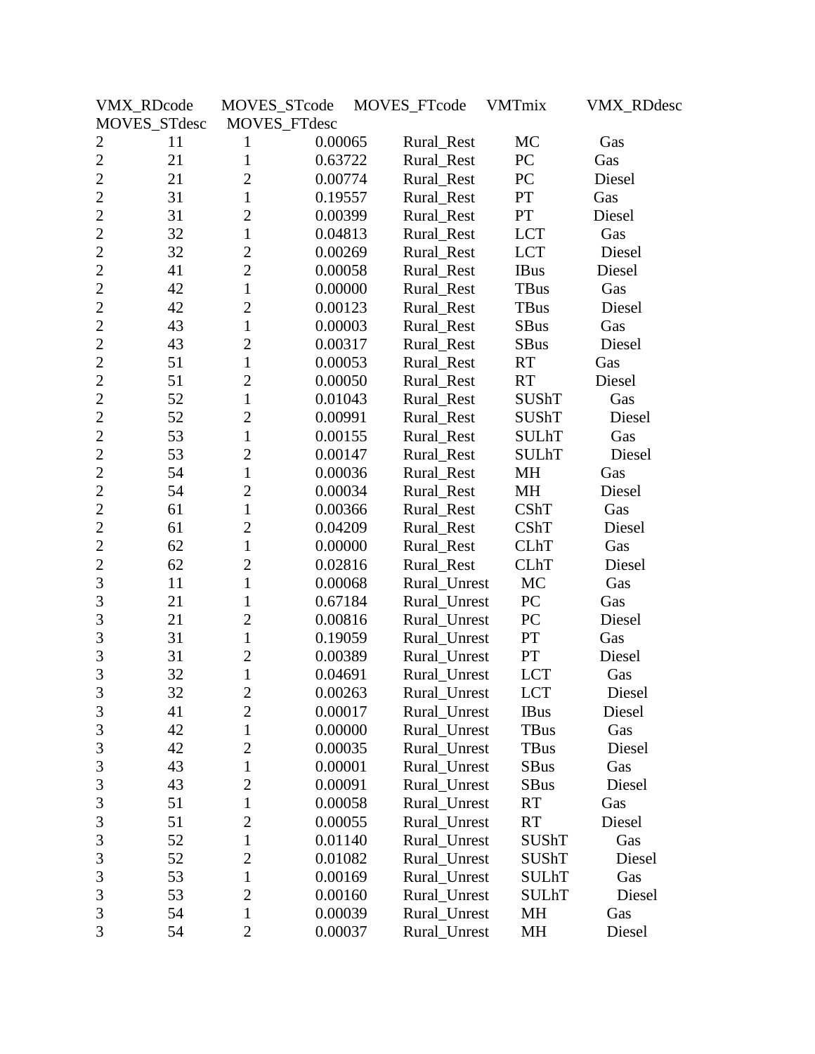| VMX_RDcode | MOVES_STcode | MOVES_FTcode | VMTmix | VMX_RDdesc | MOVES_STdesc | MOVES_FTdesc |
|---|---|---|---|---|---|---|
| 2 | 11 | 1 | 0.00065 | Rural_Rest | MC | Gas |
| 2 | 21 | 1 | 0.63722 | Rural_Rest | PC | Gas |
| 2 | 21 | 2 | 0.00774 | Rural_Rest | PC | Diesel |
| 2 | 31 | 1 | 0.19557 | Rural_Rest | PT | Gas |
| 2 | 31 | 2 | 0.00399 | Rural_Rest | PT | Diesel |
| 2 | 32 | 1 | 0.04813 | Rural_Rest | LCT | Gas |
| 2 | 32 | 2 | 0.00269 | Rural_Rest | LCT | Diesel |
| 2 | 41 | 2 | 0.00058 | Rural_Rest | IBus | Diesel |
| 2 | 42 | 1 | 0.00000 | Rural_Rest | TBus | Gas |
| 2 | 42 | 2 | 0.00123 | Rural_Rest | TBus | Diesel |
| 2 | 43 | 1 | 0.00003 | Rural_Rest | SBus | Gas |
| 2 | 43 | 2 | 0.00317 | Rural_Rest | SBus | Diesel |
| 2 | 51 | 1 | 0.00053 | Rural_Rest | RT | Gas |
| 2 | 51 | 2 | 0.00050 | Rural_Rest | RT | Diesel |
| 2 | 52 | 1 | 0.01043 | Rural_Rest | SUShT | Gas |
| 2 | 52 | 2 | 0.00991 | Rural_Rest | SUShT | Diesel |
| 2 | 53 | 1 | 0.00155 | Rural_Rest | SULhT | Gas |
| 2 | 53 | 2 | 0.00147 | Rural_Rest | SULhT | Diesel |
| 2 | 54 | 1 | 0.00036 | Rural_Rest | MH | Gas |
| 2 | 54 | 2 | 0.00034 | Rural_Rest | MH | Diesel |
| 2 | 61 | 1 | 0.00366 | Rural_Rest | CShT | Gas |
| 2 | 61 | 2 | 0.04209 | Rural_Rest | CShT | Diesel |
| 2 | 62 | 1 | 0.00000 | Rural_Rest | CLhT | Gas |
| 2 | 62 | 2 | 0.02816 | Rural_Rest | CLhT | Diesel |
| 3 | 11 | 1 | 0.00068 | Rural_Unrest | MC | Gas |
| 3 | 21 | 1 | 0.67184 | Rural_Unrest | PC | Gas |
| 3 | 21 | 2 | 0.00816 | Rural_Unrest | PC | Diesel |
| 3 | 31 | 1 | 0.19059 | Rural_Unrest | PT | Gas |
| 3 | 31 | 2 | 0.00389 | Rural_Unrest | PT | Diesel |
| 3 | 32 | 1 | 0.04691 | Rural_Unrest | LCT | Gas |
| 3 | 32 | 2 | 0.00263 | Rural_Unrest | LCT | Diesel |
| 3 | 41 | 2 | 0.00017 | Rural_Unrest | IBus | Diesel |
| 3 | 42 | 1 | 0.00000 | Rural_Unrest | TBus | Gas |
| 3 | 42 | 2 | 0.00035 | Rural_Unrest | TBus | Diesel |
| 3 | 43 | 1 | 0.00001 | Rural_Unrest | SBus | Gas |
| 3 | 43 | 2 | 0.00091 | Rural_Unrest | SBus | Diesel |
| 3 | 51 | 1 | 0.00058 | Rural_Unrest | RT | Gas |
| 3 | 51 | 2 | 0.00055 | Rural_Unrest | RT | Diesel |
| 3 | 52 | 1 | 0.01140 | Rural_Unrest | SUShT | Gas |
| 3 | 52 | 2 | 0.01082 | Rural_Unrest | SUShT | Diesel |
| 3 | 53 | 1 | 0.00169 | Rural_Unrest | SULhT | Gas |
| 3 | 53 | 2 | 0.00160 | Rural_Unrest | SULhT | Diesel |
| 3 | 54 | 1 | 0.00039 | Rural_Unrest | MH | Gas |
| 3 | 54 | 2 | 0.00037 | Rural_Unrest | MH | Diesel |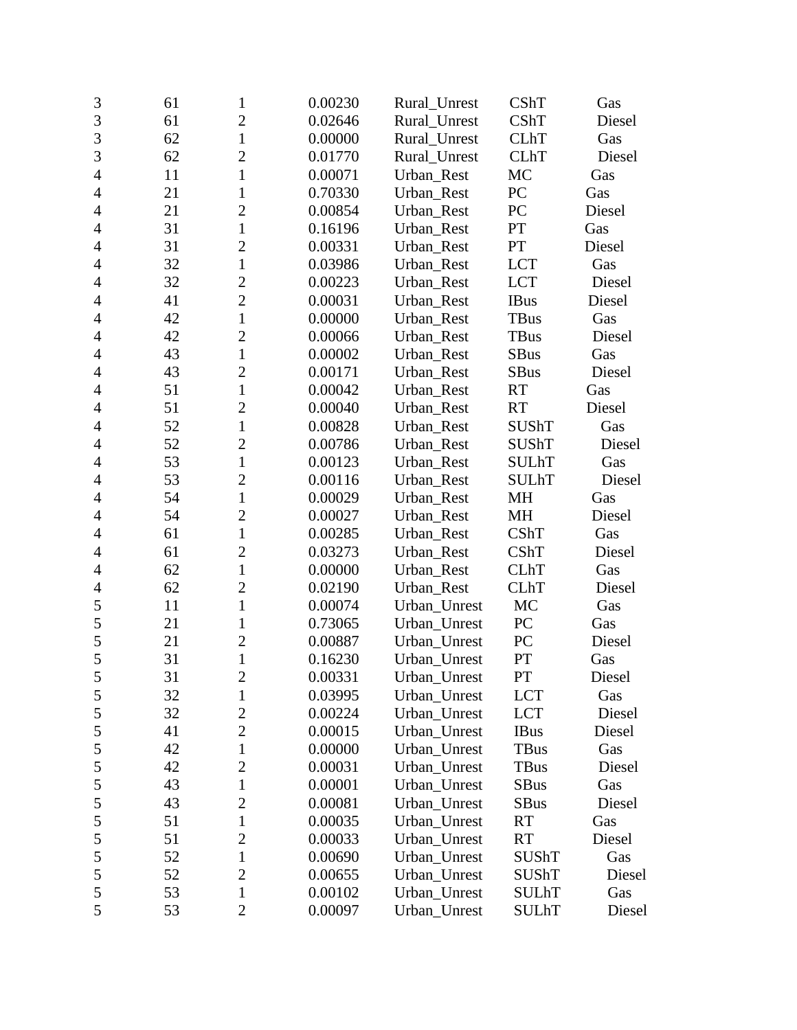| | | | | | | |
|---|---|---|---|---|---|---|
| 3 | 61 | 1 | 0.00230 | Rural_Unrest | CShT | Gas |
| 3 | 61 | 2 | 0.02646 | Rural_Unrest | CShT | Diesel |
| 3 | 62 | 1 | 0.00000 | Rural_Unrest | CLhT | Gas |
| 3 | 62 | 2 | 0.01770 | Rural_Unrest | CLhT | Diesel |
| 4 | 11 | 1 | 0.00071 | Urban_Rest | MC | Gas |
| 4 | 21 | 1 | 0.70330 | Urban_Rest | PC | Gas |
| 4 | 21 | 2 | 0.00854 | Urban_Rest | PC | Diesel |
| 4 | 31 | 1 | 0.16196 | Urban_Rest | PT | Gas |
| 4 | 31 | 2 | 0.00331 | Urban_Rest | PT | Diesel |
| 4 | 32 | 1 | 0.03986 | Urban_Rest | LCT | Gas |
| 4 | 32 | 2 | 0.00223 | Urban_Rest | LCT | Diesel |
| 4 | 41 | 2 | 0.00031 | Urban_Rest | IBus | Diesel |
| 4 | 42 | 1 | 0.00000 | Urban_Rest | TBus | Gas |
| 4 | 42 | 2 | 0.00066 | Urban_Rest | TBus | Diesel |
| 4 | 43 | 1 | 0.00002 | Urban_Rest | SBus | Gas |
| 4 | 43 | 2 | 0.00171 | Urban_Rest | SBus | Diesel |
| 4 | 51 | 1 | 0.00042 | Urban_Rest | RT | Gas |
| 4 | 51 | 2 | 0.00040 | Urban_Rest | RT | Diesel |
| 4 | 52 | 1 | 0.00828 | Urban_Rest | SUShT | Gas |
| 4 | 52 | 2 | 0.00786 | Urban_Rest | SUShT | Diesel |
| 4 | 53 | 1 | 0.00123 | Urban_Rest | SULhT | Gas |
| 4 | 53 | 2 | 0.00116 | Urban_Rest | SULhT | Diesel |
| 4 | 54 | 1 | 0.00029 | Urban_Rest | MH | Gas |
| 4 | 54 | 2 | 0.00027 | Urban_Rest | MH | Diesel |
| 4 | 61 | 1 | 0.00285 | Urban_Rest | CShT | Gas |
| 4 | 61 | 2 | 0.03273 | Urban_Rest | CShT | Diesel |
| 4 | 62 | 1 | 0.00000 | Urban_Rest | CLhT | Gas |
| 4 | 62 | 2 | 0.02190 | Urban_Rest | CLhT | Diesel |
| 5 | 11 | 1 | 0.00074 | Urban_Unrest | MC | Gas |
| 5 | 21 | 1 | 0.73065 | Urban_Unrest | PC | Gas |
| 5 | 21 | 2 | 0.00887 | Urban_Unrest | PC | Diesel |
| 5 | 31 | 1 | 0.16230 | Urban_Unrest | PT | Gas |
| 5 | 31 | 2 | 0.00331 | Urban_Unrest | PT | Diesel |
| 5 | 32 | 1 | 0.03995 | Urban_Unrest | LCT | Gas |
| 5 | 32 | 2 | 0.00224 | Urban_Unrest | LCT | Diesel |
| 5 | 41 | 2 | 0.00015 | Urban_Unrest | IBus | Diesel |
| 5 | 42 | 1 | 0.00000 | Urban_Unrest | TBus | Gas |
| 5 | 42 | 2 | 0.00031 | Urban_Unrest | TBus | Diesel |
| 5 | 43 | 1 | 0.00001 | Urban_Unrest | SBus | Gas |
| 5 | 43 | 2 | 0.00081 | Urban_Unrest | SBus | Diesel |
| 5 | 51 | 1 | 0.00035 | Urban_Unrest | RT | Gas |
| 5 | 51 | 2 | 0.00033 | Urban_Unrest | RT | Diesel |
| 5 | 52 | 1 | 0.00690 | Urban_Unrest | SUShT | Gas |
| 5 | 52 | 2 | 0.00655 | Urban_Unrest | SUShT | Diesel |
| 5 | 53 | 1 | 0.00102 | Urban_Unrest | SULhT | Gas |
| 5 | 53 | 2 | 0.00097 | Urban_Unrest | SULhT | Diesel |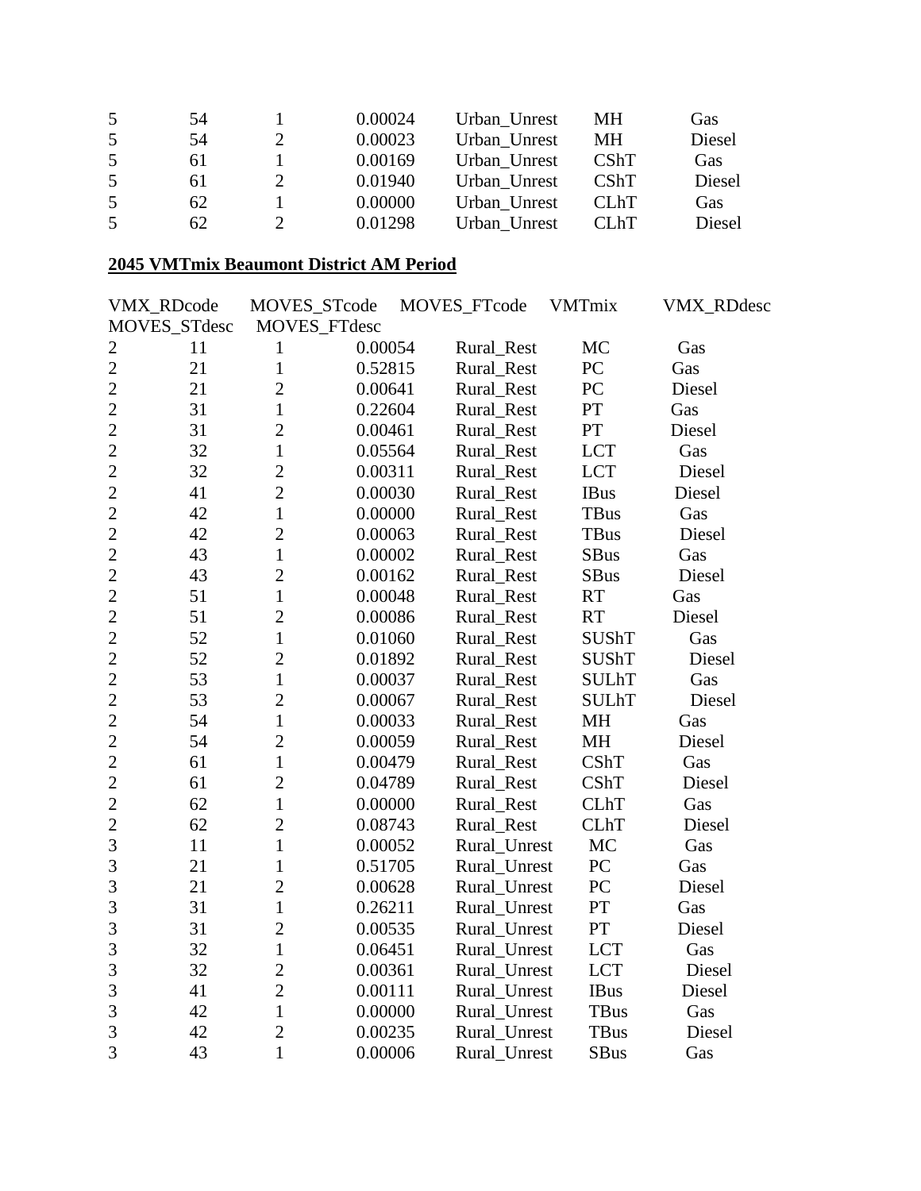| | | | | | | |
|---|---|---|---|---|---|---|
| 5 | 54 | 1 | 0.00024 | Urban_Unrest | MH | Gas |
| 5 | 54 | 2 | 0.00023 | Urban_Unrest | MH | Diesel |
| 5 | 61 | 1 | 0.00169 | Urban_Unrest | CShT | Gas |
| 5 | 61 | 2 | 0.01940 | Urban_Unrest | CShT | Diesel |
| 5 | 62 | 1 | 0.00000 | Urban_Unrest | CLhT | Gas |
| 5 | 62 | 2 | 0.01298 | Urban_Unrest | CLhT | Diesel |

**2045 VMTmix Beaumont District AM Period**

| VMX_RDcode | MOVES_STcode | MOVES_FTcode | VMTmix | VMX_RDdesc | MOVES_STdesc | MOVES_FTdesc |
|---|---|---|---|---|---|---|
| 2 | 11 | 1 | 0.00054 | Rural_Rest | MC | Gas |
| 2 | 21 | 1 | 0.52815 | Rural_Rest | PC | Gas |
| 2 | 21 | 2 | 0.00641 | Rural_Rest | PC | Diesel |
| 2 | 31 | 1 | 0.22604 | Rural_Rest | PT | Gas |
| 2 | 31 | 2 | 0.00461 | Rural_Rest | PT | Diesel |
| 2 | 32 | 1 | 0.05564 | Rural_Rest | LCT | Gas |
| 2 | 32 | 2 | 0.00311 | Rural_Rest | LCT | Diesel |
| 2 | 41 | 2 | 0.00030 | Rural_Rest | IBus | Diesel |
| 2 | 42 | 1 | 0.00000 | Rural_Rest | TBus | Gas |
| 2 | 42 | 2 | 0.00063 | Rural_Rest | TBus | Diesel |
| 2 | 43 | 1 | 0.00002 | Rural_Rest | SBus | Gas |
| 2 | 43 | 2 | 0.00162 | Rural_Rest | SBus | Diesel |
| 2 | 51 | 1 | 0.00048 | Rural_Rest | RT | Gas |
| 2 | 51 | 2 | 0.00086 | Rural_Rest | RT | Diesel |
| 2 | 52 | 1 | 0.01060 | Rural_Rest | SUShT | Gas |
| 2 | 52 | 2 | 0.01892 | Rural_Rest | SUShT | Diesel |
| 2 | 53 | 1 | 0.00037 | Rural_Rest | SULhT | Gas |
| 2 | 53 | 2 | 0.00067 | Rural_Rest | SULhT | Diesel |
| 2 | 54 | 1 | 0.00033 | Rural_Rest | MH | Gas |
| 2 | 54 | 2 | 0.00059 | Rural_Rest | MH | Diesel |
| 2 | 61 | 1 | 0.00479 | Rural_Rest | CShT | Gas |
| 2 | 61 | 2 | 0.04789 | Rural_Rest | CShT | Diesel |
| 2 | 62 | 1 | 0.00000 | Rural_Rest | CLhT | Gas |
| 2 | 62 | 2 | 0.08743 | Rural_Rest | CLhT | Diesel |
| 3 | 11 | 1 | 0.00052 | Rural_Unrest | MC | Gas |
| 3 | 21 | 1 | 0.51705 | Rural_Unrest | PC | Gas |
| 3 | 21 | 2 | 0.00628 | Rural_Unrest | PC | Diesel |
| 3 | 31 | 1 | 0.26211 | Rural_Unrest | PT | Gas |
| 3 | 31 | 2 | 0.00535 | Rural_Unrest | PT | Diesel |
| 3 | 32 | 1 | 0.06451 | Rural_Unrest | LCT | Gas |
| 3 | 32 | 2 | 0.00361 | Rural_Unrest | LCT | Diesel |
| 3 | 41 | 2 | 0.00111 | Rural_Unrest | IBus | Diesel |
| 3 | 42 | 1 | 0.00000 | Rural_Unrest | TBus | Gas |
| 3 | 42 | 2 | 0.00235 | Rural_Unrest | TBus | Diesel |
| 3 | 43 | 1 | 0.00006 | Rural_Unrest | SBus | Gas |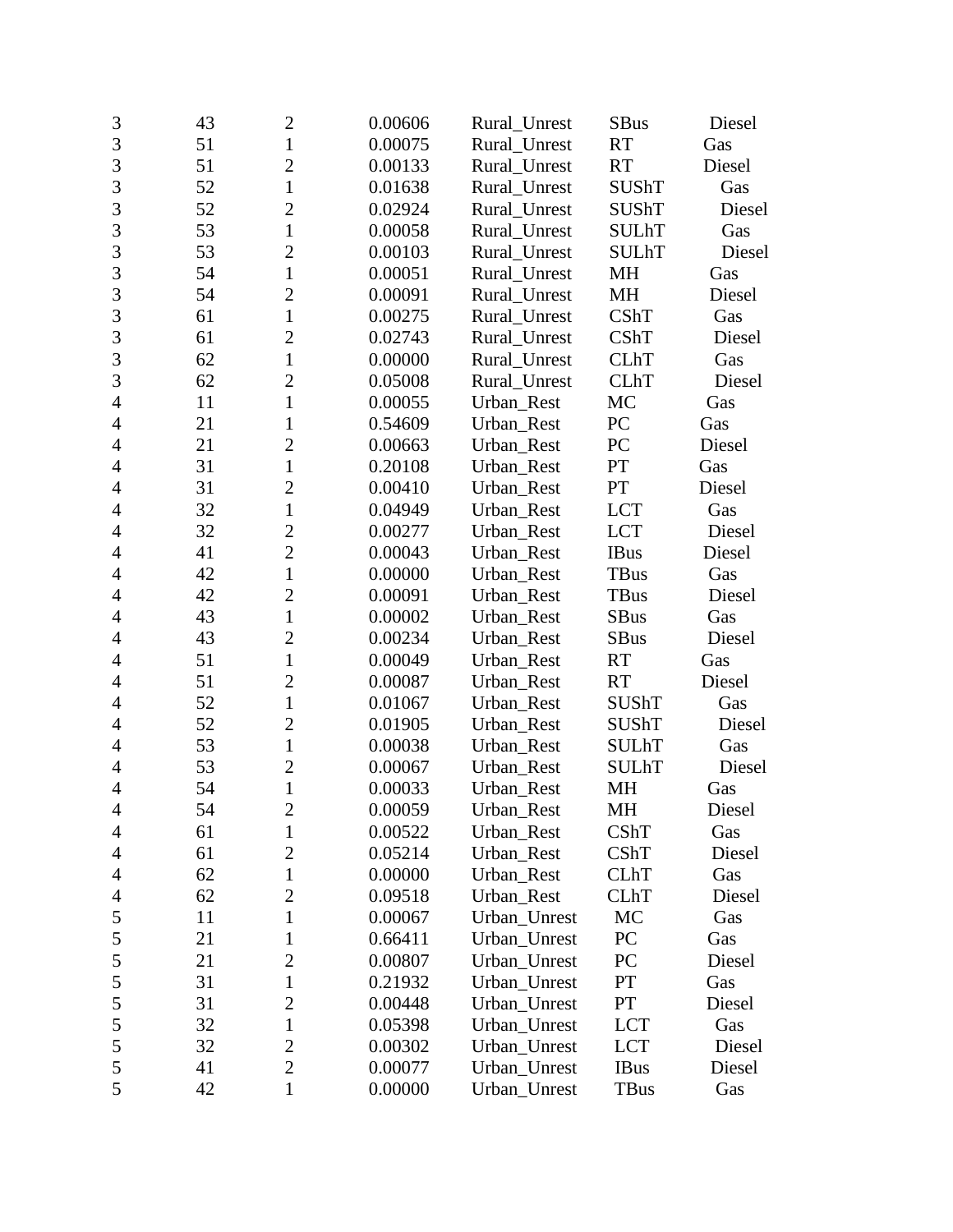| | | | | | | |
|---|---|---|---|---|---|---|
| 3 | 43 | 2 | 0.00606 | Rural_Unrest | SBus | Diesel |
| 3 | 51 | 1 | 0.00075 | Rural_Unrest | RT | Gas |
| 3 | 51 | 2 | 0.00133 | Rural_Unrest | RT | Diesel |
| 3 | 52 | 1 | 0.01638 | Rural_Unrest | SUShT | Gas |
| 3 | 52 | 2 | 0.02924 | Rural_Unrest | SUShT | Diesel |
| 3 | 53 | 1 | 0.00058 | Rural_Unrest | SULhT | Gas |
| 3 | 53 | 2 | 0.00103 | Rural_Unrest | SULhT | Diesel |
| 3 | 54 | 1 | 0.00051 | Rural_Unrest | MH | Gas |
| 3 | 54 | 2 | 0.00091 | Rural_Unrest | MH | Diesel |
| 3 | 61 | 1 | 0.00275 | Rural_Unrest | CShT | Gas |
| 3 | 61 | 2 | 0.02743 | Rural_Unrest | CShT | Diesel |
| 3 | 62 | 1 | 0.00000 | Rural_Unrest | CLhT | Gas |
| 3 | 62 | 2 | 0.05008 | Rural_Unrest | CLhT | Diesel |
| 4 | 11 | 1 | 0.00055 | Urban_Rest | MC | Gas |
| 4 | 21 | 1 | 0.54609 | Urban_Rest | PC | Gas |
| 4 | 21 | 2 | 0.00663 | Urban_Rest | PC | Diesel |
| 4 | 31 | 1 | 0.20108 | Urban_Rest | PT | Gas |
| 4 | 31 | 2 | 0.00410 | Urban_Rest | PT | Diesel |
| 4 | 32 | 1 | 0.04949 | Urban_Rest | LCT | Gas |
| 4 | 32 | 2 | 0.00277 | Urban_Rest | LCT | Diesel |
| 4 | 41 | 2 | 0.00043 | Urban_Rest | IBus | Diesel |
| 4 | 42 | 1 | 0.00000 | Urban_Rest | TBus | Gas |
| 4 | 42 | 2 | 0.00091 | Urban_Rest | TBus | Diesel |
| 4 | 43 | 1 | 0.00002 | Urban_Rest | SBus | Gas |
| 4 | 43 | 2 | 0.00234 | Urban_Rest | SBus | Diesel |
| 4 | 51 | 1 | 0.00049 | Urban_Rest | RT | Gas |
| 4 | 51 | 2 | 0.00087 | Urban_Rest | RT | Diesel |
| 4 | 52 | 1 | 0.01067 | Urban_Rest | SUShT | Gas |
| 4 | 52 | 2 | 0.01905 | Urban_Rest | SUShT | Diesel |
| 4 | 53 | 1 | 0.00038 | Urban_Rest | SULhT | Gas |
| 4 | 53 | 2 | 0.00067 | Urban_Rest | SULhT | Diesel |
| 4 | 54 | 1 | 0.00033 | Urban_Rest | MH | Gas |
| 4 | 54 | 2 | 0.00059 | Urban_Rest | MH | Diesel |
| 4 | 61 | 1 | 0.00522 | Urban_Rest | CShT | Gas |
| 4 | 61 | 2 | 0.05214 | Urban_Rest | CShT | Diesel |
| 4 | 62 | 1 | 0.00000 | Urban_Rest | CLhT | Gas |
| 4 | 62 | 2 | 0.09518 | Urban_Rest | CLhT | Diesel |
| 5 | 11 | 1 | 0.00067 | Urban_Unrest | MC | Gas |
| 5 | 21 | 1 | 0.66411 | Urban_Unrest | PC | Gas |
| 5 | 21 | 2 | 0.00807 | Urban_Unrest | PC | Diesel |
| 5 | 31 | 1 | 0.21932 | Urban_Unrest | PT | Gas |
| 5 | 31 | 2 | 0.00448 | Urban_Unrest | PT | Diesel |
| 5 | 32 | 1 | 0.05398 | Urban_Unrest | LCT | Gas |
| 5 | 32 | 2 | 0.00302 | Urban_Unrest | LCT | Diesel |
| 5 | 41 | 2 | 0.00077 | Urban_Unrest | IBus | Diesel |
| 5 | 42 | 1 | 0.00000 | Urban_Unrest | TBus | Gas |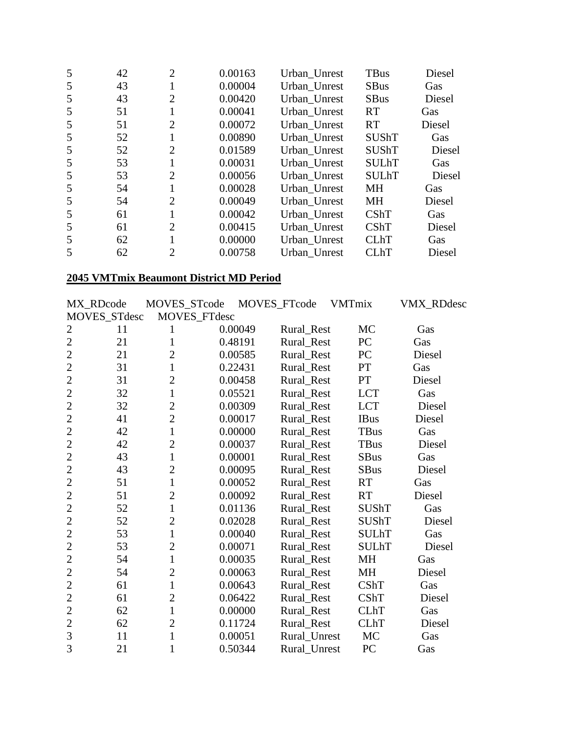| | | | | | | |
|---|---|---|---|---|---|---|
| 5 | 42 | 2 | 0.00163 | Urban_Unrest | TBus | Diesel |
| 5 | 43 | 1 | 0.00004 | Urban_Unrest | SBus | Gas |
| 5 | 43 | 2 | 0.00420 | Urban_Unrest | SBus | Diesel |
| 5 | 51 | 1 | 0.00041 | Urban_Unrest | RT | Gas |
| 5 | 51 | 2 | 0.00072 | Urban_Unrest | RT | Diesel |
| 5 | 52 | 1 | 0.00890 | Urban_Unrest | SUShT | Gas |
| 5 | 52 | 2 | 0.01589 | Urban_Unrest | SUShT | Diesel |
| 5 | 53 | 1 | 0.00031 | Urban_Unrest | SULhT | Gas |
| 5 | 53 | 2 | 0.00056 | Urban_Unrest | SULhT | Diesel |
| 5 | 54 | 1 | 0.00028 | Urban_Unrest | MH | Gas |
| 5 | 54 | 2 | 0.00049 | Urban_Unrest | MH | Diesel |
| 5 | 61 | 1 | 0.00042 | Urban_Unrest | CShT | Gas |
| 5 | 61 | 2 | 0.00415 | Urban_Unrest | CShT | Diesel |
| 5 | 62 | 1 | 0.00000 | Urban_Unrest | CLhT | Gas |
| 5 | 62 | 2 | 0.00758 | Urban_Unrest | CLhT | Diesel |

**2045 VMTmix Beaumont District MD Period**

| MX_RDcode | MOVES_STcode | MOVES_FTcode | VMTmix | VMX_RDdesc | MOVES_STdesc | MOVES_FTdesc |
|---|---|---|---|---|---|---|
| 2 | 11 | 1 | 0.00049 | Rural_Rest | MC | Gas |
| 2 | 21 | 1 | 0.48191 | Rural_Rest | PC | Gas |
| 2 | 21 | 2 | 0.00585 | Rural_Rest | PC | Diesel |
| 2 | 31 | 1 | 0.22431 | Rural_Rest | PT | Gas |
| 2 | 31 | 2 | 0.00458 | Rural_Rest | PT | Diesel |
| 2 | 32 | 1 | 0.05521 | Rural_Rest | LCT | Gas |
| 2 | 32 | 2 | 0.00309 | Rural_Rest | LCT | Diesel |
| 2 | 41 | 2 | 0.00017 | Rural_Rest | IBus | Diesel |
| 2 | 42 | 1 | 0.00000 | Rural_Rest | TBus | Gas |
| 2 | 42 | 2 | 0.00037 | Rural_Rest | TBus | Diesel |
| 2 | 43 | 1 | 0.00001 | Rural_Rest | SBus | Gas |
| 2 | 43 | 2 | 0.00095 | Rural_Rest | SBus | Diesel |
| 2 | 51 | 1 | 0.00052 | Rural_Rest | RT | Gas |
| 2 | 51 | 2 | 0.00092 | Rural_Rest | RT | Diesel |
| 2 | 52 | 1 | 0.01136 | Rural_Rest | SUShT | Gas |
| 2 | 52 | 2 | 0.02028 | Rural_Rest | SUShT | Diesel |
| 2 | 53 | 1 | 0.00040 | Rural_Rest | SULhT | Gas |
| 2 | 53 | 2 | 0.00071 | Rural_Rest | SULhT | Diesel |
| 2 | 54 | 1 | 0.00035 | Rural_Rest | MH | Gas |
| 2 | 54 | 2 | 0.00063 | Rural_Rest | MH | Diesel |
| 2 | 61 | 1 | 0.00643 | Rural_Rest | CShT | Gas |
| 2 | 61 | 2 | 0.06422 | Rural_Rest | CShT | Diesel |
| 2 | 62 | 1 | 0.00000 | Rural_Rest | CLhT | Gas |
| 2 | 62 | 2 | 0.11724 | Rural_Rest | CLhT | Diesel |
| 3 | 11 | 1 | 0.00051 | Rural_Unrest | MC | Gas |
| 3 | 21 | 1 | 0.50344 | Rural_Unrest | PC | Gas |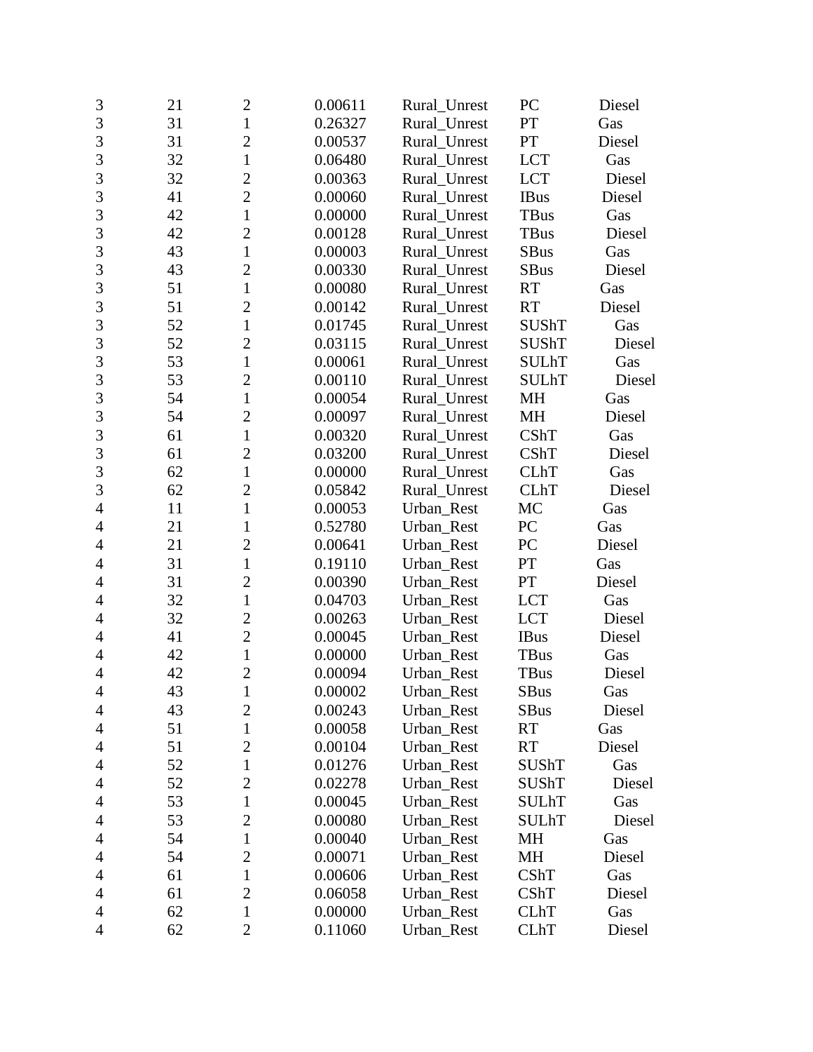| | | | | | | |
|---|---|---|---|---|---|---|
| 3 | 21 | 2 | 0.00611 | Rural_Unrest | PC | Diesel |
| 3 | 31 | 1 | 0.26327 | Rural_Unrest | PT | Gas |
| 3 | 31 | 2 | 0.00537 | Rural_Unrest | PT | Diesel |
| 3 | 32 | 1 | 0.06480 | Rural_Unrest | LCT | Gas |
| 3 | 32 | 2 | 0.00363 | Rural_Unrest | LCT | Diesel |
| 3 | 41 | 2 | 0.00060 | Rural_Unrest | IBus | Diesel |
| 3 | 42 | 1 | 0.00000 | Rural_Unrest | TBus | Gas |
| 3 | 42 | 2 | 0.00128 | Rural_Unrest | TBus | Diesel |
| 3 | 43 | 1 | 0.00003 | Rural_Unrest | SBus | Gas |
| 3 | 43 | 2 | 0.00330 | Rural_Unrest | SBus | Diesel |
| 3 | 51 | 1 | 0.00080 | Rural_Unrest | RT | Gas |
| 3 | 51 | 2 | 0.00142 | Rural_Unrest | RT | Diesel |
| 3 | 52 | 1 | 0.01745 | Rural_Unrest | SUShT | Gas |
| 3 | 52 | 2 | 0.03115 | Rural_Unrest | SUShT | Diesel |
| 3 | 53 | 1 | 0.00061 | Rural_Unrest | SULhT | Gas |
| 3 | 53 | 2 | 0.00110 | Rural_Unrest | SULhT | Diesel |
| 3 | 54 | 1 | 0.00054 | Rural_Unrest | MH | Gas |
| 3 | 54 | 2 | 0.00097 | Rural_Unrest | MH | Diesel |
| 3 | 61 | 1 | 0.00320 | Rural_Unrest | CShT | Gas |
| 3 | 61 | 2 | 0.03200 | Rural_Unrest | CShT | Diesel |
| 3 | 62 | 1 | 0.00000 | Rural_Unrest | CLhT | Gas |
| 3 | 62 | 2 | 0.05842 | Rural_Unrest | CLhT | Diesel |
| 4 | 11 | 1 | 0.00053 | Urban_Rest | MC | Gas |
| 4 | 21 | 1 | 0.52780 | Urban_Rest | PC | Gas |
| 4 | 21 | 2 | 0.00641 | Urban_Rest | PC | Diesel |
| 4 | 31 | 1 | 0.19110 | Urban_Rest | PT | Gas |
| 4 | 31 | 2 | 0.00390 | Urban_Rest | PT | Diesel |
| 4 | 32 | 1 | 0.04703 | Urban_Rest | LCT | Gas |
| 4 | 32 | 2 | 0.00263 | Urban_Rest | LCT | Diesel |
| 4 | 41 | 2 | 0.00045 | Urban_Rest | IBus | Diesel |
| 4 | 42 | 1 | 0.00000 | Urban_Rest | TBus | Gas |
| 4 | 42 | 2 | 0.00094 | Urban_Rest | TBus | Diesel |
| 4 | 43 | 1 | 0.00002 | Urban_Rest | SBus | Gas |
| 4 | 43 | 2 | 0.00243 | Urban_Rest | SBus | Diesel |
| 4 | 51 | 1 | 0.00058 | Urban_Rest | RT | Gas |
| 4 | 51 | 2 | 0.00104 | Urban_Rest | RT | Diesel |
| 4 | 52 | 1 | 0.01276 | Urban_Rest | SUShT | Gas |
| 4 | 52 | 2 | 0.02278 | Urban_Rest | SUShT | Diesel |
| 4 | 53 | 1 | 0.00045 | Urban_Rest | SULhT | Gas |
| 4 | 53 | 2 | 0.00080 | Urban_Rest | SULhT | Diesel |
| 4 | 54 | 1 | 0.00040 | Urban_Rest | MH | Gas |
| 4 | 54 | 2 | 0.00071 | Urban_Rest | MH | Diesel |
| 4 | 61 | 1 | 0.00606 | Urban_Rest | CShT | Gas |
| 4 | 61 | 2 | 0.06058 | Urban_Rest | CShT | Diesel |
| 4 | 62 | 1 | 0.00000 | Urban_Rest | CLhT | Gas |
| 4 | 62 | 2 | 0.11060 | Urban_Rest | CLhT | Diesel |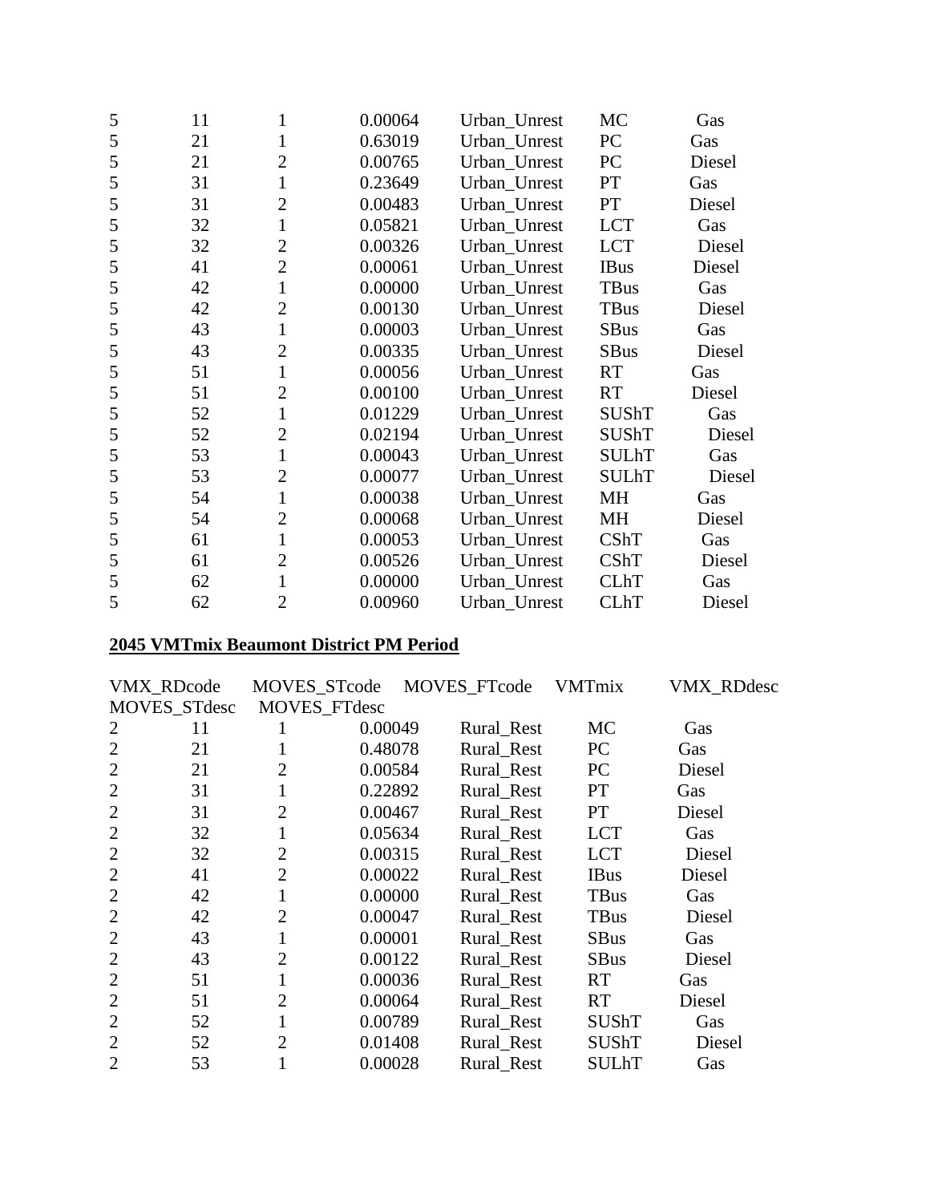| | | | | | | |
|---|---|---|---|---|---|---|
| 5 | 11 | 1 | 0.00064 | Urban_Unrest | MC | Gas |
| 5 | 21 | 1 | 0.63019 | Urban_Unrest | PC | Gas |
| 5 | 21 | 2 | 0.00765 | Urban_Unrest | PC | Diesel |
| 5 | 31 | 1 | 0.23649 | Urban_Unrest | PT | Gas |
| 5 | 31 | 2 | 0.00483 | Urban_Unrest | PT | Diesel |
| 5 | 32 | 1 | 0.05821 | Urban_Unrest | LCT | Gas |
| 5 | 32 | 2 | 0.00326 | Urban_Unrest | LCT | Diesel |
| 5 | 41 | 2 | 0.00061 | Urban_Unrest | IBus | Diesel |
| 5 | 42 | 1 | 0.00000 | Urban_Unrest | TBus | Gas |
| 5 | 42 | 2 | 0.00130 | Urban_Unrest | TBus | Diesel |
| 5 | 43 | 1 | 0.00003 | Urban_Unrest | SBus | Gas |
| 5 | 43 | 2 | 0.00335 | Urban_Unrest | SBus | Diesel |
| 5 | 51 | 1 | 0.00056 | Urban_Unrest | RT | Gas |
| 5 | 51 | 2 | 0.00100 | Urban_Unrest | RT | Diesel |
| 5 | 52 | 1 | 0.01229 | Urban_Unrest | SUShT | Gas |
| 5 | 52 | 2 | 0.02194 | Urban_Unrest | SUShT | Diesel |
| 5 | 53 | 1 | 0.00043 | Urban_Unrest | SULhT | Gas |
| 5 | 53 | 2 | 0.00077 | Urban_Unrest | SULhT | Diesel |
| 5 | 54 | 1 | 0.00038 | Urban_Unrest | MH | Gas |
| 5 | 54 | 2 | 0.00068 | Urban_Unrest | MH | Diesel |
| 5 | 61 | 1 | 0.00053 | Urban_Unrest | CShT | Gas |
| 5 | 61 | 2 | 0.00526 | Urban_Unrest | CShT | Diesel |
| 5 | 62 | 1 | 0.00000 | Urban_Unrest | CLhT | Gas |
| 5 | 62 | 2 | 0.00960 | Urban_Unrest | CLhT | Diesel |

**2045 VMTmix Beaumont District PM Period**

| VMX_RDcode | MOVES_STcode | MOVES_FTcode | VMTmix | VMX_RDdesc | MOVES_STdesc | MOVES_FTdesc |
|---|---|---|---|---|---|---|
| 2 | 11 | 1 | 0.00049 | Rural_Rest | MC | Gas |
| 2 | 21 | 1 | 0.48078 | Rural_Rest | PC | Gas |
| 2 | 21 | 2 | 0.00584 | Rural_Rest | PC | Diesel |
| 2 | 31 | 1 | 0.22892 | Rural_Rest | PT | Gas |
| 2 | 31 | 2 | 0.00467 | Rural_Rest | PT | Diesel |
| 2 | 32 | 1 | 0.05634 | Rural_Rest | LCT | Gas |
| 2 | 32 | 2 | 0.00315 | Rural_Rest | LCT | Diesel |
| 2 | 41 | 2 | 0.00022 | Rural_Rest | IBus | Diesel |
| 2 | 42 | 1 | 0.00000 | Rural_Rest | TBus | Gas |
| 2 | 42 | 2 | 0.00047 | Rural_Rest | TBus | Diesel |
| 2 | 43 | 1 | 0.00001 | Rural_Rest | SBus | Gas |
| 2 | 43 | 2 | 0.00122 | Rural_Rest | SBus | Diesel |
| 2 | 51 | 1 | 0.00036 | Rural_Rest | RT | Gas |
| 2 | 51 | 2 | 0.00064 | Rural_Rest | RT | Diesel |
| 2 | 52 | 1 | 0.00789 | Rural_Rest | SUShT | Gas |
| 2 | 52 | 2 | 0.01408 | Rural_Rest | SUShT | Diesel |
| 2 | 53 | 1 | 0.00028 | Rural_Rest | SULhT | Gas |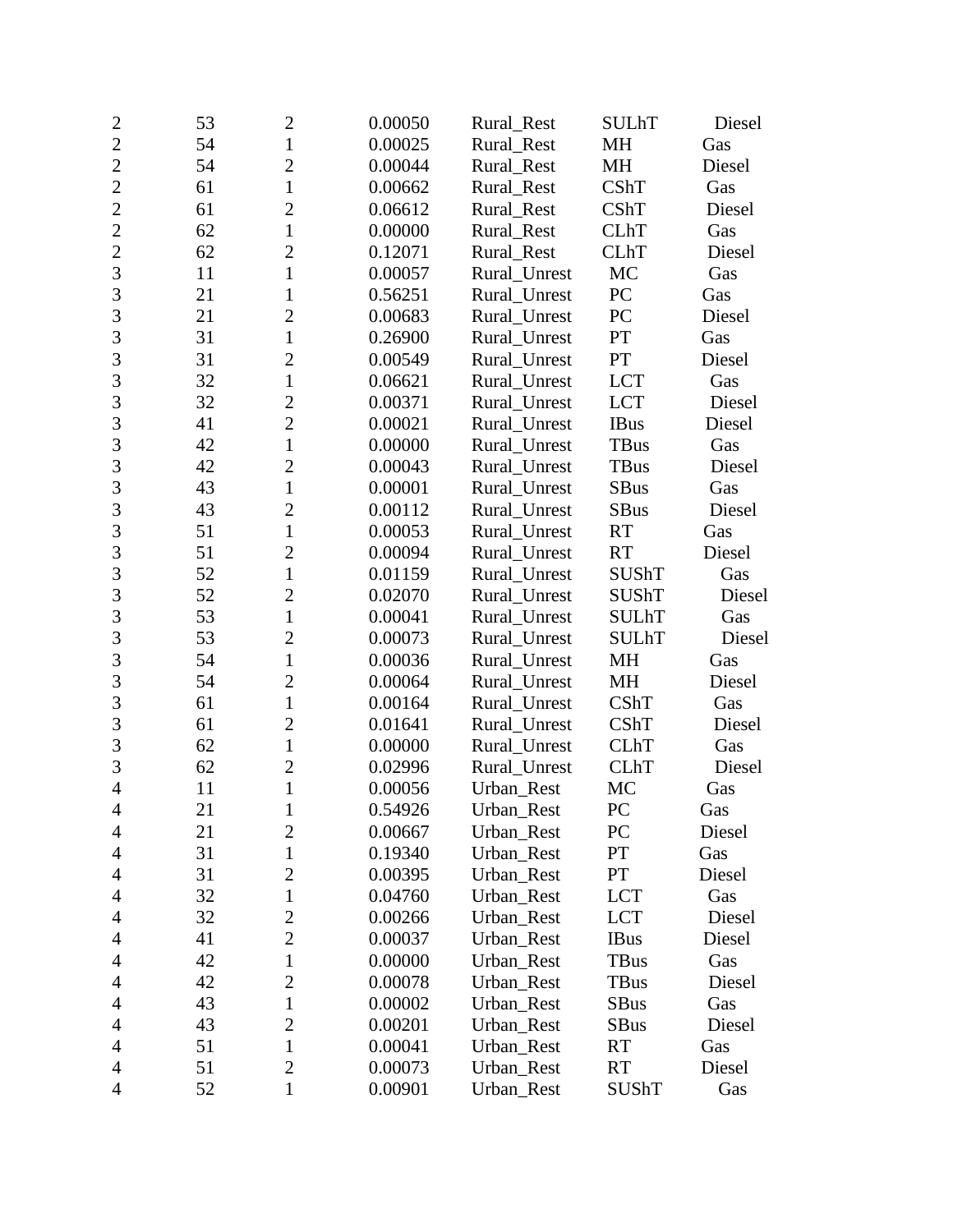| | | | | | | |
|---|---|---|---|---|---|---|
| 2 | 53 | 2 | 0.00050 | Rural_Rest | SULhT | Diesel |
| 2 | 54 | 1 | 0.00025 | Rural_Rest | MH | Gas |
| 2 | 54 | 2 | 0.00044 | Rural_Rest | MH | Diesel |
| 2 | 61 | 1 | 0.00662 | Rural_Rest | CShT | Gas |
| 2 | 61 | 2 | 0.06612 | Rural_Rest | CShT | Diesel |
| 2 | 62 | 1 | 0.00000 | Rural_Rest | CLhT | Gas |
| 2 | 62 | 2 | 0.12071 | Rural_Rest | CLhT | Diesel |
| 3 | 11 | 1 | 0.00057 | Rural_Unrest | MC | Gas |
| 3 | 21 | 1 | 0.56251 | Rural_Unrest | PC | Gas |
| 3 | 21 | 2 | 0.00683 | Rural_Unrest | PC | Diesel |
| 3 | 31 | 1 | 0.26900 | Rural_Unrest | PT | Gas |
| 3 | 31 | 2 | 0.00549 | Rural_Unrest | PT | Diesel |
| 3 | 32 | 1 | 0.06621 | Rural_Unrest | LCT | Gas |
| 3 | 32 | 2 | 0.00371 | Rural_Unrest | LCT | Diesel |
| 3 | 41 | 2 | 0.00021 | Rural_Unrest | IBus | Diesel |
| 3 | 42 | 1 | 0.00000 | Rural_Unrest | TBus | Gas |
| 3 | 42 | 2 | 0.00043 | Rural_Unrest | TBus | Diesel |
| 3 | 43 | 1 | 0.00001 | Rural_Unrest | SBus | Gas |
| 3 | 43 | 2 | 0.00112 | Rural_Unrest | SBus | Diesel |
| 3 | 51 | 1 | 0.00053 | Rural_Unrest | RT | Gas |
| 3 | 51 | 2 | 0.00094 | Rural_Unrest | RT | Diesel |
| 3 | 52 | 1 | 0.01159 | Rural_Unrest | SUShT | Gas |
| 3 | 52 | 2 | 0.02070 | Rural_Unrest | SUShT | Diesel |
| 3 | 53 | 1 | 0.00041 | Rural_Unrest | SULhT | Gas |
| 3 | 53 | 2 | 0.00073 | Rural_Unrest | SULhT | Diesel |
| 3 | 54 | 1 | 0.00036 | Rural_Unrest | MH | Gas |
| 3 | 54 | 2 | 0.00064 | Rural_Unrest | MH | Diesel |
| 3 | 61 | 1 | 0.00164 | Rural_Unrest | CShT | Gas |
| 3 | 61 | 2 | 0.01641 | Rural_Unrest | CShT | Diesel |
| 3 | 62 | 1 | 0.00000 | Rural_Unrest | CLhT | Gas |
| 3 | 62 | 2 | 0.02996 | Rural_Unrest | CLhT | Diesel |
| 4 | 11 | 1 | 0.00056 | Urban_Rest | MC | Gas |
| 4 | 21 | 1 | 0.54926 | Urban_Rest | PC | Gas |
| 4 | 21 | 2 | 0.00667 | Urban_Rest | PC | Diesel |
| 4 | 31 | 1 | 0.19340 | Urban_Rest | PT | Gas |
| 4 | 31 | 2 | 0.00395 | Urban_Rest | PT | Diesel |
| 4 | 32 | 1 | 0.04760 | Urban_Rest | LCT | Gas |
| 4 | 32 | 2 | 0.00266 | Urban_Rest | LCT | Diesel |
| 4 | 41 | 2 | 0.00037 | Urban_Rest | IBus | Diesel |
| 4 | 42 | 1 | 0.00000 | Urban_Rest | TBus | Gas |
| 4 | 42 | 2 | 0.00078 | Urban_Rest | TBus | Diesel |
| 4 | 43 | 1 | 0.00002 | Urban_Rest | SBus | Gas |
| 4 | 43 | 2 | 0.00201 | Urban_Rest | SBus | Diesel |
| 4 | 51 | 1 | 0.00041 | Urban_Rest | RT | Gas |
| 4 | 51 | 2 | 0.00073 | Urban_Rest | RT | Diesel |
| 4 | 52 | 1 | 0.00901 | Urban_Rest | SUShT | Gas |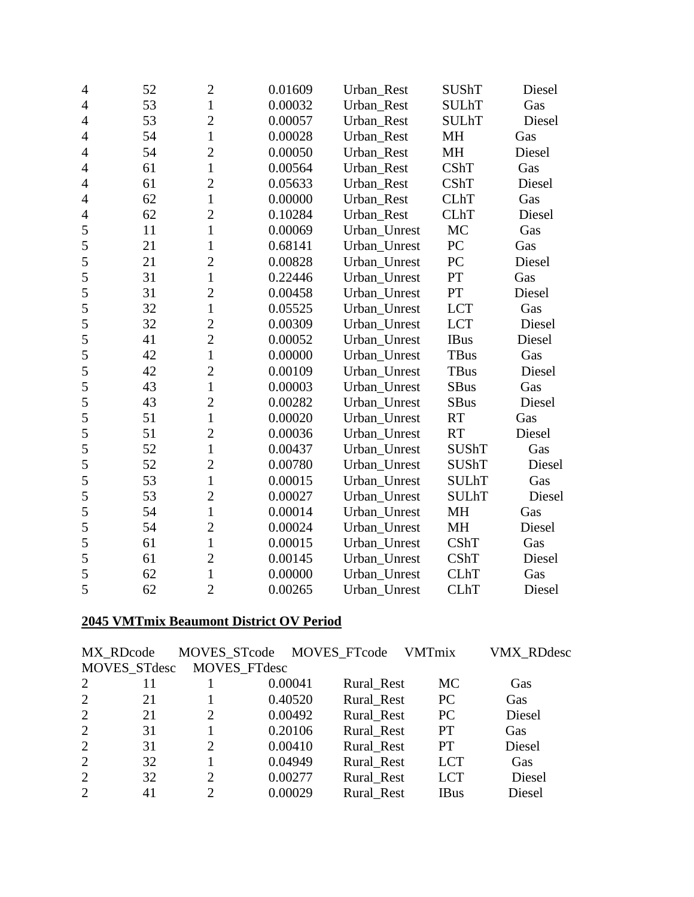| | | | | | | |
|---|---|---|---|---|---|---|
| 4 | 52 | 2 | 0.01609 | Urban_Rest | SUShT | Diesel |
| 4 | 53 | 1 | 0.00032 | Urban_Rest | SULhT | Gas |
| 4 | 53 | 2 | 0.00057 | Urban_Rest | SULhT | Diesel |
| 4 | 54 | 1 | 0.00028 | Urban_Rest | MH | Gas |
| 4 | 54 | 2 | 0.00050 | Urban_Rest | MH | Diesel |
| 4 | 61 | 1 | 0.00564 | Urban_Rest | CShT | Gas |
| 4 | 61 | 2 | 0.05633 | Urban_Rest | CShT | Diesel |
| 4 | 62 | 1 | 0.00000 | Urban_Rest | CLhT | Gas |
| 4 | 62 | 2 | 0.10284 | Urban_Rest | CLhT | Diesel |
| 5 | 11 | 1 | 0.00069 | Urban_Unrest | MC | Gas |
| 5 | 21 | 1 | 0.68141 | Urban_Unrest | PC | Gas |
| 5 | 21 | 2 | 0.00828 | Urban_Unrest | PC | Diesel |
| 5 | 31 | 1 | 0.22446 | Urban_Unrest | PT | Gas |
| 5 | 31 | 2 | 0.00458 | Urban_Unrest | PT | Diesel |
| 5 | 32 | 1 | 0.05525 | Urban_Unrest | LCT | Gas |
| 5 | 32 | 2 | 0.00309 | Urban_Unrest | LCT | Diesel |
| 5 | 41 | 2 | 0.00052 | Urban_Unrest | IBus | Diesel |
| 5 | 42 | 1 | 0.00000 | Urban_Unrest | TBus | Gas |
| 5 | 42 | 2 | 0.00109 | Urban_Unrest | TBus | Diesel |
| 5 | 43 | 1 | 0.00003 | Urban_Unrest | SBus | Gas |
| 5 | 43 | 2 | 0.00282 | Urban_Unrest | SBus | Diesel |
| 5 | 51 | 1 | 0.00020 | Urban_Unrest | RT | Gas |
| 5 | 51 | 2 | 0.00036 | Urban_Unrest | RT | Diesel |
| 5 | 52 | 1 | 0.00437 | Urban_Unrest | SUShT | Gas |
| 5 | 52 | 2 | 0.00780 | Urban_Unrest | SUShT | Diesel |
| 5 | 53 | 1 | 0.00015 | Urban_Unrest | SULhT | Gas |
| 5 | 53 | 2 | 0.00027 | Urban_Unrest | SULhT | Diesel |
| 5 | 54 | 1 | 0.00014 | Urban_Unrest | MH | Gas |
| 5 | 54 | 2 | 0.00024 | Urban_Unrest | MH | Diesel |
| 5 | 61 | 1 | 0.00015 | Urban_Unrest | CShT | Gas |
| 5 | 61 | 2 | 0.00145 | Urban_Unrest | CShT | Diesel |
| 5 | 62 | 1 | 0.00000 | Urban_Unrest | CLhT | Gas |
| 5 | 62 | 2 | 0.00265 | Urban_Unrest | CLhT | Diesel |

**2045 VMTmix Beaumont District OV Period**

| MX_RDcode | MOVES_STcode | MOVES_FTcode | VMTmix | VMX_RDdesc | MOVES_STdesc | MOVES_FTdesc |
|---|---|---|---|---|---|---|
| 2 | 11 | 1 | 0.00041 | Rural_Rest | MC | Gas |
| 2 | 21 | 1 | 0.40520 | Rural_Rest | PC | Gas |
| 2 | 21 | 2 | 0.00492 | Rural_Rest | PC | Diesel |
| 2 | 31 | 1 | 0.20106 | Rural_Rest | PT | Gas |
| 2 | 31 | 2 | 0.00410 | Rural_Rest | PT | Diesel |
| 2 | 32 | 1 | 0.04949 | Rural_Rest | LCT | Gas |
| 2 | 32 | 2 | 0.00277 | Rural_Rest | LCT | Diesel |
| 2 | 41 | 2 | 0.00029 | Rural_Rest | IBus | Diesel |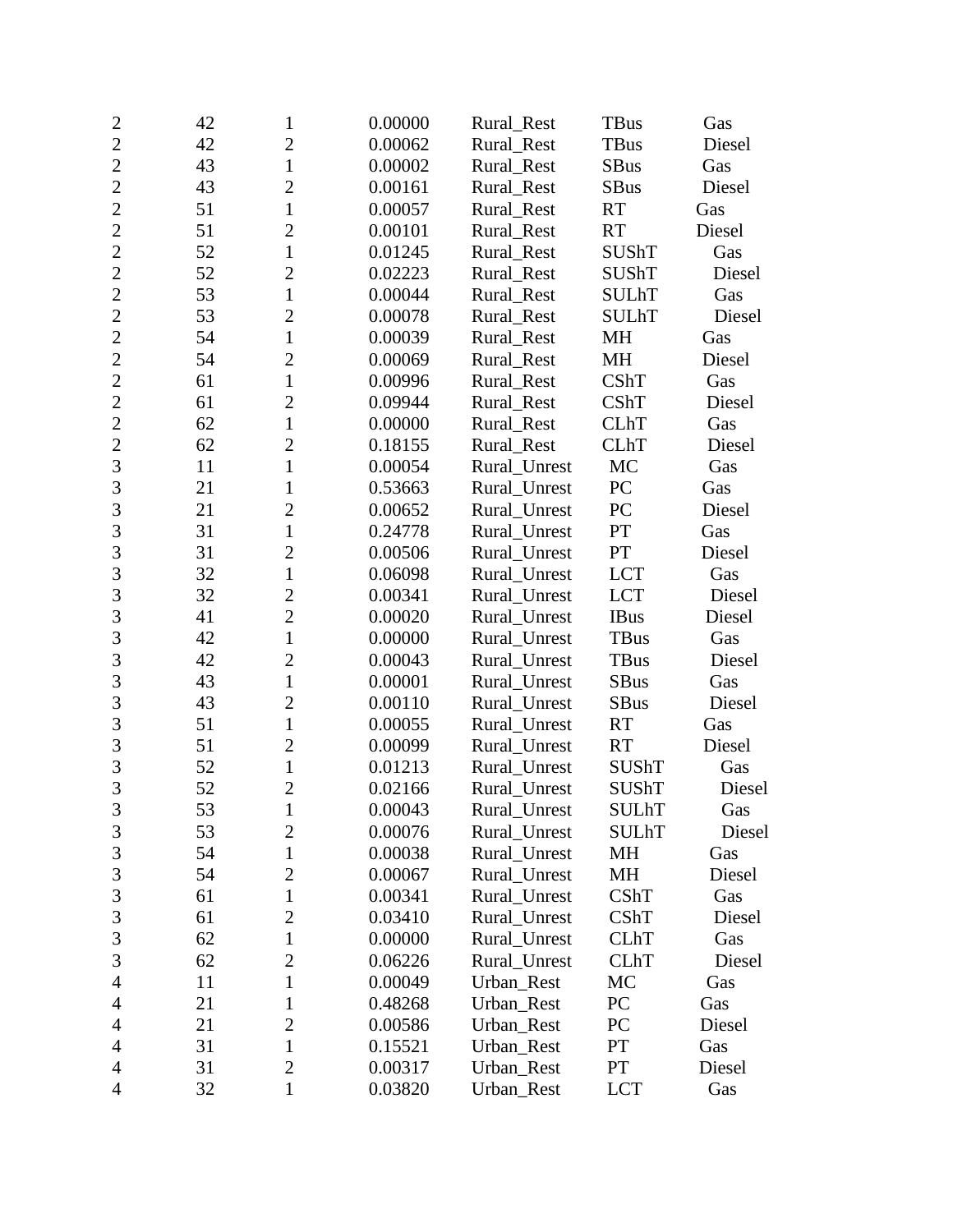| | | | | | | |
|---|---|---|---|---|---|---|
| 2 | 42 | 1 | 0.00000 | Rural_Rest | TBus | Gas |
| 2 | 42 | 2 | 0.00062 | Rural_Rest | TBus | Diesel |
| 2 | 43 | 1 | 0.00002 | Rural_Rest | SBus | Gas |
| 2 | 43 | 2 | 0.00161 | Rural_Rest | SBus | Diesel |
| 2 | 51 | 1 | 0.00057 | Rural_Rest | RT | Gas |
| 2 | 51 | 2 | 0.00101 | Rural_Rest | RT | Diesel |
| 2 | 52 | 1 | 0.01245 | Rural_Rest | SUShT | Gas |
| 2 | 52 | 2 | 0.02223 | Rural_Rest | SUShT | Diesel |
| 2 | 53 | 1 | 0.00044 | Rural_Rest | SULhT | Gas |
| 2 | 53 | 2 | 0.00078 | Rural_Rest | SULhT | Diesel |
| 2 | 54 | 1 | 0.00039 | Rural_Rest | MH | Gas |
| 2 | 54 | 2 | 0.00069 | Rural_Rest | MH | Diesel |
| 2 | 61 | 1 | 0.00996 | Rural_Rest | CShT | Gas |
| 2 | 61 | 2 | 0.09944 | Rural_Rest | CShT | Diesel |
| 2 | 62 | 1 | 0.00000 | Rural_Rest | CLhT | Gas |
| 2 | 62 | 2 | 0.18155 | Rural_Rest | CLhT | Diesel |
| 3 | 11 | 1 | 0.00054 | Rural_Unrest | MC | Gas |
| 3 | 21 | 1 | 0.53663 | Rural_Unrest | PC | Gas |
| 3 | 21 | 2 | 0.00652 | Rural_Unrest | PC | Diesel |
| 3 | 31 | 1 | 0.24778 | Rural_Unrest | PT | Gas |
| 3 | 31 | 2 | 0.00506 | Rural_Unrest | PT | Diesel |
| 3 | 32 | 1 | 0.06098 | Rural_Unrest | LCT | Gas |
| 3 | 32 | 2 | 0.00341 | Rural_Unrest | LCT | Diesel |
| 3 | 41 | 2 | 0.00020 | Rural_Unrest | IBus | Diesel |
| 3 | 42 | 1 | 0.00000 | Rural_Unrest | TBus | Gas |
| 3 | 42 | 2 | 0.00043 | Rural_Unrest | TBus | Diesel |
| 3 | 43 | 1 | 0.00001 | Rural_Unrest | SBus | Gas |
| 3 | 43 | 2 | 0.00110 | Rural_Unrest | SBus | Diesel |
| 3 | 51 | 1 | 0.00055 | Rural_Unrest | RT | Gas |
| 3 | 51 | 2 | 0.00099 | Rural_Unrest | RT | Diesel |
| 3 | 52 | 1 | 0.01213 | Rural_Unrest | SUShT | Gas |
| 3 | 52 | 2 | 0.02166 | Rural_Unrest | SUShT | Diesel |
| 3 | 53 | 1 | 0.00043 | Rural_Unrest | SULhT | Gas |
| 3 | 53 | 2 | 0.00076 | Rural_Unrest | SULhT | Diesel |
| 3 | 54 | 1 | 0.00038 | Rural_Unrest | MH | Gas |
| 3 | 54 | 2 | 0.00067 | Rural_Unrest | MH | Diesel |
| 3 | 61 | 1 | 0.00341 | Rural_Unrest | CShT | Gas |
| 3 | 61 | 2 | 0.03410 | Rural_Unrest | CShT | Diesel |
| 3 | 62 | 1 | 0.00000 | Rural_Unrest | CLhT | Gas |
| 3 | 62 | 2 | 0.06226 | Rural_Unrest | CLhT | Diesel |
| 4 | 11 | 1 | 0.00049 | Urban_Rest | MC | Gas |
| 4 | 21 | 1 | 0.48268 | Urban_Rest | PC | Gas |
| 4 | 21 | 2 | 0.00586 | Urban_Rest | PC | Diesel |
| 4 | 31 | 1 | 0.15521 | Urban_Rest | PT | Gas |
| 4 | 31 | 2 | 0.00317 | Urban_Rest | PT | Diesel |
| 4 | 32 | 1 | 0.03820 | Urban_Rest | LCT | Gas |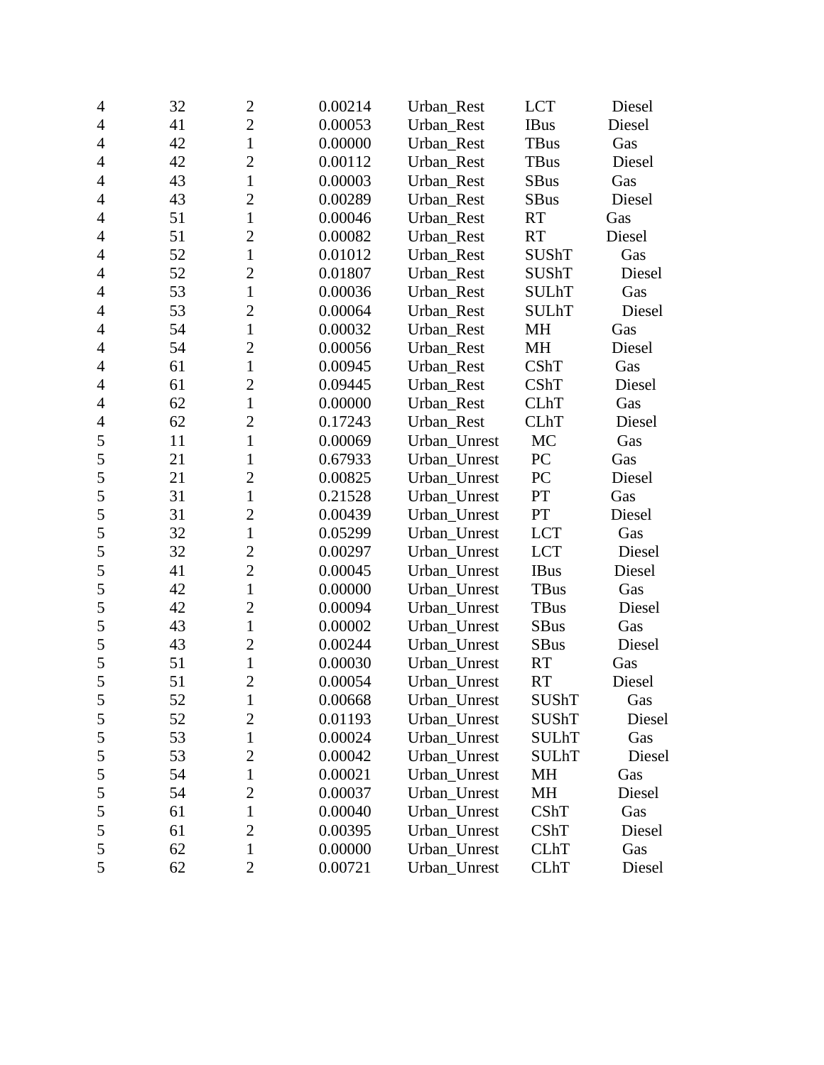| | | | | | | |
|---|---|---|---|---|---|---|
| 4 | 32 | 2 | 0.00214 | Urban_Rest | LCT | Diesel |
| 4 | 41 | 2 | 0.00053 | Urban_Rest | IBus | Diesel |
| 4 | 42 | 1 | 0.00000 | Urban_Rest | TBus | Gas |
| 4 | 42 | 2 | 0.00112 | Urban_Rest | TBus | Diesel |
| 4 | 43 | 1 | 0.00003 | Urban_Rest | SBus | Gas |
| 4 | 43 | 2 | 0.00289 | Urban_Rest | SBus | Diesel |
| 4 | 51 | 1 | 0.00046 | Urban_Rest | RT | Gas |
| 4 | 51 | 2 | 0.00082 | Urban_Rest | RT | Diesel |
| 4 | 52 | 1 | 0.01012 | Urban_Rest | SUShT | Gas |
| 4 | 52 | 2 | 0.01807 | Urban_Rest | SUShT | Diesel |
| 4 | 53 | 1 | 0.00036 | Urban_Rest | SULhT | Gas |
| 4 | 53 | 2 | 0.00064 | Urban_Rest | SULhT | Diesel |
| 4 | 54 | 1 | 0.00032 | Urban_Rest | MH | Gas |
| 4 | 54 | 2 | 0.00056 | Urban_Rest | MH | Diesel |
| 4 | 61 | 1 | 0.00945 | Urban_Rest | CShT | Gas |
| 4 | 61 | 2 | 0.09445 | Urban_Rest | CShT | Diesel |
| 4 | 62 | 1 | 0.00000 | Urban_Rest | CLhT | Gas |
| 4 | 62 | 2 | 0.17243 | Urban_Rest | CLhT | Diesel |
| 5 | 11 | 1 | 0.00069 | Urban_Unrest | MC | Gas |
| 5 | 21 | 1 | 0.67933 | Urban_Unrest | PC | Gas |
| 5 | 21 | 2 | 0.00825 | Urban_Unrest | PC | Diesel |
| 5 | 31 | 1 | 0.21528 | Urban_Unrest | PT | Gas |
| 5 | 31 | 2 | 0.00439 | Urban_Unrest | PT | Diesel |
| 5 | 32 | 1 | 0.05299 | Urban_Unrest | LCT | Gas |
| 5 | 32 | 2 | 0.00297 | Urban_Unrest | LCT | Diesel |
| 5 | 41 | 2 | 0.00045 | Urban_Unrest | IBus | Diesel |
| 5 | 42 | 1 | 0.00000 | Urban_Unrest | TBus | Gas |
| 5 | 42 | 2 | 0.00094 | Urban_Unrest | TBus | Diesel |
| 5 | 43 | 1 | 0.00002 | Urban_Unrest | SBus | Gas |
| 5 | 43 | 2 | 0.00244 | Urban_Unrest | SBus | Diesel |
| 5 | 51 | 1 | 0.00030 | Urban_Unrest | RT | Gas |
| 5 | 51 | 2 | 0.00054 | Urban_Unrest | RT | Diesel |
| 5 | 52 | 1 | 0.00668 | Urban_Unrest | SUShT | Gas |
| 5 | 52 | 2 | 0.01193 | Urban_Unrest | SUShT | Diesel |
| 5 | 53 | 1 | 0.00024 | Urban_Unrest | SULhT | Gas |
| 5 | 53 | 2 | 0.00042 | Urban_Unrest | SULhT | Diesel |
| 5 | 54 | 1 | 0.00021 | Urban_Unrest | MH | Gas |
| 5 | 54 | 2 | 0.00037 | Urban_Unrest | MH | Diesel |
| 5 | 61 | 1 | 0.00040 | Urban_Unrest | CShT | Gas |
| 5 | 61 | 2 | 0.00395 | Urban_Unrest | CShT | Diesel |
| 5 | 62 | 1 | 0.00000 | Urban_Unrest | CLhT | Gas |
| 5 | 62 | 2 | 0.00721 | Urban_Unrest | CLhT | Diesel |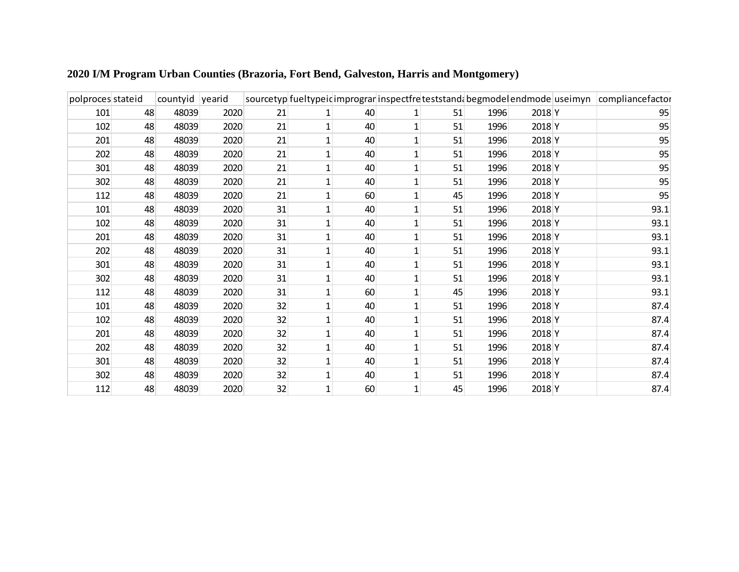**2020 I/M Program Urban Counties (Brazoria, Fort Bend, Galveston, Harris and Montgomery)**

| polproces | stateid | countyid | yearid | sourcetyp | fueltypeid | improgran | inspectfre | teststanda | begmodel | endmode | useimyn | compliancefactor |
|---|---|---|---|---|---|---|---|---|---|---|---|---|
| 101 | 48 | 48039 | 2020 | 21 | 1 | 40 | 1 | 51 | 1996 | 2018 | Y | 95 |
| 102 | 48 | 48039 | 2020 | 21 | 1 | 40 | 1 | 51 | 1996 | 2018 | Y | 95 |
| 201 | 48 | 48039 | 2020 | 21 | 1 | 40 | 1 | 51 | 1996 | 2018 | Y | 95 |
| 202 | 48 | 48039 | 2020 | 21 | 1 | 40 | 1 | 51 | 1996 | 2018 | Y | 95 |
| 301 | 48 | 48039 | 2020 | 21 | 1 | 40 | 1 | 51 | 1996 | 2018 | Y | 95 |
| 302 | 48 | 48039 | 2020 | 21 | 1 | 40 | 1 | 51 | 1996 | 2018 | Y | 95 |
| 112 | 48 | 48039 | 2020 | 21 | 1 | 60 | 1 | 45 | 1996 | 2018 | Y | 95 |
| 101 | 48 | 48039 | 2020 | 31 | 1 | 40 | 1 | 51 | 1996 | 2018 | Y | 93.1 |
| 102 | 48 | 48039 | 2020 | 31 | 1 | 40 | 1 | 51 | 1996 | 2018 | Y | 93.1 |
| 201 | 48 | 48039 | 2020 | 31 | 1 | 40 | 1 | 51 | 1996 | 2018 | Y | 93.1 |
| 202 | 48 | 48039 | 2020 | 31 | 1 | 40 | 1 | 51 | 1996 | 2018 | Y | 93.1 |
| 301 | 48 | 48039 | 2020 | 31 | 1 | 40 | 1 | 51 | 1996 | 2018 | Y | 93.1 |
| 302 | 48 | 48039 | 2020 | 31 | 1 | 40 | 1 | 51 | 1996 | 2018 | Y | 93.1 |
| 112 | 48 | 48039 | 2020 | 31 | 1 | 60 | 1 | 45 | 1996 | 2018 | Y | 93.1 |
| 101 | 48 | 48039 | 2020 | 32 | 1 | 40 | 1 | 51 | 1996 | 2018 | Y | 87.4 |
| 102 | 48 | 48039 | 2020 | 32 | 1 | 40 | 1 | 51 | 1996 | 2018 | Y | 87.4 |
| 201 | 48 | 48039 | 2020 | 32 | 1 | 40 | 1 | 51 | 1996 | 2018 | Y | 87.4 |
| 202 | 48 | 48039 | 2020 | 32 | 1 | 40 | 1 | 51 | 1996 | 2018 | Y | 87.4 |
| 301 | 48 | 48039 | 2020 | 32 | 1 | 40 | 1 | 51 | 1996 | 2018 | Y | 87.4 |
| 302 | 48 | 48039 | 2020 | 32 | 1 | 40 | 1 | 51 | 1996 | 2018 | Y | 87.4 |
| 112 | 48 | 48039 | 2020 | 32 | 1 | 60 | 1 | 45 | 1996 | 2018 | Y | 87.4 |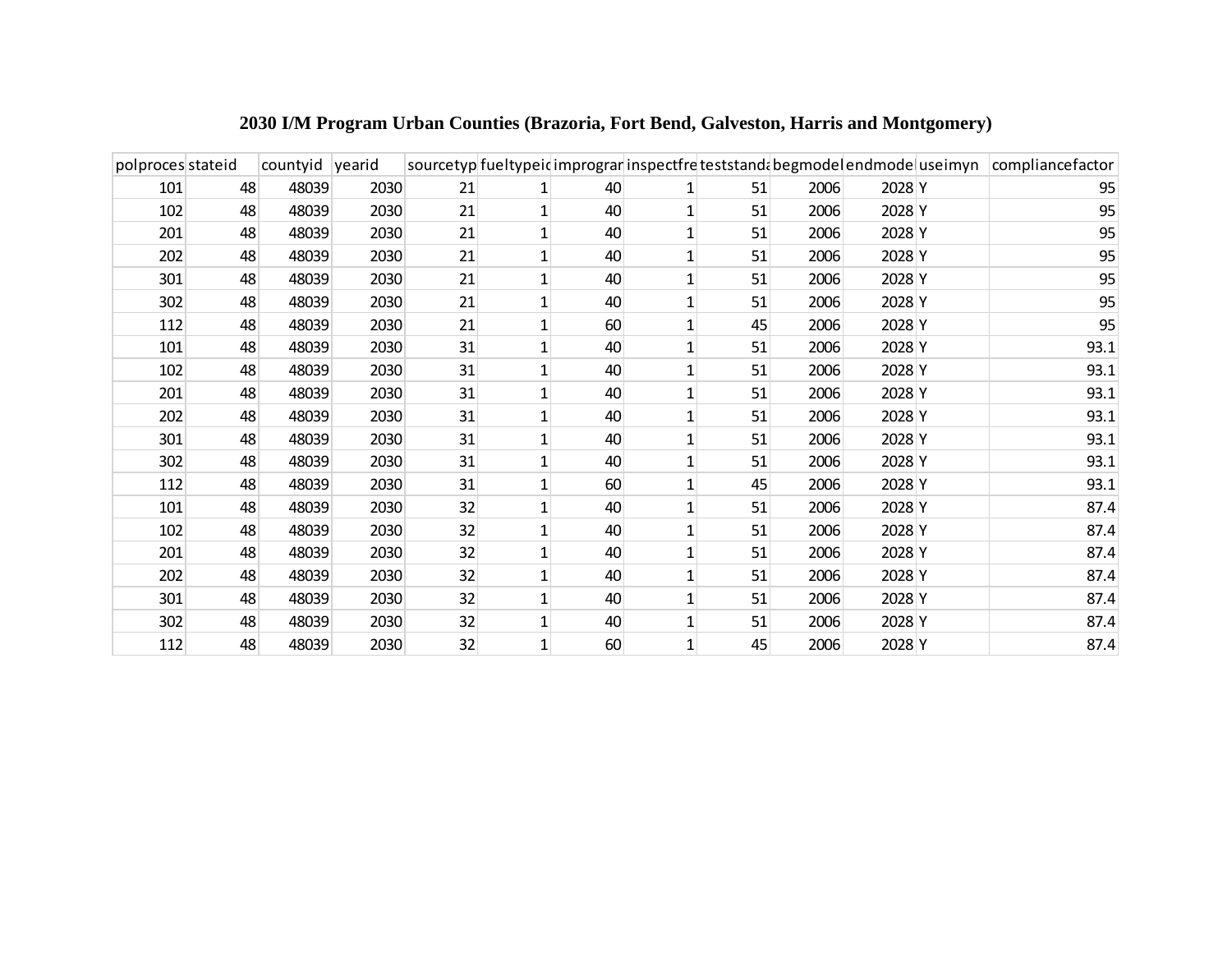**2030 I/M Program Urban Counties (Brazoria, Fort Bend, Galveston, Harris and Montgomery)**

| polproces | stateid | countyid | yearid | sourcetyp | fueltypeid | improgran | inspectfre | teststanda | begmodel | endmode | useimyn | compliancefactor |
|---|---|---|---|---|---|---|---|---|---|---|---|---|
| 101 | 48 | 48039 | 2030 | 21 | 1 | 40 | 1 | 51 | 2006 | 2028 | Y | 95 |
| 102 | 48 | 48039 | 2030 | 21 | 1 | 40 | 1 | 51 | 2006 | 2028 | Y | 95 |
| 201 | 48 | 48039 | 2030 | 21 | 1 | 40 | 1 | 51 | 2006 | 2028 | Y | 95 |
| 202 | 48 | 48039 | 2030 | 21 | 1 | 40 | 1 | 51 | 2006 | 2028 | Y | 95 |
| 301 | 48 | 48039 | 2030 | 21 | 1 | 40 | 1 | 51 | 2006 | 2028 | Y | 95 |
| 302 | 48 | 48039 | 2030 | 21 | 1 | 40 | 1 | 51 | 2006 | 2028 | Y | 95 |
| 112 | 48 | 48039 | 2030 | 21 | 1 | 60 | 1 | 45 | 2006 | 2028 | Y | 95 |
| 101 | 48 | 48039 | 2030 | 31 | 1 | 40 | 1 | 51 | 2006 | 2028 | Y | 93.1 |
| 102 | 48 | 48039 | 2030 | 31 | 1 | 40 | 1 | 51 | 2006 | 2028 | Y | 93.1 |
| 201 | 48 | 48039 | 2030 | 31 | 1 | 40 | 1 | 51 | 2006 | 2028 | Y | 93.1 |
| 202 | 48 | 48039 | 2030 | 31 | 1 | 40 | 1 | 51 | 2006 | 2028 | Y | 93.1 |
| 301 | 48 | 48039 | 2030 | 31 | 1 | 40 | 1 | 51 | 2006 | 2028 | Y | 93.1 |
| 302 | 48 | 48039 | 2030 | 31 | 1 | 40 | 1 | 51 | 2006 | 2028 | Y | 93.1 |
| 112 | 48 | 48039 | 2030 | 31 | 1 | 60 | 1 | 45 | 2006 | 2028 | Y | 93.1 |
| 101 | 48 | 48039 | 2030 | 32 | 1 | 40 | 1 | 51 | 2006 | 2028 | Y | 87.4 |
| 102 | 48 | 48039 | 2030 | 32 | 1 | 40 | 1 | 51 | 2006 | 2028 | Y | 87.4 |
| 201 | 48 | 48039 | 2030 | 32 | 1 | 40 | 1 | 51 | 2006 | 2028 | Y | 87.4 |
| 202 | 48 | 48039 | 2030 | 32 | 1 | 40 | 1 | 51 | 2006 | 2028 | Y | 87.4 |
| 301 | 48 | 48039 | 2030 | 32 | 1 | 40 | 1 | 51 | 2006 | 2028 | Y | 87.4 |
| 302 | 48 | 48039 | 2030 | 32 | 1 | 40 | 1 | 51 | 2006 | 2028 | Y | 87.4 |
| 112 | 48 | 48039 | 2030 | 32 | 1 | 60 | 1 | 45 | 2006 | 2028 | Y | 87.4 |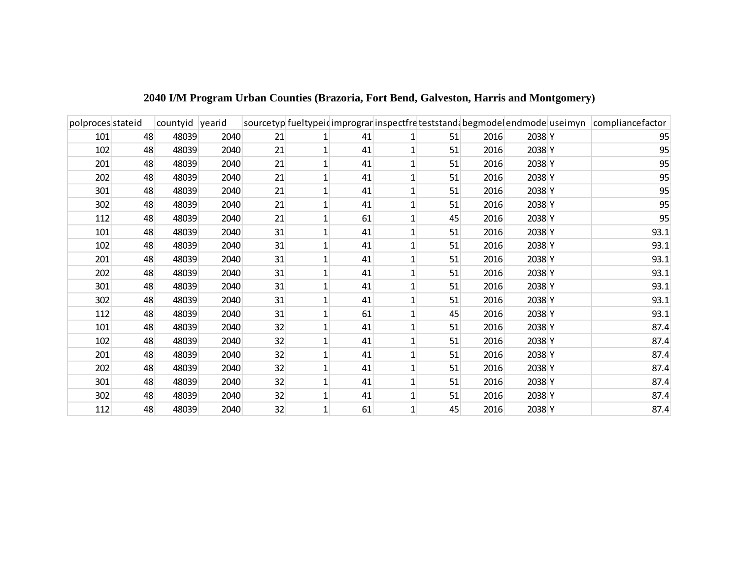### 2040 I/M Program Urban Counties (Brazoria, Fort Bend, Galveston, Harris and Montgomery)

| polproces | stateid | countyid | yearid | sourcetyp | fueltypeid | improgran | inspectfre | teststanda | begmodel | endmode | useimyn | compliancefactor |
|---|---|---|---|---|---|---|---|---|---|---|---|---|
| 101 | 48 | 48039 | 2040 | 21 | 1 | 41 | 1 | 51 | 2016 | 2038 | Y | 95 |
| 102 | 48 | 48039 | 2040 | 21 | 1 | 41 | 1 | 51 | 2016 | 2038 | Y | 95 |
| 201 | 48 | 48039 | 2040 | 21 | 1 | 41 | 1 | 51 | 2016 | 2038 | Y | 95 |
| 202 | 48 | 48039 | 2040 | 21 | 1 | 41 | 1 | 51 | 2016 | 2038 | Y | 95 |
| 301 | 48 | 48039 | 2040 | 21 | 1 | 41 | 1 | 51 | 2016 | 2038 | Y | 95 |
| 302 | 48 | 48039 | 2040 | 21 | 1 | 41 | 1 | 51 | 2016 | 2038 | Y | 95 |
| 112 | 48 | 48039 | 2040 | 21 | 1 | 61 | 1 | 45 | 2016 | 2038 | Y | 95 |
| 101 | 48 | 48039 | 2040 | 31 | 1 | 41 | 1 | 51 | 2016 | 2038 | Y | 93.1 |
| 102 | 48 | 48039 | 2040 | 31 | 1 | 41 | 1 | 51 | 2016 | 2038 | Y | 93.1 |
| 201 | 48 | 48039 | 2040 | 31 | 1 | 41 | 1 | 51 | 2016 | 2038 | Y | 93.1 |
| 202 | 48 | 48039 | 2040 | 31 | 1 | 41 | 1 | 51 | 2016 | 2038 | Y | 93.1 |
| 301 | 48 | 48039 | 2040 | 31 | 1 | 41 | 1 | 51 | 2016 | 2038 | Y | 93.1 |
| 302 | 48 | 48039 | 2040 | 31 | 1 | 41 | 1 | 51 | 2016 | 2038 | Y | 93.1 |
| 112 | 48 | 48039 | 2040 | 31 | 1 | 61 | 1 | 45 | 2016 | 2038 | Y | 93.1 |
| 101 | 48 | 48039 | 2040 | 32 | 1 | 41 | 1 | 51 | 2016 | 2038 | Y | 87.4 |
| 102 | 48 | 48039 | 2040 | 32 | 1 | 41 | 1 | 51 | 2016 | 2038 | Y | 87.4 |
| 201 | 48 | 48039 | 2040 | 32 | 1 | 41 | 1 | 51 | 2016 | 2038 | Y | 87.4 |
| 202 | 48 | 48039 | 2040 | 32 | 1 | 41 | 1 | 51 | 2016 | 2038 | Y | 87.4 |
| 301 | 48 | 48039 | 2040 | 32 | 1 | 41 | 1 | 51 | 2016 | 2038 | Y | 87.4 |
| 302 | 48 | 48039 | 2040 | 32 | 1 | 41 | 1 | 51 | 2016 | 2038 | Y | 87.4 |
| 112 | 48 | 48039 | 2040 | 32 | 1 | 61 | 1 | 45 | 2016 | 2038 | Y | 87.4 |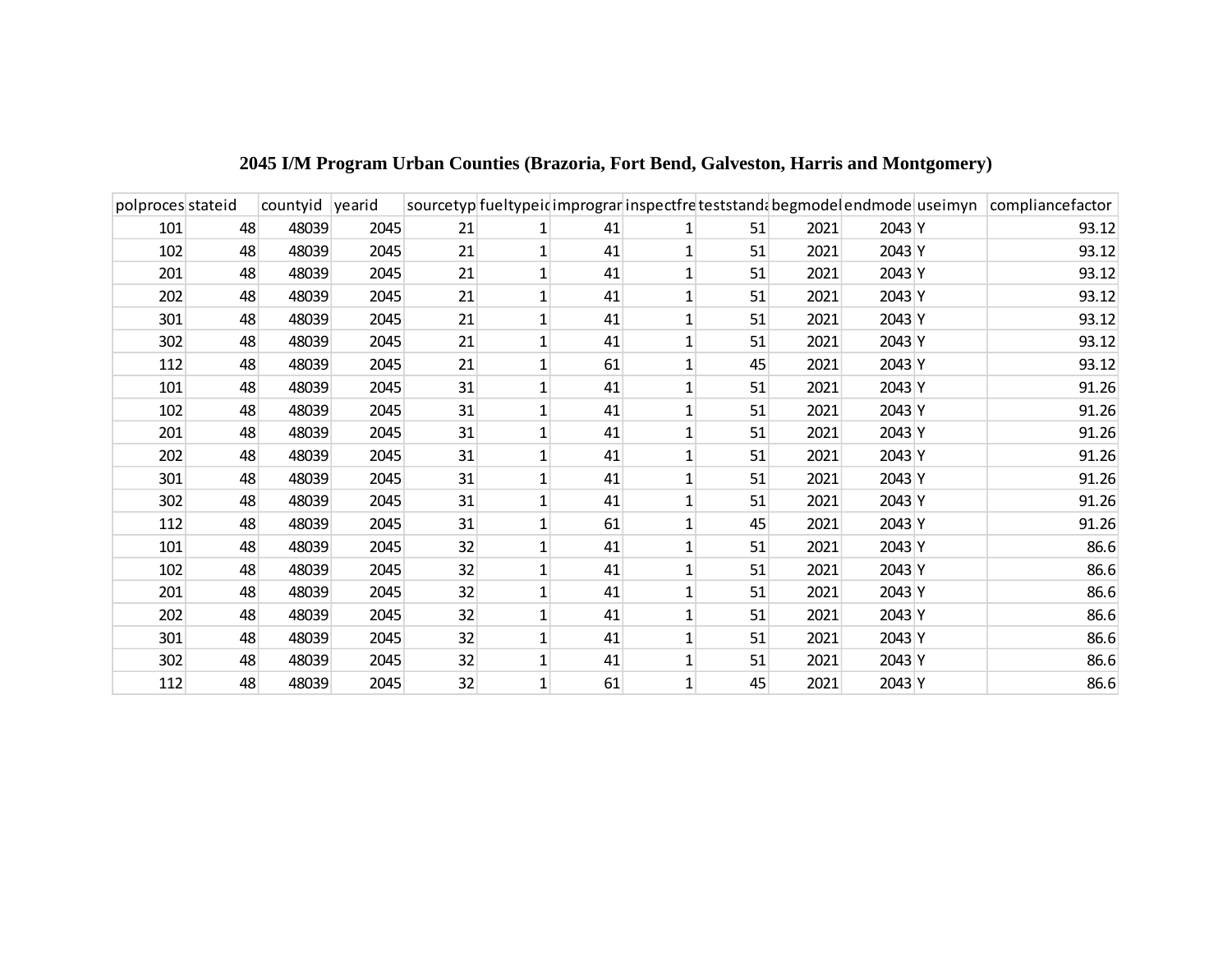**2045 I/M Program Urban Counties (Brazoria, Fort Bend, Galveston, Harris and Montgomery)**

| polproces | stateid | countyid | yearid | sourcetyp | fueltypeid | improgran | inspectfre | teststanda | begmodel | endmode | useimyn | compliancefactor |
|---|---|---|---|---|---|---|---|---|---|---|---|---|
| 101 | 48 | 48039 | 2045 | 21 | 1 | 41 | 1 | 51 | 2021 | 2043 | Y | 93.12 |
| 102 | 48 | 48039 | 2045 | 21 | 1 | 41 | 1 | 51 | 2021 | 2043 | Y | 93.12 |
| 201 | 48 | 48039 | 2045 | 21 | 1 | 41 | 1 | 51 | 2021 | 2043 | Y | 93.12 |
| 202 | 48 | 48039 | 2045 | 21 | 1 | 41 | 1 | 51 | 2021 | 2043 | Y | 93.12 |
| 301 | 48 | 48039 | 2045 | 21 | 1 | 41 | 1 | 51 | 2021 | 2043 | Y | 93.12 |
| 302 | 48 | 48039 | 2045 | 21 | 1 | 41 | 1 | 51 | 2021 | 2043 | Y | 93.12 |
| 112 | 48 | 48039 | 2045 | 21 | 1 | 61 | 1 | 45 | 2021 | 2043 | Y | 93.12 |
| 101 | 48 | 48039 | 2045 | 31 | 1 | 41 | 1 | 51 | 2021 | 2043 | Y | 91.26 |
| 102 | 48 | 48039 | 2045 | 31 | 1 | 41 | 1 | 51 | 2021 | 2043 | Y | 91.26 |
| 201 | 48 | 48039 | 2045 | 31 | 1 | 41 | 1 | 51 | 2021 | 2043 | Y | 91.26 |
| 202 | 48 | 48039 | 2045 | 31 | 1 | 41 | 1 | 51 | 2021 | 2043 | Y | 91.26 |
| 301 | 48 | 48039 | 2045 | 31 | 1 | 41 | 1 | 51 | 2021 | 2043 | Y | 91.26 |
| 302 | 48 | 48039 | 2045 | 31 | 1 | 41 | 1 | 51 | 2021 | 2043 | Y | 91.26 |
| 112 | 48 | 48039 | 2045 | 31 | 1 | 61 | 1 | 45 | 2021 | 2043 | Y | 91.26 |
| 101 | 48 | 48039 | 2045 | 32 | 1 | 41 | 1 | 51 | 2021 | 2043 | Y | 86.6 |
| 102 | 48 | 48039 | 2045 | 32 | 1 | 41 | 1 | 51 | 2021 | 2043 | Y | 86.6 |
| 201 | 48 | 48039 | 2045 | 32 | 1 | 41 | 1 | 51 | 2021 | 2043 | Y | 86.6 |
| 202 | 48 | 48039 | 2045 | 32 | 1 | 41 | 1 | 51 | 2021 | 2043 | Y | 86.6 |
| 301 | 48 | 48039 | 2045 | 32 | 1 | 41 | 1 | 51 | 2021 | 2043 | Y | 86.6 |
| 302 | 48 | 48039 | 2045 | 32 | 1 | 41 | 1 | 51 | 2021 | 2043 | Y | 86.6 |
| 112 | 48 | 48039 | 2045 | 32 | 1 | 61 | 1 | 45 | 2021 | 2043 | Y | 86.6 |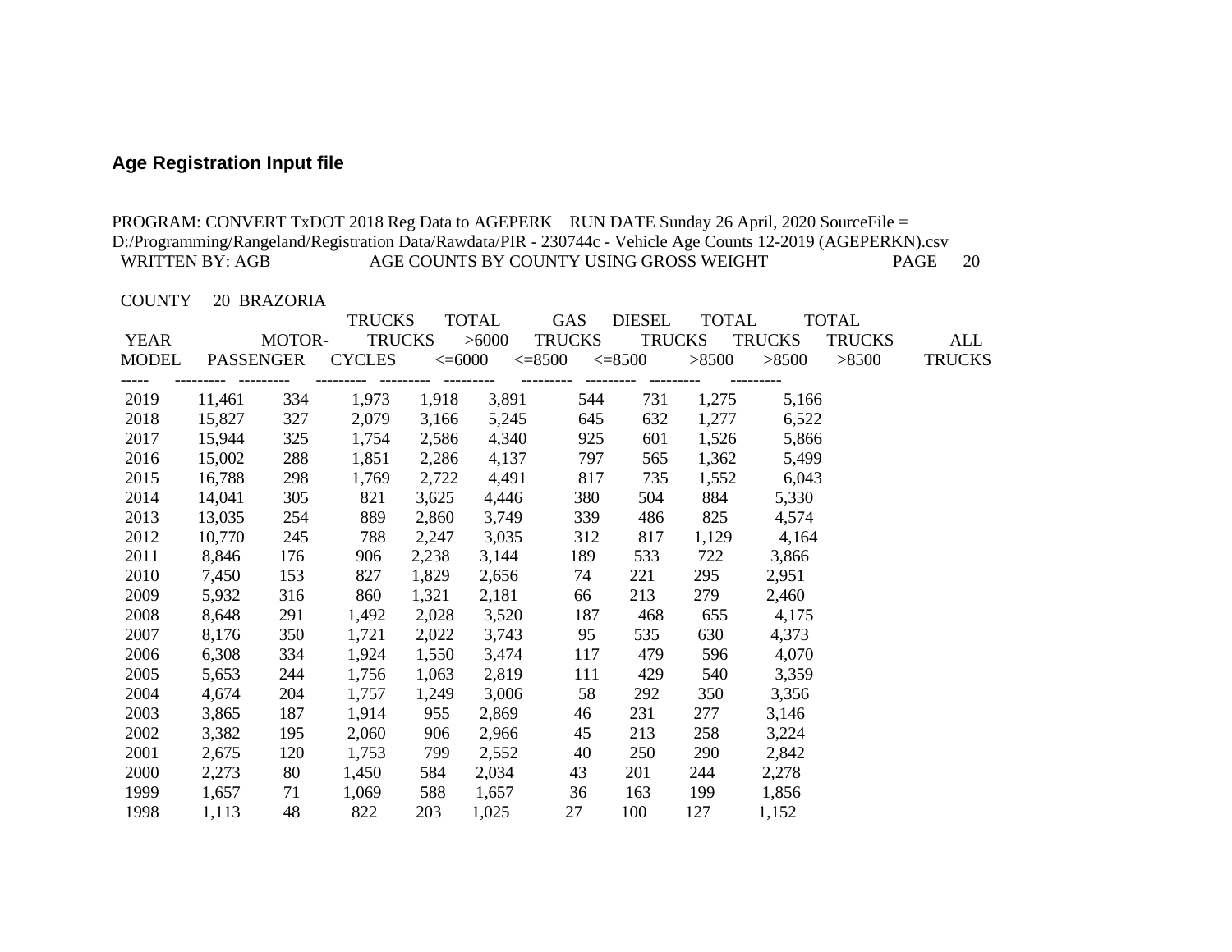## Age Registration Input file

PROGRAM: CONVERT TxDOT 2018 Reg Data to AGEPERK RUN DATE Sunday 26 April, 2020 SourceFile = D:/Programming/Rangeland/Registration Data/Rawdata/PIR - 230744c - Vehicle Age Counts 12-2019 (AGEPERKN).csv
WRITTEN BY: AGB AGE COUNTS BY COUNTY USING GROSS WEIGHT PAGE 20

COUNTY 20 BRAZORIA

| YEAR MODEL | PASSENGER | MOTOR-CYCLES | TRUCKS <=6000 | TRUCKS >6000 <=8500 | TOTAL TRUCKS <=8500 | GAS TRUCKS >8500 | DIESEL TRUCKS >8500 | TOTAL TRUCKS >8500 | TOTAL ALL TRUCKS |
|---|---|---|---|---|---|---|---|---|---|
| 2019 | 11,461 | 334 | 1,973 | 1,918 | 3,891 | 544 | 731 | 1,275 | 5,166 |
| 2018 | 15,827 | 327 | 2,079 | 3,166 | 5,245 | 645 | 632 | 1,277 | 6,522 |
| 2017 | 15,944 | 325 | 1,754 | 2,586 | 4,340 | 925 | 601 | 1,526 | 5,866 |
| 2016 | 15,002 | 288 | 1,851 | 2,286 | 4,137 | 797 | 565 | 1,362 | 5,499 |
| 2015 | 16,788 | 298 | 1,769 | 2,722 | 4,491 | 817 | 735 | 1,552 | 6,043 |
| 2014 | 14,041 | 305 | 821 | 3,625 | 4,446 | 380 | 504 | 884 | 5,330 |
| 2013 | 13,035 | 254 | 889 | 2,860 | 3,749 | 339 | 486 | 825 | 4,574 |
| 2012 | 10,770 | 245 | 788 | 2,247 | 3,035 | 312 | 817 | 1,129 | 4,164 |
| 2011 | 8,846 | 176 | 906 | 2,238 | 3,144 | 189 | 533 | 722 | 3,866 |
| 2010 | 7,450 | 153 | 827 | 1,829 | 2,656 | 74 | 221 | 295 | 2,951 |
| 2009 | 5,932 | 316 | 860 | 1,321 | 2,181 | 66 | 213 | 279 | 2,460 |
| 2008 | 8,648 | 291 | 1,492 | 2,028 | 3,520 | 187 | 468 | 655 | 4,175 |
| 2007 | 8,176 | 350 | 1,721 | 2,022 | 3,743 | 95 | 535 | 630 | 4,373 |
| 2006 | 6,308 | 334 | 1,924 | 1,550 | 3,474 | 117 | 479 | 596 | 4,070 |
| 2005 | 5,653 | 244 | 1,756 | 1,063 | 2,819 | 111 | 429 | 540 | 3,359 |
| 2004 | 4,674 | 204 | 1,757 | 1,249 | 3,006 | 58 | 292 | 350 | 3,356 |
| 2003 | 3,865 | 187 | 1,914 | 955 | 2,869 | 46 | 231 | 277 | 3,146 |
| 2002 | 3,382 | 195 | 2,060 | 906 | 2,966 | 45 | 213 | 258 | 3,224 |
| 2001 | 2,675 | 120 | 1,753 | 799 | 2,552 | 40 | 250 | 290 | 2,842 |
| 2000 | 2,273 | 80 | 1,450 | 584 | 2,034 | 43 | 201 | 244 | 2,278 |
| 1999 | 1,657 | 71 | 1,069 | 588 | 1,657 | 36 | 163 | 199 | 1,856 |
| 1998 | 1,113 | 48 | 822 | 203 | 1,025 | 27 | 100 | 127 | 1,152 |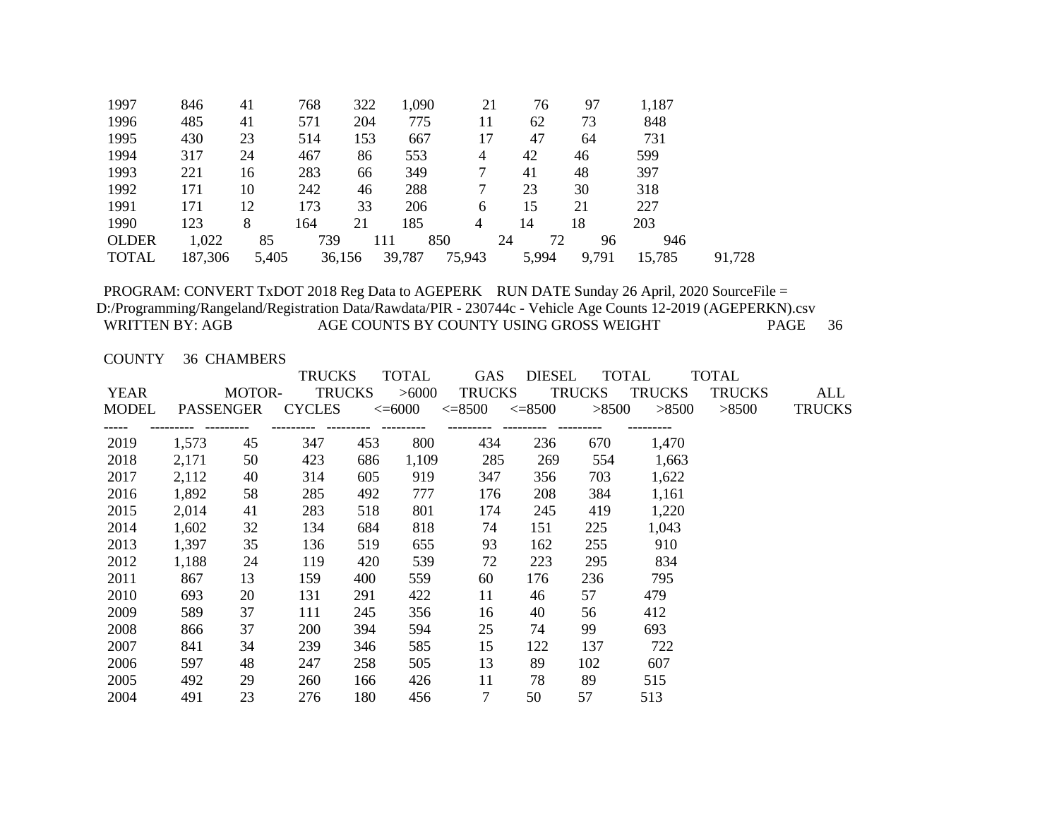| YEAR MODEL | PASSENGER | MOTOR-CYCLES | TRUCKS <=6000 | TRUCKS >6000 <=8500 | TOTAL TRUCKS <=8500 | GAS TRUCKS >8500 | DIESEL TRUCKS >8500 | TOTAL TRUCKS >8500 | ALL TRUCKS |
|---|---|---|---|---|---|---|---|---|---|
| 1997 | 846 | 41 | 768 | 322 | 1,090 | 21 | 76 | 97 | 1,187 |
| 1996 | 485 | 41 | 571 | 204 | 775 | 11 | 62 | 73 | 848 |
| 1995 | 430 | 23 | 514 | 153 | 667 | 17 | 47 | 64 | 731 |
| 1994 | 317 | 24 | 467 | 86 | 553 | 4 | 42 | 46 | 599 |
| 1993 | 221 | 16 | 283 | 66 | 349 | 7 | 41 | 48 | 397 |
| 1992 | 171 | 10 | 242 | 46 | 288 | 7 | 23 | 30 | 318 |
| 1991 | 171 | 12 | 173 | 33 | 206 | 6 | 15 | 21 | 227 |
| 1990 | 123 | 8 | 164 | 21 | 185 | 4 | 14 | 18 | 203 |
| OLDER | 1,022 | 85 | 739 | 111 | 850 | 24 | 72 | 96 | 946 |
| TOTAL | 187,306 | 5,405 | 36,156 | 39,787 | 75,943 | 5,994 | 9,791 | 15,785 | 91,728 |

PROGRAM: CONVERT TxDOT 2018 Reg Data to AGEPERK RUN DATE Sunday 26 April, 2020 SourceFile = D:/Programming/Rangeland/Registration Data/Rawdata/PIR - 230744c - Vehicle Age Counts 12-2019 (AGEPERKN).csv

WRITTEN BY: AGB AGE COUNTS BY COUNTY USING GROSS WEIGHT PAGE 36

COUNTY 36 CHAMBERS

| YEAR MODEL | PASSENGER | MOTOR-CYCLES | TRUCKS <=6000 | TRUCKS >6000 <=8500 | TOTAL TRUCKS <=8500 | GAS TRUCKS >8500 | DIESEL TRUCKS >8500 | TOTAL TRUCKS >8500 | ALL TRUCKS |
|---|---|---|---|---|---|---|---|---|---|
| 2019 | 1,573 | 45 | 347 | 453 | 800 | 434 | 236 | 670 | 1,470 |
| 2018 | 2,171 | 50 | 423 | 686 | 1,109 | 285 | 269 | 554 | 1,663 |
| 2017 | 2,112 | 40 | 314 | 605 | 919 | 347 | 356 | 703 | 1,622 |
| 2016 | 1,892 | 58 | 285 | 492 | 777 | 176 | 208 | 384 | 1,161 |
| 2015 | 2,014 | 41 | 283 | 518 | 801 | 174 | 245 | 419 | 1,220 |
| 2014 | 1,602 | 32 | 134 | 684 | 818 | 74 | 151 | 225 | 1,043 |
| 2013 | 1,397 | 35 | 136 | 519 | 655 | 93 | 162 | 255 | 910 |
| 2012 | 1,188 | 24 | 119 | 420 | 539 | 72 | 223 | 295 | 834 |
| 2011 | 867 | 13 | 159 | 400 | 559 | 60 | 176 | 236 | 795 |
| 2010 | 693 | 20 | 131 | 291 | 422 | 11 | 46 | 57 | 479 |
| 2009 | 589 | 37 | 111 | 245 | 356 | 16 | 40 | 56 | 412 |
| 2008 | 866 | 37 | 200 | 394 | 594 | 25 | 74 | 99 | 693 |
| 2007 | 841 | 34 | 239 | 346 | 585 | 15 | 122 | 137 | 722 |
| 2006 | 597 | 48 | 247 | 258 | 505 | 13 | 89 | 102 | 607 |
| 2005 | 492 | 29 | 260 | 166 | 426 | 11 | 78 | 89 | 515 |
| 2004 | 491 | 23 | 276 | 180 | 456 | 7 | 50 | 57 | 513 |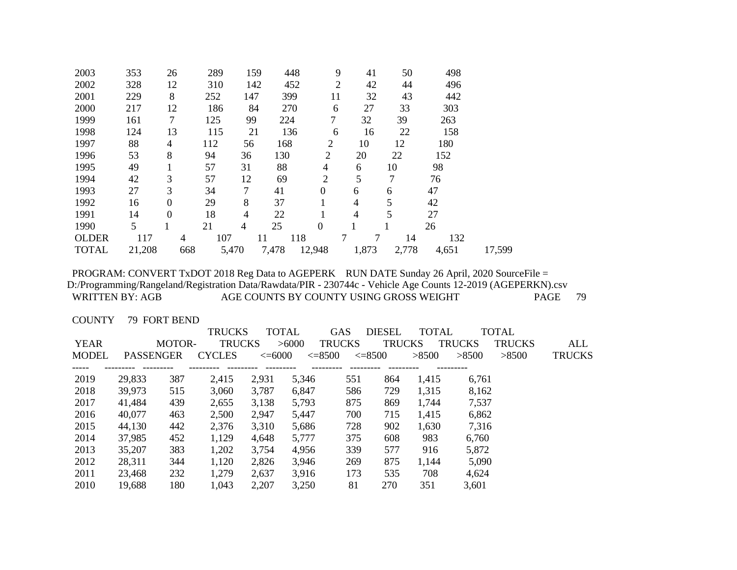| YEAR MODEL | PASSENGER | MOTOR-CYCLES | TRUCKS <=6000 | TRUCKS >6000 <=8500 | TOTAL TRUCKS <=8500 | GAS TRUCKS >8500 | DIESEL TRUCKS >8500 | TOTAL TRUCKS >8500 | ALL TRUCKS |
|---|---|---|---|---|---|---|---|---|---|
| 2003 | 353 | 26 | 289 | 159 | 448 | 9 | 41 | 50 | 498 |
| 2002 | 328 | 12 | 310 | 142 | 452 | 2 | 42 | 44 | 496 |
| 2001 | 229 | 8 | 252 | 147 | 399 | 11 | 32 | 43 | 442 |
| 2000 | 217 | 12 | 186 | 84 | 270 | 6 | 27 | 33 | 303 |
| 1999 | 161 | 7 | 125 | 99 | 224 | 7 | 32 | 39 | 263 |
| 1998 | 124 | 13 | 115 | 21 | 136 | 6 | 16 | 22 | 158 |
| 1997 | 88 | 4 | 112 | 56 | 168 | 2 | 10 | 12 | 180 |
| 1996 | 53 | 8 | 94 | 36 | 130 | 2 | 20 | 22 | 152 |
| 1995 | 49 | 1 | 57 | 31 | 88 | 4 | 6 | 10 | 98 |
| 1994 | 42 | 3 | 57 | 12 | 69 | 2 | 5 | 7 | 76 |
| 1993 | 27 | 3 | 34 | 7 | 41 | 0 | 6 | 6 | 47 |
| 1992 | 16 | 0 | 29 | 8 | 37 | 1 | 4 | 5 | 42 |
| 1991 | 14 | 0 | 18 | 4 | 22 | 1 | 4 | 5 | 27 |
| 1990 | 5 | 1 | 21 | 4 | 25 | 0 | 1 | 1 | 26 |
| OLDER | 117 | 4 | 107 | 11 | 118 | 7 | 7 | 14 | 132 |
| TOTAL | 21,208 | 668 | 5,470 | 7,478 | 12,948 | 1,873 | 2,778 | 4,651 | 17,599 |

PROGRAM: CONVERT TxDOT 2018 Reg Data to AGEPERK RUN DATE Sunday 26 April, 2020 SourceFile = D:/Programming/Rangeland/Registration Data/Rawdata/PIR - 230744c - Vehicle Age Counts 12-2019 (AGEPERKN).csv

WRITTEN BY: AGB AGE COUNTS BY COUNTY USING GROSS WEIGHT PAGE 79

COUNTY 79 FORT BEND

| YEAR MODEL | PASSENGER | MOTOR-CYCLES | TRUCKS <=6000 | TRUCKS >6000 <=8500 | TOTAL TRUCKS <=8500 | GAS TRUCKS >8500 | DIESEL TRUCKS >8500 | TOTAL TRUCKS >8500 | ALL TRUCKS |
|---|---|---|---|---|---|---|---|---|---|
| 2019 | 29,833 | 387 | 2,415 | 2,931 | 5,346 | 551 | 864 | 1,415 | 6,761 |
| 2018 | 39,973 | 515 | 3,060 | 3,787 | 6,847 | 586 | 729 | 1,315 | 8,162 |
| 2017 | 41,484 | 439 | 2,655 | 3,138 | 5,793 | 875 | 869 | 1,744 | 7,537 |
| 2016 | 40,077 | 463 | 2,500 | 2,947 | 5,447 | 700 | 715 | 1,415 | 6,862 |
| 2015 | 44,130 | 442 | 2,376 | 3,310 | 5,686 | 728 | 902 | 1,630 | 7,316 |
| 2014 | 37,985 | 452 | 1,129 | 4,648 | 5,777 | 375 | 608 | 983 | 6,760 |
| 2013 | 35,207 | 383 | 1,202 | 3,754 | 4,956 | 339 | 577 | 916 | 5,872 |
| 2012 | 28,311 | 344 | 1,120 | 2,826 | 3,946 | 269 | 875 | 1,144 | 5,090 |
| 2011 | 23,468 | 232 | 1,279 | 2,637 | 3,916 | 173 | 535 | 708 | 4,624 |
| 2010 | 19,688 | 180 | 1,043 | 2,207 | 3,250 | 81 | 270 | 351 | 3,601 |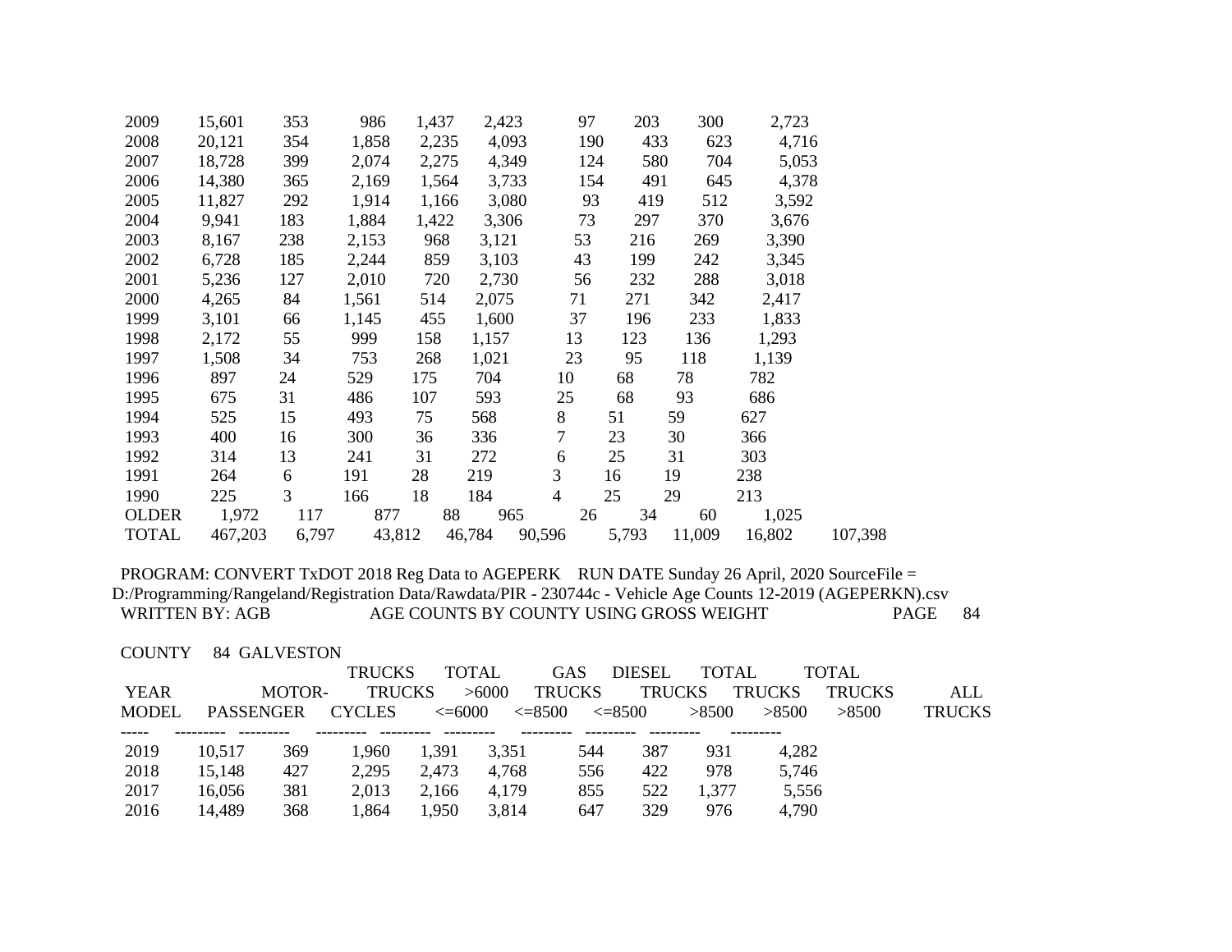| YEAR MODEL | PASSENGER | MOTOR-CYCLES | TRUCKS <=6000 | TRUCKS >6000 <=8500 | TOTAL TRUCKS <=8500 | GAS TRUCKS >8500 | DIESEL TRUCKS >8500 | TOTAL TRUCKS >8500 | TOTAL ALL TRUCKS | |
|---|---|---|---|---|---|---|---|---|---|---|
| 2009 | 15,601 | 353 | 986 | 1,437 | 2,423 | 97 | 203 | 300 | 2,723 | |
| 2008 | 20,121 | 354 | 1,858 | 2,235 | 4,093 | 190 | 433 | 623 | 4,716 | |
| 2007 | 18,728 | 399 | 2,074 | 2,275 | 4,349 | 124 | 580 | 704 | 5,053 | |
| 2006 | 14,380 | 365 | 2,169 | 1,564 | 3,733 | 154 | 491 | 645 | 4,378 | |
| 2005 | 11,827 | 292 | 1,914 | 1,166 | 3,080 | 93 | 419 | 512 | 3,592 | |
| 2004 | 9,941 | 183 | 1,884 | 1,422 | 3,306 | 73 | 297 | 370 | 3,676 | |
| 2003 | 8,167 | 238 | 2,153 | 968 | 3,121 | 53 | 216 | 269 | 3,390 | |
| 2002 | 6,728 | 185 | 2,244 | 859 | 3,103 | 43 | 199 | 242 | 3,345 | |
| 2001 | 5,236 | 127 | 2,010 | 720 | 2,730 | 56 | 232 | 288 | 3,018 | |
| 2000 | 4,265 | 84 | 1,561 | 514 | 2,075 | 71 | 271 | 342 | 2,417 | |
| 1999 | 3,101 | 66 | 1,145 | 455 | 1,600 | 37 | 196 | 233 | 1,833 | |
| 1998 | 2,172 | 55 | 999 | 158 | 1,157 | 13 | 123 | 136 | 1,293 | |
| 1997 | 1,508 | 34 | 753 | 268 | 1,021 | 23 | 95 | 118 | 1,139 | |
| 1996 | 897 | 24 | 529 | 175 | 704 | 10 | 68 | 78 | 782 | |
| 1995 | 675 | 31 | 486 | 107 | 593 | 25 | 68 | 93 | 686 | |
| 1994 | 525 | 15 | 493 | 75 | 568 | 8 | 51 | 59 | 627 | |
| 1993 | 400 | 16 | 300 | 36 | 336 | 7 | 23 | 30 | 366 | |
| 1992 | 314 | 13 | 241 | 31 | 272 | 6 | 25 | 31 | 303 | |
| 1991 | 264 | 6 | 191 | 28 | 219 | 3 | 16 | 19 | 238 | |
| 1990 | 225 | 3 | 166 | 18 | 184 | 4 | 25 | 29 | 213 | |
| OLDER | 1,972 | 117 | 877 | 88 | 965 | 26 | 34 | 60 | 1,025 | |
| TOTAL | 467,203 | 6,797 | 43,812 | 46,784 | 90,596 | 5,793 | 11,009 | 16,802 | 107,398 | |

PROGRAM: CONVERT TxDOT 2018 Reg Data to AGEPERK RUN DATE Sunday 26 April, 2020 SourceFile = D:/Programming/Rangeland/Registration Data/Rawdata/PIR - 230744c - Vehicle Age Counts 12-2019 (AGEPERKN).csv

WRITTEN BY: AGB AGE COUNTS BY COUNTY USING GROSS WEIGHT PAGE 84

COUNTY 84 GALVESTON

| YEAR MODEL | PASSENGER | MOTOR-CYCLES | TRUCKS <=6000 | TRUCKS >6000 <=8500 | TOTAL TRUCKS <=8500 | GAS TRUCKS >8500 | DIESEL TRUCKS >8500 | TOTAL TRUCKS >8500 | TOTAL ALL TRUCKS |
|---|---|---|---|---|---|---|---|---|---|
| 2019 | 10,517 | 369 | 1,960 | 1,391 | 3,351 | 544 | 387 | 931 | 4,282 |
| 2018 | 15,148 | 427 | 2,295 | 2,473 | 4,768 | 556 | 422 | 978 | 5,746 |
| 2017 | 16,056 | 381 | 2,013 | 2,166 | 4,179 | 855 | 522 | 1,377 | 5,556 |
| 2016 | 14,489 | 368 | 1,864 | 1,950 | 3,814 | 647 | 329 | 976 | 4,790 |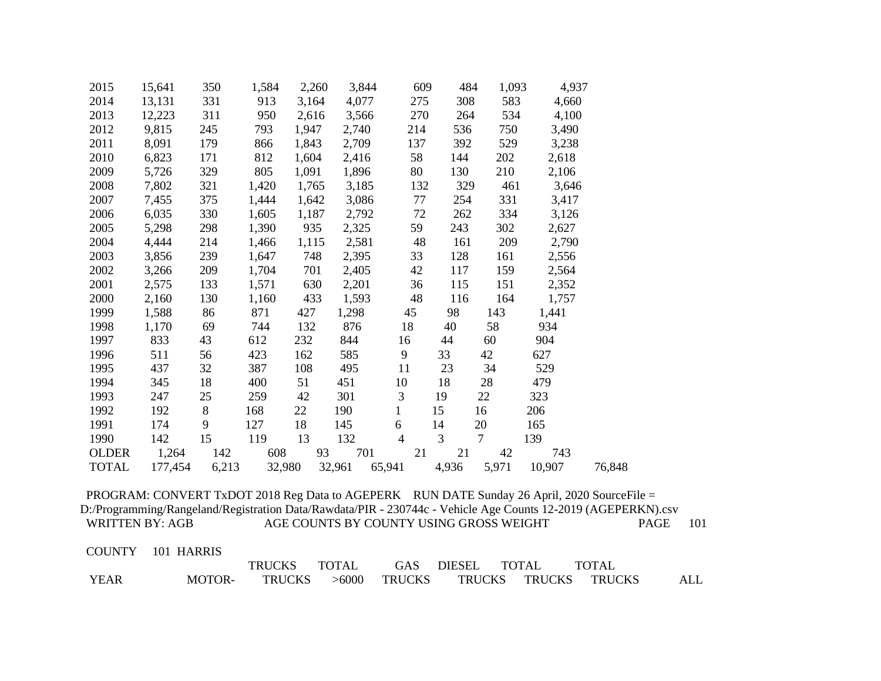| | | | | | | | | | |
|---|---|---|---|---|---|---|---|---|---|
| 2015 | 15,641 | 350 | 1,584 | 2,260 | 3,844 | 609 | 484 | 1,093 | 4,937 |
| 2014 | 13,131 | 331 | 913 | 3,164 | 4,077 | 275 | 308 | 583 | 4,660 |
| 2013 | 12,223 | 311 | 950 | 2,616 | 3,566 | 270 | 264 | 534 | 4,100 |
| 2012 | 9,815 | 245 | 793 | 1,947 | 2,740 | 214 | 536 | 750 | 3,490 |
| 2011 | 8,091 | 179 | 866 | 1,843 | 2,709 | 137 | 392 | 529 | 3,238 |
| 2010 | 6,823 | 171 | 812 | 1,604 | 2,416 | 58 | 144 | 202 | 2,618 |
| 2009 | 5,726 | 329 | 805 | 1,091 | 1,896 | 80 | 130 | 210 | 2,106 |
| 2008 | 7,802 | 321 | 1,420 | 1,765 | 3,185 | 132 | 329 | 461 | 3,646 |
| 2007 | 7,455 | 375 | 1,444 | 1,642 | 3,086 | 77 | 254 | 331 | 3,417 |
| 2006 | 6,035 | 330 | 1,605 | 1,187 | 2,792 | 72 | 262 | 334 | 3,126 |
| 2005 | 5,298 | 298 | 1,390 | 935 | 2,325 | 59 | 243 | 302 | 2,627 |
| 2004 | 4,444 | 214 | 1,466 | 1,115 | 2,581 | 48 | 161 | 209 | 2,790 |
| 2003 | 3,856 | 239 | 1,647 | 748 | 2,395 | 33 | 128 | 161 | 2,556 |
| 2002 | 3,266 | 209 | 1,704 | 701 | 2,405 | 42 | 117 | 159 | 2,564 |
| 2001 | 2,575 | 133 | 1,571 | 630 | 2,201 | 36 | 115 | 151 | 2,352 |
| 2000 | 2,160 | 130 | 1,160 | 433 | 1,593 | 48 | 116 | 164 | 1,757 |
| 1999 | 1,588 | 86 | 871 | 427 | 1,298 | 45 | 98 | 143 | 1,441 |
| 1998 | 1,170 | 69 | 744 | 132 | 876 | 18 | 40 | 58 | 934 |
| 1997 | 833 | 43 | 612 | 232 | 844 | 16 | 44 | 60 | 904 |
| 1996 | 511 | 56 | 423 | 162 | 585 | 9 | 33 | 42 | 627 |
| 1995 | 437 | 32 | 387 | 108 | 495 | 11 | 23 | 34 | 529 |
| 1994 | 345 | 18 | 400 | 51 | 451 | 10 | 18 | 28 | 479 |
| 1993 | 247 | 25 | 259 | 42 | 301 | 3 | 19 | 22 | 323 |
| 1992 | 192 | 8 | 168 | 22 | 190 | 1 | 15 | 16 | 206 |
| 1991 | 174 | 9 | 127 | 18 | 145 | 6 | 14 | 20 | 165 |
| 1990 | 142 | 15 | 119 | 13 | 132 | 4 | 3 | 7 | 139 |
| OLDER | 1,264 | 142 | 608 | 93 | 701 | 21 | 21 | 42 | 743 |
| TOTAL | 177,454 | 6,213 | 32,980 | 32,961 | 65,941 | 4,936 | 5,971 | 10,907 | 76,848 |

PROGRAM: CONVERT TxDOT 2018 Reg Data to AGEPERK RUN DATE Sunday 26 April, 2020 SourceFile = D:/Programming/Rangeland/Registration Data/Rawdata/PIR - 230744c - Vehicle Age Counts 12-2019 (AGEPERKN).csv

WRITTEN BY: AGB AGE COUNTS BY COUNTY USING GROSS WEIGHT PAGE 101

COUNTY 101 HARRIS

| YEAR | MOTOR- | TRUCKS | TOTAL TRUCKS | >6000 | GAS TRUCKS | DIESEL TRUCKS | TOTAL TRUCKS | TOTAL TRUCKS | ALL |
|---|---|---|---|---|---|---|---|---|---|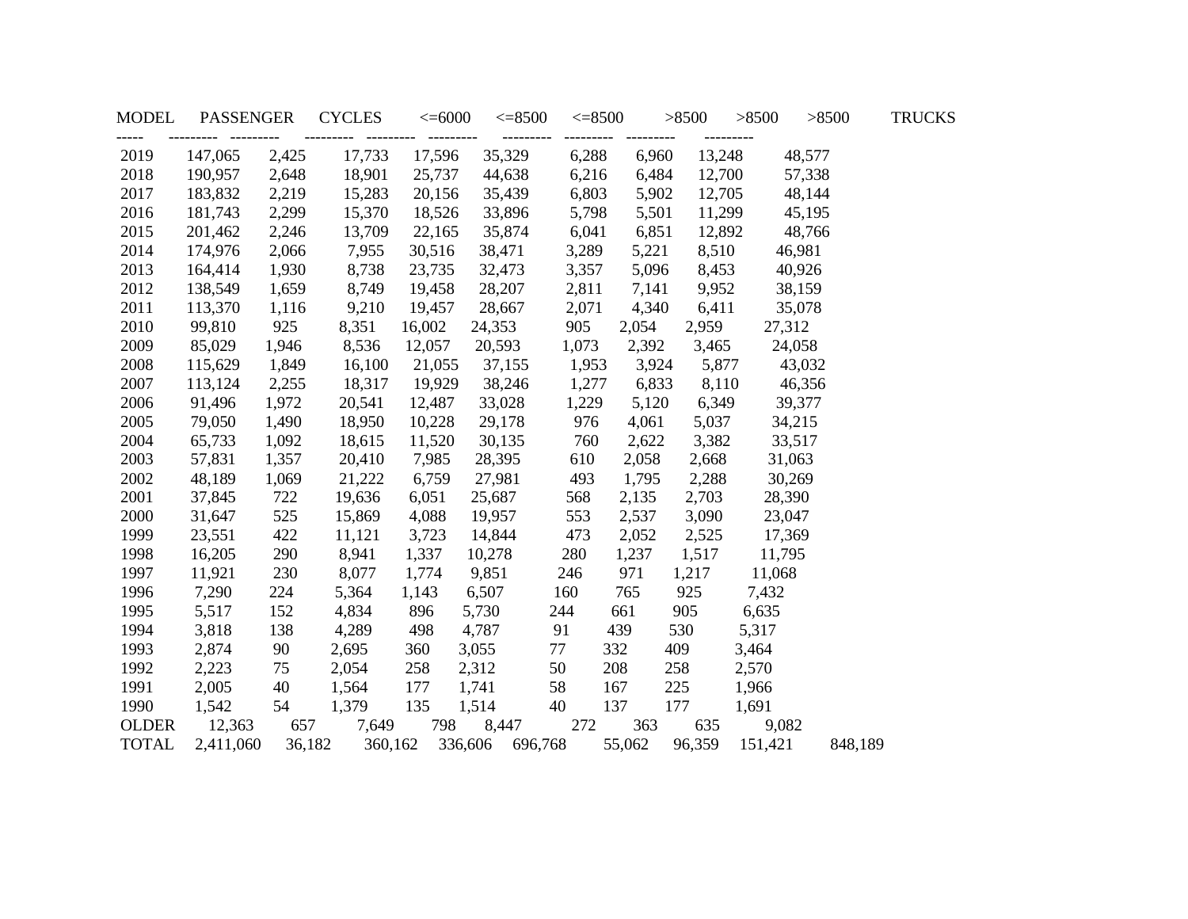| MODEL | PASSENGER | CYCLES | <=6000 | <=8500 | <=8500 | >8500 | >8500 | >8500 | TRUCKS |
|---|---|---|---|---|---|---|---|---|---|
| 2019 | 147,065 | 2,425 | 17,733 | 17,596 | 35,329 | 6,288 | 6,960 | 13,248 | 48,577 |
| 2018 | 190,957 | 2,648 | 18,901 | 25,737 | 44,638 | 6,216 | 6,484 | 12,700 | 57,338 |
| 2017 | 183,832 | 2,219 | 15,283 | 20,156 | 35,439 | 6,803 | 5,902 | 12,705 | 48,144 |
| 2016 | 181,743 | 2,299 | 15,370 | 18,526 | 33,896 | 5,798 | 5,501 | 11,299 | 45,195 |
| 2015 | 201,462 | 2,246 | 13,709 | 22,165 | 35,874 | 6,041 | 6,851 | 12,892 | 48,766 |
| 2014 | 174,976 | 2,066 | 7,955 | 30,516 | 38,471 | 3,289 | 5,221 | 8,510 | 46,981 |
| 2013 | 164,414 | 1,930 | 8,738 | 23,735 | 32,473 | 3,357 | 5,096 | 8,453 | 40,926 |
| 2012 | 138,549 | 1,659 | 8,749 | 19,458 | 28,207 | 2,811 | 7,141 | 9,952 | 38,159 |
| 2011 | 113,370 | 1,116 | 9,210 | 19,457 | 28,667 | 2,071 | 4,340 | 6,411 | 35,078 |
| 2010 | 99,810 | 925 | 8,351 | 16,002 | 24,353 | 905 | 2,054 | 2,959 | 27,312 |
| 2009 | 85,029 | 1,946 | 8,536 | 12,057 | 20,593 | 1,073 | 2,392 | 3,465 | 24,058 |
| 2008 | 115,629 | 1,849 | 16,100 | 21,055 | 37,155 | 1,953 | 3,924 | 5,877 | 43,032 |
| 2007 | 113,124 | 2,255 | 18,317 | 19,929 | 38,246 | 1,277 | 6,833 | 8,110 | 46,356 |
| 2006 | 91,496 | 1,972 | 20,541 | 12,487 | 33,028 | 1,229 | 5,120 | 6,349 | 39,377 |
| 2005 | 79,050 | 1,490 | 18,950 | 10,228 | 29,178 | 976 | 4,061 | 5,037 | 34,215 |
| 2004 | 65,733 | 1,092 | 18,615 | 11,520 | 30,135 | 760 | 2,622 | 3,382 | 33,517 |
| 2003 | 57,831 | 1,357 | 20,410 | 7,985 | 28,395 | 610 | 2,058 | 2,668 | 31,063 |
| 2002 | 48,189 | 1,069 | 21,222 | 6,759 | 27,981 | 493 | 1,795 | 2,288 | 30,269 |
| 2001 | 37,845 | 722 | 19,636 | 6,051 | 25,687 | 568 | 2,135 | 2,703 | 28,390 |
| 2000 | 31,647 | 525 | 15,869 | 4,088 | 19,957 | 553 | 2,537 | 3,090 | 23,047 |
| 1999 | 23,551 | 422 | 11,121 | 3,723 | 14,844 | 473 | 2,052 | 2,525 | 17,369 |
| 1998 | 16,205 | 290 | 8,941 | 1,337 | 10,278 | 280 | 1,237 | 1,517 | 11,795 |
| 1997 | 11,921 | 230 | 8,077 | 1,774 | 9,851 | 246 | 971 | 1,217 | 11,068 |
| 1996 | 7,290 | 224 | 5,364 | 1,143 | 6,507 | 160 | 765 | 925 | 7,432 |
| 1995 | 5,517 | 152 | 4,834 | 896 | 5,730 | 244 | 661 | 905 | 6,635 |
| 1994 | 3,818 | 138 | 4,289 | 498 | 4,787 | 91 | 439 | 530 | 5,317 |
| 1993 | 2,874 | 90 | 2,695 | 360 | 3,055 | 77 | 332 | 409 | 3,464 |
| 1992 | 2,223 | 75 | 2,054 | 258 | 2,312 | 50 | 208 | 258 | 2,570 |
| 1991 | 2,005 | 40 | 1,564 | 177 | 1,741 | 58 | 167 | 225 | 1,966 |
| 1990 | 1,542 | 54 | 1,379 | 135 | 1,514 | 40 | 137 | 177 | 1,691 |
| OLDER | 12,363 | 657 | 7,649 | 798 | 8,447 | 272 | 363 | 635 | 9,082 |
| TOTAL | 2,411,060 | 36,182 | 360,162 | 336,606 | 696,768 | 55,062 | 96,359 | 151,421 | 848,189 |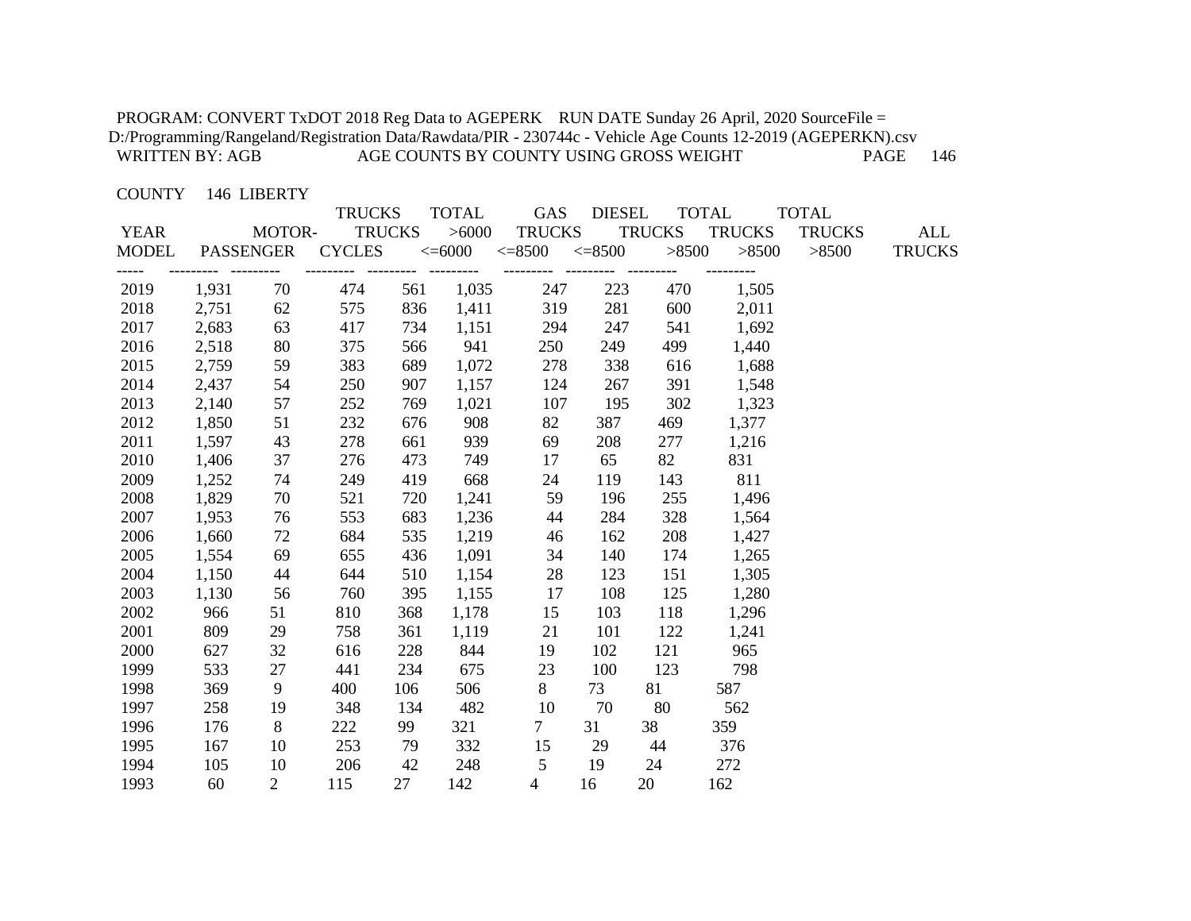PROGRAM: CONVERT TxDOT 2018 Reg Data to AGEPERK RUN DATE Sunday 26 April, 2020 SourceFile = D:/Programming/Rangeland/Registration Data/Rawdata/PIR - 230744c - Vehicle Age Counts 12-2019 (AGEPERKN).csv
WRITTEN BY: AGB AGE COUNTS BY COUNTY USING GROSS WEIGHT PAGE 146

COUNTY 146 LIBERTY

| YEAR MODEL | PASSENGER | MOTOR-CYCLES | TRUCKS <=6000 | TRUCKS >6000 <=8500 | TOTAL TRUCKS <=8500 | GAS TRUCKS >8500 | DIESEL TRUCKS >8500 | TOTAL TRUCKS >8500 | TOTAL ALL TRUCKS |
|---|---|---|---|---|---|---|---|---|---|
| 2019 | 1,931 | 70 | 474 | 561 | 1,035 | 247 | 223 | 470 | 1,505 |
| 2018 | 2,751 | 62 | 575 | 836 | 1,411 | 319 | 281 | 600 | 2,011 |
| 2017 | 2,683 | 63 | 417 | 734 | 1,151 | 294 | 247 | 541 | 1,692 |
| 2016 | 2,518 | 80 | 375 | 566 | 941 | 250 | 249 | 499 | 1,440 |
| 2015 | 2,759 | 59 | 383 | 689 | 1,072 | 278 | 338 | 616 | 1,688 |
| 2014 | 2,437 | 54 | 250 | 907 | 1,157 | 124 | 267 | 391 | 1,548 |
| 2013 | 2,140 | 57 | 252 | 769 | 1,021 | 107 | 195 | 302 | 1,323 |
| 2012 | 1,850 | 51 | 232 | 676 | 908 | 82 | 387 | 469 | 1,377 |
| 2011 | 1,597 | 43 | 278 | 661 | 939 | 69 | 208 | 277 | 1,216 |
| 2010 | 1,406 | 37 | 276 | 473 | 749 | 17 | 65 | 82 | 831 |
| 2009 | 1,252 | 74 | 249 | 419 | 668 | 24 | 119 | 143 | 811 |
| 2008 | 1,829 | 70 | 521 | 720 | 1,241 | 59 | 196 | 255 | 1,496 |
| 2007 | 1,953 | 76 | 553 | 683 | 1,236 | 44 | 284 | 328 | 1,564 |
| 2006 | 1,660 | 72 | 684 | 535 | 1,219 | 46 | 162 | 208 | 1,427 |
| 2005 | 1,554 | 69 | 655 | 436 | 1,091 | 34 | 140 | 174 | 1,265 |
| 2004 | 1,150 | 44 | 644 | 510 | 1,154 | 28 | 123 | 151 | 1,305 |
| 2003 | 1,130 | 56 | 760 | 395 | 1,155 | 17 | 108 | 125 | 1,280 |
| 2002 | 966 | 51 | 810 | 368 | 1,178 | 15 | 103 | 118 | 1,296 |
| 2001 | 809 | 29 | 758 | 361 | 1,119 | 21 | 101 | 122 | 1,241 |
| 2000 | 627 | 32 | 616 | 228 | 844 | 19 | 102 | 121 | 965 |
| 1999 | 533 | 27 | 441 | 234 | 675 | 23 | 100 | 123 | 798 |
| 1998 | 369 | 9 | 400 | 106 | 506 | 8 | 73 | 81 | 587 |
| 1997 | 258 | 19 | 348 | 134 | 482 | 10 | 70 | 80 | 562 |
| 1996 | 176 | 8 | 222 | 99 | 321 | 7 | 31 | 38 | 359 |
| 1995 | 167 | 10 | 253 | 79 | 332 | 15 | 29 | 44 | 376 |
| 1994 | 105 | 10 | 206 | 42 | 248 | 5 | 19 | 24 | 272 |
| 1993 | 60 | 2 | 115 | 27 | 142 | 4 | 16 | 20 | 162 |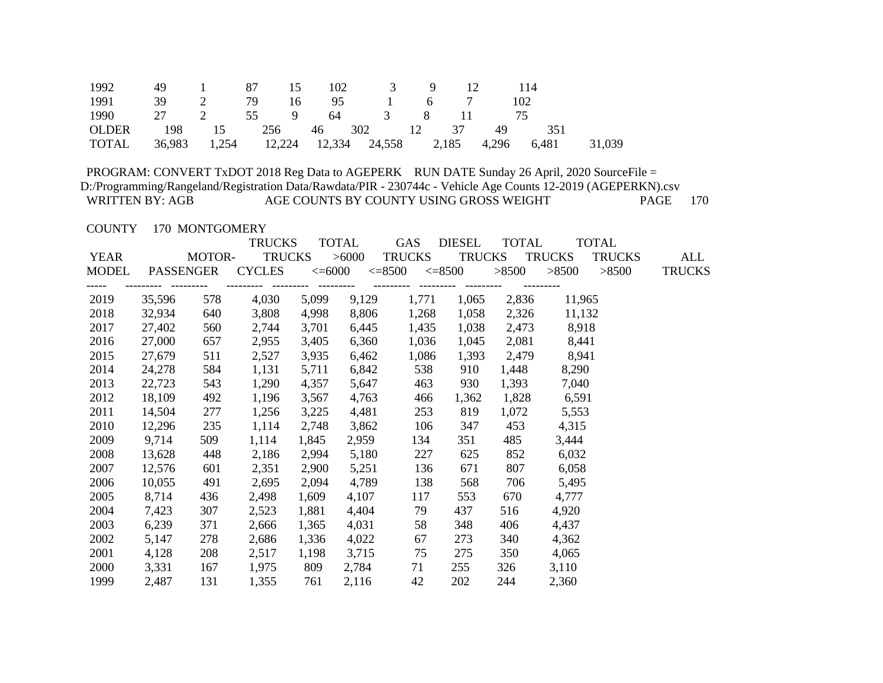| | | | | | | | | | |
|---|---|---|---|---|---|---|---|---|---|
| 1992 | 49 | 1 | 87 | 15 | 102 | 3 | 9 | 12 | 114 |
| 1991 | 39 | 2 | 79 | 16 | 95 | 1 | 6 | 7 | 102 |
| 1990 | 27 | 2 | 55 | 9 | 64 | 3 | 8 | 11 | 75 |
| OLDER | 198 | 15 | 256 | 46 | 302 | 12 | 37 | 49 | 351 |
| TOTAL | 36,983 | 1,254 | 12,224 | 12,334 | 24,558 | 2,185 | 4,296 | 6,481 | 31,039 |

PROGRAM: CONVERT TxDOT 2018 Reg Data to AGEPERK RUN DATE Sunday 26 April, 2020 SourceFile = D:/Programming/Rangeland/Registration Data/Rawdata/PIR - 230744c - Vehicle Age Counts 12-2019 (AGEPERKN).csv

WRITTEN BY: AGB AGE COUNTS BY COUNTY USING GROSS WEIGHT PAGE 170

COUNTY 170 MONTGOMERY

| YEAR MODEL | PASSENGER | MOTOR-CYCLES | TRUCKS <=6000 | TOTAL TRUCKS >6000 <=8500 | GAS TRUCKS <=8500 | DIESEL TRUCKS >8500 | TOTAL TRUCKS >8500 | TOTAL TRUCKS >8500 | ALL TRUCKS |
|---|---|---|---|---|---|---|---|---|---|
| 2019 | 35,596 | 578 | 4,030 | 5,099 | 9,129 | 1,771 | 1,065 | 2,836 | 11,965 |
| 2018 | 32,934 | 640 | 3,808 | 4,998 | 8,806 | 1,268 | 1,058 | 2,326 | 11,132 |
| 2017 | 27,402 | 560 | 2,744 | 3,701 | 6,445 | 1,435 | 1,038 | 2,473 | 8,918 |
| 2016 | 27,000 | 657 | 2,955 | 3,405 | 6,360 | 1,036 | 1,045 | 2,081 | 8,441 |
| 2015 | 27,679 | 511 | 2,527 | 3,935 | 6,462 | 1,086 | 1,393 | 2,479 | 8,941 |
| 2014 | 24,278 | 584 | 1,131 | 5,711 | 6,842 | 538 | 910 | 1,448 | 8,290 |
| 2013 | 22,723 | 543 | 1,290 | 4,357 | 5,647 | 463 | 930 | 1,393 | 7,040 |
| 2012 | 18,109 | 492 | 1,196 | 3,567 | 4,763 | 466 | 1,362 | 1,828 | 6,591 |
| 2011 | 14,504 | 277 | 1,256 | 3,225 | 4,481 | 253 | 819 | 1,072 | 5,553 |
| 2010 | 12,296 | 235 | 1,114 | 2,748 | 3,862 | 106 | 347 | 453 | 4,315 |
| 2009 | 9,714 | 509 | 1,114 | 1,845 | 2,959 | 134 | 351 | 485 | 3,444 |
| 2008 | 13,628 | 448 | 2,186 | 2,994 | 5,180 | 227 | 625 | 852 | 6,032 |
| 2007 | 12,576 | 601 | 2,351 | 2,900 | 5,251 | 136 | 671 | 807 | 6,058 |
| 2006 | 10,055 | 491 | 2,695 | 2,094 | 4,789 | 138 | 568 | 706 | 5,495 |
| 2005 | 8,714 | 436 | 2,498 | 1,609 | 4,107 | 117 | 553 | 670 | 4,777 |
| 2004 | 7,423 | 307 | 2,523 | 1,881 | 4,404 | 79 | 437 | 516 | 4,920 |
| 2003 | 6,239 | 371 | 2,666 | 1,365 | 4,031 | 58 | 348 | 406 | 4,437 |
| 2002 | 5,147 | 278 | 2,686 | 1,336 | 4,022 | 67 | 273 | 340 | 4,362 |
| 2001 | 4,128 | 208 | 2,517 | 1,198 | 3,715 | 75 | 275 | 350 | 4,065 |
| 2000 | 3,331 | 167 | 1,975 | 809 | 2,784 | 71 | 255 | 326 | 3,110 |
| 1999 | 2,487 | 131 | 1,355 | 761 | 2,116 | 42 | 202 | 244 | 2,360 |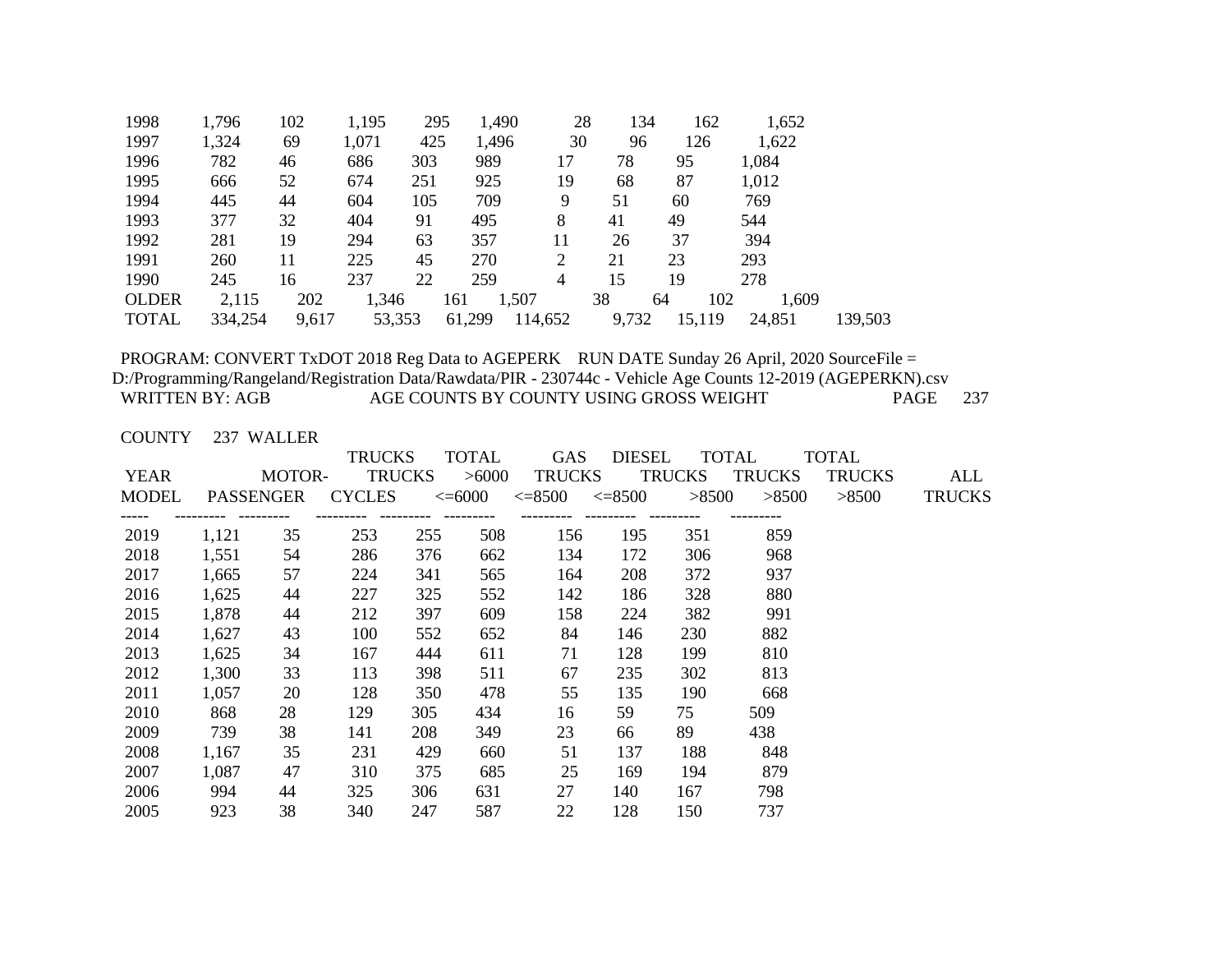| YEAR MODEL | PASSENGER | MOTOR-CYCLES | TRUCKS <=6000 | TRUCKS >6000 <=8500 | TOTAL TRUCKS <=8500 | GAS TRUCKS >8500 | DIESEL TRUCKS >8500 | TOTAL TRUCKS >8500 | ALL TRUCKS |
|---|---|---|---|---|---|---|---|---|---|
| 1998 | 1,796 | 102 | 1,195 | 295 | 1,490 | 28 | 134 | 162 | 1,652 |
| 1997 | 1,324 | 69 | 1,071 | 425 | 1,496 | 30 | 96 | 126 | 1,622 |
| 1996 | 782 | 46 | 686 | 303 | 989 | 17 | 78 | 95 | 1,084 |
| 1995 | 666 | 52 | 674 | 251 | 925 | 19 | 68 | 87 | 1,012 |
| 1994 | 445 | 44 | 604 | 105 | 709 | 9 | 51 | 60 | 769 |
| 1993 | 377 | 32 | 404 | 91 | 495 | 8 | 41 | 49 | 544 |
| 1992 | 281 | 19 | 294 | 63 | 357 | 11 | 26 | 37 | 394 |
| 1991 | 260 | 11 | 225 | 45 | 270 | 2 | 21 | 23 | 293 |
| 1990 | 245 | 16 | 237 | 22 | 259 | 4 | 15 | 19 | 278 |
| OLDER | 2,115 | 202 | 1,346 | 161 | 1,507 | 38 | 64 | 102 | 1,609 |
| TOTAL | 334,254 | 9,617 | 53,353 | 61,299 | 114,652 | 9,732 | 15,119 | 24,851 | 139,503 |

PROGRAM: CONVERT TxDOT 2018 Reg Data to AGEPERK RUN DATE Sunday 26 April, 2020 SourceFile = D:/Programming/Rangeland/Registration Data/Rawdata/PIR - 230744c - Vehicle Age Counts 12-2019 (AGEPERKN).csv

WRITTEN BY: AGB AGE COUNTS BY COUNTY USING GROSS WEIGHT PAGE 237

COUNTY 237 WALLER

| YEAR MODEL | PASSENGER | MOTOR-CYCLES | TRUCKS <=6000 | TRUCKS >6000 <=8500 | TOTAL TRUCKS <=8500 | GAS TRUCKS >8500 | DIESEL TRUCKS >8500 | TOTAL TRUCKS >8500 | ALL TRUCKS |
|---|---|---|---|---|---|---|---|---|---|
| 2019 | 1,121 | 35 | 253 | 255 | 508 | 156 | 195 | 351 | 859 |
| 2018 | 1,551 | 54 | 286 | 376 | 662 | 134 | 172 | 306 | 968 |
| 2017 | 1,665 | 57 | 224 | 341 | 565 | 164 | 208 | 372 | 937 |
| 2016 | 1,625 | 44 | 227 | 325 | 552 | 142 | 186 | 328 | 880 |
| 2015 | 1,878 | 44 | 212 | 397 | 609 | 158 | 224 | 382 | 991 |
| 2014 | 1,627 | 43 | 100 | 552 | 652 | 84 | 146 | 230 | 882 |
| 2013 | 1,625 | 34 | 167 | 444 | 611 | 71 | 128 | 199 | 810 |
| 2012 | 1,300 | 33 | 113 | 398 | 511 | 67 | 235 | 302 | 813 |
| 2011 | 1,057 | 20 | 128 | 350 | 478 | 55 | 135 | 190 | 668 |
| 2010 | 868 | 28 | 129 | 305 | 434 | 16 | 59 | 75 | 509 |
| 2009 | 739 | 38 | 141 | 208 | 349 | 23 | 66 | 89 | 438 |
| 2008 | 1,167 | 35 | 231 | 429 | 660 | 51 | 137 | 188 | 848 |
| 2007 | 1,087 | 47 | 310 | 375 | 685 | 25 | 169 | 194 | 879 |
| 2006 | 994 | 44 | 325 | 306 | 631 | 27 | 140 | 167 | 798 |
| 2005 | 923 | 38 | 340 | 247 | 587 | 22 | 128 | 150 | 737 |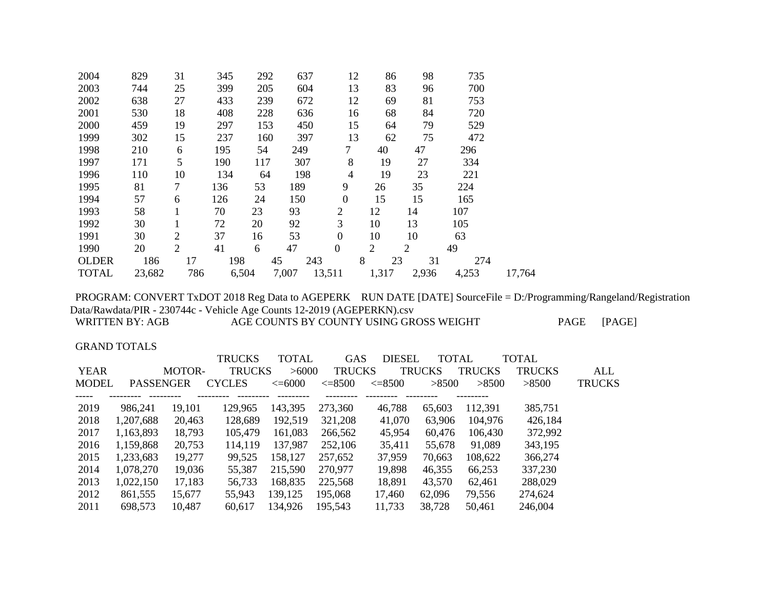| YEAR MODEL | PASSENGER | MOTOR-CYCLES | TRUCKS <=6000 | TRUCKS >6000 <=8500 | TOTAL TRUCKS <=8500 | GAS TRUCKS >8500 | DIESEL TRUCKS >8500 | TOTAL TRUCKS >8500 | ALL TRUCKS |
|---|---|---|---|---|---|---|---|---|---|
| 2004 | 829 | 31 | 345 | 292 | 637 | 12 | 86 | 98 | 735 |
| 2003 | 744 | 25 | 399 | 205 | 604 | 13 | 83 | 96 | 700 |
| 2002 | 638 | 27 | 433 | 239 | 672 | 12 | 69 | 81 | 753 |
| 2001 | 530 | 18 | 408 | 228 | 636 | 16 | 68 | 84 | 720 |
| 2000 | 459 | 19 | 297 | 153 | 450 | 15 | 64 | 79 | 529 |
| 1999 | 302 | 15 | 237 | 160 | 397 | 13 | 62 | 75 | 472 |
| 1998 | 210 | 6 | 195 | 54 | 249 | 7 | 40 | 47 | 296 |
| 1997 | 171 | 5 | 190 | 117 | 307 | 8 | 19 | 27 | 334 |
| 1996 | 110 | 10 | 134 | 64 | 198 | 4 | 19 | 23 | 221 |
| 1995 | 81 | 7 | 136 | 53 | 189 | 9 | 26 | 35 | 224 |
| 1994 | 57 | 6 | 126 | 24 | 150 | 0 | 15 | 15 | 165 |
| 1993 | 58 | 1 | 70 | 23 | 93 | 2 | 12 | 14 | 107 |
| 1992 | 30 | 1 | 72 | 20 | 92 | 3 | 10 | 13 | 105 |
| 1991 | 30 | 2 | 37 | 16 | 53 | 0 | 10 | 10 | 63 |
| 1990 | 20 | 2 | 41 | 6 | 47 | 0 | 2 | 2 | 49 |
| OLDER | 186 | 17 | 198 | 45 | 243 | 8 | 23 | 31 | 274 |
| TOTAL | 23,682 | 786 | 6,504 | 7,007 | 13,511 | 1,317 | 2,936 | 4,253 | 17,764 |

PROGRAM: CONVERT TxDOT 2018 Reg Data to AGEPERK RUN DATE [DATE] SourceFile = D:/Programming/Rangeland/Registration Data/Rawdata/PIR - 230744c - Vehicle Age Counts 12-2019 (AGEPERKN).csv

WRITTEN BY: AGB AGE COUNTS BY COUNTY USING GROSS WEIGHT PAGE [PAGE]

GRAND TOTALS

| YEAR MODEL | PASSENGER | MOTOR-CYCLES | TRUCKS <=6000 | TRUCKS >6000 <=8500 | TOTAL TRUCKS <=8500 | GAS TRUCKS >8500 | DIESEL TRUCKS >8500 | TOTAL TRUCKS >8500 | ALL TRUCKS |
|---|---|---|---|---|---|---|---|---|---|
| 2019 | 986,241 | 19,101 | 129,965 | 143,395 | 273,360 | 46,788 | 65,603 | 112,391 | 385,751 |
| 2018 | 1,207,688 | 20,463 | 128,689 | 192,519 | 321,208 | 41,070 | 63,906 | 104,976 | 426,184 |
| 2017 | 1,163,893 | 18,793 | 105,479 | 161,083 | 266,562 | 45,954 | 60,476 | 106,430 | 372,992 |
| 2016 | 1,159,868 | 20,753 | 114,119 | 137,987 | 252,106 | 35,411 | 55,678 | 91,089 | 343,195 |
| 2015 | 1,233,683 | 19,277 | 99,525 | 158,127 | 257,652 | 37,959 | 70,663 | 108,622 | 366,274 |
| 2014 | 1,078,270 | 19,036 | 55,387 | 215,590 | 270,977 | 19,898 | 46,355 | 66,253 | 337,230 |
| 2013 | 1,022,150 | 17,183 | 56,733 | 168,835 | 225,568 | 18,891 | 43,570 | 62,461 | 288,029 |
| 2012 | 861,555 | 15,677 | 55,943 | 139,125 | 195,068 | 17,460 | 62,096 | 79,556 | 274,624 |
| 2011 | 698,573 | 10,487 | 60,617 | 134,926 | 195,543 | 11,733 | 38,728 | 50,461 | 246,004 |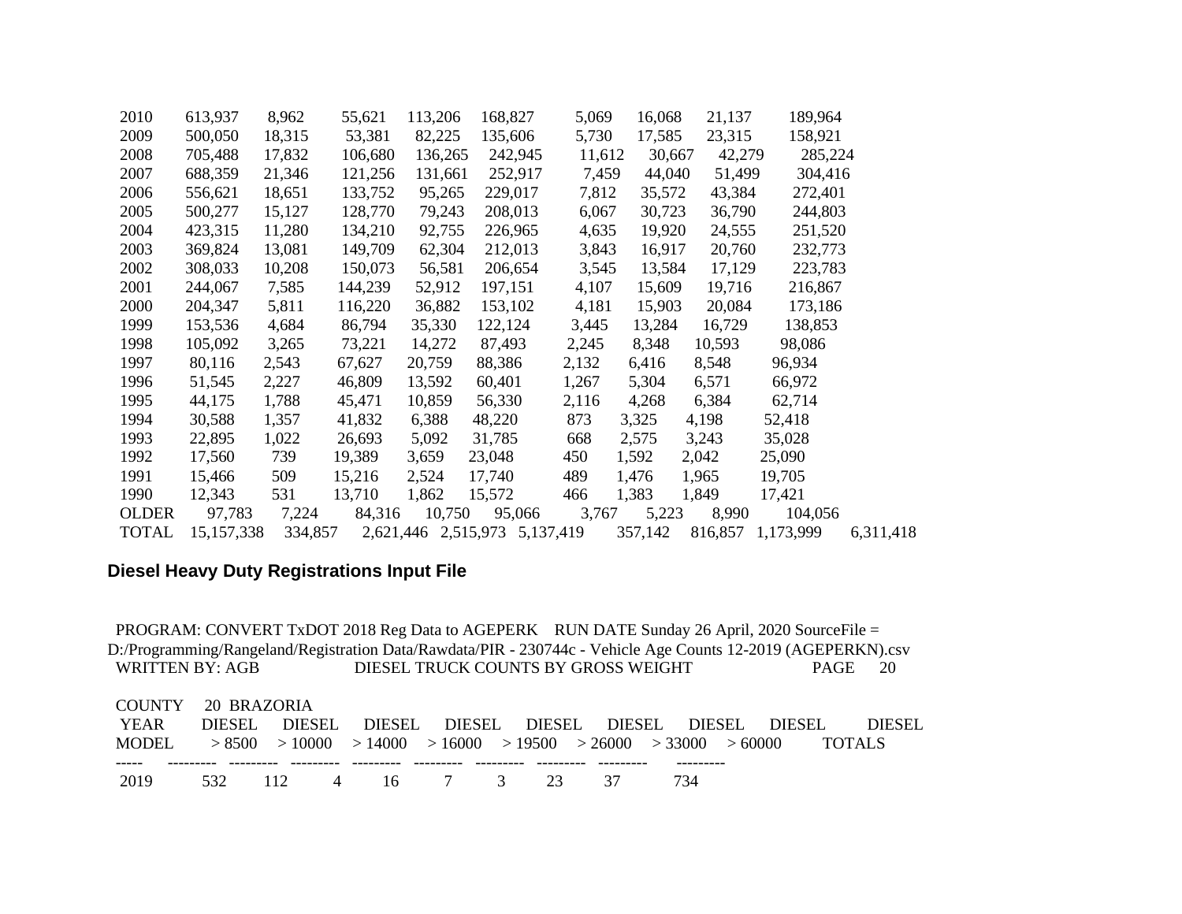| | | | | | | | | | |
|---|---|---|---|---|---|---|---|---|---|
| 2010 | 613,937 | 8,962 | 55,621 | 113,206 | 168,827 | 5,069 | 16,068 | 21,137 | 189,964 |
| 2009 | 500,050 | 18,315 | 53,381 | 82,225 | 135,606 | 5,730 | 17,585 | 23,315 | 158,921 |
| 2008 | 705,488 | 17,832 | 106,680 | 136,265 | 242,945 | 11,612 | 30,667 | 42,279 | 285,224 |
| 2007 | 688,359 | 21,346 | 121,256 | 131,661 | 252,917 | 7,459 | 44,040 | 51,499 | 304,416 |
| 2006 | 556,621 | 18,651 | 133,752 | 95,265 | 229,017 | 7,812 | 35,572 | 43,384 | 272,401 |
| 2005 | 500,277 | 15,127 | 128,770 | 79,243 | 208,013 | 6,067 | 30,723 | 36,790 | 244,803 |
| 2004 | 423,315 | 11,280 | 134,210 | 92,755 | 226,965 | 4,635 | 19,920 | 24,555 | 251,520 |
| 2003 | 369,824 | 13,081 | 149,709 | 62,304 | 212,013 | 3,843 | 16,917 | 20,760 | 232,773 |
| 2002 | 308,033 | 10,208 | 150,073 | 56,581 | 206,654 | 3,545 | 13,584 | 17,129 | 223,783 |
| 2001 | 244,067 | 7,585 | 144,239 | 52,912 | 197,151 | 4,107 | 15,609 | 19,716 | 216,867 |
| 2000 | 204,347 | 5,811 | 116,220 | 36,882 | 153,102 | 4,181 | 15,903 | 20,084 | 173,186 |
| 1999 | 153,536 | 4,684 | 86,794 | 35,330 | 122,124 | 3,445 | 13,284 | 16,729 | 138,853 |
| 1998 | 105,092 | 3,265 | 73,221 | 14,272 | 87,493 | 2,245 | 8,348 | 10,593 | 98,086 |
| 1997 | 80,116 | 2,543 | 67,627 | 20,759 | 88,386 | 2,132 | 6,416 | 8,548 | 96,934 |
| 1996 | 51,545 | 2,227 | 46,809 | 13,592 | 60,401 | 1,267 | 5,304 | 6,571 | 66,972 |
| 1995 | 44,175 | 1,788 | 45,471 | 10,859 | 56,330 | 2,116 | 4,268 | 6,384 | 62,714 |
| 1994 | 30,588 | 1,357 | 41,832 | 6,388 | 48,220 | 873 | 3,325 | 4,198 | 52,418 |
| 1993 | 22,895 | 1,022 | 26,693 | 5,092 | 31,785 | 668 | 2,575 | 3,243 | 35,028 |
| 1992 | 17,560 | 739 | 19,389 | 3,659 | 23,048 | 450 | 1,592 | 2,042 | 25,090 |
| 1991 | 15,466 | 509 | 15,216 | 2,524 | 17,740 | 489 | 1,476 | 1,965 | 19,705 |
| 1990 | 12,343 | 531 | 13,710 | 1,862 | 15,572 | 466 | 1,383 | 1,849 | 17,421 |
| OLDER | 97,783 | 7,224 | 84,316 | 10,750 | 95,066 | 3,767 | 5,223 | 8,990 | 104,056 |
| TOTAL | 15,157,338 | 334,857 | 2,621,446 | 2,515,973 | 5,137,419 | 357,142 | 816,857 | 1,173,999 | 6,311,418 |

## Diesel Heavy Duty Registrations Input File

PROGRAM: CONVERT TxDOT 2018 Reg Data to AGEPERK RUN DATE Sunday 26 April, 2020 SourceFile = D:/Programming/Rangeland/Registration Data/Rawdata/PIR - 230744c - Vehicle Age Counts 12-2019 (AGEPERKN).csv

WRITTEN BY: AGB DIESEL TRUCK COUNTS BY GROSS WEIGHT PAGE 20

COUNTY 20 BRAZORIA

| YEAR MODEL | DIESEL > 8500 | DIESEL > 10000 | DIESEL > 14000 | DIESEL > 16000 | DIESEL > 19500 | DIESEL > 26000 | DIESEL > 33000 | DIESEL > 60000 | DIESEL TOTALS |
|---|---|---|---|---|---|---|---|---|---|
| 2019 | 532 | 112 | 4 | 16 | 7 | 3 | 23 | 37 | 734 |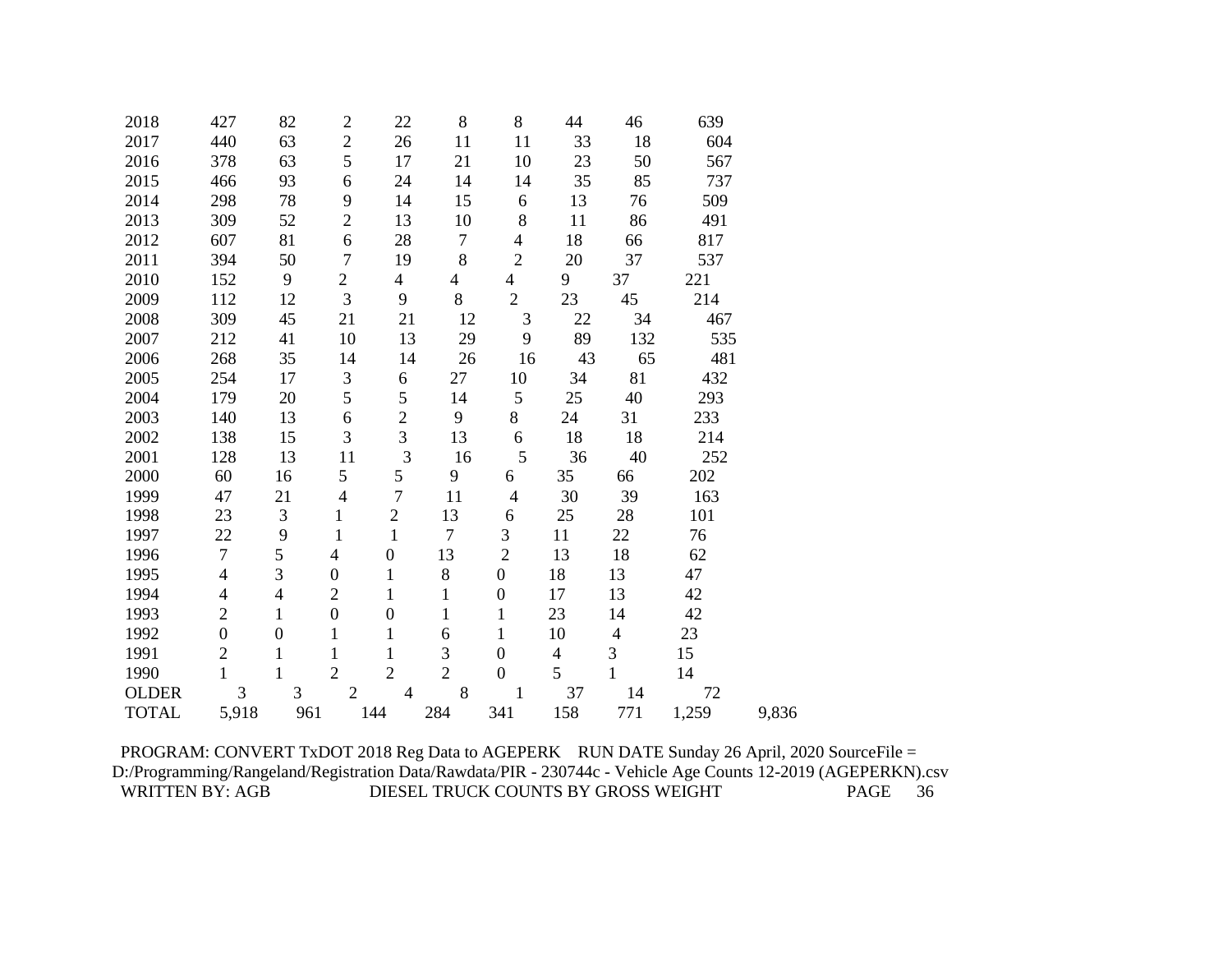| | | | | | | | | | | |
|---|---|---|---|---|---|---|---|---|---|---|
| 2018 | 427 | 82 | 2 | 22 | 8 | 8 | 44 | 46 | 639 | |
| 2017 | 440 | 63 | 2 | 26 | 11 | 11 | 33 | 18 | 604 | |
| 2016 | 378 | 63 | 5 | 17 | 21 | 10 | 23 | 50 | 567 | |
| 2015 | 466 | 93 | 6 | 24 | 14 | 14 | 35 | 85 | 737 | |
| 2014 | 298 | 78 | 9 | 14 | 15 | 6 | 13 | 76 | 509 | |
| 2013 | 309 | 52 | 2 | 13 | 10 | 8 | 11 | 86 | 491 | |
| 2012 | 607 | 81 | 6 | 28 | 7 | 4 | 18 | 66 | 817 | |
| 2011 | 394 | 50 | 7 | 19 | 8 | 2 | 20 | 37 | 537 | |
| 2010 | 152 | 9 | 2 | 4 | 4 | 4 | 9 | 37 | 221 | |
| 2009 | 112 | 12 | 3 | 9 | 8 | 2 | 23 | 45 | 214 | |
| 2008 | 309 | 45 | 21 | 21 | 12 | 3 | 22 | 34 | 467 | |
| 2007 | 212 | 41 | 10 | 13 | 29 | 9 | 89 | 132 | 535 | |
| 2006 | 268 | 35 | 14 | 14 | 26 | 16 | 43 | 65 | 481 | |
| 2005 | 254 | 17 | 3 | 6 | 27 | 10 | 34 | 81 | 432 | |
| 2004 | 179 | 20 | 5 | 5 | 14 | 5 | 25 | 40 | 293 | |
| 2003 | 140 | 13 | 6 | 2 | 9 | 8 | 24 | 31 | 233 | |
| 2002 | 138 | 15 | 3 | 3 | 13 | 6 | 18 | 18 | 214 | |
| 2001 | 128 | 13 | 11 | 3 | 16 | 5 | 36 | 40 | 252 | |
| 2000 | 60 | 16 | 5 | 5 | 9 | 6 | 35 | 66 | 202 | |
| 1999 | 47 | 21 | 4 | 7 | 11 | 4 | 30 | 39 | 163 | |
| 1998 | 23 | 3 | 1 | 2 | 13 | 6 | 25 | 28 | 101 | |
| 1997 | 22 | 9 | 1 | 1 | 7 | 3 | 11 | 22 | 76 | |
| 1996 | 7 | 5 | 4 | 0 | 13 | 2 | 13 | 18 | 62 | |
| 1995 | 4 | 3 | 0 | 1 | 8 | 0 | 18 | 13 | 47 | |
| 1994 | 4 | 4 | 2 | 1 | 1 | 0 | 17 | 13 | 42 | |
| 1993 | 2 | 1 | 0 | 0 | 1 | 1 | 23 | 14 | 42 | |
| 1992 | 0 | 0 | 1 | 1 | 6 | 1 | 10 | 4 | 23 | |
| 1991 | 2 | 1 | 1 | 1 | 3 | 0 | 4 | 3 | 15 | |
| 1990 | 1 | 1 | 2 | 2 | 2 | 0 | 5 | 1 | 14 | |
| OLDER | 3 | 3 | 2 | 4 | 8 | 1 | 37 | 14 | 72 | |
| TOTAL | 5,918 | 961 | 144 | 284 | 341 | 158 | 771 | 1,259 | | 9,836 |

PROGRAM: CONVERT TxDOT 2018 Reg Data to AGEPERK RUN DATE Sunday 26 April, 2020 SourceFile = D:/Programming/Rangeland/Registration Data/Rawdata/PIR - 230744c - Vehicle Age Counts 12-2019 (AGEPERKN).csv

WRITTEN BY: AGB DIESEL TRUCK COUNTS BY GROSS WEIGHT PAGE 36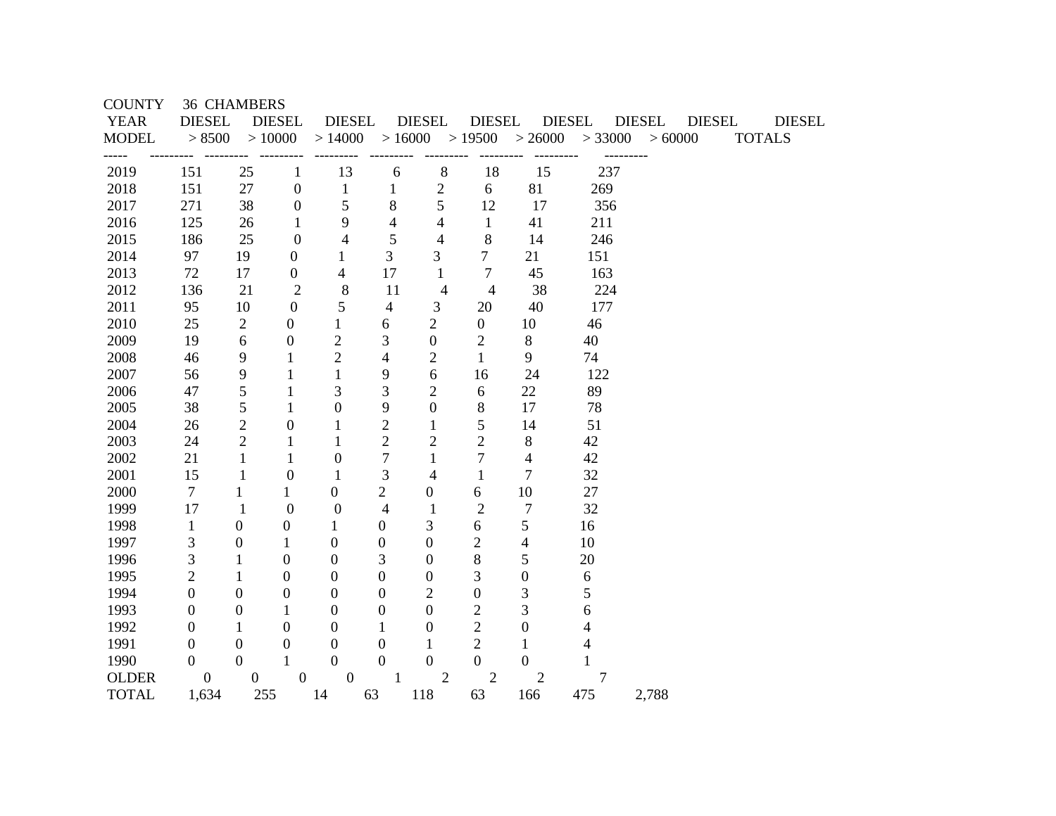COUNTY 36 CHAMBERS

| YEAR MODEL | DIESEL > 8500 | DIESEL > 10000 | DIESEL > 14000 | DIESEL > 16000 | DIESEL > 19500 | DIESEL > 26000 | DIESEL > 33000 | DIESEL > 60000 | DIESEL TOTALS |
|---|---|---|---|---|---|---|---|---|---|
| 2019 | 151 | 25 | 1 | 13 | 6 | 8 | 18 | 15 | 237 |
| 2018 | 151 | 27 | 0 | 1 | 1 | 2 | 6 | 81 | 269 |
| 2017 | 271 | 38 | 0 | 5 | 8 | 5 | 12 | 17 | 356 |
| 2016 | 125 | 26 | 1 | 9 | 4 | 4 | 1 | 41 | 211 |
| 2015 | 186 | 25 | 0 | 4 | 5 | 4 | 8 | 14 | 246 |
| 2014 | 97 | 19 | 0 | 1 | 3 | 3 | 7 | 21 | 151 |
| 2013 | 72 | 17 | 0 | 4 | 17 | 1 | 7 | 45 | 163 |
| 2012 | 136 | 21 | 2 | 8 | 11 | 4 | 4 | 38 | 224 |
| 2011 | 95 | 10 | 0 | 5 | 4 | 3 | 20 | 40 | 177 |
| 2010 | 25 | 2 | 0 | 1 | 6 | 2 | 0 | 10 | 46 |
| 2009 | 19 | 6 | 0 | 2 | 3 | 0 | 2 | 8 | 40 |
| 2008 | 46 | 9 | 1 | 2 | 4 | 2 | 1 | 9 | 74 |
| 2007 | 56 | 9 | 1 | 1 | 9 | 6 | 16 | 24 | 122 |
| 2006 | 47 | 5 | 1 | 3 | 3 | 2 | 6 | 22 | 89 |
| 2005 | 38 | 5 | 1 | 0 | 9 | 0 | 8 | 17 | 78 |
| 2004 | 26 | 2 | 0 | 1 | 2 | 1 | 5 | 14 | 51 |
| 2003 | 24 | 2 | 1 | 1 | 2 | 2 | 2 | 8 | 42 |
| 2002 | 21 | 1 | 1 | 0 | 7 | 1 | 7 | 4 | 42 |
| 2001 | 15 | 1 | 0 | 1 | 3 | 4 | 1 | 7 | 32 |
| 2000 | 7 | 1 | 1 | 0 | 2 | 0 | 6 | 10 | 27 |
| 1999 | 17 | 1 | 0 | 0 | 4 | 1 | 2 | 7 | 32 |
| 1998 | 1 | 0 | 0 | 1 | 0 | 3 | 6 | 5 | 16 |
| 1997 | 3 | 0 | 1 | 0 | 0 | 0 | 2 | 4 | 10 |
| 1996 | 3 | 1 | 0 | 0 | 3 | 0 | 8 | 5 | 20 |
| 1995 | 2 | 1 | 0 | 0 | 0 | 0 | 3 | 0 | 6 |
| 1994 | 0 | 0 | 0 | 0 | 0 | 2 | 0 | 3 | 5 |
| 1993 | 0 | 0 | 1 | 0 | 0 | 0 | 2 | 3 | 6 |
| 1992 | 0 | 1 | 0 | 0 | 1 | 0 | 2 | 0 | 4 |
| 1991 | 0 | 0 | 0 | 0 | 0 | 1 | 2 | 1 | 4 |
| 1990 | 0 | 0 | 1 | 0 | 0 | 0 | 0 | 0 | 1 |
| OLDER | 0 | 0 | 0 | 0 | 1 | 2 | 2 | 2 | 7 |
| TOTAL | 1,634 | 255 | 14 | 63 | 118 | 63 | 166 | 475 | 2,788 |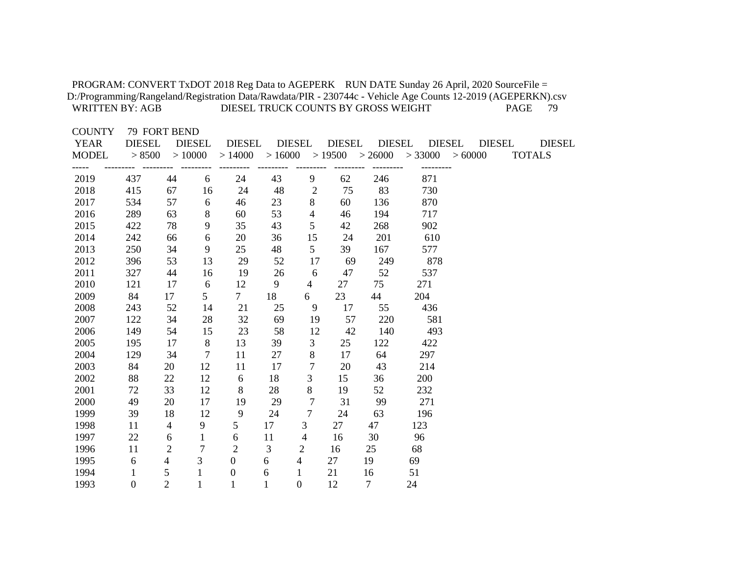PROGRAM: CONVERT TxDOT 2018 Reg Data to AGEPERK RUN DATE Sunday 26 April, 2020 SourceFile = D:/Programming/Rangeland/Registration Data/Rawdata/PIR - 230744c - Vehicle Age Counts 12-2019 (AGEPERKN).csv
WRITTEN BY: AGB DIESEL TRUCK COUNTS BY GROSS WEIGHT

COUNTY 79 FORT BEND

| YEAR MODEL | DIESEL > 8500 | DIESEL > 10000 | DIESEL > 14000 | DIESEL > 16000 | DIESEL > 19500 | DIESEL > 26000 | DIESEL > 33000 | DIESEL > 60000 | DIESEL TOTALS |
|---|---|---|---|---|---|---|---|---|---|
| 2019 | 437 | 44 | 6 | 24 | 43 | 9 | 62 | 246 | 871 |
| 2018 | 415 | 67 | 16 | 24 | 48 | 2 | 75 | 83 | 730 |
| 2017 | 534 | 57 | 6 | 46 | 23 | 8 | 60 | 136 | 870 |
| 2016 | 289 | 63 | 8 | 60 | 53 | 4 | 46 | 194 | 717 |
| 2015 | 422 | 78 | 9 | 35 | 43 | 5 | 42 | 268 | 902 |
| 2014 | 242 | 66 | 6 | 20 | 36 | 15 | 24 | 201 | 610 |
| 2013 | 250 | 34 | 9 | 25 | 48 | 5 | 39 | 167 | 577 |
| 2012 | 396 | 53 | 13 | 29 | 52 | 17 | 69 | 249 | 878 |
| 2011 | 327 | 44 | 16 | 19 | 26 | 6 | 47 | 52 | 537 |
| 2010 | 121 | 17 | 6 | 12 | 9 | 4 | 27 | 75 | 271 |
| 2009 | 84 | 17 | 5 | 7 | 18 | 6 | 23 | 44 | 204 |
| 2008 | 243 | 52 | 14 | 21 | 25 | 9 | 17 | 55 | 436 |
| 2007 | 122 | 34 | 28 | 32 | 69 | 19 | 57 | 220 | 581 |
| 2006 | 149 | 54 | 15 | 23 | 58 | 12 | 42 | 140 | 493 |
| 2005 | 195 | 17 | 8 | 13 | 39 | 3 | 25 | 122 | 422 |
| 2004 | 129 | 34 | 7 | 11 | 27 | 8 | 17 | 64 | 297 |
| 2003 | 84 | 20 | 12 | 11 | 17 | 7 | 20 | 43 | 214 |
| 2002 | 88 | 22 | 12 | 6 | 18 | 3 | 15 | 36 | 200 |
| 2001 | 72 | 33 | 12 | 8 | 28 | 8 | 19 | 52 | 232 |
| 2000 | 49 | 20 | 17 | 19 | 29 | 7 | 31 | 99 | 271 |
| 1999 | 39 | 18 | 12 | 9 | 24 | 7 | 24 | 63 | 196 |
| 1998 | 11 | 4 | 9 | 5 | 17 | 3 | 27 | 47 | 123 |
| 1997 | 22 | 6 | 1 | 6 | 11 | 4 | 16 | 30 | 96 |
| 1996 | 11 | 2 | 7 | 2 | 3 | 2 | 16 | 25 | 68 |
| 1995 | 6 | 4 | 3 | 0 | 6 | 4 | 27 | 19 | 69 |
| 1994 | 1 | 5 | 1 | 0 | 6 | 1 | 21 | 16 | 51 |
| 1993 | 0 | 2 | 1 | 1 | 1 | 0 | 12 | 7 | 24 |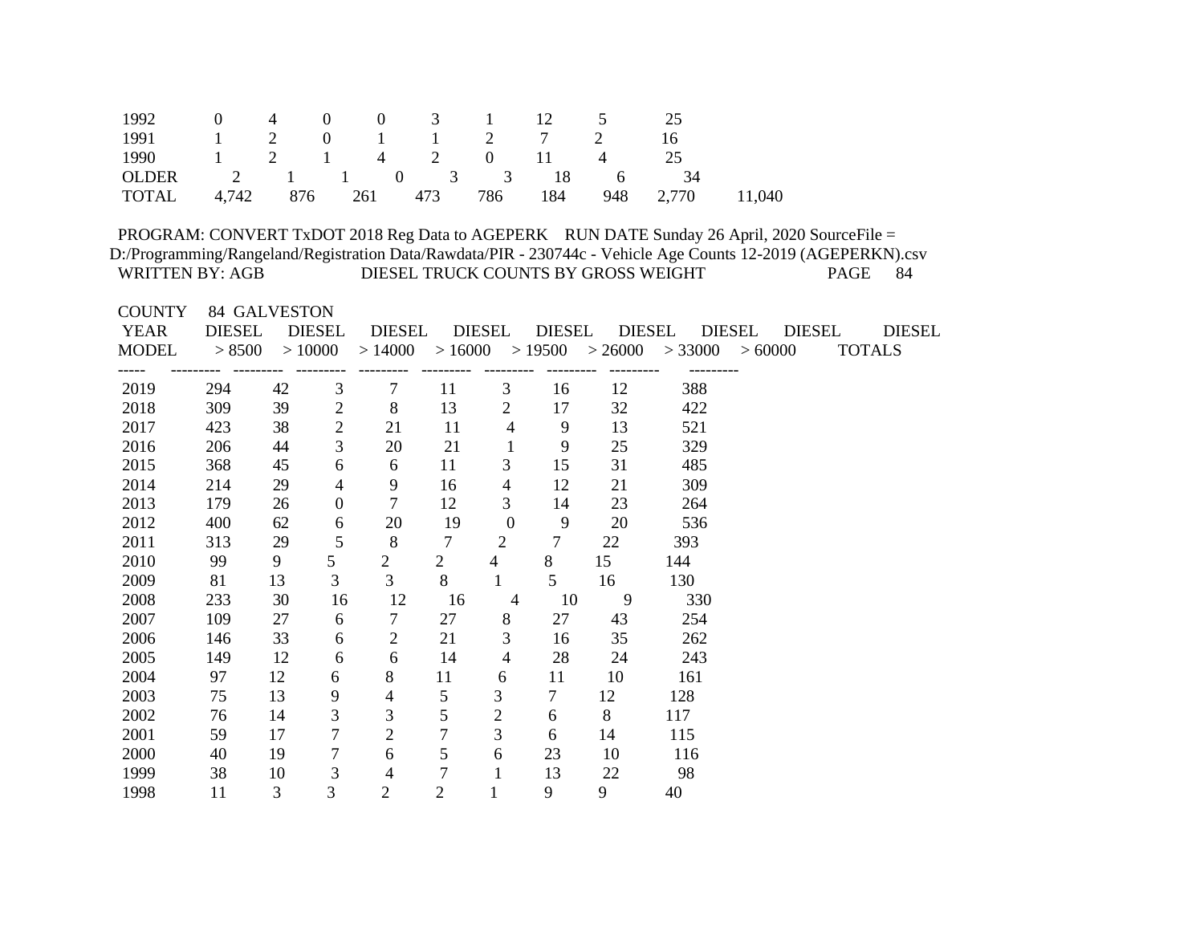| | | | | | | | | | |
|---|---|---|---|---|---|---|---|---|---|
| 1992 | 0 | 4 | 0 | 0 | 3 | 1 | 12 | 5 | 25 |
| 1991 | 1 | 2 | 0 | 1 | 1 | 2 | 7 | 2 | 16 |
| 1990 | 1 | 2 | 1 | 4 | 2 | 0 | 11 | 4 | 25 |
| OLDER | 2 | 1 | 1 | 0 | 3 | 3 | 18 | 6 | 34 |
| TOTAL | 4,742 | 876 | 261 | 473 | 786 | 184 | 948 | 2,770 | 11,040 |

PROGRAM: CONVERT TxDOT 2018 Reg Data to AGEPERK RUN DATE Sunday 26 April, 2020 SourceFile = D:/Programming/Rangeland/Registration Data/Rawdata/PIR - 230744c - Vehicle Age Counts 12-2019 (AGEPERKN).csv

WRITTEN BY: AGB DIESEL TRUCK COUNTS BY GROSS WEIGHT

COUNTY 84 GALVESTON

| YEAR MODEL | DIESEL > 8500 | DIESEL > 10000 | DIESEL > 14000 | DIESEL > 16000 | DIESEL > 19500 | DIESEL > 26000 | DIESEL > 33000 | DIESEL > 60000 | DIESEL TOTALS |
|---|---|---|---|---|---|---|---|---|---|
| 2019 | 294 | 42 | 3 | 7 | 11 | 3 | 16 | 12 | 388 |
| 2018 | 309 | 39 | 2 | 8 | 13 | 2 | 17 | 32 | 422 |
| 2017 | 423 | 38 | 2 | 21 | 11 | 4 | 9 | 13 | 521 |
| 2016 | 206 | 44 | 3 | 20 | 21 | 1 | 9 | 25 | 329 |
| 2015 | 368 | 45 | 6 | 6 | 11 | 3 | 15 | 31 | 485 |
| 2014 | 214 | 29 | 4 | 9 | 16 | 4 | 12 | 21 | 309 |
| 2013 | 179 | 26 | 0 | 7 | 12 | 3 | 14 | 23 | 264 |
| 2012 | 400 | 62 | 6 | 20 | 19 | 0 | 9 | 20 | 536 |
| 2011 | 313 | 29 | 5 | 8 | 7 | 2 | 7 | 22 | 393 |
| 2010 | 99 | 9 | 5 | 2 | 2 | 4 | 8 | 15 | 144 |
| 2009 | 81 | 13 | 3 | 3 | 8 | 1 | 5 | 16 | 130 |
| 2008 | 233 | 30 | 16 | 12 | 16 | 4 | 10 | 9 | 330 |
| 2007 | 109 | 27 | 6 | 7 | 27 | 8 | 27 | 43 | 254 |
| 2006 | 146 | 33 | 6 | 2 | 21 | 3 | 16 | 35 | 262 |
| 2005 | 149 | 12 | 6 | 6 | 14 | 4 | 28 | 24 | 243 |
| 2004 | 97 | 12 | 6 | 8 | 11 | 6 | 11 | 10 | 161 |
| 2003 | 75 | 13 | 9 | 4 | 5 | 3 | 7 | 12 | 128 |
| 2002 | 76 | 14 | 3 | 3 | 5 | 2 | 6 | 8 | 117 |
| 2001 | 59 | 17 | 7 | 2 | 7 | 3 | 6 | 14 | 115 |
| 2000 | 40 | 19 | 7 | 6 | 5 | 6 | 23 | 10 | 116 |
| 1999 | 38 | 10 | 3 | 4 | 7 | 1 | 13 | 22 | 98 |
| 1998 | 11 | 3 | 3 | 2 | 2 | 1 | 9 | 9 | 40 |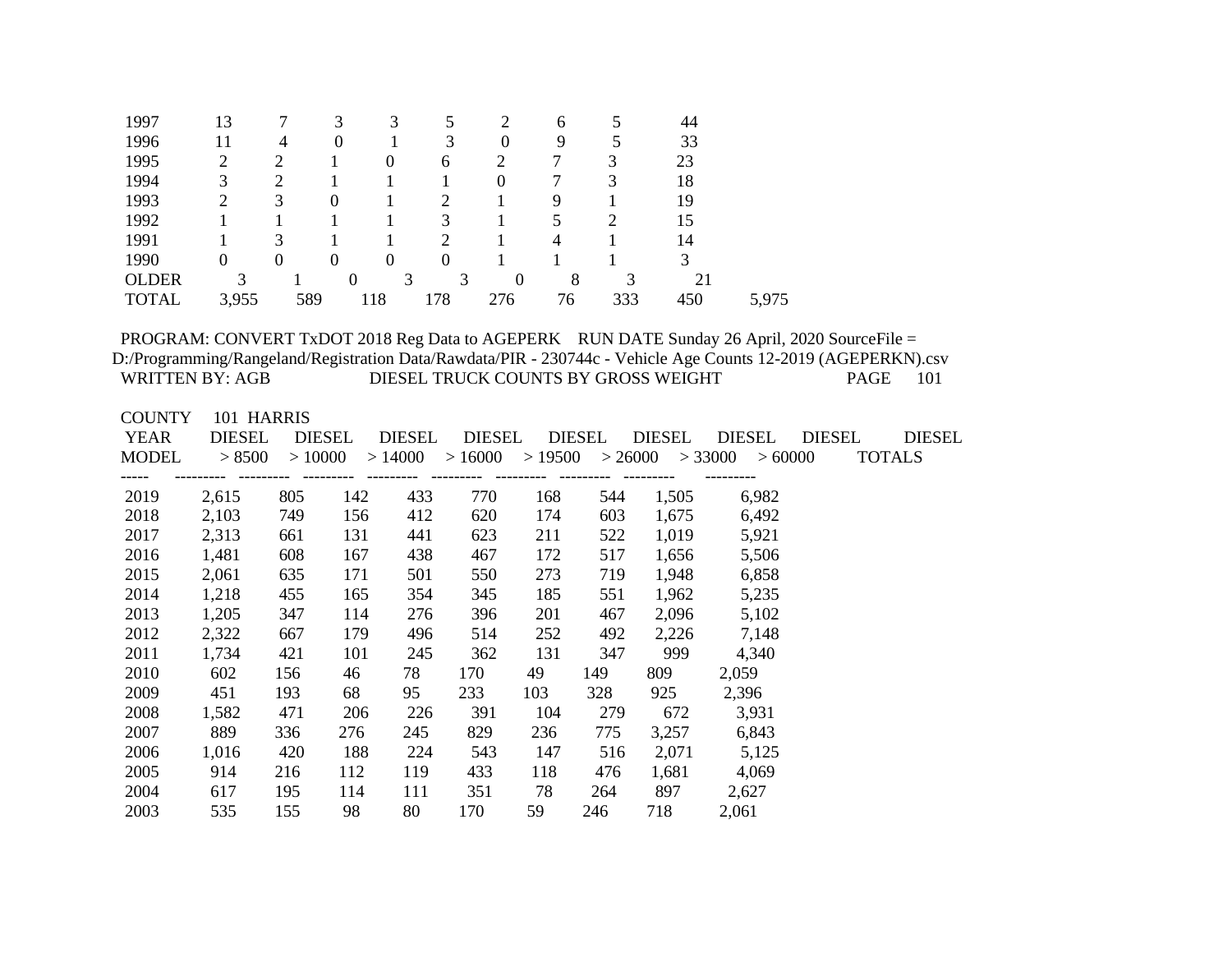| | | | | | | | | | |
|---|---|---|---|---|---|---|---|---|---|
| 1997 | 13 | 7 | 3 | 3 | 5 | 2 | 6 | 5 | 44 |
| 1996 | 11 | 4 | 0 | 1 | 3 | 0 | 9 | 5 | 33 |
| 1995 | 2 | 2 | 1 | 0 | 6 | 2 | 7 | 3 | 23 |
| 1994 | 3 | 2 | 1 | 1 | 1 | 0 | 7 | 3 | 18 |
| 1993 | 2 | 3 | 0 | 1 | 2 | 1 | 9 | 1 | 19 |
| 1992 | 1 | 1 | 1 | 1 | 3 | 1 | 5 | 2 | 15 |
| 1991 | 1 | 3 | 1 | 1 | 2 | 1 | 4 | 1 | 14 |
| 1990 | 0 | 0 | 0 | 0 | 0 | 1 | 1 | 1 | 3 |
| OLDER | 3 | 1 | 0 | 3 | 3 | 0 | 8 | 3 | 21 |
| TOTAL | 3,955 | 589 | 118 | 178 | 276 | 76 | 333 | 450 | 5,975 |

PROGRAM: CONVERT TxDOT 2018 Reg Data to AGEPERK RUN DATE Sunday 26 April, 2020 SourceFile = D:/Programming/Rangeland/Registration Data/Rawdata/PIR - 230744c - Vehicle Age Counts 12-2019 (AGEPERKN).csv

WRITTEN BY: AGB DIESEL TRUCK COUNTS BY GROSS WEIGHT PAGE 101

COUNTY 101 HARRIS

| YEAR MODEL | DIESEL > 8500 | DIESEL > 10000 | DIESEL > 14000 | DIESEL > 16000 | DIESEL > 19500 | DIESEL > 26000 | DIESEL > 33000 | DIESEL > 60000 | DIESEL TOTALS |
|---|---|---|---|---|---|---|---|---|---|
| 2019 | 2,615 | 805 | 142 | 433 | 770 | 168 | 544 | 1,505 | 6,982 |
| 2018 | 2,103 | 749 | 156 | 412 | 620 | 174 | 603 | 1,675 | 6,492 |
| 2017 | 2,313 | 661 | 131 | 441 | 623 | 211 | 522 | 1,019 | 5,921 |
| 2016 | 1,481 | 608 | 167 | 438 | 467 | 172 | 517 | 1,656 | 5,506 |
| 2015 | 2,061 | 635 | 171 | 501 | 550 | 273 | 719 | 1,948 | 6,858 |
| 2014 | 1,218 | 455 | 165 | 354 | 345 | 185 | 551 | 1,962 | 5,235 |
| 2013 | 1,205 | 347 | 114 | 276 | 396 | 201 | 467 | 2,096 | 5,102 |
| 2012 | 2,322 | 667 | 179 | 496 | 514 | 252 | 492 | 2,226 | 7,148 |
| 2011 | 1,734 | 421 | 101 | 245 | 362 | 131 | 347 | 999 | 4,340 |
| 2010 | 602 | 156 | 46 | 78 | 170 | 49 | 149 | 809 | 2,059 |
| 2009 | 451 | 193 | 68 | 95 | 233 | 103 | 328 | 925 | 2,396 |
| 2008 | 1,582 | 471 | 206 | 226 | 391 | 104 | 279 | 672 | 3,931 |
| 2007 | 889 | 336 | 276 | 245 | 829 | 236 | 775 | 3,257 | 6,843 |
| 2006 | 1,016 | 420 | 188 | 224 | 543 | 147 | 516 | 2,071 | 5,125 |
| 2005 | 914 | 216 | 112 | 119 | 433 | 118 | 476 | 1,681 | 4,069 |
| 2004 | 617 | 195 | 114 | 111 | 351 | 78 | 264 | 897 | 2,627 |
| 2003 | 535 | 155 | 98 | 80 | 170 | 59 | 246 | 718 | 2,061 |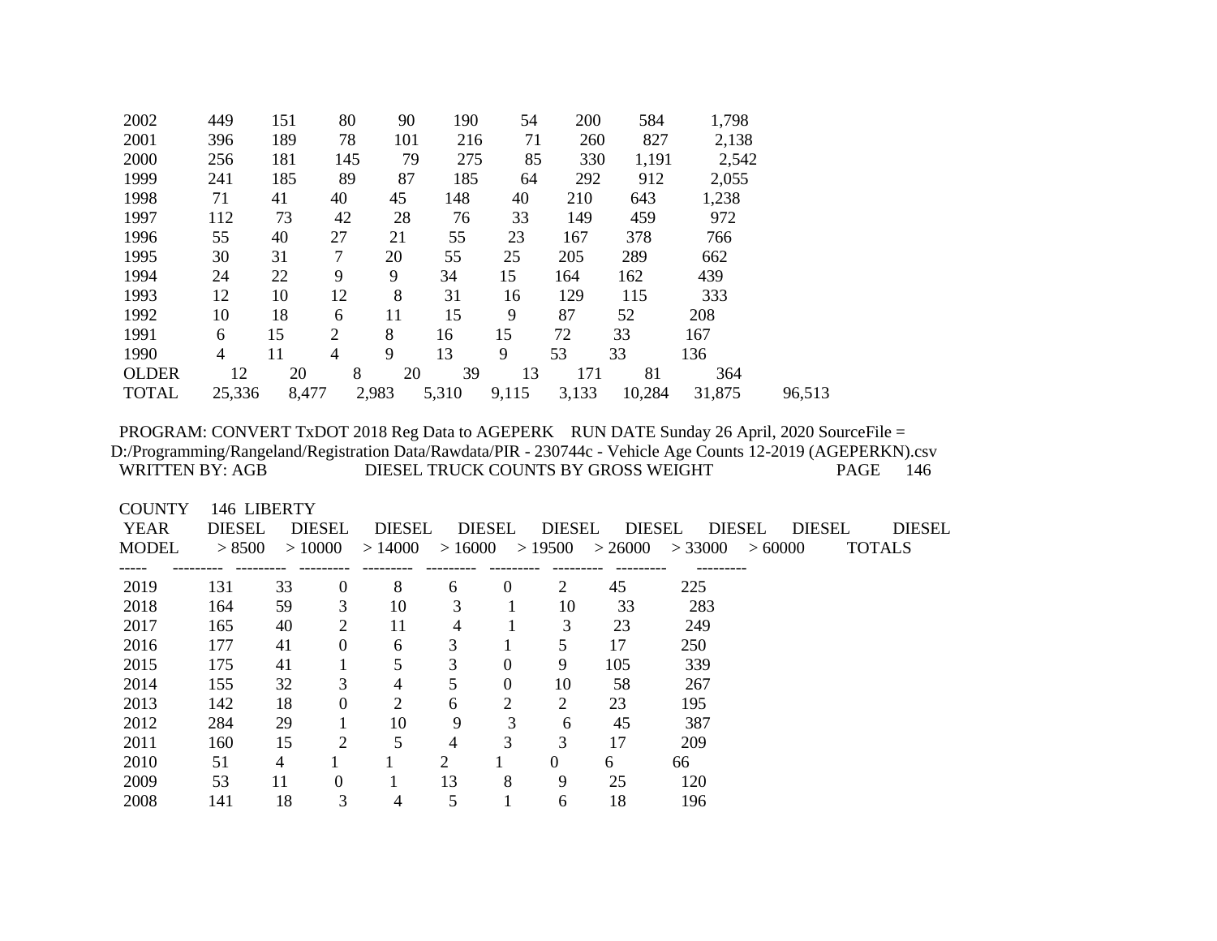| | | | | | | | | | |
|---|---|---|---|---|---|---|---|---|---|
| 2002 | 449 | 151 | 80 | 90 | 190 | 54 | 200 | 584 | 1,798 |
| 2001 | 396 | 189 | 78 | 101 | 216 | 71 | 260 | 827 | 2,138 |
| 2000 | 256 | 181 | 145 | 79 | 275 | 85 | 330 | 1,191 | 2,542 |
| 1999 | 241 | 185 | 89 | 87 | 185 | 64 | 292 | 912 | 2,055 |
| 1998 | 71 | 41 | 40 | 45 | 148 | 40 | 210 | 643 | 1,238 |
| 1997 | 112 | 73 | 42 | 28 | 76 | 33 | 149 | 459 | 972 |
| 1996 | 55 | 40 | 27 | 21 | 55 | 23 | 167 | 378 | 766 |
| 1995 | 30 | 31 | 7 | 20 | 55 | 25 | 205 | 289 | 662 |
| 1994 | 24 | 22 | 9 | 9 | 34 | 15 | 164 | 162 | 439 |
| 1993 | 12 | 10 | 12 | 8 | 31 | 16 | 129 | 115 | 333 |
| 1992 | 10 | 18 | 6 | 11 | 15 | 9 | 87 | 52 | 208 |
| 1991 | 6 | 15 | 2 | 8 | 16 | 15 | 72 | 33 | 167 |
| 1990 | 4 | 11 | 4 | 9 | 13 | 9 | 53 | 33 | 136 |
| OLDER | 12 | 20 | 8 | 20 | 39 | 13 | 171 | 81 | 364 |
| TOTAL | 25,336 | 8,477 | 2,983 | 5,310 | 9,115 | 3,133 | 10,284 | 31,875 | 96,513 |

PROGRAM: CONVERT TxDOT 2018 Reg Data to AGEPERK RUN DATE Sunday 26 April, 2020 SourceFile = D:/Programming/Rangeland/Registration Data/Rawdata/PIR - 230744c - Vehicle Age Counts 12-2019 (AGEPERKN).csv

WRITTEN BY: AGB DIESEL TRUCK COUNTS BY GROSS WEIGHT PAGE 146

COUNTY 146 LIBERTY

| YEAR MODEL | DIESEL > 8500 | DIESEL > 10000 | DIESEL > 14000 | DIESEL > 16000 | DIESEL > 19500 | DIESEL > 26000 | DIESEL > 33000 | DIESEL > 60000 | DIESEL TOTALS |
|---|---|---|---|---|---|---|---|---|---|
| 2019 | 131 | 33 | 0 | 8 | 6 | 0 | 2 | 45 | 225 |
| 2018 | 164 | 59 | 3 | 10 | 3 | 1 | 10 | 33 | 283 |
| 2017 | 165 | 40 | 2 | 11 | 4 | 1 | 3 | 23 | 249 |
| 2016 | 177 | 41 | 0 | 6 | 3 | 1 | 5 | 17 | 250 |
| 2015 | 175 | 41 | 1 | 5 | 3 | 0 | 9 | 105 | 339 |
| 2014 | 155 | 32 | 3 | 4 | 5 | 0 | 10 | 58 | 267 |
| 2013 | 142 | 18 | 0 | 2 | 6 | 2 | 2 | 23 | 195 |
| 2012 | 284 | 29 | 1 | 10 | 9 | 3 | 6 | 45 | 387 |
| 2011 | 160 | 15 | 2 | 5 | 4 | 3 | 3 | 17 | 209 |
| 2010 | 51 | 4 | 1 | 1 | 2 | 1 | 0 | 6 | 66 |
| 2009 | 53 | 11 | 0 | 1 | 13 | 8 | 9 | 25 | 120 |
| 2008 | 141 | 18 | 3 | 4 | 5 | 1 | 6 | 18 | 196 |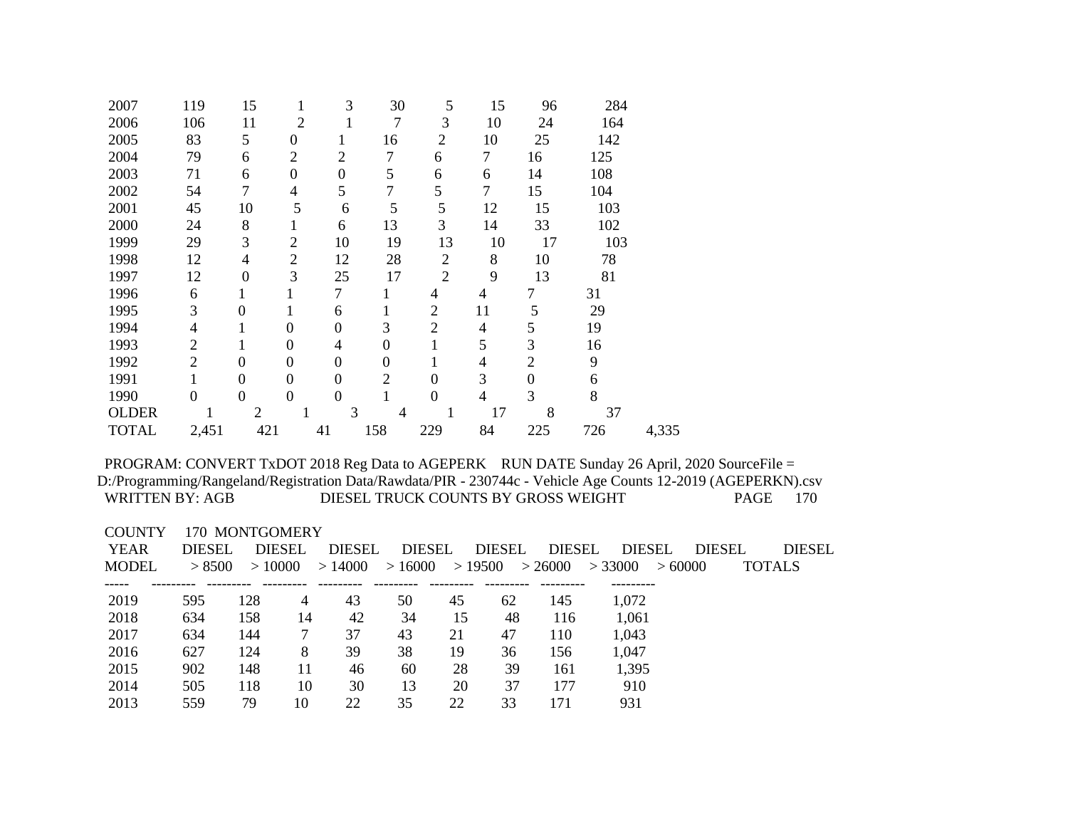| | | | | | | | | | |
|---|---|---|---|---|---|---|---|---|---|
| 2007 | 119 | 15 | 1 | 3 | 30 | 5 | 15 | 96 | 284 |
| 2006 | 106 | 11 | 2 | 1 | 7 | 3 | 10 | 24 | 164 |
| 2005 | 83 | 5 | 0 | 1 | 16 | 2 | 10 | 25 | 142 |
| 2004 | 79 | 6 | 2 | 2 | 7 | 6 | 7 | 16 | 125 |
| 2003 | 71 | 6 | 0 | 0 | 5 | 6 | 6 | 14 | 108 |
| 2002 | 54 | 7 | 4 | 5 | 7 | 5 | 7 | 15 | 104 |
| 2001 | 45 | 10 | 5 | 6 | 5 | 5 | 12 | 15 | 103 |
| 2000 | 24 | 8 | 1 | 6 | 13 | 3 | 14 | 33 | 102 |
| 1999 | 29 | 3 | 2 | 10 | 19 | 13 | 10 | 17 | 103 |
| 1998 | 12 | 4 | 2 | 12 | 28 | 2 | 8 | 10 | 78 |
| 1997 | 12 | 0 | 3 | 25 | 17 | 2 | 9 | 13 | 81 |
| 1996 | 6 | 1 | 1 | 7 | 1 | 4 | 4 | 7 | 31 |
| 1995 | 3 | 0 | 1 | 6 | 1 | 2 | 11 | 5 | 29 |
| 1994 | 4 | 1 | 0 | 0 | 3 | 2 | 4 | 5 | 19 |
| 1993 | 2 | 1 | 0 | 4 | 0 | 1 | 5 | 3 | 16 |
| 1992 | 2 | 0 | 0 | 0 | 0 | 1 | 4 | 2 | 9 |
| 1991 | 1 | 0 | 0 | 0 | 2 | 0 | 3 | 0 | 6 |
| 1990 | 0 | 0 | 0 | 0 | 1 | 0 | 4 | 3 | 8 |
| OLDER | 1 | 2 | 1 | 3 | 4 | 1 | 17 | 8 | 37 |
| TOTAL | 2,451 | 421 | 41 | 158 | 229 | 84 | 225 | 726 | 4,335 |

PROGRAM: CONVERT TxDOT 2018 Reg Data to AGEPERK RUN DATE Sunday 26 April, 2020 SourceFile = D:/Programming/Rangeland/Registration Data/Rawdata/PIR - 230744c - Vehicle Age Counts 12-2019 (AGEPERKN).csv

WRITTEN BY: AGB DIESEL TRUCK COUNTS BY GROSS WEIGHT PAGE 170

COUNTY 170 MONTGOMERY

| YEAR MODEL | DIESEL > 8500 | DIESEL > 10000 | DIESEL > 14000 | DIESEL > 16000 | DIESEL > 19500 | DIESEL > 26000 | DIESEL > 33000 | DIESEL > 60000 | DIESEL TOTALS |
|---|---|---|---|---|---|---|---|---|---|
| 2019 | 595 | 128 | 4 | 43 | 50 | 45 | 62 | 145 | 1,072 |
| 2018 | 634 | 158 | 14 | 42 | 34 | 15 | 48 | 116 | 1,061 |
| 2017 | 634 | 144 | 7 | 37 | 43 | 21 | 47 | 110 | 1,043 |
| 2016 | 627 | 124 | 8 | 39 | 38 | 19 | 36 | 156 | 1,047 |
| 2015 | 902 | 148 | 11 | 46 | 60 | 28 | 39 | 161 | 1,395 |
| 2014 | 505 | 118 | 10 | 30 | 13 | 20 | 37 | 177 | 910 |
| 2013 | 559 | 79 | 10 | 22 | 35 | 22 | 33 | 171 | 931 |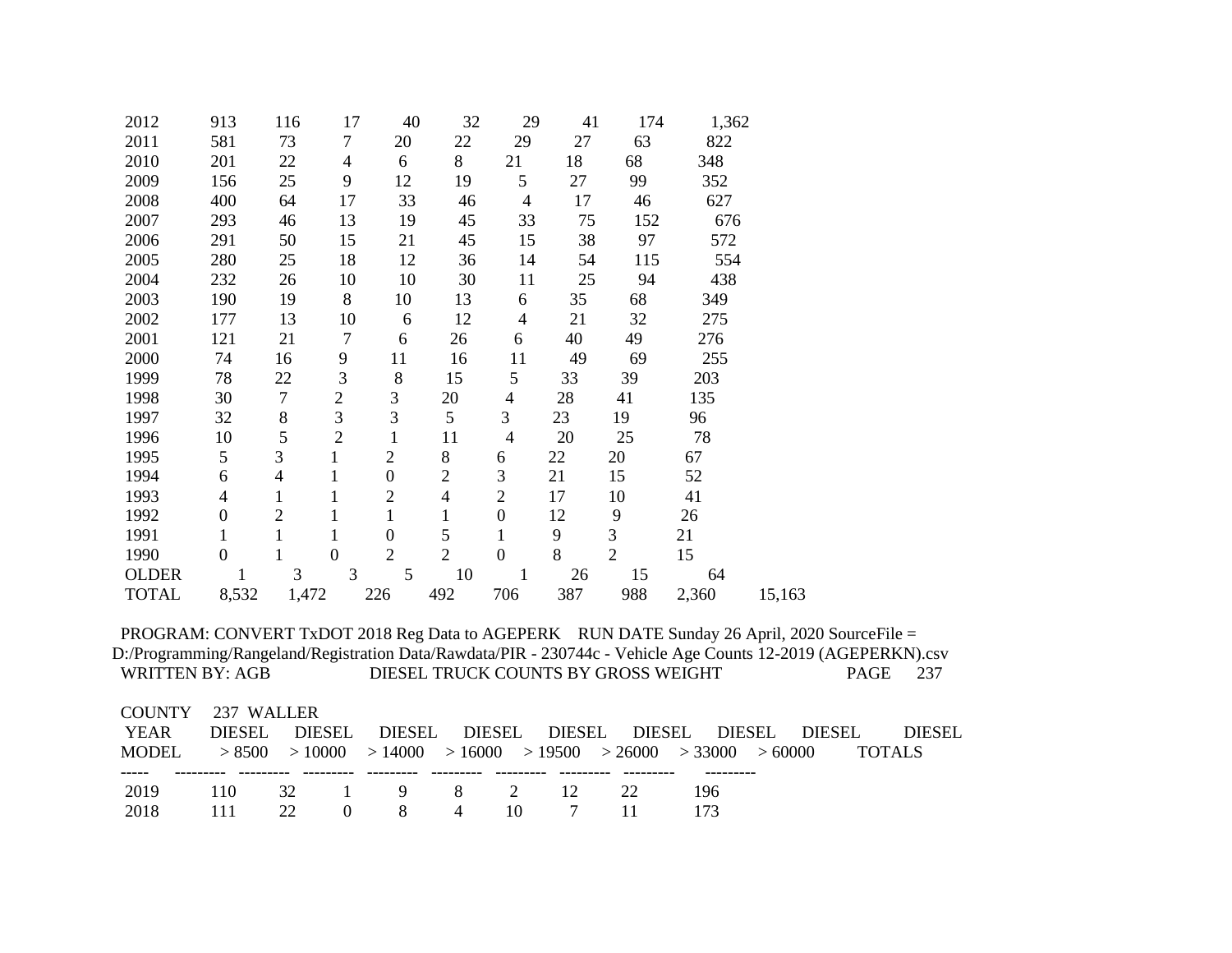| 2012 | 913 | 116 | 17 | 40 | 32 | 29 | 41 | 174 | 1,362 |
|---|---|---|---|---|---|---|---|---|---|
| 2011 | 581 | 73 | 7 | 20 | 22 | 29 | 27 | 63 | 822 |
| 2010 | 201 | 22 | 4 | 6 | 8 | 21 | 18 | 68 | 348 |
| 2009 | 156 | 25 | 9 | 12 | 19 | 5 | 27 | 99 | 352 |
| 2008 | 400 | 64 | 17 | 33 | 46 | 4 | 17 | 46 | 627 |
| 2007 | 293 | 46 | 13 | 19 | 45 | 33 | 75 | 152 | 676 |
| 2006 | 291 | 50 | 15 | 21 | 45 | 15 | 38 | 97 | 572 |
| 2005 | 280 | 25 | 18 | 12 | 36 | 14 | 54 | 115 | 554 |
| 2004 | 232 | 26 | 10 | 10 | 30 | 11 | 25 | 94 | 438 |
| 2003 | 190 | 19 | 8 | 10 | 13 | 6 | 35 | 68 | 349 |
| 2002 | 177 | 13 | 10 | 6 | 12 | 4 | 21 | 32 | 275 |
| 2001 | 121 | 21 | 7 | 6 | 26 | 6 | 40 | 49 | 276 |
| 2000 | 74 | 16 | 9 | 11 | 16 | 11 | 49 | 69 | 255 |
| 1999 | 78 | 22 | 3 | 8 | 15 | 5 | 33 | 39 | 203 |
| 1998 | 30 | 7 | 2 | 3 | 20 | 4 | 28 | 41 | 135 |
| 1997 | 32 | 8 | 3 | 3 | 5 | 3 | 23 | 19 | 96 |
| 1996 | 10 | 5 | 2 | 1 | 11 | 4 | 20 | 25 | 78 |
| 1995 | 5 | 3 | 1 | 2 | 8 | 6 | 22 | 20 | 67 |
| 1994 | 6 | 4 | 1 | 0 | 2 | 3 | 21 | 15 | 52 |
| 1993 | 4 | 1 | 1 | 2 | 4 | 2 | 17 | 10 | 41 |
| 1992 | 0 | 2 | 1 | 1 | 1 | 0 | 12 | 9 | 26 |
| 1991 | 1 | 1 | 1 | 0 | 5 | 1 | 9 | 3 | 21 |
| 1990 | 0 | 1 | 0 | 2 | 2 | 0 | 8 | 2 | 15 |
| OLDER | 1 | 3 | 3 | 5 | 10 | 1 | 26 | 15 | 64 |
| TOTAL | 8,532 | 1,472 | 226 | 492 | 706 | 387 | 988 | 2,360 | 15,163 |

PROGRAM: CONVERT TxDOT 2018 Reg Data to AGEPERK RUN DATE Sunday 26 April, 2020 SourceFile = D:/Programming/Rangeland/Registration Data/Rawdata/PIR - 230744c - Vehicle Age Counts 12-2019 (AGEPERKN).csv

WRITTEN BY: AGB DIESEL TRUCK COUNTS BY GROSS WEIGHT PAGE 237

COUNTY 237 WALLER

| YEAR MODEL | DIESEL > 8500 | DIESEL > 10000 | DIESEL > 14000 | DIESEL > 16000 | DIESEL > 19500 | DIESEL > 26000 | DIESEL > 33000 | DIESEL > 60000 | DIESEL TOTALS |
|---|---|---|---|---|---|---|---|---|---|
| 2019 | 110 | 32 | 1 | 9 | 8 | 2 | 12 | 22 | 196 |
| 2018 | 111 | 22 | 0 | 8 | 4 | 10 | 7 | 11 | 173 |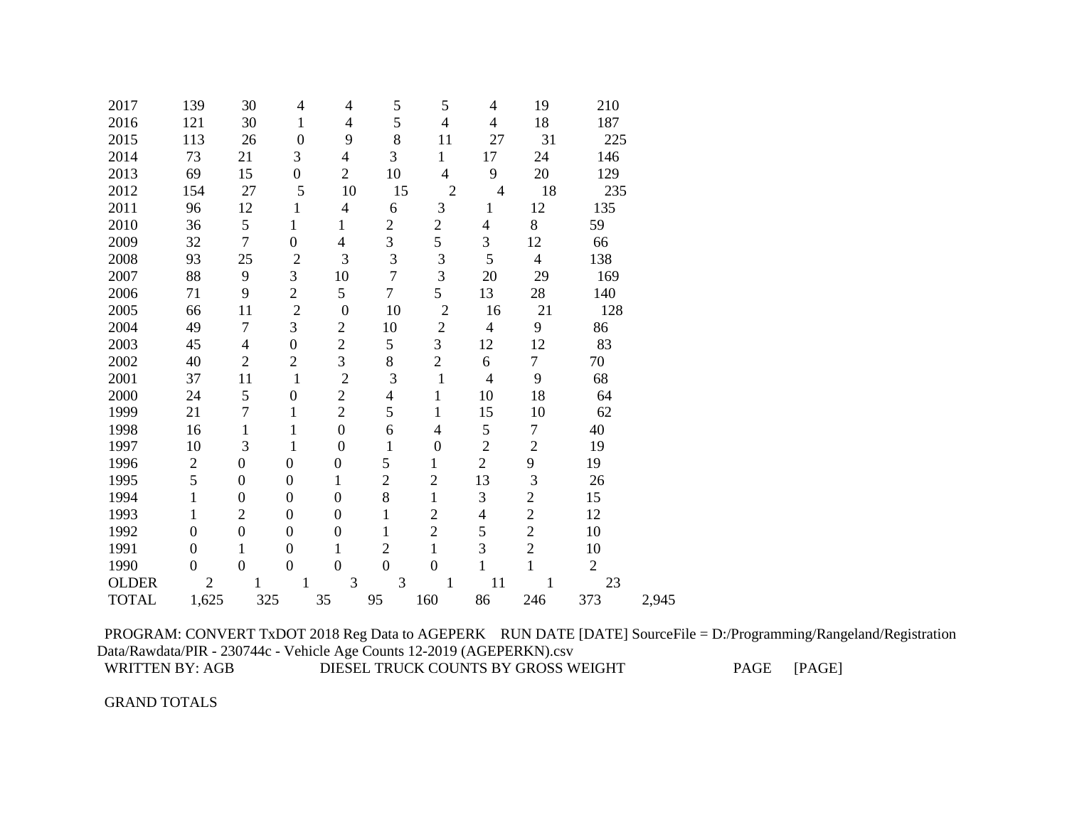| | | | | | | | | | | |
|---|---|---|---|---|---|---|---|---|---|---|
| 2017 | 139 | 30 | 4 | 4 | 5 | 5 | 4 | 19 | 210 | |
| 2016 | 121 | 30 | 1 | 4 | 5 | 4 | 4 | 18 | 187 | |
| 2015 | 113 | 26 | 0 | 9 | 8 | 11 | 27 | 31 | 225 | |
| 2014 | 73 | 21 | 3 | 4 | 3 | 1 | 17 | 24 | 146 | |
| 2013 | 69 | 15 | 0 | 2 | 10 | 4 | 9 | 20 | 129 | |
| 2012 | 154 | 27 | 5 | 10 | 15 | 2 | 4 | 18 | 235 | |
| 2011 | 96 | 12 | 1 | 4 | 6 | 3 | 1 | 12 | 135 | |
| 2010 | 36 | 5 | 1 | 1 | 2 | 2 | 4 | 8 | 59 | |
| 2009 | 32 | 7 | 0 | 4 | 3 | 5 | 3 | 12 | 66 | |
| 2008 | 93 | 25 | 2 | 3 | 3 | 3 | 5 | 4 | 138 | |
| 2007 | 88 | 9 | 3 | 10 | 7 | 3 | 20 | 29 | 169 | |
| 2006 | 71 | 9 | 2 | 5 | 7 | 5 | 13 | 28 | 140 | |
| 2005 | 66 | 11 | 2 | 0 | 10 | 2 | 16 | 21 | 128 | |
| 2004 | 49 | 7 | 3 | 2 | 10 | 2 | 4 | 9 | 86 | |
| 2003 | 45 | 4 | 0 | 2 | 5 | 3 | 12 | 12 | 83 | |
| 2002 | 40 | 2 | 2 | 3 | 8 | 2 | 6 | 7 | 70 | |
| 2001 | 37 | 11 | 1 | 2 | 3 | 1 | 4 | 9 | 68 | |
| 2000 | 24 | 5 | 0 | 2 | 4 | 1 | 10 | 18 | 64 | |
| 1999 | 21 | 7 | 1 | 2 | 5 | 1 | 15 | 10 | 62 | |
| 1998 | 16 | 1 | 1 | 0 | 6 | 4 | 5 | 7 | 40 | |
| 1997 | 10 | 3 | 1 | 0 | 1 | 0 | 2 | 2 | 19 | |
| 1996 | 2 | 0 | 0 | 0 | 5 | 1 | 2 | 9 | 19 | |
| 1995 | 5 | 0 | 0 | 1 | 2 | 2 | 13 | 3 | 26 | |
| 1994 | 1 | 0 | 0 | 0 | 8 | 1 | 3 | 2 | 15 | |
| 1993 | 1 | 2 | 0 | 0 | 1 | 2 | 4 | 2 | 12 | |
| 1992 | 0 | 0 | 0 | 0 | 1 | 2 | 5 | 2 | 10 | |
| 1991 | 0 | 1 | 0 | 1 | 2 | 1 | 3 | 2 | 10 | |
| 1990 | 0 | 0 | 0 | 0 | 0 | 0 | 1 | 1 | 2 | |
| OLDER | 2 | 1 | 1 | 3 | 3 | 1 | 11 | 1 | 23 | |
| TOTAL | 1,625 | 325 | 35 | 95 | 160 | 86 | 246 | 373 | | 2,945 |

PROGRAM: CONVERT TxDOT 2018 Reg Data to AGEPERK RUN DATE [DATE] SourceFile = D:/Programming/Rangeland/Registration Data/Rawdata/PIR - 230744c - Vehicle Age Counts 12-2019 (AGEPERKN).csv

WRITTEN BY: AGB DIESEL TRUCK COUNTS BY GROSS WEIGHT PAGE [PAGE]

GRAND TOTALS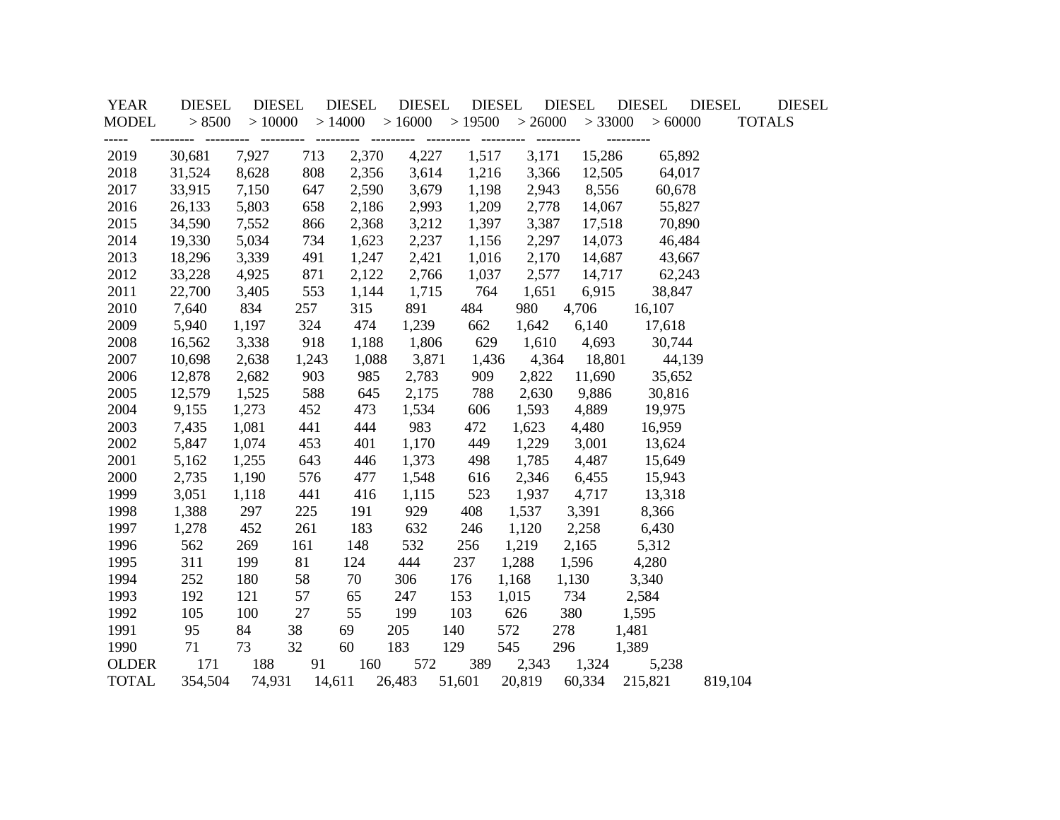| YEAR MODEL | DIESEL > 8500 | DIESEL > 10000 | DIESEL > 14000 | DIESEL > 16000 | DIESEL > 19500 | DIESEL > 26000 | DIESEL > 33000 | DIESEL > 60000 | DIESEL TOTALS |
|---|---|---|---|---|---|---|---|---|---|
| 2019 | 30,681 | 7,927 | 713 | 2,370 | 4,227 | 1,517 | 3,171 | 15,286 | 65,892 |
| 2018 | 31,524 | 8,628 | 808 | 2,356 | 3,614 | 1,216 | 3,366 | 12,505 | 64,017 |
| 2017 | 33,915 | 7,150 | 647 | 2,590 | 3,679 | 1,198 | 2,943 | 8,556 | 60,678 |
| 2016 | 26,133 | 5,803 | 658 | 2,186 | 2,993 | 1,209 | 2,778 | 14,067 | 55,827 |
| 2015 | 34,590 | 7,552 | 866 | 2,368 | 3,212 | 1,397 | 3,387 | 17,518 | 70,890 |
| 2014 | 19,330 | 5,034 | 734 | 1,623 | 2,237 | 1,156 | 2,297 | 14,073 | 46,484 |
| 2013 | 18,296 | 3,339 | 491 | 1,247 | 2,421 | 1,016 | 2,170 | 14,687 | 43,667 |
| 2012 | 33,228 | 4,925 | 871 | 2,122 | 2,766 | 1,037 | 2,577 | 14,717 | 62,243 |
| 2011 | 22,700 | 3,405 | 553 | 1,144 | 1,715 | 764 | 1,651 | 6,915 | 38,847 |
| 2010 | 7,640 | 834 | 257 | 315 | 891 | 484 | 980 | 4,706 | 16,107 |
| 2009 | 5,940 | 1,197 | 324 | 474 | 1,239 | 662 | 1,642 | 6,140 | 17,618 |
| 2008 | 16,562 | 3,338 | 918 | 1,188 | 1,806 | 629 | 1,610 | 4,693 | 30,744 |
| 2007 | 10,698 | 2,638 | 1,243 | 1,088 | 3,871 | 1,436 | 4,364 | 18,801 | 44,139 |
| 2006 | 12,878 | 2,682 | 903 | 985 | 2,783 | 909 | 2,822 | 11,690 | 35,652 |
| 2005 | 12,579 | 1,525 | 588 | 645 | 2,175 | 788 | 2,630 | 9,886 | 30,816 |
| 2004 | 9,155 | 1,273 | 452 | 473 | 1,534 | 606 | 1,593 | 4,889 | 19,975 |
| 2003 | 7,435 | 1,081 | 441 | 444 | 983 | 472 | 1,623 | 4,480 | 16,959 |
| 2002 | 5,847 | 1,074 | 453 | 401 | 1,170 | 449 | 1,229 | 3,001 | 13,624 |
| 2001 | 5,162 | 1,255 | 643 | 446 | 1,373 | 498 | 1,785 | 4,487 | 15,649 |
| 2000 | 2,735 | 1,190 | 576 | 477 | 1,548 | 616 | 2,346 | 6,455 | 15,943 |
| 1999 | 3,051 | 1,118 | 441 | 416 | 1,115 | 523 | 1,937 | 4,717 | 13,318 |
| 1998 | 1,388 | 297 | 225 | 191 | 929 | 408 | 1,537 | 3,391 | 8,366 |
| 1997 | 1,278 | 452 | 261 | 183 | 632 | 246 | 1,120 | 2,258 | 6,430 |
| 1996 | 562 | 269 | 161 | 148 | 532 | 256 | 1,219 | 2,165 | 5,312 |
| 1995 | 311 | 199 | 81 | 124 | 444 | 237 | 1,288 | 1,596 | 4,280 |
| 1994 | 252 | 180 | 58 | 70 | 306 | 176 | 1,168 | 1,130 | 3,340 |
| 1993 | 192 | 121 | 57 | 65 | 247 | 153 | 1,015 | 734 | 2,584 |
| 1992 | 105 | 100 | 27 | 55 | 199 | 103 | 626 | 380 | 1,595 |
| 1991 | 95 | 84 | 38 | 69 | 205 | 140 | 572 | 278 | 1,481 |
| 1990 | 71 | 73 | 32 | 60 | 183 | 129 | 545 | 296 | 1,389 |
| OLDER | 171 | 188 | 91 | 160 | 572 | 389 | 2,343 | 1,324 | 5,238 |
| TOTAL | 354,504 | 74,931 | 14,611 | 26,483 | 51,601 | 20,819 | 60,334 | 215,821 | 819,104 |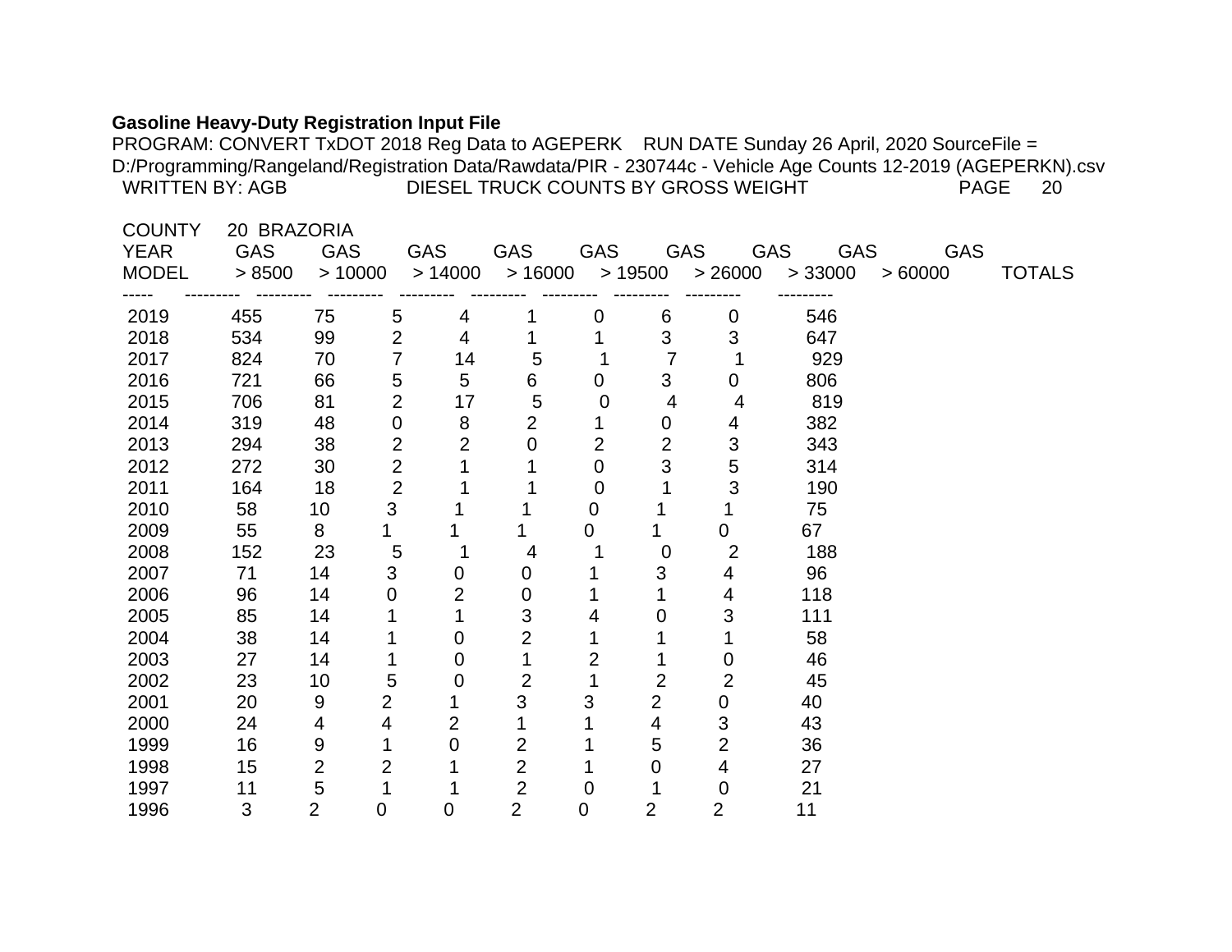**Gasoline Heavy-Duty Registration Input File**

PROGRAM: CONVERT TxDOT 2018 Reg Data to AGEPERK RUN DATE Sunday 26 April, 2020 SourceFile = D:/Programming/Rangeland/Registration Data/Rawdata/PIR - 230744c - Vehicle Age Counts 12-2019 (AGEPERKN).csv

WRITTEN BY: AGB DIESEL TRUCK COUNTS BY GROSS WEIGHT PAGE 20

COUNTY 20 BRAZORIA

| YEAR MODEL | GAS > 8500 | GAS > 10000 | GAS > 14000 | GAS > 16000 | GAS > 19500 | GAS > 26000 | GAS > 33000 | GAS > 60000 | TOTALS |
|---|---|---|---|---|---|---|---|---|---|
| 2019 | 455 | 75 | 5 | 4 | 1 | 0 | 6 | 0 | 546 |
| 2018 | 534 | 99 | 2 | 4 | 1 | 1 | 3 | 3 | 647 |
| 2017 | 824 | 70 | 7 | 14 | 5 | 1 | 7 | 1 | 929 |
| 2016 | 721 | 66 | 5 | 5 | 6 | 0 | 3 | 0 | 806 |
| 2015 | 706 | 81 | 2 | 17 | 5 | 0 | 4 | 4 | 819 |
| 2014 | 319 | 48 | 0 | 8 | 2 | 1 | 0 | 4 | 382 |
| 2013 | 294 | 38 | 2 | 2 | 0 | 2 | 2 | 3 | 343 |
| 2012 | 272 | 30 | 2 | 1 | 1 | 0 | 3 | 5 | 314 |
| 2011 | 164 | 18 | 2 | 1 | 1 | 0 | 1 | 3 | 190 |
| 2010 | 58 | 10 | 3 | 1 | 1 | 0 | 1 | 1 | 75 |
| 2009 | 55 | 8 | 1 | 1 | 1 | 0 | 1 | 0 | 67 |
| 2008 | 152 | 23 | 5 | 1 | 4 | 1 | 0 | 2 | 188 |
| 2007 | 71 | 14 | 3 | 0 | 0 | 1 | 3 | 4 | 96 |
| 2006 | 96 | 14 | 0 | 2 | 0 | 1 | 1 | 4 | 118 |
| 2005 | 85 | 14 | 1 | 1 | 3 | 4 | 0 | 3 | 111 |
| 2004 | 38 | 14 | 1 | 0 | 2 | 1 | 1 | 1 | 58 |
| 2003 | 27 | 14 | 1 | 0 | 1 | 2 | 1 | 0 | 46 |
| 2002 | 23 | 10 | 5 | 0 | 2 | 1 | 2 | 2 | 45 |
| 2001 | 20 | 9 | 2 | 1 | 3 | 3 | 2 | 0 | 40 |
| 2000 | 24 | 4 | 4 | 2 | 1 | 1 | 4 | 3 | 43 |
| 1999 | 16 | 9 | 1 | 0 | 2 | 1 | 5 | 2 | 36 |
| 1998 | 15 | 2 | 2 | 1 | 2 | 1 | 0 | 4 | 27 |
| 1997 | 11 | 5 | 1 | 1 | 2 | 0 | 1 | 0 | 21 |
| 1996 | 3 | 2 | 0 | 0 | 2 | 0 | 2 | 2 | 11 |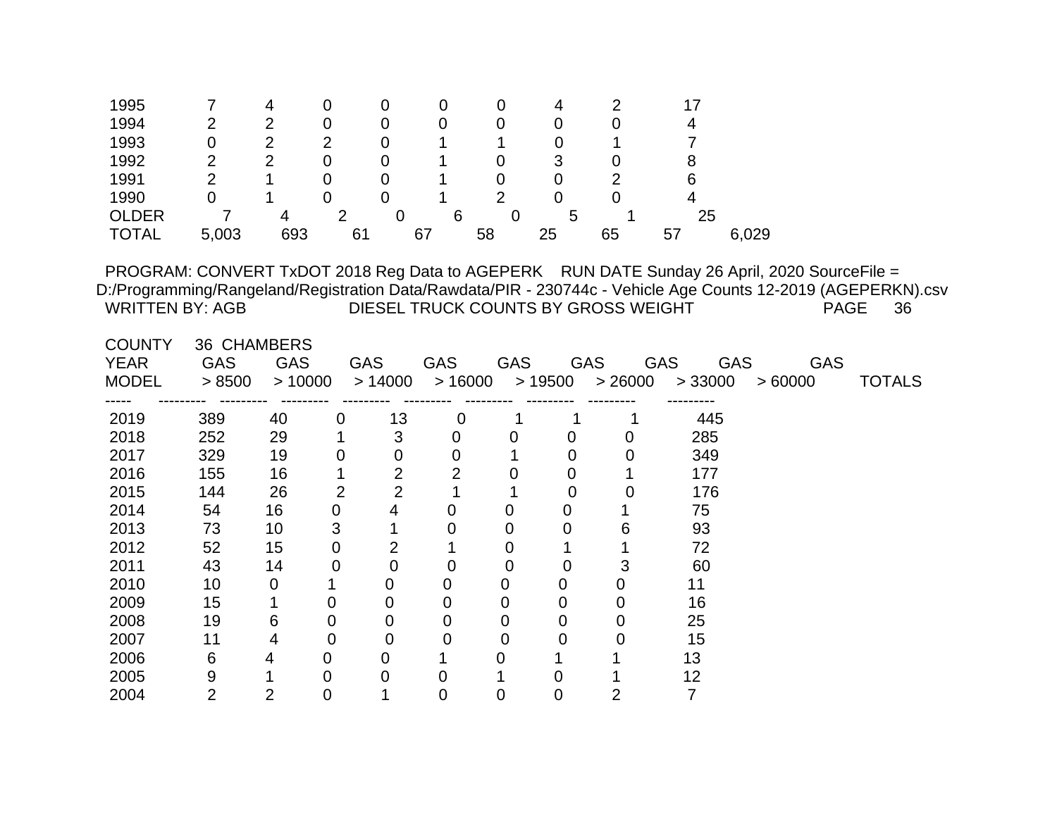| | | | | | | | | | |
|---|---|---|---|---|---|---|---|---|---|
| 1995 | 7 | 4 | 0 | 0 | 0 | 0 | 4 | 2 | 17 |
| 1994 | 2 | 2 | 0 | 0 | 0 | 0 | 0 | 0 | 4 |
| 1993 | 0 | 2 | 2 | 0 | 1 | 1 | 0 | 1 | 7 |
| 1992 | 2 | 2 | 0 | 0 | 1 | 0 | 3 | 0 | 8 |
| 1991 | 2 | 1 | 0 | 0 | 1 | 0 | 0 | 2 | 6 |
| 1990 | 0 | 1 | 0 | 0 | 1 | 2 | 0 | 0 | 4 |
| OLDER | 7 | 4 | 2 | 0 | 6 | 0 | 5 | 1 | 25 |
| TOTAL | 5,003 | 693 | 61 | 67 | 58 | 25 | 65 | 57 | 6,029 |

PROGRAM: CONVERT TxDOT 2018 Reg Data to AGEPERK RUN DATE Sunday 26 April, 2020 SourceFile = D:/Programming/Rangeland/Registration Data/Rawdata/PIR - 230744c - Vehicle Age Counts 12-2019 (AGEPERKN).csv

WRITTEN BY: AGB DIESEL TRUCK COUNTS BY GROSS WEIGHT PAGE 36

COUNTY 36 CHAMBERS

| YEAR MODEL | GAS > 8500 | GAS > 10000 | GAS > 14000 | GAS > 16000 | GAS > 19500 | GAS > 26000 | GAS > 33000 | GAS > 60000 | TOTALS |
|---|---|---|---|---|---|---|---|---|---|
| 2019 | 389 | 40 | 0 | 13 | 0 | 1 | 1 | 1 | 445 |
| 2018 | 252 | 29 | 1 | 3 | 0 | 0 | 0 | 0 | 285 |
| 2017 | 329 | 19 | 0 | 0 | 0 | 1 | 0 | 0 | 349 |
| 2016 | 155 | 16 | 1 | 2 | 2 | 0 | 0 | 1 | 177 |
| 2015 | 144 | 26 | 2 | 2 | 1 | 1 | 0 | 0 | 176 |
| 2014 | 54 | 16 | 0 | 4 | 0 | 0 | 0 | 1 | 75 |
| 2013 | 73 | 10 | 3 | 1 | 0 | 0 | 0 | 6 | 93 |
| 2012 | 52 | 15 | 0 | 2 | 1 | 0 | 1 | 1 | 72 |
| 2011 | 43 | 14 | 0 | 0 | 0 | 0 | 0 | 3 | 60 |
| 2010 | 10 | 0 | 1 | 0 | 0 | 0 | 0 | 0 | 11 |
| 2009 | 15 | 1 | 0 | 0 | 0 | 0 | 0 | 0 | 16 |
| 2008 | 19 | 6 | 0 | 0 | 0 | 0 | 0 | 0 | 25 |
| 2007 | 11 | 4 | 0 | 0 | 0 | 0 | 0 | 0 | 15 |
| 2006 | 6 | 4 | 0 | 0 | 1 | 0 | 1 | 1 | 13 |
| 2005 | 9 | 1 | 0 | 0 | 0 | 1 | 0 | 1 | 12 |
| 2004 | 2 | 2 | 0 | 1 | 0 | 0 | 0 | 2 | 7 |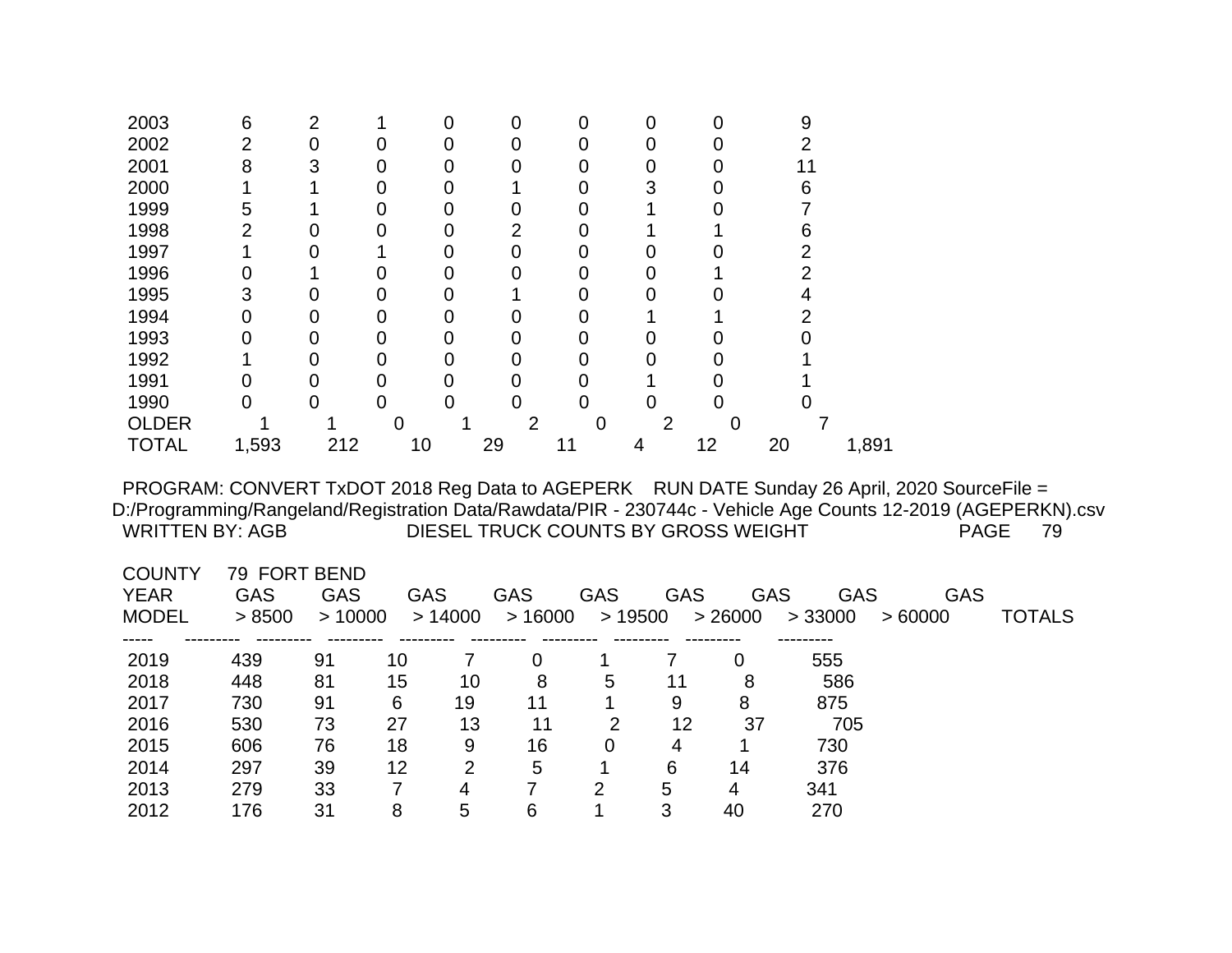| | | | | | | | | | |
|---|---|---|---|---|---|---|---|---|---|
| 2003 | 6 | 2 | 1 | 0 | 0 | 0 | 0 | 0 | 9 |
| 2002 | 2 | 0 | 0 | 0 | 0 | 0 | 0 | 0 | 2 |
| 2001 | 8 | 3 | 0 | 0 | 0 | 0 | 0 | 0 | 11 |
| 2000 | 1 | 1 | 0 | 0 | 1 | 0 | 3 | 0 | 6 |
| 1999 | 5 | 1 | 0 | 0 | 0 | 0 | 1 | 0 | 7 |
| 1998 | 2 | 0 | 0 | 0 | 2 | 0 | 1 | 1 | 6 |
| 1997 | 1 | 0 | 1 | 0 | 0 | 0 | 0 | 0 | 2 |
| 1996 | 0 | 1 | 0 | 0 | 0 | 0 | 0 | 1 | 2 |
| 1995 | 3 | 0 | 0 | 0 | 1 | 0 | 0 | 0 | 4 |
| 1994 | 0 | 0 | 0 | 0 | 0 | 0 | 1 | 1 | 2 |
| 1993 | 0 | 0 | 0 | 0 | 0 | 0 | 0 | 0 | 0 |
| 1992 | 1 | 0 | 0 | 0 | 0 | 0 | 0 | 0 | 1 |
| 1991 | 0 | 0 | 0 | 0 | 0 | 0 | 1 | 0 | 1 |
| 1990 | 0 | 0 | 0 | 0 | 0 | 0 | 0 | 0 | 0 |
| OLDER | 1 | 1 | 0 | 1 | 2 | 0 | 2 | 0 | 7 |
| TOTAL | 1,593 | 212 | 10 | 29 | 11 | 4 | 12 | 20 | 1,891 |

PROGRAM: CONVERT TxDOT 2018 Reg Data to AGEPERK RUN DATE Sunday 26 April, 2020 SourceFile = D:/Programming/Rangeland/Registration Data/Rawdata/PIR - 230744c - Vehicle Age Counts 12-2019 (AGEPERKN).csv

WRITTEN BY: AGB DIESEL TRUCK COUNTS BY GROSS WEIGHT PAGE 79

COUNTY 79 FORT BEND

| YEAR MODEL | GAS > 8500 | GAS > 10000 | GAS > 14000 | GAS > 16000 | GAS > 19500 | GAS > 26000 | GAS > 33000 | GAS > 60000 | TOTALS |
|---|---|---|---|---|---|---|---|---|---|
| 2019 | 439 | 91 | 10 | 7 | 0 | 1 | 7 | 0 | 555 |
| 2018 | 448 | 81 | 15 | 10 | 8 | 5 | 11 | 8 | 586 |
| 2017 | 730 | 91 | 6 | 19 | 11 | 1 | 9 | 8 | 875 |
| 2016 | 530 | 73 | 27 | 13 | 11 | 2 | 12 | 37 | 705 |
| 2015 | 606 | 76 | 18 | 9 | 16 | 0 | 4 | 1 | 730 |
| 2014 | 297 | 39 | 12 | 2 | 5 | 1 | 6 | 14 | 376 |
| 2013 | 279 | 33 | 7 | 4 | 7 | 2 | 5 | 4 | 341 |
| 2012 | 176 | 31 | 8 | 5 | 6 | 1 | 3 | 40 | 270 |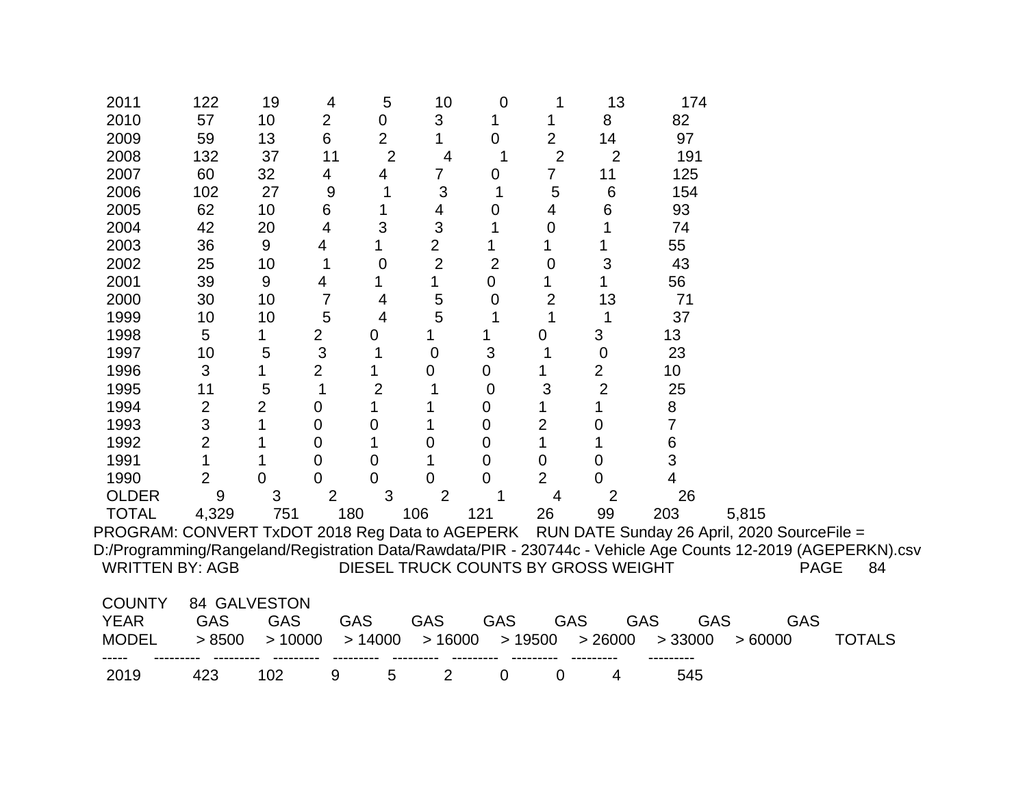| | | | | | | | | | |
|---|---|---|---|---|---|---|---|---|---|
| 2011 | 122 | 19 | 4 | 5 | 10 | 0 | 1 | 13 | 174 |
| 2010 | 57 | 10 | 2 | 0 | 3 | 1 | 1 | 8 | 82 |
| 2009 | 59 | 13 | 6 | 2 | 1 | 0 | 2 | 14 | 97 |
| 2008 | 132 | 37 | 11 | 2 | 4 | 1 | 2 | 2 | 191 |
| 2007 | 60 | 32 | 4 | 4 | 7 | 0 | 7 | 11 | 125 |
| 2006 | 102 | 27 | 9 | 1 | 3 | 1 | 5 | 6 | 154 |
| 2005 | 62 | 10 | 6 | 1 | 4 | 0 | 4 | 6 | 93 |
| 2004 | 42 | 20 | 4 | 3 | 3 | 1 | 0 | 1 | 74 |
| 2003 | 36 | 9 | 4 | 1 | 2 | 1 | 1 | 1 | 55 |
| 2002 | 25 | 10 | 1 | 0 | 2 | 2 | 0 | 3 | 43 |
| 2001 | 39 | 9 | 4 | 1 | 1 | 0 | 1 | 1 | 56 |
| 2000 | 30 | 10 | 7 | 4 | 5 | 0 | 2 | 13 | 71 |
| 1999 | 10 | 10 | 5 | 4 | 5 | 1 | 1 | 1 | 37 |
| 1998 | 5 | 1 | 2 | 0 | 1 | 1 | 0 | 3 | 13 |
| 1997 | 10 | 5 | 3 | 1 | 0 | 3 | 1 | 0 | 23 |
| 1996 | 3 | 1 | 2 | 1 | 0 | 0 | 1 | 2 | 10 |
| 1995 | 11 | 5 | 1 | 2 | 1 | 0 | 3 | 2 | 25 |
| 1994 | 2 | 2 | 0 | 1 | 1 | 0 | 1 | 1 | 8 |
| 1993 | 3 | 1 | 0 | 0 | 1 | 0 | 2 | 0 | 7 |
| 1992 | 2 | 1 | 0 | 1 | 0 | 0 | 1 | 1 | 6 |
| 1991 | 1 | 1 | 0 | 0 | 1 | 0 | 0 | 0 | 3 |
| 1990 | 2 | 0 | 0 | 0 | 0 | 0 | 2 | 0 | 4 |
| OLDER | 9 | 3 | 2 | 3 | 2 | 1 | 4 | 2 | 26 |
| TOTAL | 4,329 | 751 | 180 | 106 | 121 | 26 | 99 | 203 | 5,815 |

PROGRAM: CONVERT TxDOT 2018 Reg Data to AGEPERK RUN DATE Sunday 26 April, 2020 SourceFile = D:/Programming/Rangeland/Registration Data/Rawdata/PIR - 230744c - Vehicle Age Counts 12-2019 (AGEPERKN).csv

WRITTEN BY: AGB DIESEL TRUCK COUNTS BY GROSS WEIGHT PAGE 84

COUNTY 84 GALVESTON

| YEAR MODEL | GAS > 8500 | GAS > 10000 | GAS > 14000 | GAS > 16000 | GAS > 19500 | GAS > 26000 | GAS > 33000 | GAS > 60000 | TOTALS |
|---|---|---|---|---|---|---|---|---|---|
| 2019 | 423 | 102 | 9 | 5 | 2 | 0 | 0 | 4 | 545 |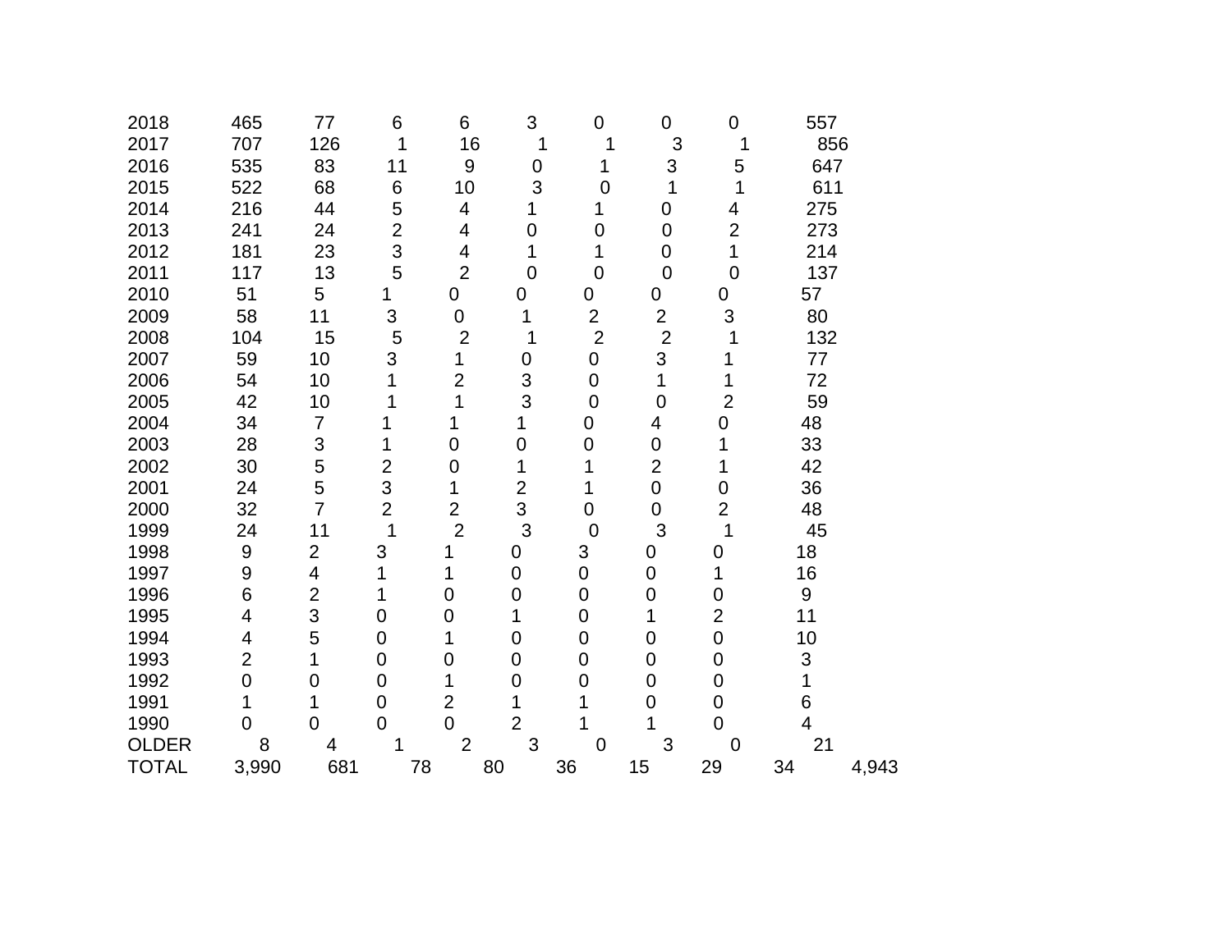| | | | | | | | | | |
|---|---|---|---|---|---|---|---|---|---|
| 2018 | 465 | 77 | 6 | 6 | 3 | 0 | 0 | 0 | 557 |
| 2017 | 707 | 126 | 1 | 16 | 1 | 1 | 3 | 1 | 856 |
| 2016 | 535 | 83 | 11 | 9 | 0 | 1 | 3 | 5 | 647 |
| 2015 | 522 | 68 | 6 | 10 | 3 | 0 | 1 | 1 | 611 |
| 2014 | 216 | 44 | 5 | 4 | 1 | 1 | 0 | 4 | 275 |
| 2013 | 241 | 24 | 2 | 4 | 0 | 0 | 0 | 2 | 273 |
| 2012 | 181 | 23 | 3 | 4 | 1 | 1 | 0 | 1 | 214 |
| 2011 | 117 | 13 | 5 | 2 | 0 | 0 | 0 | 0 | 137 |
| 2010 | 51 | 5 | 1 | 0 | 0 | 0 | 0 | 0 | 57 |
| 2009 | 58 | 11 | 3 | 0 | 1 | 2 | 2 | 3 | 80 |
| 2008 | 104 | 15 | 5 | 2 | 1 | 2 | 2 | 1 | 132 |
| 2007 | 59 | 10 | 3 | 1 | 0 | 0 | 3 | 1 | 77 |
| 2006 | 54 | 10 | 1 | 2 | 3 | 0 | 1 | 1 | 72 |
| 2005 | 42 | 10 | 1 | 1 | 3 | 0 | 0 | 2 | 59 |
| 2004 | 34 | 7 | 1 | 1 | 1 | 0 | 4 | 0 | 48 |
| 2003 | 28 | 3 | 1 | 0 | 0 | 0 | 0 | 1 | 33 |
| 2002 | 30 | 5 | 2 | 0 | 1 | 1 | 2 | 1 | 42 |
| 2001 | 24 | 5 | 3 | 1 | 2 | 1 | 0 | 0 | 36 |
| 2000 | 32 | 7 | 2 | 2 | 3 | 0 | 0 | 2 | 48 |
| 1999 | 24 | 11 | 1 | 2 | 3 | 0 | 3 | 1 | 45 |
| 1998 | 9 | 2 | 3 | 1 | 0 | 3 | 0 | 0 | 18 |
| 1997 | 9 | 4 | 1 | 1 | 0 | 0 | 0 | 1 | 16 |
| 1996 | 6 | 2 | 1 | 0 | 0 | 0 | 0 | 0 | 9 |
| 1995 | 4 | 3 | 0 | 0 | 1 | 0 | 1 | 2 | 11 |
| 1994 | 4 | 5 | 0 | 1 | 0 | 0 | 0 | 0 | 10 |
| 1993 | 2 | 1 | 0 | 0 | 0 | 0 | 0 | 0 | 3 |
| 1992 | 0 | 0 | 0 | 1 | 0 | 0 | 0 | 0 | 1 |
| 1991 | 1 | 1 | 0 | 2 | 1 | 1 | 0 | 0 | 6 |
| 1990 | 0 | 0 | 0 | 0 | 2 | 1 | 1 | 0 | 4 |
| OLDER | 8 | 4 | 1 | 2 | 3 | 0 | 3 | 0 | 21 |
| TOTAL | 3,990 | 681 | 78 | 80 | 36 | 15 | 29 | 34 | 4,943 |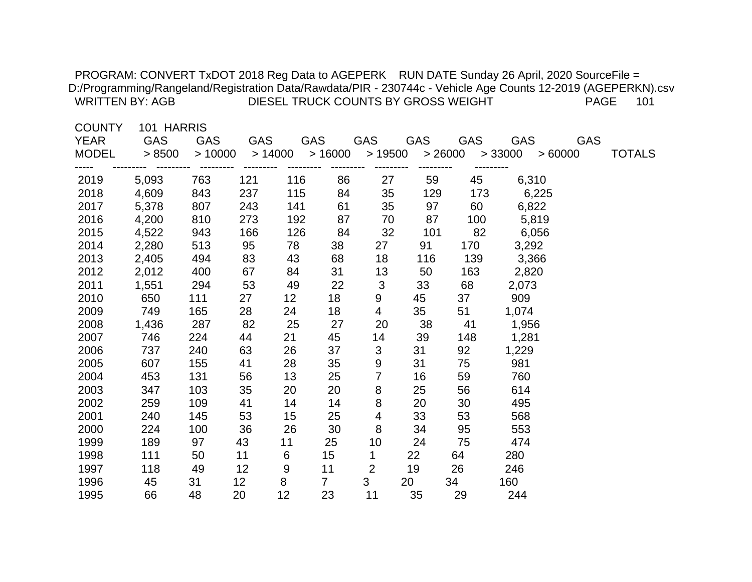PROGRAM: CONVERT TxDOT 2018 Reg Data to AGEPERK RUN DATE Sunday 26 April, 2020 SourceFile = D:/Programming/Rangeland/Registration Data/Rawdata/PIR - 230744c - Vehicle Age Counts 12-2019 (AGEPERKN).csv

WRITTEN BY: AGB DIESEL TRUCK COUNTS BY GROSS WEIGHT PAGE 101

COUNTY 101 HARRIS

| YEAR MODEL | GAS > 8500 | GAS > 10000 | GAS > 14000 | GAS > 16000 | GAS > 19500 | GAS > 26000 | GAS > 33000 | GAS > 60000 | TOTALS |
|---|---|---|---|---|---|---|---|---|---|
| 2019 | 5,093 | 763 | 121 | 116 | 86 | 27 | 59 | 45 | 6,310 |
| 2018 | 4,609 | 843 | 237 | 115 | 84 | 35 | 129 | 173 | 6,225 |
| 2017 | 5,378 | 807 | 243 | 141 | 61 | 35 | 97 | 60 | 6,822 |
| 2016 | 4,200 | 810 | 273 | 192 | 87 | 70 | 87 | 100 | 5,819 |
| 2015 | 4,522 | 943 | 166 | 126 | 84 | 32 | 101 | 82 | 6,056 |
| 2014 | 2,280 | 513 | 95 | 78 | 38 | 27 | 91 | 170 | 3,292 |
| 2013 | 2,405 | 494 | 83 | 43 | 68 | 18 | 116 | 139 | 3,366 |
| 2012 | 2,012 | 400 | 67 | 84 | 31 | 13 | 50 | 163 | 2,820 |
| 2011 | 1,551 | 294 | 53 | 49 | 22 | 3 | 33 | 68 | 2,073 |
| 2010 | 650 | 111 | 27 | 12 | 18 | 9 | 45 | 37 | 909 |
| 2009 | 749 | 165 | 28 | 24 | 18 | 4 | 35 | 51 | 1,074 |
| 2008 | 1,436 | 287 | 82 | 25 | 27 | 20 | 38 | 41 | 1,956 |
| 2007 | 746 | 224 | 44 | 21 | 45 | 14 | 39 | 148 | 1,281 |
| 2006 | 737 | 240 | 63 | 26 | 37 | 3 | 31 | 92 | 1,229 |
| 2005 | 607 | 155 | 41 | 28 | 35 | 9 | 31 | 75 | 981 |
| 2004 | 453 | 131 | 56 | 13 | 25 | 7 | 16 | 59 | 760 |
| 2003 | 347 | 103 | 35 | 20 | 20 | 8 | 25 | 56 | 614 |
| 2002 | 259 | 109 | 41 | 14 | 14 | 8 | 20 | 30 | 495 |
| 2001 | 240 | 145 | 53 | 15 | 25 | 4 | 33 | 53 | 568 |
| 2000 | 224 | 100 | 36 | 26 | 30 | 8 | 34 | 95 | 553 |
| 1999 | 189 | 97 | 43 | 11 | 25 | 10 | 24 | 75 | 474 |
| 1998 | 111 | 50 | 11 | 6 | 15 | 1 | 22 | 64 | 280 |
| 1997 | 118 | 49 | 12 | 9 | 11 | 2 | 19 | 26 | 246 |
| 1996 | 45 | 31 | 12 | 8 | 7 | 3 | 20 | 34 | 160 |
| 1995 | 66 | 48 | 20 | 12 | 23 | 11 | 35 | 29 | 244 |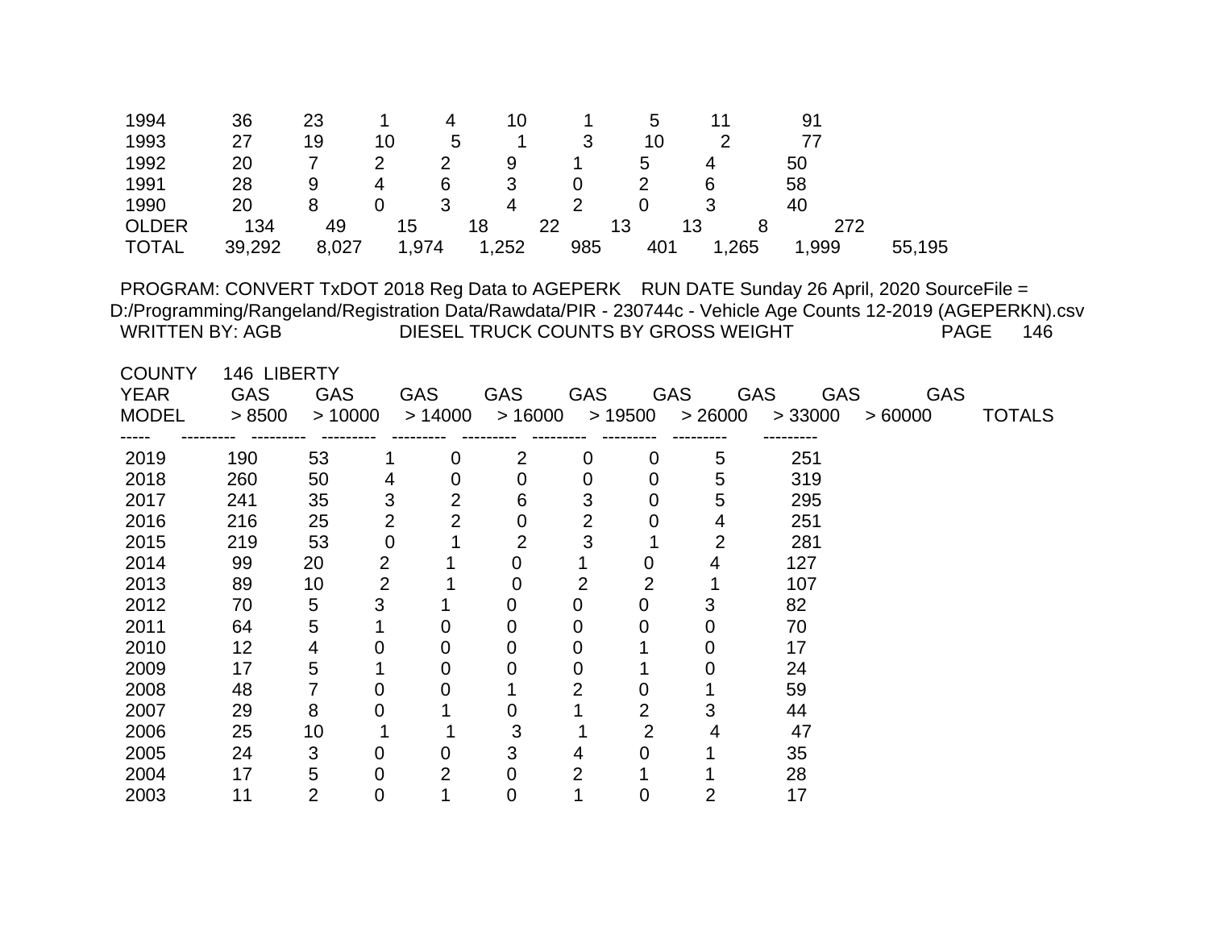| | | | | | | | | | |
|---|---|---|---|---|---|---|---|---|---|
| 1994 | 36 | 23 | 1 | 4 | 10 | 1 | 5 | 11 | 91 |
| 1993 | 27 | 19 | 10 | 5 | 1 | 3 | 10 | 2 | 77 |
| 1992 | 20 | 7 | 2 | 2 | 9 | 1 | 5 | 4 | 50 |
| 1991 | 28 | 9 | 4 | 6 | 3 | 0 | 2 | 6 | 58 |
| 1990 | 20 | 8 | 0 | 3 | 4 | 2 | 0 | 3 | 40 |
| OLDER | 134 | 49 | 15 | 18 | 22 | 13 | 13 | 8 | 272 |
| TOTAL | 39,292 | 8,027 | 1,974 | 1,252 | 985 | 401 | 1,265 | 1,999 | 55,195 |

PROGRAM: CONVERT TxDOT 2018 Reg Data to AGEPERK RUN DATE Sunday 26 April, 2020 SourceFile = D:/Programming/Rangeland/Registration Data/Rawdata/PIR - 230744c - Vehicle Age Counts 12-2019 (AGEPERKN).csv

WRITTEN BY: AGB DIESEL TRUCK COUNTS BY GROSS WEIGHT PAGE 146

COUNTY 146 LIBERTY

| YEAR MODEL | GAS > 8500 | GAS > 10000 | GAS > 14000 | GAS > 16000 | GAS > 19500 | GAS > 26000 | GAS > 33000 | GAS > 60000 | TOTALS |
|---|---|---|---|---|---|---|---|---|---|
| 2019 | 190 | 53 | 1 | 0 | 2 | 0 | 0 | 5 | 251 |
| 2018 | 260 | 50 | 4 | 0 | 0 | 0 | 0 | 5 | 319 |
| 2017 | 241 | 35 | 3 | 2 | 6 | 3 | 0 | 5 | 295 |
| 2016 | 216 | 25 | 2 | 2 | 0 | 2 | 0 | 4 | 251 |
| 2015 | 219 | 53 | 0 | 1 | 2 | 3 | 1 | 2 | 281 |
| 2014 | 99 | 20 | 2 | 1 | 0 | 1 | 0 | 4 | 127 |
| 2013 | 89 | 10 | 2 | 1 | 0 | 2 | 2 | 1 | 107 |
| 2012 | 70 | 5 | 3 | 1 | 0 | 0 | 0 | 3 | 82 |
| 2011 | 64 | 5 | 1 | 0 | 0 | 0 | 0 | 0 | 70 |
| 2010 | 12 | 4 | 0 | 0 | 0 | 0 | 1 | 0 | 17 |
| 2009 | 17 | 5 | 1 | 0 | 0 | 0 | 1 | 0 | 24 |
| 2008 | 48 | 7 | 0 | 0 | 1 | 2 | 0 | 1 | 59 |
| 2007 | 29 | 8 | 0 | 1 | 0 | 1 | 2 | 3 | 44 |
| 2006 | 25 | 10 | 1 | 1 | 3 | 1 | 2 | 4 | 47 |
| 2005 | 24 | 3 | 0 | 0 | 3 | 4 | 0 | 1 | 35 |
| 2004 | 17 | 5 | 0 | 2 | 0 | 2 | 1 | 1 | 28 |
| 2003 | 11 | 2 | 0 | 1 | 0 | 1 | 0 | 2 | 17 |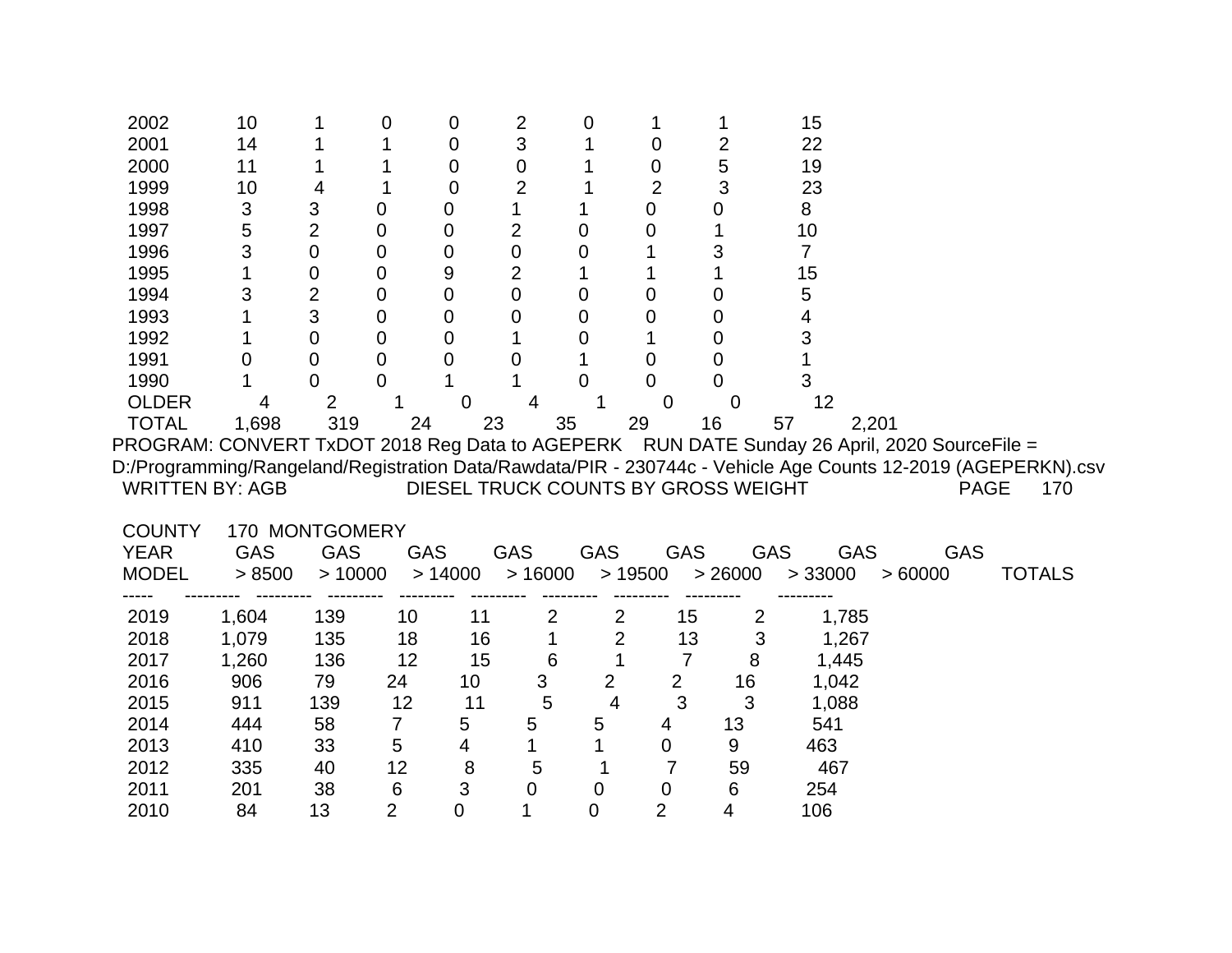| | | | | | | | | | |
|---|---|---|---|---|---|---|---|---|---|
| 2002 | 10 | 1 | 0 | 0 | 2 | 0 | 1 | 1 | 15 |
| 2001 | 14 | 1 | 1 | 0 | 3 | 1 | 0 | 2 | 22 |
| 2000 | 11 | 1 | 1 | 0 | 0 | 1 | 0 | 5 | 19 |
| 1999 | 10 | 4 | 1 | 0 | 2 | 1 | 2 | 3 | 23 |
| 1998 | 3 | 3 | 0 | 0 | 1 | 1 | 0 | 0 | 8 |
| 1997 | 5 | 2 | 0 | 0 | 2 | 0 | 0 | 1 | 10 |
| 1996 | 3 | 0 | 0 | 0 | 0 | 0 | 1 | 3 | 7 |
| 1995 | 1 | 0 | 0 | 9 | 2 | 1 | 1 | 1 | 15 |
| 1994 | 3 | 2 | 0 | 0 | 0 | 0 | 0 | 0 | 5 |
| 1993 | 1 | 3 | 0 | 0 | 0 | 0 | 0 | 0 | 4 |
| 1992 | 1 | 0 | 0 | 0 | 1 | 0 | 1 | 0 | 3 |
| 1991 | 0 | 0 | 0 | 0 | 0 | 1 | 0 | 0 | 1 |
| 1990 | 1 | 0 | 0 | 1 | 1 | 0 | 0 | 0 | 3 |
| OLDER | 4 | 2 | 1 | 0 | 4 | 1 | 0 | 0 | 12 |
| TOTAL | 1,698 | 319 | 24 | 23 | 35 | 29 | 16 | 57 | 2,201 |

PROGRAM: CONVERT TxDOT 2018 Reg Data to AGEPERK RUN DATE Sunday 26 April, 2020 SourceFile = D:/Programming/Rangeland/Registration Data/Rawdata/PIR - 230744c - Vehicle Age Counts 12-2019 (AGEPERKN).csv

WRITTEN BY: AGB DIESEL TRUCK COUNTS BY GROSS WEIGHT PAGE 170

COUNTY 170 MONTGOMERY

| YEAR MODEL | GAS > 8500 | GAS > 10000 | GAS > 14000 | GAS > 16000 | GAS > 19500 | GAS > 26000 | GAS > 33000 | GAS > 60000 | TOTALS |
|---|---|---|---|---|---|---|---|---|---|
| 2019 | 1,604 | 139 | 10 | 11 | 2 | 2 | 15 | 2 | 1,785 |
| 2018 | 1,079 | 135 | 18 | 16 | 1 | 2 | 13 | 3 | 1,267 |
| 2017 | 1,260 | 136 | 12 | 15 | 6 | 1 | 7 | 8 | 1,445 |
| 2016 | 906 | 79 | 24 | 10 | 3 | 2 | 2 | 16 | 1,042 |
| 2015 | 911 | 139 | 12 | 11 | 5 | 4 | 3 | 3 | 1,088 |
| 2014 | 444 | 58 | 7 | 5 | 5 | 5 | 4 | 13 | 541 |
| 2013 | 410 | 33 | 5 | 4 | 1 | 1 | 0 | 9 | 463 |
| 2012 | 335 | 40 | 12 | 8 | 5 | 1 | 7 | 59 | 467 |
| 2011 | 201 | 38 | 6 | 3 | 0 | 0 | 0 | 6 | 254 |
| 2010 | 84 | 13 | 2 | 0 | 1 | 0 | 2 | 4 | 106 |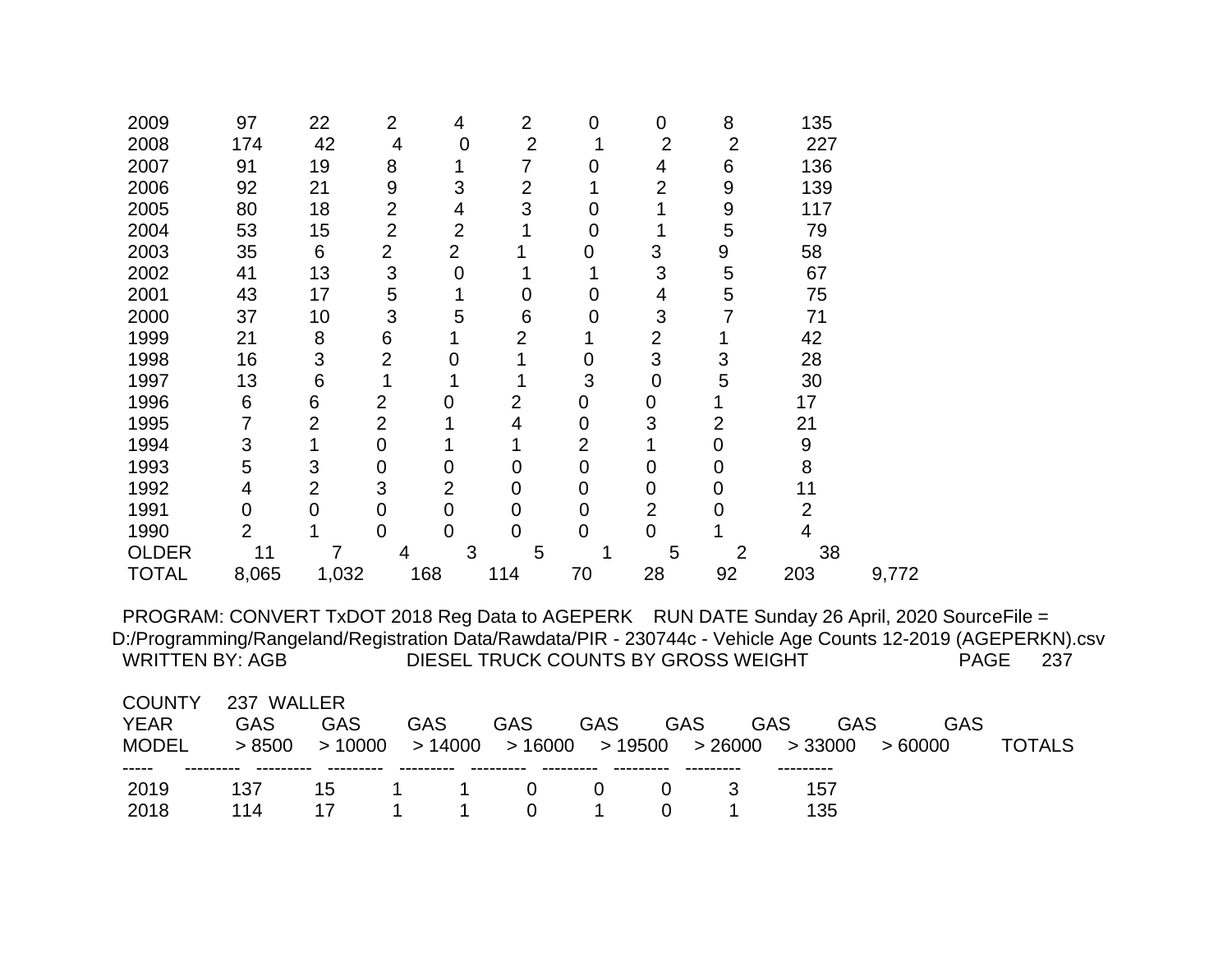| 2009 | 97 | 22 | 2 | 4 | 2 | 0 | 0 | 8 | 135 | |
|---|---|---|---|---|---|---|---|---|---|---|
| 2008 | 174 | 42 | 4 | 0 | 2 | 1 | 2 | 2 | 227 | |
| 2007 | 91 | 19 | 8 | 1 | 7 | 0 | 4 | 6 | 136 | |
| 2006 | 92 | 21 | 9 | 3 | 2 | 1 | 2 | 9 | 139 | |
| 2005 | 80 | 18 | 2 | 4 | 3 | 0 | 1 | 9 | 117 | |
| 2004 | 53 | 15 | 2 | 2 | 1 | 0 | 1 | 5 | 79 | |
| 2003 | 35 | 6 | 2 | 2 | 1 | 0 | 3 | 9 | 58 | |
| 2002 | 41 | 13 | 3 | 0 | 1 | 1 | 3 | 5 | 67 | |
| 2001 | 43 | 17 | 5 | 1 | 0 | 0 | 4 | 5 | 75 | |
| 2000 | 37 | 10 | 3 | 5 | 6 | 0 | 3 | 7 | 71 | |
| 1999 | 21 | 8 | 6 | 1 | 2 | 1 | 2 | 1 | 42 | |
| 1998 | 16 | 3 | 2 | 0 | 1 | 0 | 3 | 3 | 28 | |
| 1997 | 13 | 6 | 1 | 1 | 1 | 3 | 0 | 5 | 30 | |
| 1996 | 6 | 6 | 2 | 0 | 2 | 0 | 0 | 1 | 17 | |
| 1995 | 7 | 2 | 2 | 1 | 4 | 0 | 3 | 2 | 21 | |
| 1994 | 3 | 1 | 0 | 1 | 1 | 2 | 1 | 0 | 9 | |
| 1993 | 5 | 3 | 0 | 0 | 0 | 0 | 0 | 0 | 8 | |
| 1992 | 4 | 2 | 3 | 2 | 0 | 0 | 0 | 0 | 11 | |
| 1991 | 0 | 0 | 0 | 0 | 0 | 0 | 2 | 0 | 2 | |
| 1990 | 2 | 1 | 0 | 0 | 0 | 0 | 0 | 1 | 4 | |
| OLDER | 11 | 7 | 4 | 3 | 5 | 1 | 5 | 2 | 38 | |
| TOTAL | 8,065 | 1,032 | 168 | 114 | 70 | 28 | 92 | 203 | | 9,772 |

PROGRAM: CONVERT TxDOT 2018 Reg Data to AGEPERK RUN DATE Sunday 26 April, 2020 SourceFile = D:/Programming/Rangeland/Registration Data/Rawdata/PIR - 230744c - Vehicle Age Counts 12-2019 (AGEPERKN).csv

WRITTEN BY: AGB DIESEL TRUCK COUNTS BY GROSS WEIGHT PAGE 237

COUNTY 237 WALLER

| YEAR MODEL | GAS > 8500 | GAS > 10000 | GAS > 14000 | GAS > 16000 | GAS > 19500 | GAS > 26000 | GAS > 33000 | GAS > 60000 | TOTALS |
|---|---|---|---|---|---|---|---|---|---|
| 2019 | 137 | 15 | 1 | 1 | 0 | 0 | 0 | 3 | 157 |
| 2018 | 114 | 17 | 1 | 1 | 0 | 1 | 0 | 1 | 135 |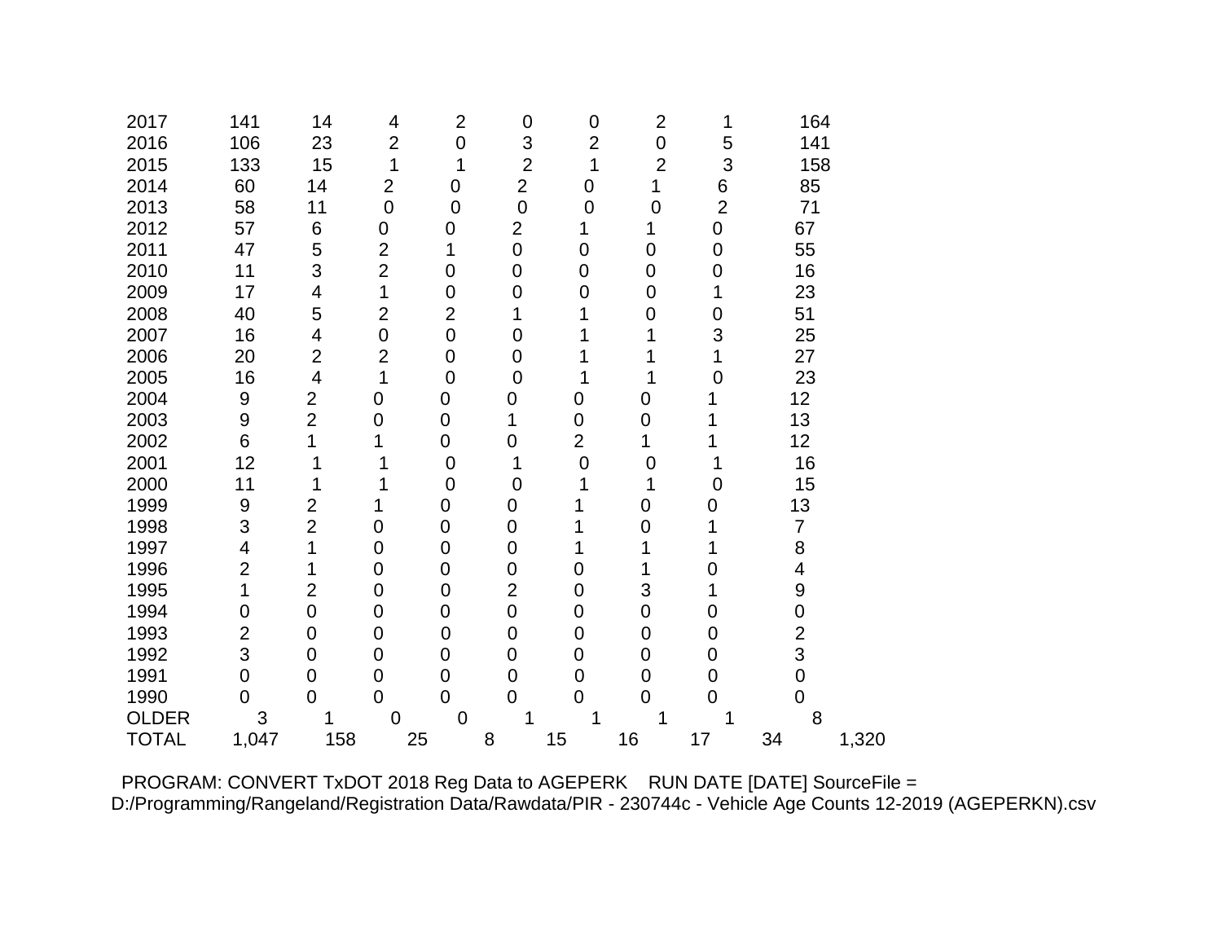| 2017 | 141 | 14 | 4 | 2 | 0 | 0 | 2 | 1 | 164 |
|---|---|---|---|---|---|---|---|---|---|
| 2016 | 106 | 23 | 2 | 0 | 3 | 2 | 0 | 5 | 141 |
| 2015 | 133 | 15 | 1 | 1 | 2 | 1 | 2 | 3 | 158 |
| 2014 | 60 | 14 | 2 | 0 | 2 | 0 | 1 | 6 | 85 |
| 2013 | 58 | 11 | 0 | 0 | 0 | 0 | 0 | 2 | 71 |
| 2012 | 57 | 6 | 0 | 0 | 2 | 1 | 1 | 0 | 67 |
| 2011 | 47 | 5 | 2 | 1 | 0 | 0 | 0 | 0 | 55 |
| 2010 | 11 | 3 | 2 | 0 | 0 | 0 | 0 | 0 | 16 |
| 2009 | 17 | 4 | 1 | 0 | 0 | 0 | 0 | 1 | 23 |
| 2008 | 40 | 5 | 2 | 2 | 1 | 1 | 0 | 0 | 51 |
| 2007 | 16 | 4 | 0 | 0 | 0 | 1 | 1 | 3 | 25 |
| 2006 | 20 | 2 | 2 | 0 | 0 | 1 | 1 | 1 | 27 |
| 2005 | 16 | 4 | 1 | 0 | 0 | 1 | 1 | 0 | 23 |
| 2004 | 9 | 2 | 0 | 0 | 0 | 0 | 0 | 1 | 12 |
| 2003 | 9 | 2 | 0 | 0 | 1 | 0 | 0 | 1 | 13 |
| 2002 | 6 | 1 | 1 | 0 | 0 | 2 | 1 | 1 | 12 |
| 2001 | 12 | 1 | 1 | 0 | 1 | 0 | 0 | 1 | 16 |
| 2000 | 11 | 1 | 1 | 0 | 0 | 1 | 1 | 0 | 15 |
| 1999 | 9 | 2 | 1 | 0 | 0 | 1 | 0 | 0 | 13 |
| 1998 | 3 | 2 | 0 | 0 | 0 | 1 | 0 | 1 | 7 |
| 1997 | 4 | 1 | 0 | 0 | 0 | 1 | 1 | 1 | 8 |
| 1996 | 2 | 1 | 0 | 0 | 0 | 0 | 1 | 0 | 4 |
| 1995 | 1 | 2 | 0 | 0 | 2 | 0 | 3 | 1 | 9 |
| 1994 | 0 | 0 | 0 | 0 | 0 | 0 | 0 | 0 | 0 |
| 1993 | 2 | 0 | 0 | 0 | 0 | 0 | 0 | 0 | 2 |
| 1992 | 3 | 0 | 0 | 0 | 0 | 0 | 0 | 0 | 3 |
| 1991 | 0 | 0 | 0 | 0 | 0 | 0 | 0 | 0 | 0 |
| 1990 | 0 | 0 | 0 | 0 | 0 | 0 | 0 | 0 | 0 |
| OLDER | 3 | 1 | 0 | 0 | 1 | 1 | 1 | 1 | 8 |
| TOTAL | 1,047 | 158 | 25 | 8 | 15 | 16 | 17 | 34 | 1,320 |

PROGRAM: CONVERT TxDOT 2018 Reg Data to AGEPERK RUN DATE [DATE] SourceFile = D:/Programming/Rangeland/Registration Data/Rawdata/PIR - 230744c - Vehicle Age Counts 12-2019 (AGEPERKN).csv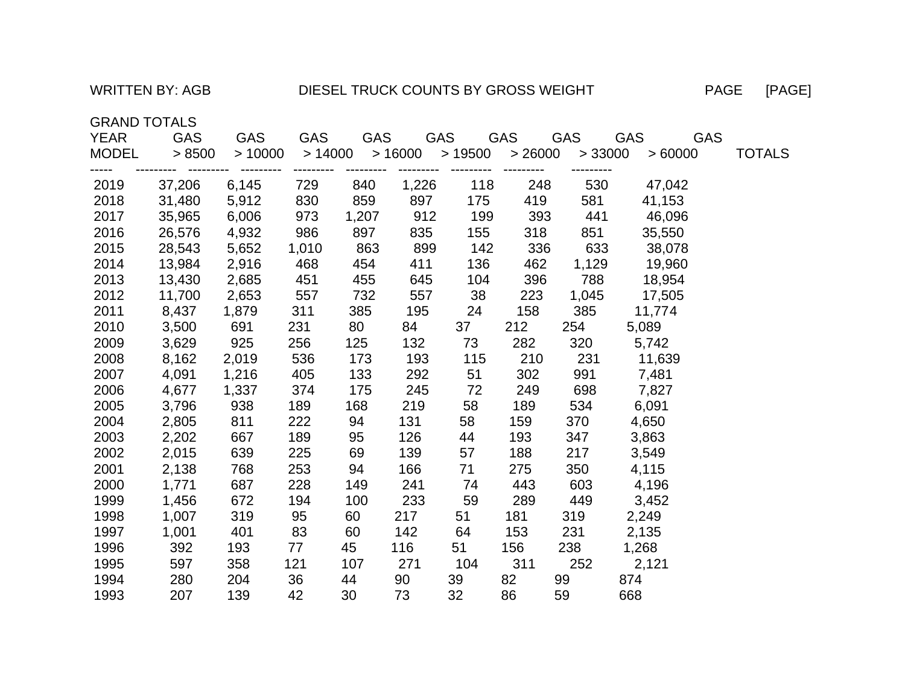WRITTEN BY: AGB DIESEL TRUCK COUNTS BY GROSS WEIGHT

GRAND TOTALS

| YEAR MODEL | GAS > 8500 | GAS > 10000 | GAS > 14000 | GAS > 16000 | GAS > 19500 | GAS > 26000 | GAS > 33000 | GAS > 60000 | TOTALS |
|---|---|---|---|---|---|---|---|---|---|
| 2019 | 37,206 | 6,145 | 729 | 840 | 1,226 | 118 | 248 | 530 | 47,042 |
| 2018 | 31,480 | 5,912 | 830 | 859 | 897 | 175 | 419 | 581 | 41,153 |
| 2017 | 35,965 | 6,006 | 973 | 1,207 | 912 | 199 | 393 | 441 | 46,096 |
| 2016 | 26,576 | 4,932 | 986 | 897 | 835 | 155 | 318 | 851 | 35,550 |
| 2015 | 28,543 | 5,652 | 1,010 | 863 | 899 | 142 | 336 | 633 | 38,078 |
| 2014 | 13,984 | 2,916 | 468 | 454 | 411 | 136 | 462 | 1,129 | 19,960 |
| 2013 | 13,430 | 2,685 | 451 | 455 | 645 | 104 | 396 | 788 | 18,954 |
| 2012 | 11,700 | 2,653 | 557 | 732 | 557 | 38 | 223 | 1,045 | 17,505 |
| 2011 | 8,437 | 1,879 | 311 | 385 | 195 | 24 | 158 | 385 | 11,774 |
| 2010 | 3,500 | 691 | 231 | 80 | 84 | 37 | 212 | 254 | 5,089 |
| 2009 | 3,629 | 925 | 256 | 125 | 132 | 73 | 282 | 320 | 5,742 |
| 2008 | 8,162 | 2,019 | 536 | 173 | 193 | 115 | 210 | 231 | 11,639 |
| 2007 | 4,091 | 1,216 | 405 | 133 | 292 | 51 | 302 | 991 | 7,481 |
| 2006 | 4,677 | 1,337 | 374 | 175 | 245 | 72 | 249 | 698 | 7,827 |
| 2005 | 3,796 | 938 | 189 | 168 | 219 | 58 | 189 | 534 | 6,091 |
| 2004 | 2,805 | 811 | 222 | 94 | 131 | 58 | 159 | 370 | 4,650 |
| 2003 | 2,202 | 667 | 189 | 95 | 126 | 44 | 193 | 347 | 3,863 |
| 2002 | 2,015 | 639 | 225 | 69 | 139 | 57 | 188 | 217 | 3,549 |
| 2001 | 2,138 | 768 | 253 | 94 | 166 | 71 | 275 | 350 | 4,115 |
| 2000 | 1,771 | 687 | 228 | 149 | 241 | 74 | 443 | 603 | 4,196 |
| 1999 | 1,456 | 672 | 194 | 100 | 233 | 59 | 289 | 449 | 3,452 |
| 1998 | 1,007 | 319 | 95 | 60 | 217 | 51 | 181 | 319 | 2,249 |
| 1997 | 1,001 | 401 | 83 | 60 | 142 | 64 | 153 | 231 | 2,135 |
| 1996 | 392 | 193 | 77 | 45 | 116 | 51 | 156 | 238 | 1,268 |
| 1995 | 597 | 358 | 121 | 107 | 271 | 104 | 311 | 252 | 2,121 |
| 1994 | 280 | 204 | 36 | 44 | 90 | 39 | 82 | 99 | 874 |
| 1993 | 207 | 139 | 42 | 30 | 73 | 32 | 86 | 59 | 668 |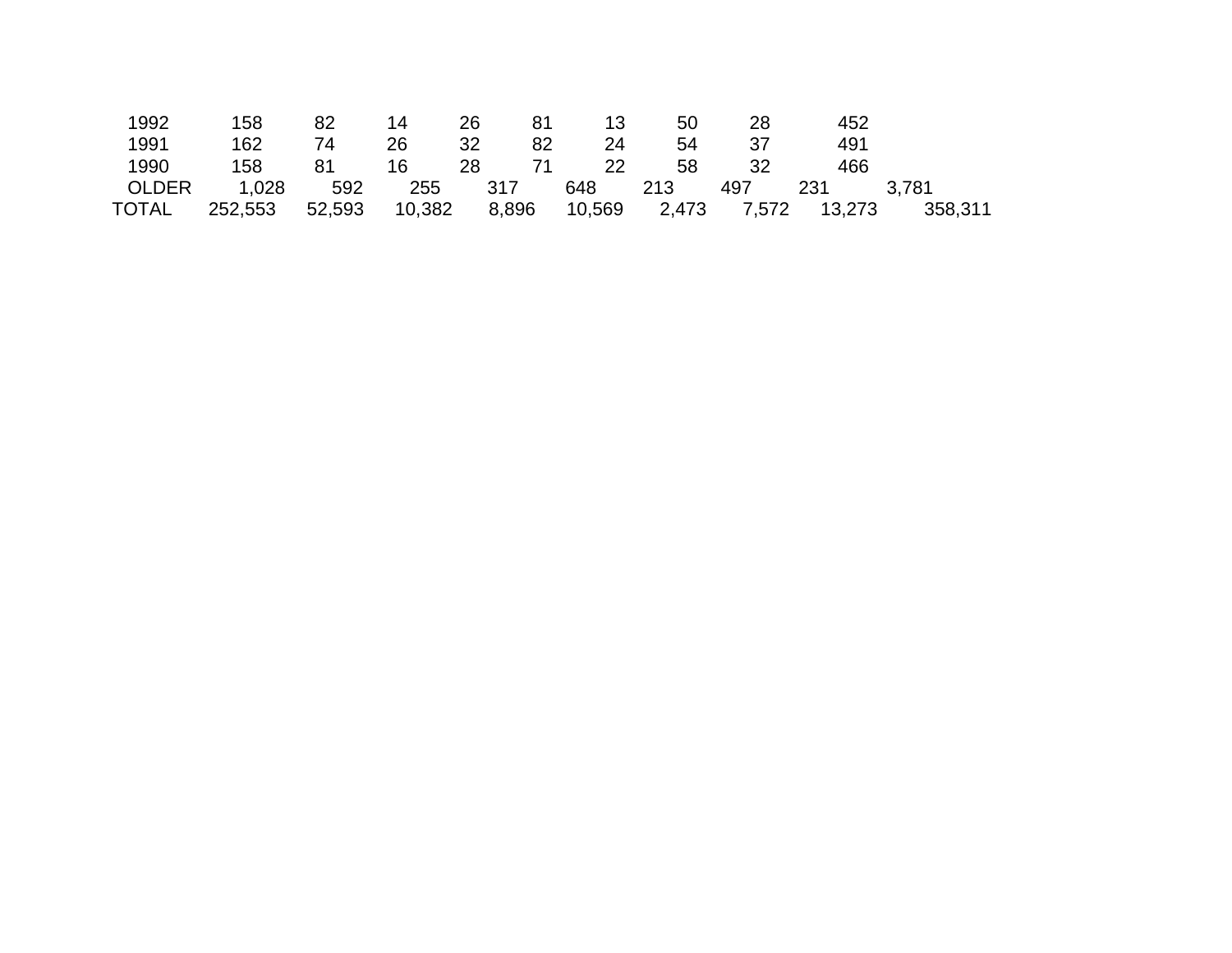| | | | | | | | | | |
|---|---|---|---|---|---|---|---|---|---|
| 1992 | 158 | 82 | 14 | 26 | 81 | 13 | 50 | 28 | 452 |
| 1991 | 162 | 74 | 26 | 32 | 82 | 24 | 54 | 37 | 491 |
| 1990 | 158 | 81 | 16 | 28 | 71 | 22 | 58 | 32 | 466 |
| OLDER | 1,028 | 592 | 255 | 317 | 648 | 213 | 497 | 231 | 3,781 |
| TOTAL | 252,553 | 52,593 | 10,382 | 8,896 | 10,569 | 2,473 | 7,572 | 13,273 | 358,311 |